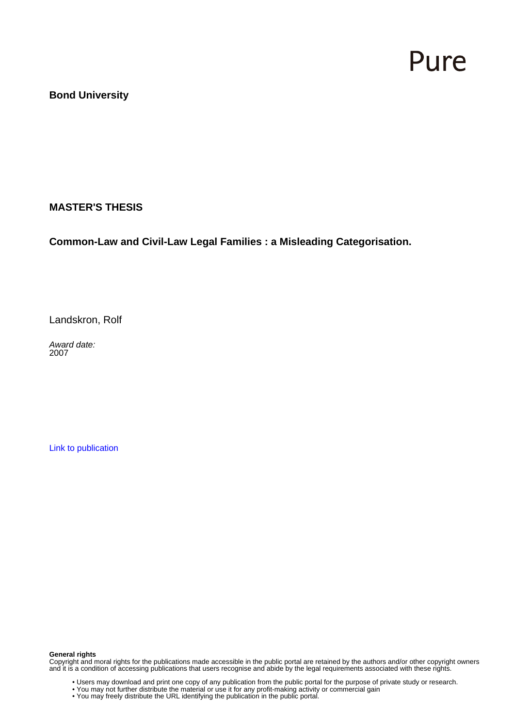Pure

**Bond University**

**MASTER'S THESIS**

**Common-Law and Civil-Law Legal Families : a Misleading Categorisation.**

Landskron, Rolf

*Award date:*
2007

Link to publication

**General rights**
Copyright and moral rights for the publications made accessible in the public portal are retained by the authors and/or other copyright owners and it is a condition of accessing publications that users recognise and abide by the legal requirements associated with these rights.

- Users may download and print one copy of any publication from the public portal for the purpose of private study or research.
- You may not further distribute the material or use it for any profit-making activity or commercial gain
- You may freely distribute the URL identifying the publication in the public portal.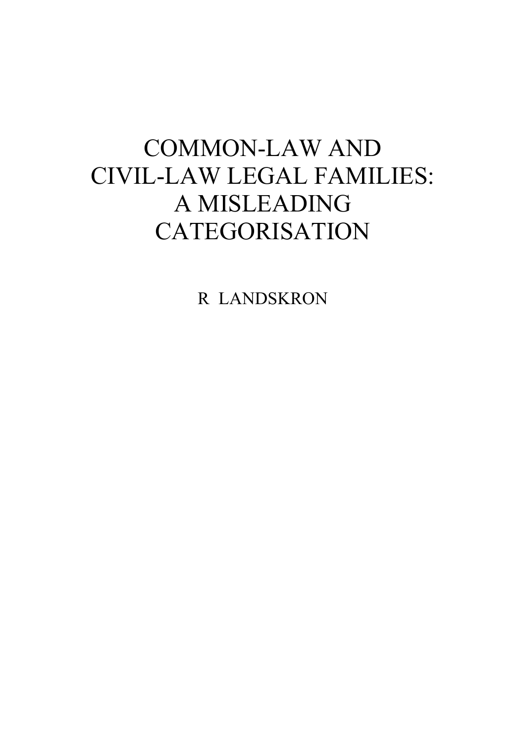# COMMON-LAW AND CIVIL-LAW LEGAL FAMILIES: A MISLEADING CATEGORISATION

R LANDSKRON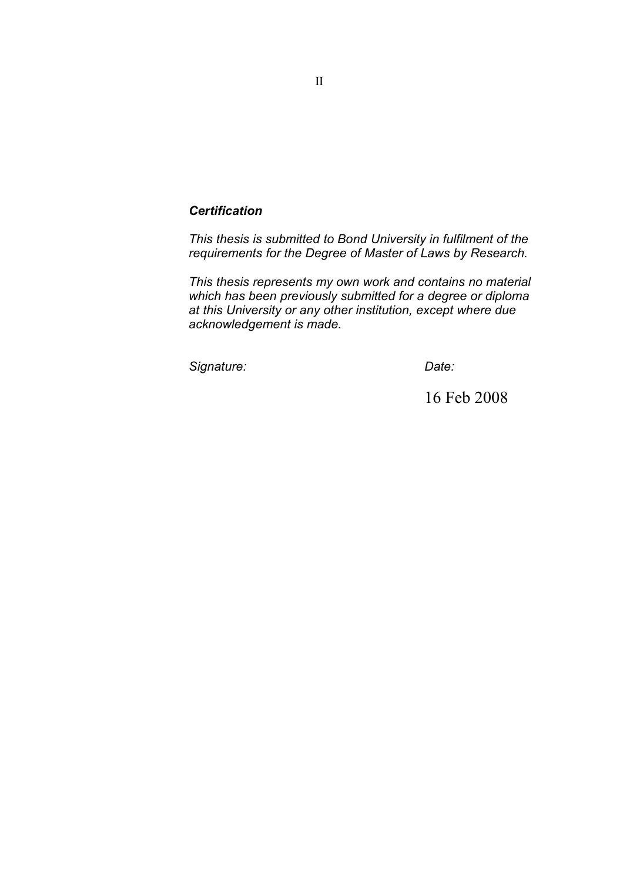***Certification***

*This thesis is submitted to Bond University in fulfilment of the requirements for the Degree of Master of Laws by Research.*

*This thesis represents my own work and contains no material which has been previously submitted for a degree or diploma at this University or any other institution, except where due acknowledgement is made.*

*Signature:* *Date:*

16 Feb 2008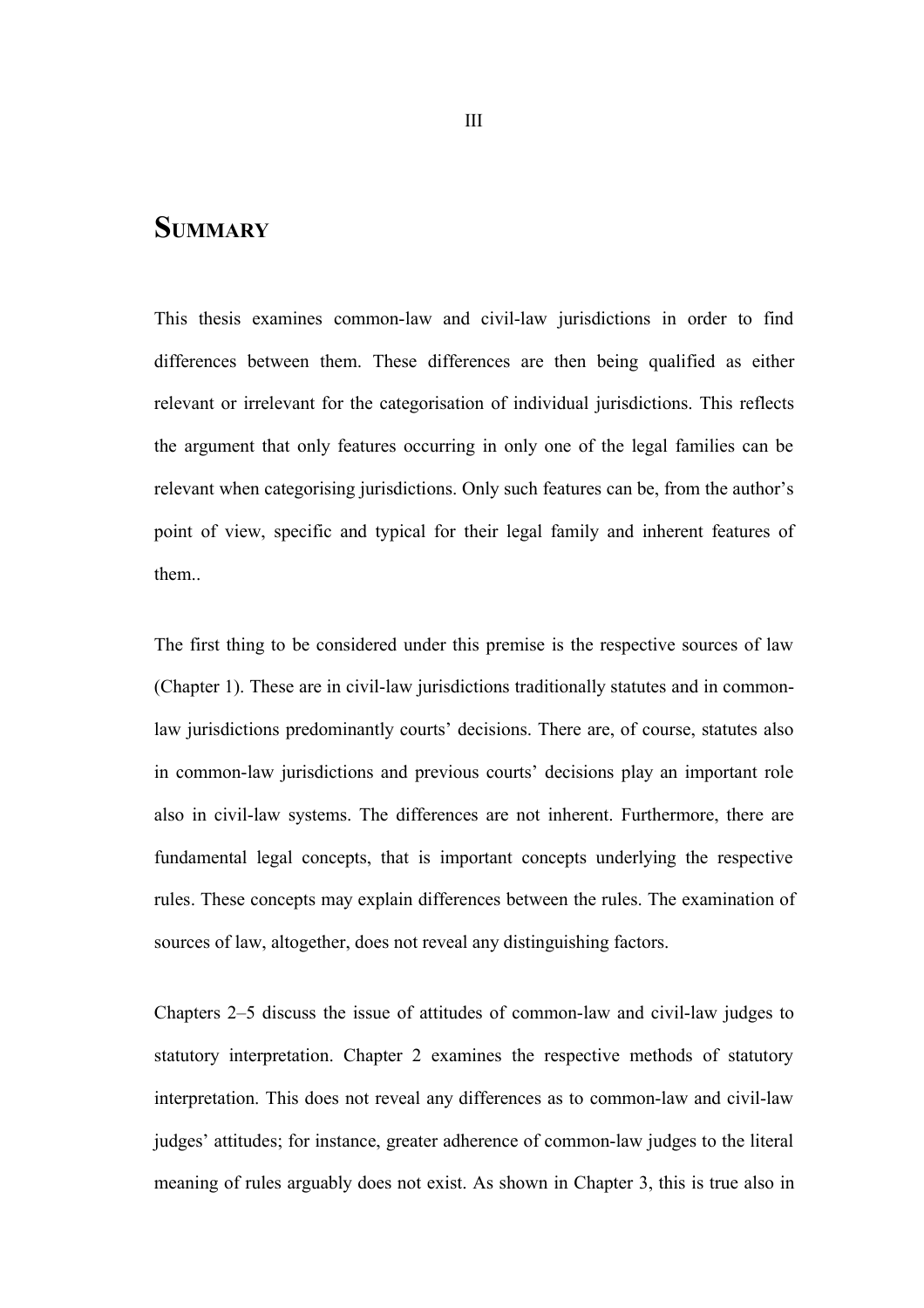# SUMMARY

This thesis examines common-law and civil-law jurisdictions in order to find differences between them. These differences are then being qualified as either relevant or irrelevant for the categorisation of individual jurisdictions. This reflects the argument that only features occurring in only one of the legal families can be relevant when categorising jurisdictions. Only such features can be, from the author's point of view, specific and typical for their legal family and inherent features of them..

The first thing to be considered under this premise is the respective sources of law (Chapter 1). These are in civil-law jurisdictions traditionally statutes and in common-law jurisdictions predominantly courts' decisions. There are, of course, statutes also in common-law jurisdictions and previous courts' decisions play an important role also in civil-law systems. The differences are not inherent. Furthermore, there are fundamental legal concepts, that is important concepts underlying the respective rules. These concepts may explain differences between the rules. The examination of sources of law, altogether, does not reveal any distinguishing factors.

Chapters 2–5 discuss the issue of attitudes of common-law and civil-law judges to statutory interpretation. Chapter 2 examines the respective methods of statutory interpretation. This does not reveal any differences as to common-law and civil-law judges' attitudes; for instance, greater adherence of common-law judges to the literal meaning of rules arguably does not exist. As shown in Chapter 3, this is true also in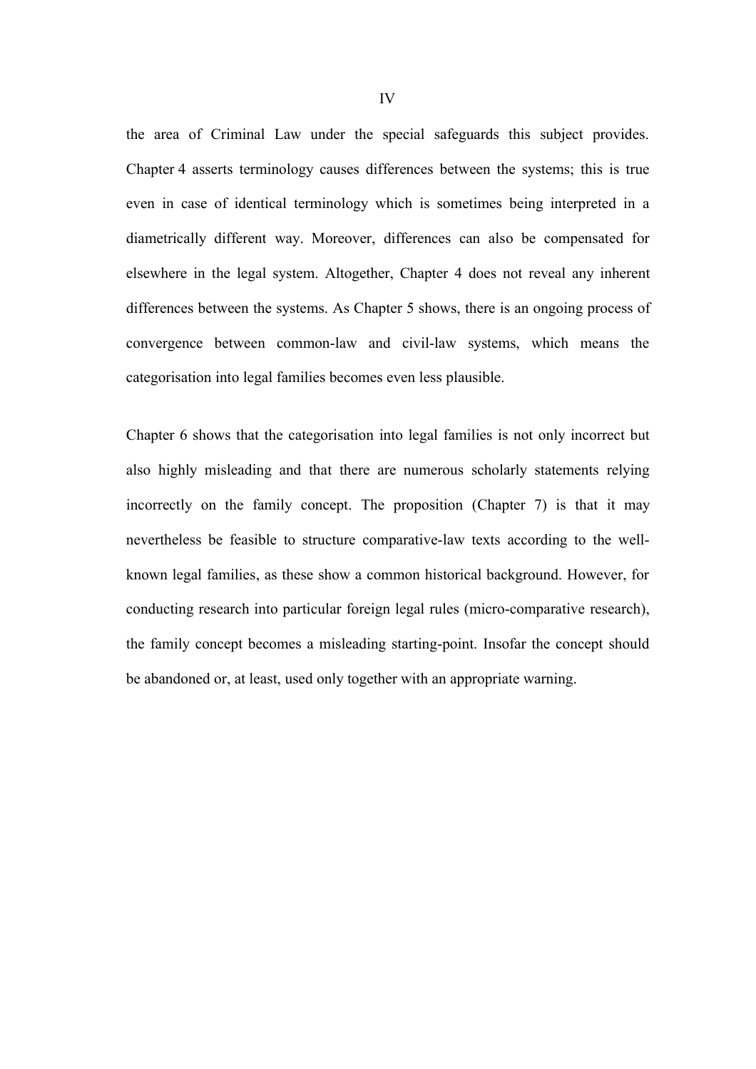the area of Criminal Law under the special safeguards this subject provides. Chapter 4 asserts terminology causes differences between the systems; this is true even in case of identical terminology which is sometimes being interpreted in a diametrically different way. Moreover, differences can also be compensated for elsewhere in the legal system. Altogether, Chapter 4 does not reveal any inherent differences between the systems. As Chapter 5 shows, there is an ongoing process of convergence between common-law and civil-law systems, which means the categorisation into legal families becomes even less plausible.

Chapter 6 shows that the categorisation into legal families is not only incorrect but also highly misleading and that there are numerous scholarly statements relying incorrectly on the family concept. The proposition (Chapter 7) is that it may nevertheless be feasible to structure comparative-law texts according to the well-known legal families, as these show a common historical background. However, for conducting research into particular foreign legal rules (micro-comparative research), the family concept becomes a misleading starting-point. Insofar the concept should be abandoned or, at least, used only together with an appropriate warning.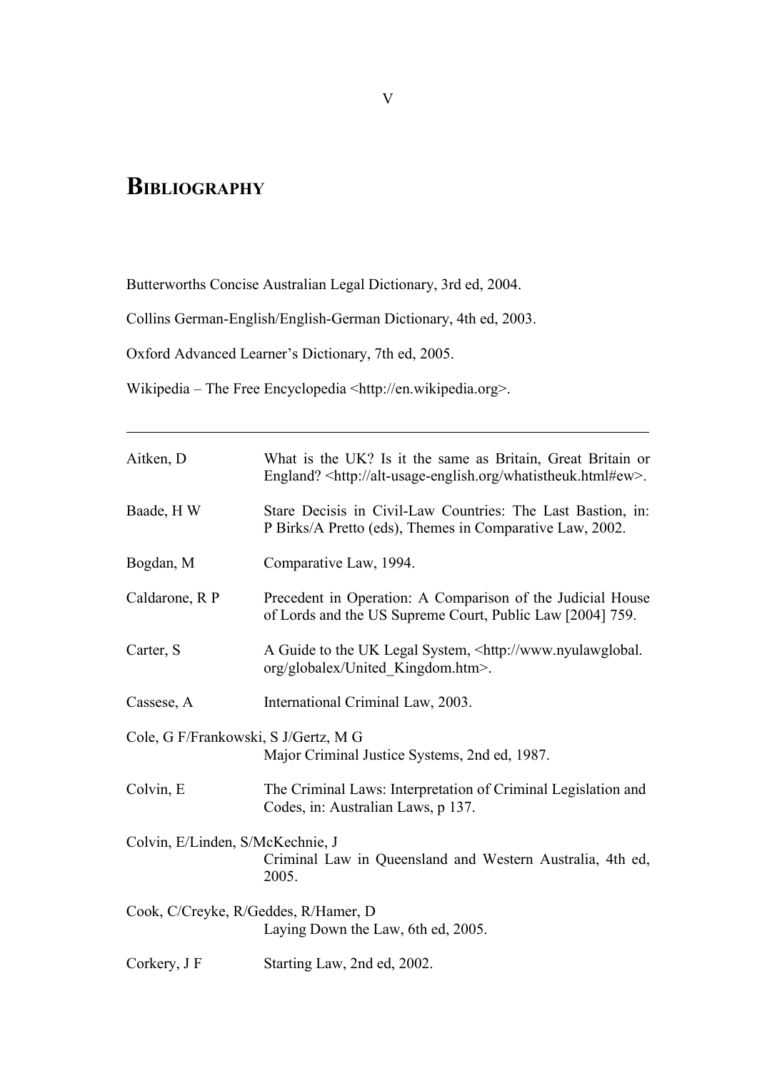# Bibliography

Butterworths Concise Australian Legal Dictionary, 3rd ed, 2004.

Collins German-English/English-German Dictionary, 4th ed, 2003.

Oxford Advanced Learner's Dictionary, 7th ed, 2005.

Wikipedia – The Free Encyclopedia <http://en.wikipedia.org>.

---

| | |
|---|---|
| Aitken, D | What is the UK? Is it the same as Britain, Great Britain or England? <http://alt-usage-english.org/whatistheuk.html#ew>. |
| Baade, H W | Stare Decisis in Civil-Law Countries: The Last Bastion, in: P Birks/A Pretto (eds), Themes in Comparative Law, 2002. |
| Bogdan, M | Comparative Law, 1994. |
| Caldarone, R P | Precedent in Operation: A Comparison of the Judicial House of Lords and the US Supreme Court, Public Law [2004] 759. |
| Carter, S | A Guide to the UK Legal System, <http://www.nyulawglobal.org/globalex/United_Kingdom.htm>. |
| Cassese, A | International Criminal Law, 2003. |
| Cole, G F/Frankowski, S J/Gertz, M G | Major Criminal Justice Systems, 2nd ed, 1987. |
| Colvin, E | The Criminal Laws: Interpretation of Criminal Legislation and Codes, in: Australian Laws, p 137. |
| Colvin, E/Linden, S/McKechnie, J | Criminal Law in Queensland and Western Australia, 4th ed, 2005. |
| Cook, C/Creyke, R/Geddes, R/Hamer, D | Laying Down the Law, 6th ed, 2005. |
| Corkery, J F | Starting Law, 2nd ed, 2002. |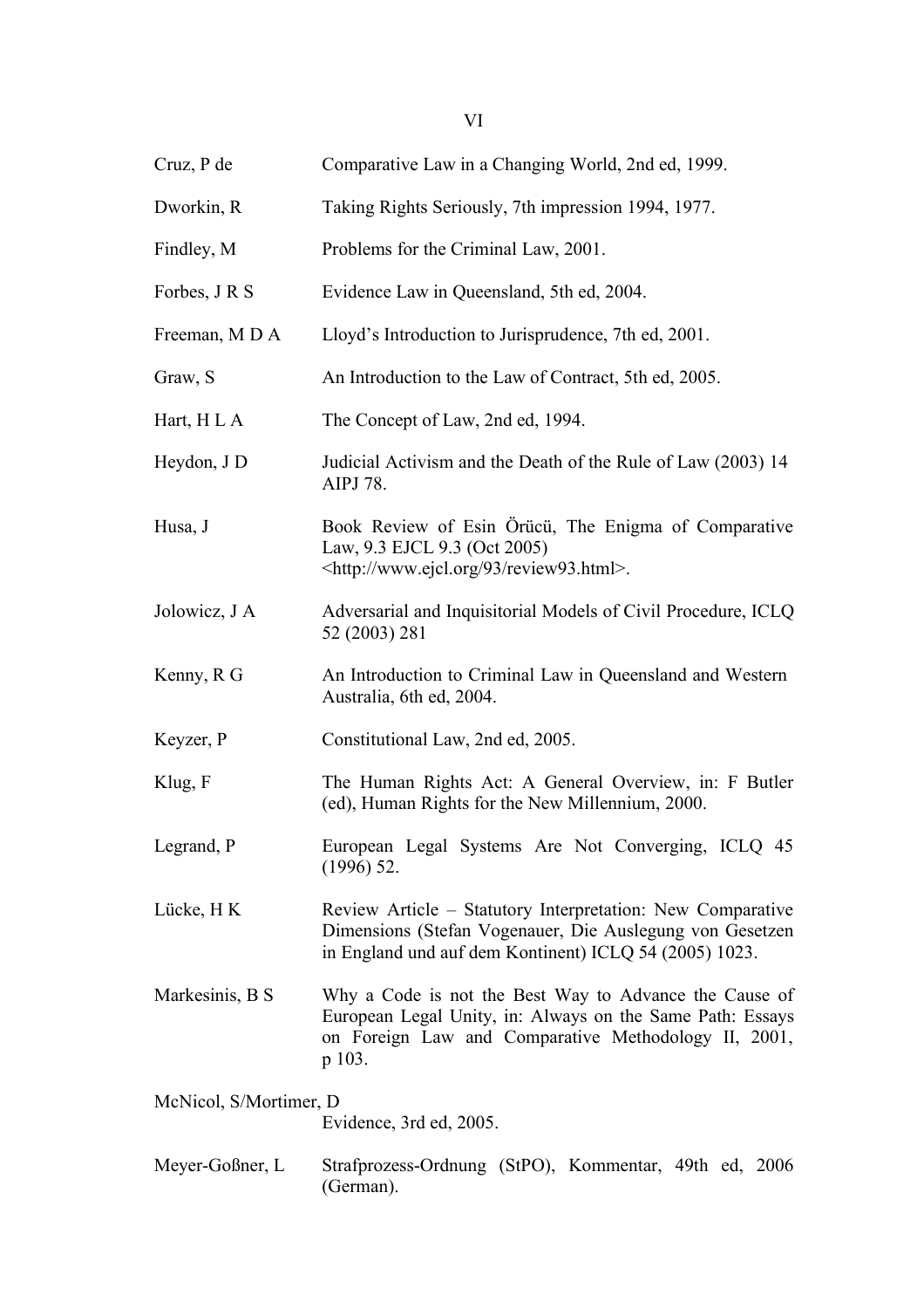Cruz, P de — Comparative Law in a Changing World, 2nd ed, 1999.

Dworkin, R — Taking Rights Seriously, 7th impression 1994, 1977.

Findley, M — Problems for the Criminal Law, 2001.

Forbes, J R S — Evidence Law in Queensland, 5th ed, 2004.

Freeman, M D A — Lloyd's Introduction to Jurisprudence, 7th ed, 2001.

Graw, S — An Introduction to the Law of Contract, 5th ed, 2005.

Hart, H L A — The Concept of Law, 2nd ed, 1994.

Heydon, J D — Judicial Activism and the Death of the Rule of Law (2003) 14 AIPJ 78.

Husa, J — Book Review of Esin Örücü, The Enigma of Comparative Law, 9.3 EJCL 9.3 (Oct 2005) <http://www.ejcl.org/93/review93.html>.

Jolowicz, J A — Adversarial and Inquisitorial Models of Civil Procedure, ICLQ 52 (2003) 281

Kenny, R G — An Introduction to Criminal Law in Queensland and Western Australia, 6th ed, 2004.

Keyzer, P — Constitutional Law, 2nd ed, 2005.

Klug, F — The Human Rights Act: A General Overview, in: F Butler (ed), Human Rights for the New Millennium, 2000.

Legrand, P — European Legal Systems Are Not Converging, ICLQ 45 (1996) 52.

Lücke, H K — Review Article – Statutory Interpretation: New Comparative Dimensions (Stefan Vogenauer, Die Auslegung von Gesetzen in England und auf dem Kontinent) ICLQ 54 (2005) 1023.

Markesinis, B S — Why a Code is not the Best Way to Advance the Cause of European Legal Unity, in: Always on the Same Path: Essays on Foreign Law and Comparative Methodology II, 2001, p 103.

McNicol, S/Mortimer, D — Evidence, 3rd ed, 2005.

Meyer-Goßner, L — Strafprozess-Ordnung (StPO), Kommentar, 49th ed, 2006 (German).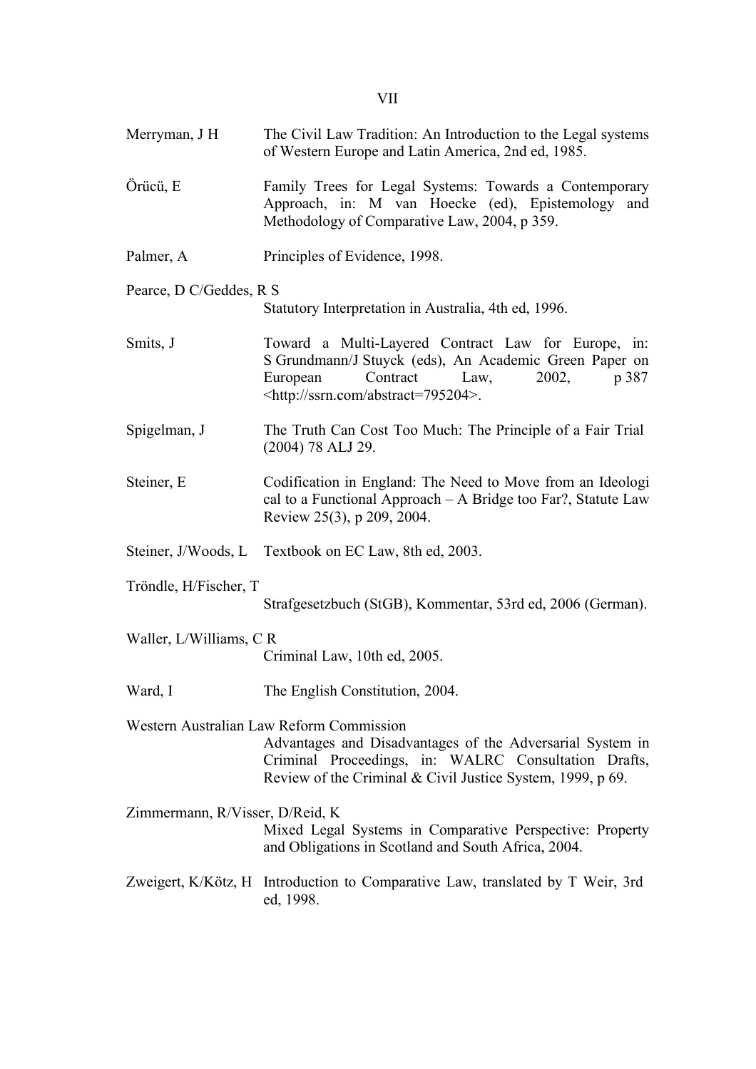Merryman, J H — The Civil Law Tradition: An Introduction to the Legal systems of Western Europe and Latin America, 2nd ed, 1985.

Örücü, E — Family Trees for Legal Systems: Towards a Contemporary Approach, in: M van Hoecke (ed), Epistemology and Methodology of Comparative Law, 2004, p 359.

Palmer, A — Principles of Evidence, 1998.

Pearce, D C/Geddes, R S — Statutory Interpretation in Australia, 4th ed, 1996.

Smits, J — Toward a Multi-Layered Contract Law for Europe, in: S Grundmann/J Stuyck (eds), An Academic Green Paper on European Contract Law, 2002, p 387 <http://ssrn.com/abstract=795204>.

Spigelman, J — The Truth Can Cost Too Much: The Principle of a Fair Trial (2004) 78 ALJ 29.

Steiner, E — Codification in England: The Need to Move from an Ideological to a Functional Approach – A Bridge too Far?, Statute Law Review 25(3), p 209, 2004.

Steiner, J/Woods, L — Textbook on EC Law, 8th ed, 2003.

Tröndle, H/Fischer, T — Strafgesetzbuch (StGB), Kommentar, 53rd ed, 2006 (German).

Waller, L/Williams, C R — Criminal Law, 10th ed, 2005.

Ward, I — The English Constitution, 2004.

Western Australian Law Reform Commission — Advantages and Disadvantages of the Adversarial System in Criminal Proceedings, in: WALRC Consultation Drafts, Review of the Criminal & Civil Justice System, 1999, p 69.

Zimmermann, R/Visser, D/Reid, K — Mixed Legal Systems in Comparative Perspective: Property and Obligations in Scotland and South Africa, 2004.

Zweigert, K/Kötz, H — Introduction to Comparative Law, translated by T Weir, 3rd ed, 1998.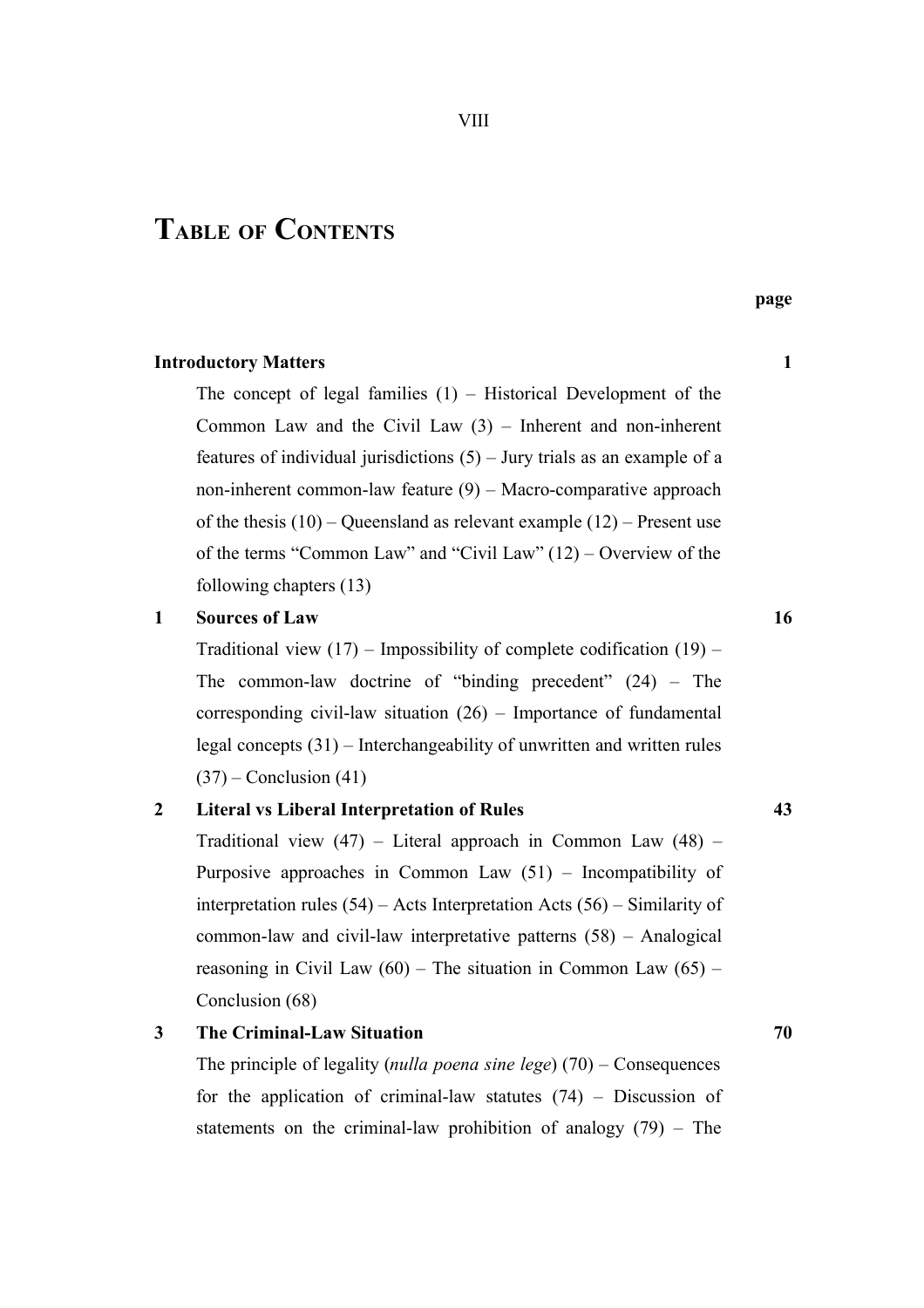# Table of Contents

**page**

**Introductory Matters** **1**

The concept of legal families (1) – Historical Development of the Common Law and the Civil Law (3) – Inherent and non-inherent features of individual jurisdictions (5) – Jury trials as an example of a non-inherent common-law feature (9) – Macro-comparative approach of the thesis (10) – Queensland as relevant example (12) – Present use of the terms "Common Law" and "Civil Law" (12) – Overview of the following chapters (13)

**1 Sources of Law** **16**

Traditional view (17) – Impossibility of complete codification (19) – The common-law doctrine of "binding precedent" (24) – The corresponding civil-law situation (26) – Importance of fundamental legal concepts (31) – Interchangeability of unwritten and written rules (37) – Conclusion (41)

**2 Literal vs Liberal Interpretation of Rules** **43**

Traditional view (47) – Literal approach in Common Law (48) – Purposive approaches in Common Law (51) – Incompatibility of interpretation rules (54) – Acts Interpretation Acts (56) – Similarity of common-law and civil-law interpretative patterns (58) – Analogical reasoning in Civil Law (60) – The situation in Common Law (65) – Conclusion (68)

**3 The Criminal-Law Situation** **70**

The principle of legality (*nulla poena sine lege*) (70) – Consequences for the application of criminal-law statutes (74) – Discussion of statements on the criminal-law prohibition of analogy (79) – The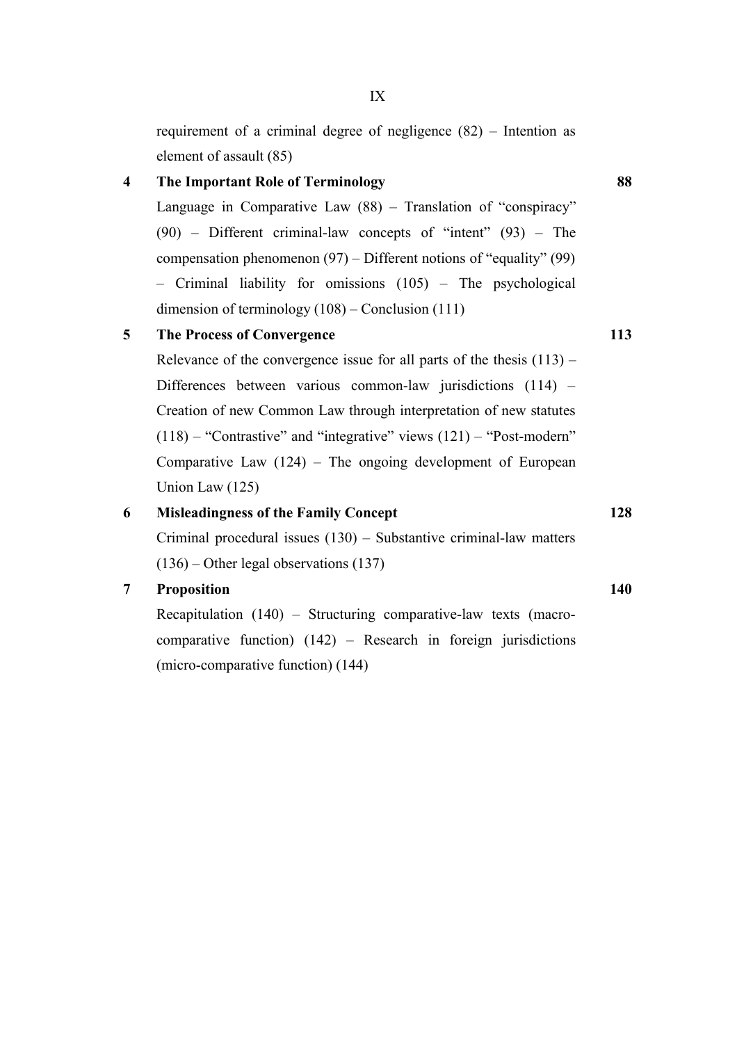requirement of a criminal degree of negligence (82) – Intention as element of assault (85)

**4 The Important Role of Terminology** **88**

Language in Comparative Law (88) – Translation of “conspiracy” (90) – Different criminal-law concepts of “intent” (93) – The compensation phenomenon (97) – Different notions of “equality” (99) – Criminal liability for omissions (105) – The psychological dimension of terminology (108) – Conclusion (111)

**5 The Process of Convergence** **113**

Relevance of the convergence issue for all parts of the thesis (113) – Differences between various common-law jurisdictions (114) – Creation of new Common Law through interpretation of new statutes (118) – “Contrastive” and “integrative” views (121) – “Post-modern” Comparative Law (124) – The ongoing development of European Union Law (125)

**6 Misleadingness of the Family Concept** **128**

Criminal procedural issues (130) – Substantive criminal-law matters (136) – Other legal observations (137)

**7 Proposition** **140**

Recapitulation (140) – Structuring comparative-law texts (macro-comparative function) (142) – Research in foreign jurisdictions (micro-comparative function) (144)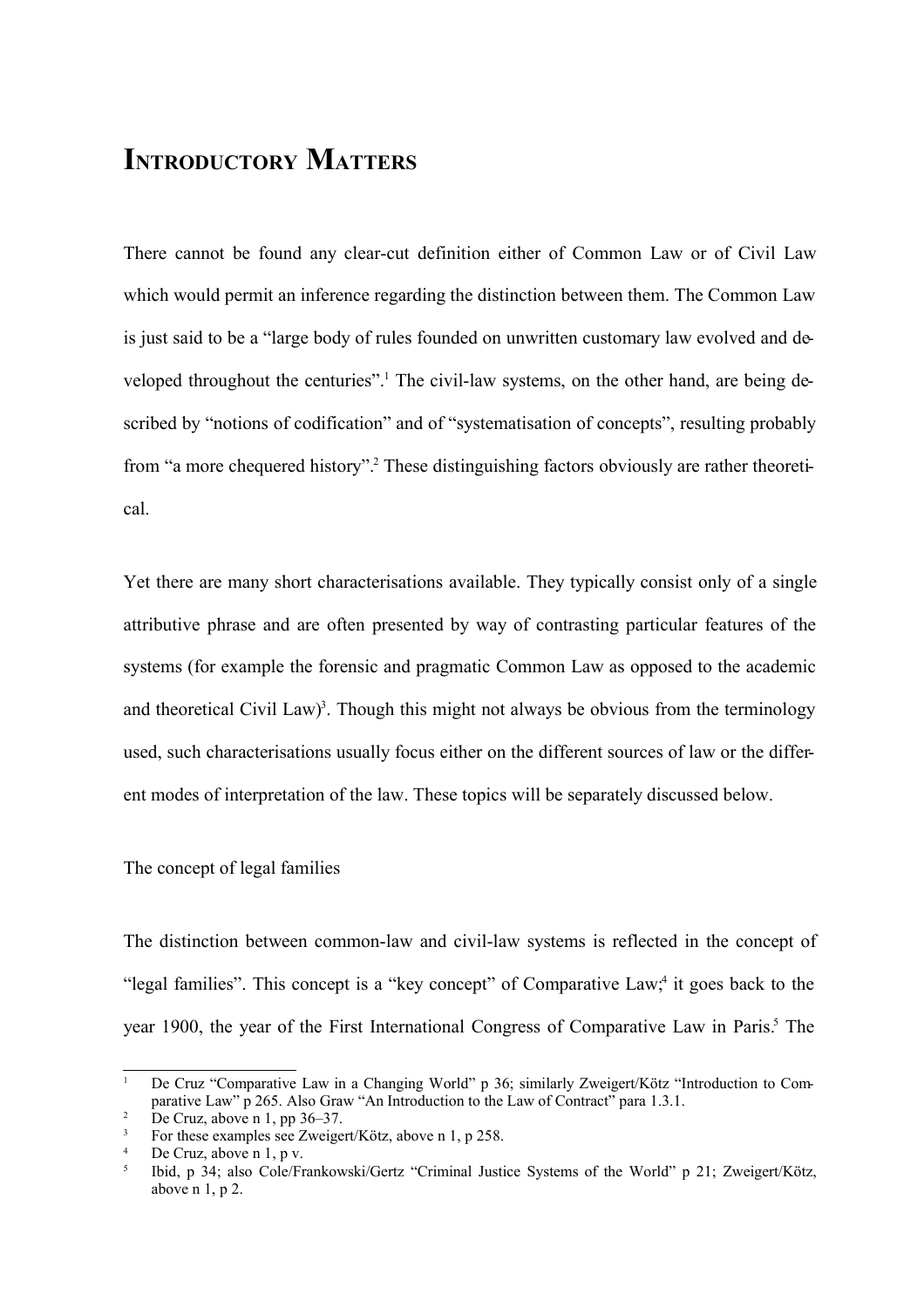# Introductory Matters

There cannot be found any clear-cut definition either of Common Law or of Civil Law which would permit an inference regarding the distinction between them. The Common Law is just said to be a "large body of rules founded on unwritten customary law evolved and developed throughout the centuries".[1] The civil-law systems, on the other hand, are being described by "notions of codification" and of "systematisation of concepts", resulting probably from "a more chequered history".[2] These distinguishing factors obviously are rather theoretical.

Yet there are many short characterisations available. They typically consist only of a single attributive phrase and are often presented by way of contrasting particular features of the systems (for example the forensic and pragmatic Common Law as opposed to the academic and theoretical Civil Law)[3]. Though this might not always be obvious from the terminology used, such characterisations usually focus either on the different sources of law or the different modes of interpretation of the law. These topics will be separately discussed below.

The concept of legal families

The distinction between common-law and civil-law systems is reflected in the concept of "legal families". This concept is a "key concept" of Comparative Law;[4] it goes back to the year 1900, the year of the First International Congress of Comparative Law in Paris.[5] The

---

[1] De Cruz "Comparative Law in a Changing World" p 36; similarly Zweigert/Kötz "Introduction to Comparative Law" p 265. Also Graw "An Introduction to the Law of Contract" para 1.3.1.

[2] De Cruz, above n 1, pp 36–37.

[3] For these examples see Zweigert/Kötz, above n 1, p 258.

[4] De Cruz, above n 1, p v.

[5] Ibid, p 34; also Cole/Frankowski/Gertz "Criminal Justice Systems of the World" p 21; Zweigert/Kötz, above n 1, p 2.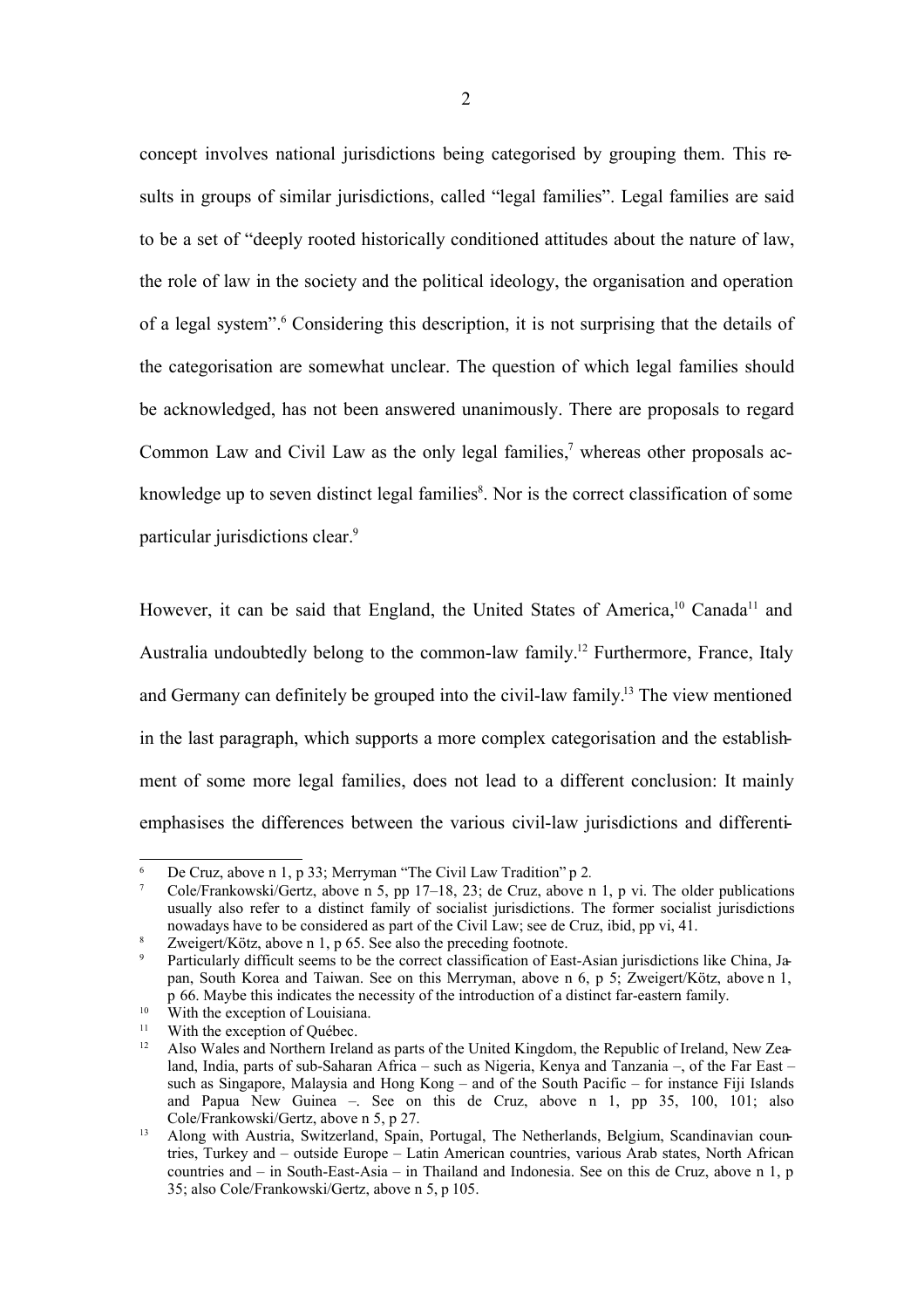concept involves national jurisdictions being categorised by grouping them. This results in groups of similar jurisdictions, called "legal families". Legal families are said to be a set of "deeply rooted historically conditioned attitudes about the nature of law, the role of law in the society and the political ideology, the organisation and operation of a legal system".[6] Considering this description, it is not surprising that the details of the categorisation are somewhat unclear. The question of which legal families should be acknowledged, has not been answered unanimously. There are proposals to regard Common Law and Civil Law as the only legal families,[7] whereas other proposals acknowledge up to seven distinct legal families[8]. Nor is the correct classification of some particular jurisdictions clear.[9]

However, it can be said that England, the United States of America,[10] Canada[11] and Australia undoubtedly belong to the common-law family.[12] Furthermore, France, Italy and Germany can definitely be grouped into the civil-law family.[13] The view mentioned in the last paragraph, which supports a more complex categorisation and the establishment of some more legal families, does not lead to a different conclusion: It mainly emphasises the differences between the various civil-law jurisdictions and differenti-

---

[6] De Cruz, above n 1, p 33; Merryman "The Civil Law Tradition" p 2.

[7] Cole/Frankowski/Gertz, above n 5, pp 17–18, 23; de Cruz, above n 1, p vi. The older publications usually also refer to a distinct family of socialist jurisdictions. The former socialist jurisdictions nowadays have to be considered as part of the Civil Law; see de Cruz, ibid, pp vi, 41.

[8] Zweigert/Kötz, above n 1, p 65. See also the preceding footnote.

[9] Particularly difficult seems to be the correct classification of East-Asian jurisdictions like China, Japan, South Korea and Taiwan. See on this Merryman, above n 6, p 5; Zweigert/Kötz, above n 1, p 66. Maybe this indicates the necessity of the introduction of a distinct far-eastern family.

[10] With the exception of Louisiana.

[11] With the exception of Québec.

[12] Also Wales and Northern Ireland as parts of the United Kingdom, the Republic of Ireland, New Zealand, India, parts of sub-Saharan Africa – such as Nigeria, Kenya and Tanzania –, of the Far East – such as Singapore, Malaysia and Hong Kong – and of the South Pacific – for instance Fiji Islands and Papua New Guinea –. See on this de Cruz, above n 1, pp 35, 100, 101; also Cole/Frankowski/Gertz, above n 5, p 27.

[13] Along with Austria, Switzerland, Spain, Portugal, The Netherlands, Belgium, Scandinavian countries, Turkey and – outside Europe – Latin American countries, various Arab states, North African countries and – in South-East-Asia – in Thailand and Indonesia. See on this de Cruz, above n 1, p 35; also Cole/Frankowski/Gertz, above n 5, p 105.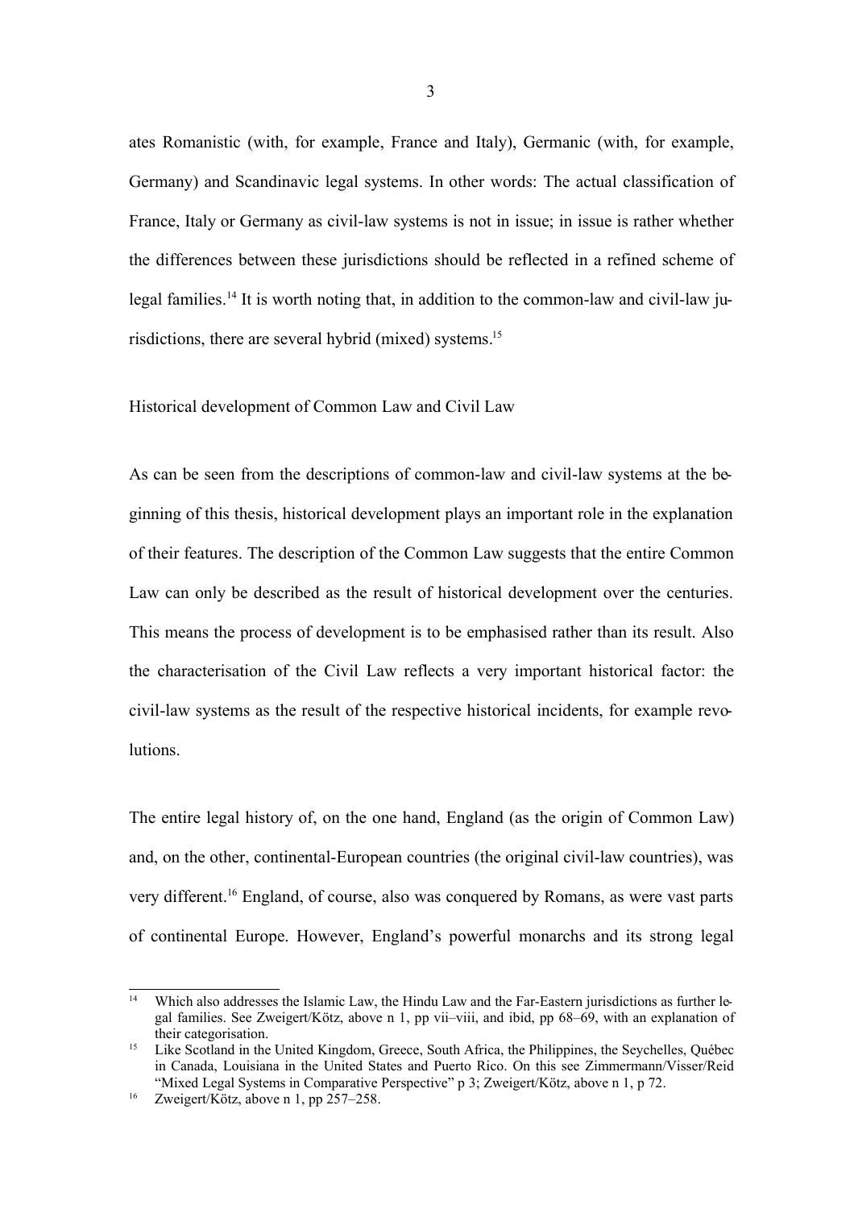ates Romanistic (with, for example, France and Italy), Germanic (with, for example, Germany) and Scandinavic legal systems. In other words: The actual classification of France, Italy or Germany as civil-law systems is not in issue; in issue is rather whether the differences between these jurisdictions should be reflected in a refined scheme of legal families.[14] It is worth noting that, in addition to the common-law and civil-law jurisdictions, there are several hybrid (mixed) systems.[15]

## Historical development of Common Law and Civil Law

As can be seen from the descriptions of common-law and civil-law systems at the beginning of this thesis, historical development plays an important role in the explanation of their features. The description of the Common Law suggests that the entire Common Law can only be described as the result of historical development over the centuries. This means the process of development is to be emphasised rather than its result. Also the characterisation of the Civil Law reflects a very important historical factor: the civil-law systems as the result of the respective historical incidents, for example revolutions.

The entire legal history of, on the one hand, England (as the origin of Common Law) and, on the other, continental-European countries (the original civil-law countries), was very different.[16] England, of course, also was conquered by Romans, as were vast parts of continental Europe. However, England's powerful monarchs and its strong legal

---

[14] Which also addresses the Islamic Law, the Hindu Law and the Far-Eastern jurisdictions as further legal families. See Zweigert/Kötz, above n 1, pp vii–viii, and ibid, pp 68–69, with an explanation of their categorisation.

[15] Like Scotland in the United Kingdom, Greece, South Africa, the Philippines, the Seychelles, Québec in Canada, Louisiana in the United States and Puerto Rico. On this see Zimmermann/Visser/Reid "Mixed Legal Systems in Comparative Perspective" p 3; Zweigert/Kötz, above n 1, p 72.

[16] Zweigert/Kötz, above n 1, pp 257–258.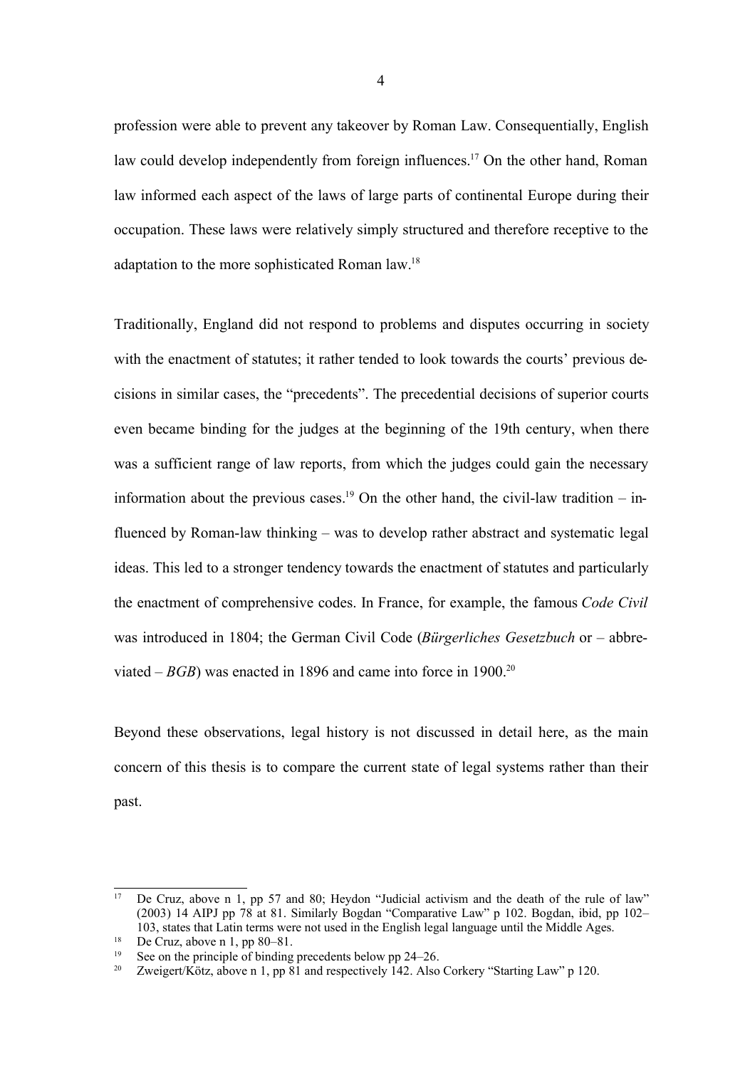profession were able to prevent any takeover by Roman Law. Consequentially, English law could develop independently from foreign influences.[17] On the other hand, Roman law informed each aspect of the laws of large parts of continental Europe during their occupation. These laws were relatively simply structured and therefore receptive to the adaptation to the more sophisticated Roman law.[18]

Traditionally, England did not respond to problems and disputes occurring in society with the enactment of statutes; it rather tended to look towards the courts' previous decisions in similar cases, the "precedents". The precedential decisions of superior courts even became binding for the judges at the beginning of the 19th century, when there was a sufficient range of law reports, from which the judges could gain the necessary information about the previous cases.[19] On the other hand, the civil-law tradition – influenced by Roman-law thinking – was to develop rather abstract and systematic legal ideas. This led to a stronger tendency towards the enactment of statutes and particularly the enactment of comprehensive codes. In France, for example, the famous *Code Civil* was introduced in 1804; the German Civil Code (*Bürgerliches Gesetzbuch* or – abbreviated – *BGB*) was enacted in 1896 and came into force in 1900.[20]

Beyond these observations, legal history is not discussed in detail here, as the main concern of this thesis is to compare the current state of legal systems rather than their past.

---

[17] De Cruz, above n 1, pp 57 and 80; Heydon "Judicial activism and the death of the rule of law" (2003) 14 AIPJ pp 78 at 81. Similarly Bogdan "Comparative Law" p 102. Bogdan, ibid, pp 102–103, states that Latin terms were not used in the English legal language until the Middle Ages.

[18] De Cruz, above n 1, pp 80–81.

[19] See on the principle of binding precedents below pp 24–26.

[20] Zweigert/Kötz, above n 1, pp 81 and respectively 142. Also Corkery "Starting Law" p 120.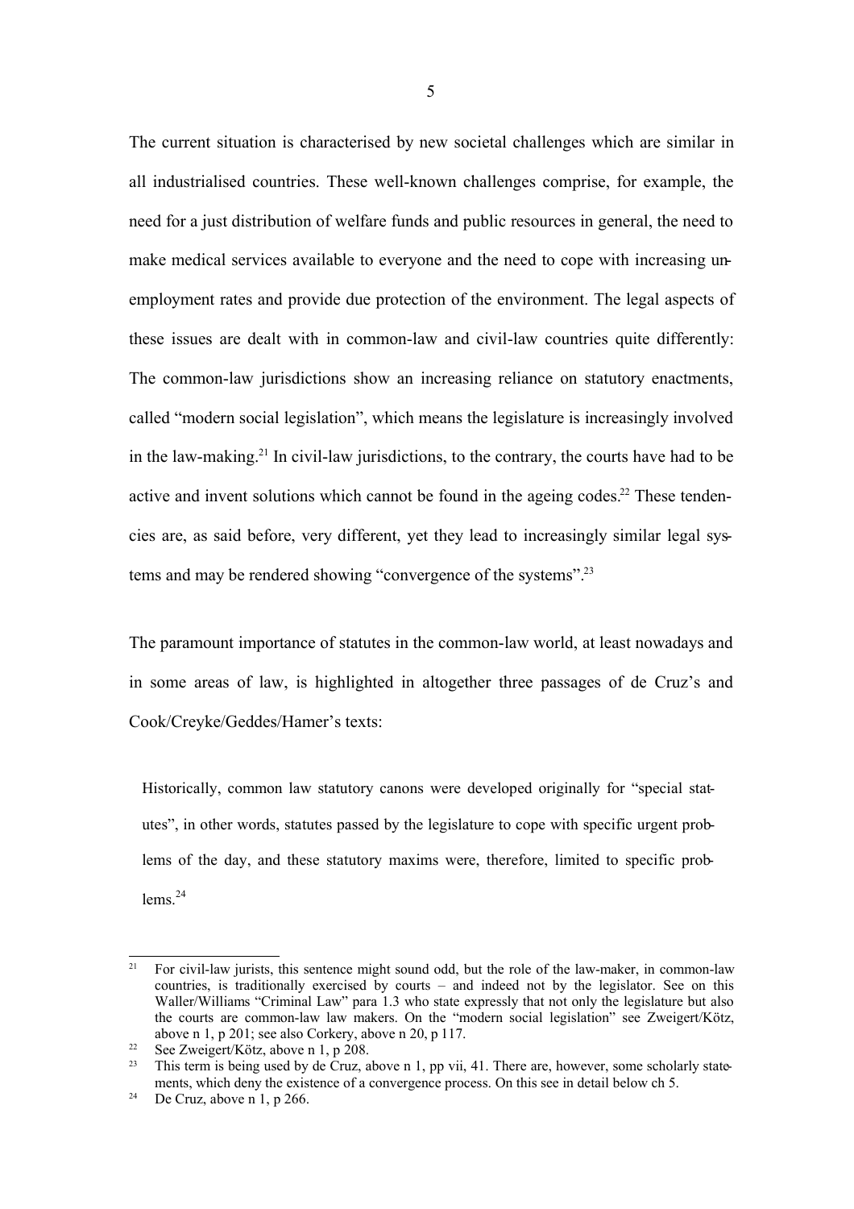The current situation is characterised by new societal challenges which are similar in all industrialised countries. These well-known challenges comprise, for example, the need for a just distribution of welfare funds and public resources in general, the need to make medical services available to everyone and the need to cope with increasing unemployment rates and provide due protection of the environment. The legal aspects of these issues are dealt with in common-law and civil-law countries quite differently: The common-law jurisdictions show an increasing reliance on statutory enactments, called "modern social legislation", which means the legislature is increasingly involved in the law-making.[21] In civil-law jurisdictions, to the contrary, the courts have had to be active and invent solutions which cannot be found in the ageing codes.[22] These tendencies are, as said before, very different, yet they lead to increasingly similar legal systems and may be rendered showing "convergence of the systems".[23]

The paramount importance of statutes in the common-law world, at least nowadays and in some areas of law, is highlighted in altogether three passages of de Cruz's and Cook/Creyke/Geddes/Hamer's texts:

> Historically, common law statutory canons were developed originally for "special statutes", in other words, statutes passed by the legislature to cope with specific urgent problems of the day, and these statutory maxims were, therefore, limited to specific problems.[24]

---

[21] For civil-law jurists, this sentence might sound odd, but the role of the law-maker, in common-law countries, is traditionally exercised by courts – and indeed not by the legislator. See on this Waller/Williams "Criminal Law" para 1.3 who state expressly that not only the legislature but also the courts are common-law law makers. On the "modern social legislation" see Zweigert/Kötz, above n 1, p 201; see also Corkery, above n 20, p 117.

[22] See Zweigert/Kötz, above n 1, p 208.

[23] This term is being used by de Cruz, above n 1, pp vii, 41. There are, however, some scholarly statements, which deny the existence of a convergence process. On this see in detail below ch 5.

[24] De Cruz, above n 1, p 266.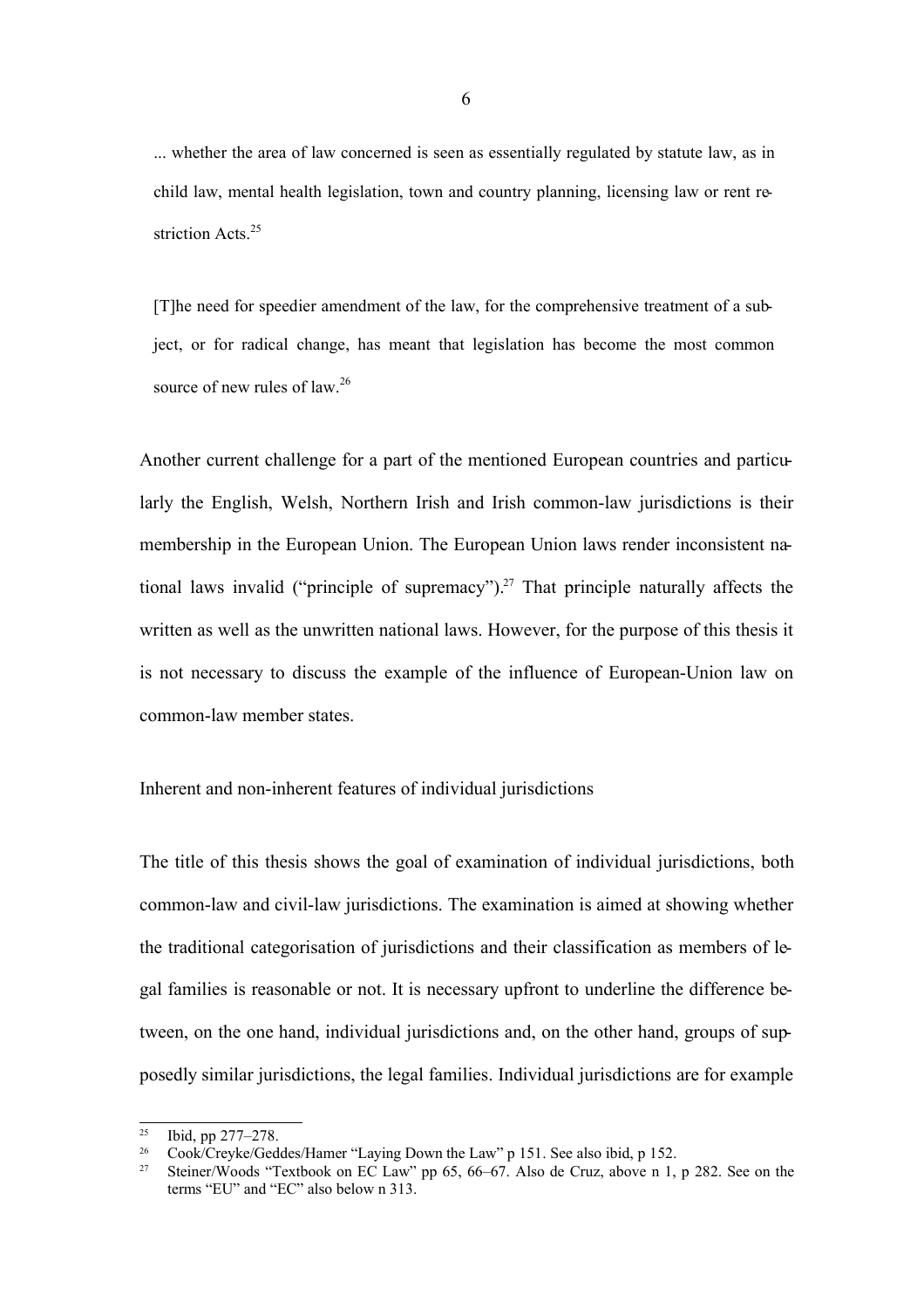> ... whether the area of law concerned is seen as essentially regulated by statute law, as in child law, mental health legislation, town and country planning, licensing law or rent restriction Acts.[25]

> [T]he need for speedier amendment of the law, for the comprehensive treatment of a subject, or for radical change, has meant that legislation has become the most common source of new rules of law.[26]

Another current challenge for a part of the mentioned European countries and particularly the English, Welsh, Northern Irish and Irish common-law jurisdictions is their membership in the European Union. The European Union laws render inconsistent national laws invalid ("principle of supremacy").[27] That principle naturally affects the written as well as the unwritten national laws. However, for the purpose of this thesis it is not necessary to discuss the example of the influence of European-Union law on common-law member states.

Inherent and non-inherent features of individual jurisdictions

The title of this thesis shows the goal of examination of individual jurisdictions, both common-law and civil-law jurisdictions. The examination is aimed at showing whether the traditional categorisation of jurisdictions and their classification as members of legal families is reasonable or not. It is necessary upfront to underline the difference between, on the one hand, individual jurisdictions and, on the other hand, groups of supposedly similar jurisdictions, the legal families. Individual jurisdictions are for example

---

[25] Ibid, pp 277–278.

[26] Cook/Creyke/Geddes/Hamer "Laying Down the Law" p 151. See also ibid, p 152.

[27] Steiner/Woods "Textbook on EC Law" pp 65, 66–67. Also de Cruz, above n 1, p 282. See on the terms "EU" and "EC" also below n 313.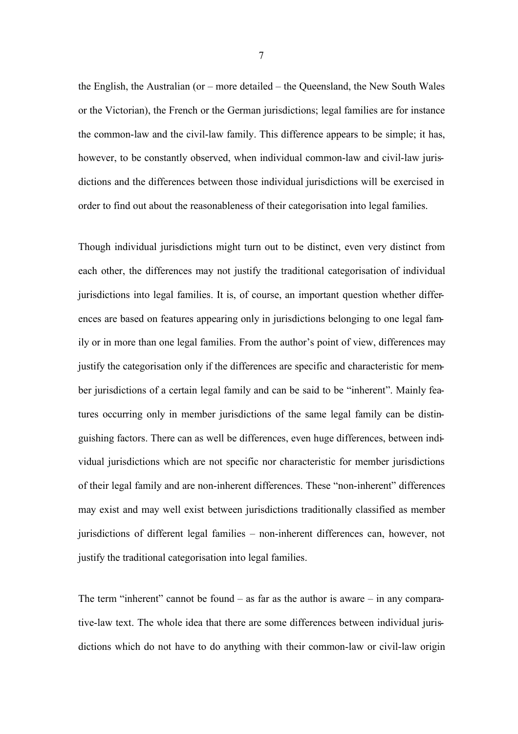the English, the Australian (or – more detailed – the Queensland, the New South Wales or the Victorian), the French or the German jurisdictions; legal families are for instance the common-law and the civil-law family. This difference appears to be simple; it has, however, to be constantly observed, when individual common-law and civil-law jurisdictions and the differences between those individual jurisdictions will be exercised in order to find out about the reasonableness of their categorisation into legal families.

Though individual jurisdictions might turn out to be distinct, even very distinct from each other, the differences may not justify the traditional categorisation of individual jurisdictions into legal families. It is, of course, an important question whether differences are based on features appearing only in jurisdictions belonging to one legal family or in more than one legal families. From the author's point of view, differences may justify the categorisation only if the differences are specific and characteristic for member jurisdictions of a certain legal family and can be said to be "inherent". Mainly features occurring only in member jurisdictions of the same legal family can be distinguishing factors. There can as well be differences, even huge differences, between individual jurisdictions which are not specific nor characteristic for member jurisdictions of their legal family and are non-inherent differences. These "non-inherent" differences may exist and may well exist between jurisdictions traditionally classified as member jurisdictions of different legal families – non-inherent differences can, however, not justify the traditional categorisation into legal families.

The term "inherent" cannot be found – as far as the author is aware – in any comparative-law text. The whole idea that there are some differences between individual jurisdictions which do not have to do anything with their common-law or civil-law origin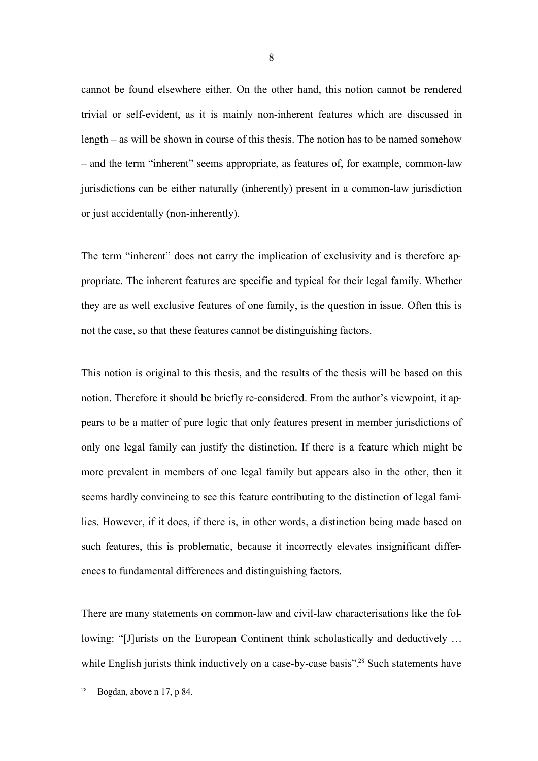cannot be found elsewhere either. On the other hand, this notion cannot be rendered trivial or self-evident, as it is mainly non-inherent features which are discussed in length – as will be shown in course of this thesis. The notion has to be named somehow – and the term "inherent" seems appropriate, as features of, for example, common-law jurisdictions can be either naturally (inherently) present in a common-law jurisdiction or just accidentally (non-inherently).

The term "inherent" does not carry the implication of exclusivity and is therefore appropriate. The inherent features are specific and typical for their legal family. Whether they are as well exclusive features of one family, is the question in issue. Often this is not the case, so that these features cannot be distinguishing factors.

This notion is original to this thesis, and the results of the thesis will be based on this notion. Therefore it should be briefly re-considered. From the author's viewpoint, it appears to be a matter of pure logic that only features present in member jurisdictions of only one legal family can justify the distinction. If there is a feature which might be more prevalent in members of one legal family but appears also in the other, then it seems hardly convincing to see this feature contributing to the distinction of legal families. However, if it does, if there is, in other words, a distinction being made based on such features, this is problematic, because it incorrectly elevates insignificant differences to fundamental differences and distinguishing factors.

There are many statements on common-law and civil-law characterisations like the following: "[J]urists on the European Continent think scholastically and deductively … while English jurists think inductively on a case-by-case basis".[28] Such statements have

---

[28] Bogdan, above n 17, p 84.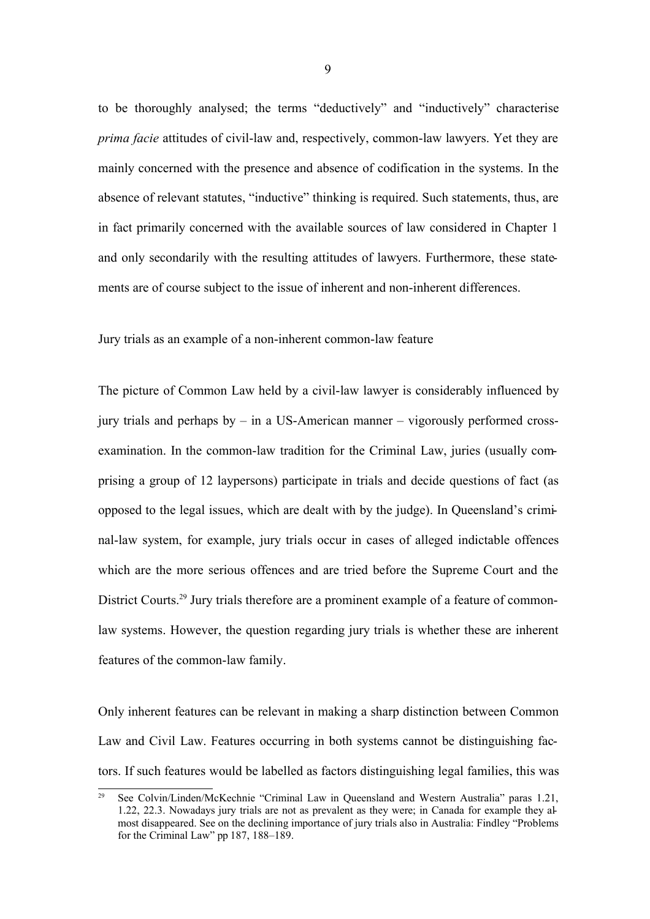to be thoroughly analysed; the terms "deductively" and "inductively" characterise *prima facie* attitudes of civil-law and, respectively, common-law lawyers. Yet they are mainly concerned with the presence and absence of codification in the systems. In the absence of relevant statutes, "inductive" thinking is required. Such statements, thus, are in fact primarily concerned with the available sources of law considered in Chapter 1 and only secondarily with the resulting attitudes of lawyers. Furthermore, these statements are of course subject to the issue of inherent and non-inherent differences.

Jury trials as an example of a non-inherent common-law feature

The picture of Common Law held by a civil-law lawyer is considerably influenced by jury trials and perhaps by – in a US-American manner – vigorously performed cross-examination. In the common-law tradition for the Criminal Law, juries (usually comprising a group of 12 laypersons) participate in trials and decide questions of fact (as opposed to the legal issues, which are dealt with by the judge). In Queensland's criminal-law system, for example, jury trials occur in cases of alleged indictable offences which are the more serious offences and are tried before the Supreme Court and the District Courts.[29] Jury trials therefore are a prominent example of a feature of common-law systems. However, the question regarding jury trials is whether these are inherent features of the common-law family.

Only inherent features can be relevant in making a sharp distinction between Common Law and Civil Law. Features occurring in both systems cannot be distinguishing factors. If such features would be labelled as factors distinguishing legal families, this was

[29] See Colvin/Linden/McKechnie "Criminal Law in Queensland and Western Australia" paras 1.21, 1.22, 22.3. Nowadays jury trials are not as prevalent as they were; in Canada for example they almost disappeared. See on the declining importance of jury trials also in Australia: Findley "Problems for the Criminal Law" pp 187, 188–189.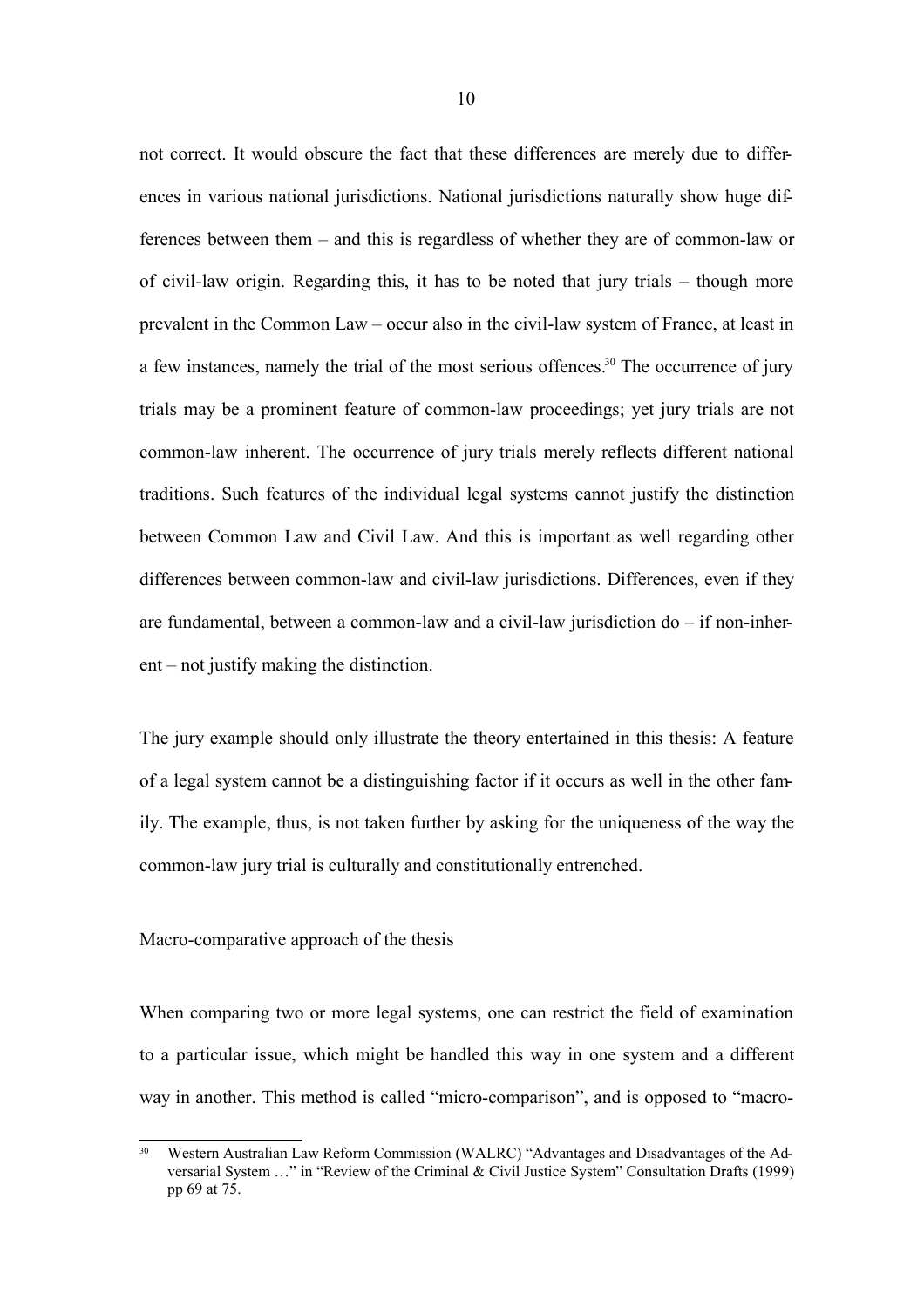not correct. It would obscure the fact that these differences are merely due to differences in various national jurisdictions. National jurisdictions naturally show huge differences between them – and this is regardless of whether they are of common-law or of civil-law origin. Regarding this, it has to be noted that jury trials – though more prevalent in the Common Law – occur also in the civil-law system of France, at least in a few instances, namely the trial of the most serious offences.[30] The occurrence of jury trials may be a prominent feature of common-law proceedings; yet jury trials are not common-law inherent. The occurrence of jury trials merely reflects different national traditions. Such features of the individual legal systems cannot justify the distinction between Common Law and Civil Law. And this is important as well regarding other differences between common-law and civil-law jurisdictions. Differences, even if they are fundamental, between a common-law and a civil-law jurisdiction do – if non-inherent – not justify making the distinction.

The jury example should only illustrate the theory entertained in this thesis: A feature of a legal system cannot be a distinguishing factor if it occurs as well in the other family. The example, thus, is not taken further by asking for the uniqueness of the way the common-law jury trial is culturally and constitutionally entrenched.

Macro-comparative approach of the thesis

When comparing two or more legal systems, one can restrict the field of examination to a particular issue, which might be handled this way in one system and a different way in another. This method is called "micro-comparison", and is opposed to "macro-

---

[30] Western Australian Law Reform Commission (WALRC) "Advantages and Disadvantages of the Adversarial System …" in "Review of the Criminal & Civil Justice System" Consultation Drafts (1999) pp 69 at 75.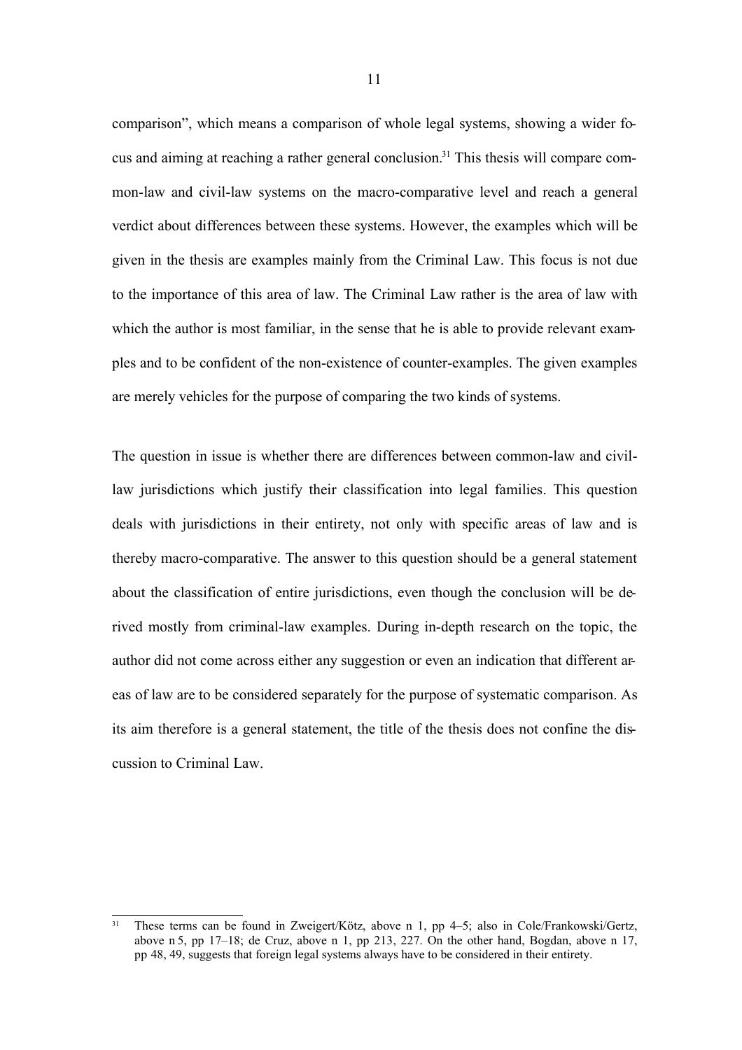comparison", which means a comparison of whole legal systems, showing a wider focus and aiming at reaching a rather general conclusion.[31] This thesis will compare common-law and civil-law systems on the macro-comparative level and reach a general verdict about differences between these systems. However, the examples which will be given in the thesis are examples mainly from the Criminal Law. This focus is not due to the importance of this area of law. The Criminal Law rather is the area of law with which the author is most familiar, in the sense that he is able to provide relevant examples and to be confident of the non-existence of counter-examples. The given examples are merely vehicles for the purpose of comparing the two kinds of systems.

The question in issue is whether there are differences between common-law and civil-law jurisdictions which justify their classification into legal families. This question deals with jurisdictions in their entirety, not only with specific areas of law and is thereby macro-comparative. The answer to this question should be a general statement about the classification of entire jurisdictions, even though the conclusion will be derived mostly from criminal-law examples. During in-depth research on the topic, the author did not come across either any suggestion or even an indication that different areas of law are to be considered separately for the purpose of systematic comparison. As its aim therefore is a general statement, the title of the thesis does not confine the discussion to Criminal Law.

[31] These terms can be found in Zweigert/Kötz, above n 1, pp 4–5; also in Cole/Frankowski/Gertz, above n 5, pp 17–18; de Cruz, above n 1, pp 213, 227. On the other hand, Bogdan, above n 17, pp 48, 49, suggests that foreign legal systems always have to be considered in their entirety.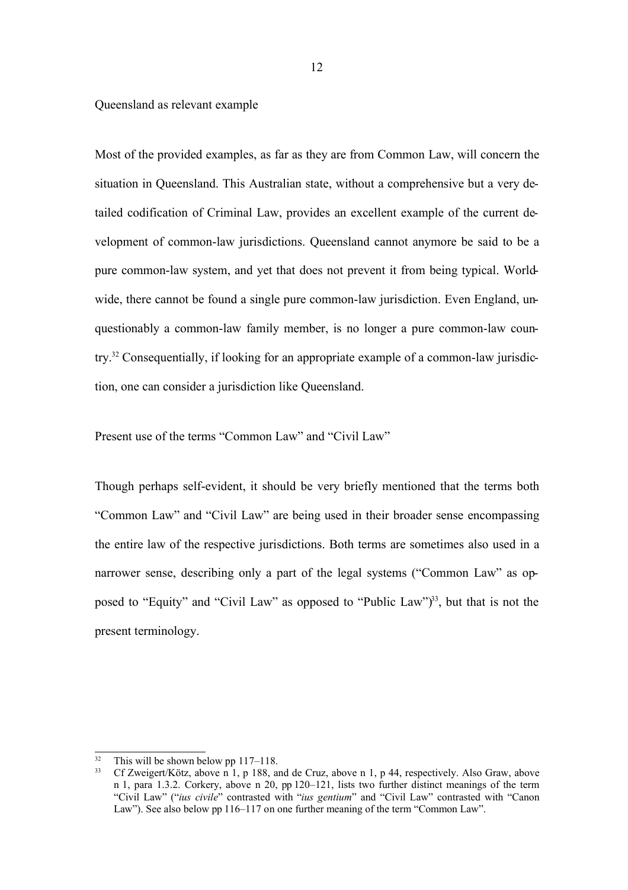### Queensland as relevant example

Most of the provided examples, as far as they are from Common Law, will concern the situation in Queensland. This Australian state, without a comprehensive but a very detailed codification of Criminal Law, provides an excellent example of the current development of common-law jurisdictions. Queensland cannot anymore be said to be a pure common-law system, and yet that does not prevent it from being typical. Worldwide, there cannot be found a single pure common-law jurisdiction. Even England, unquestionably a common-law family member, is no longer a pure common-law country.[32] Consequentially, if looking for an appropriate example of a common-law jurisdiction, one can consider a jurisdiction like Queensland.

### Present use of the terms "Common Law" and "Civil Law"

Though perhaps self-evident, it should be very briefly mentioned that the terms both "Common Law" and "Civil Law" are being used in their broader sense encompassing the entire law of the respective jurisdictions. Both terms are sometimes also used in a narrower sense, describing only a part of the legal systems ("Common Law" as opposed to "Equity" and "Civil Law" as opposed to "Public Law")[33], but that is not the present terminology.

---

[32] This will be shown below pp 117–118.

[33] Cf Zweigert/Kötz, above n 1, p 188, and de Cruz, above n 1, p 44, respectively. Also Graw, above n 1, para 1.3.2. Corkery, above n 20, pp 120–121, lists two further distinct meanings of the term "Civil Law" ("*ius civile*" contrasted with "*ius gentium*" and "Civil Law" contrasted with "Canon Law"). See also below pp 116–117 on one further meaning of the term "Common Law".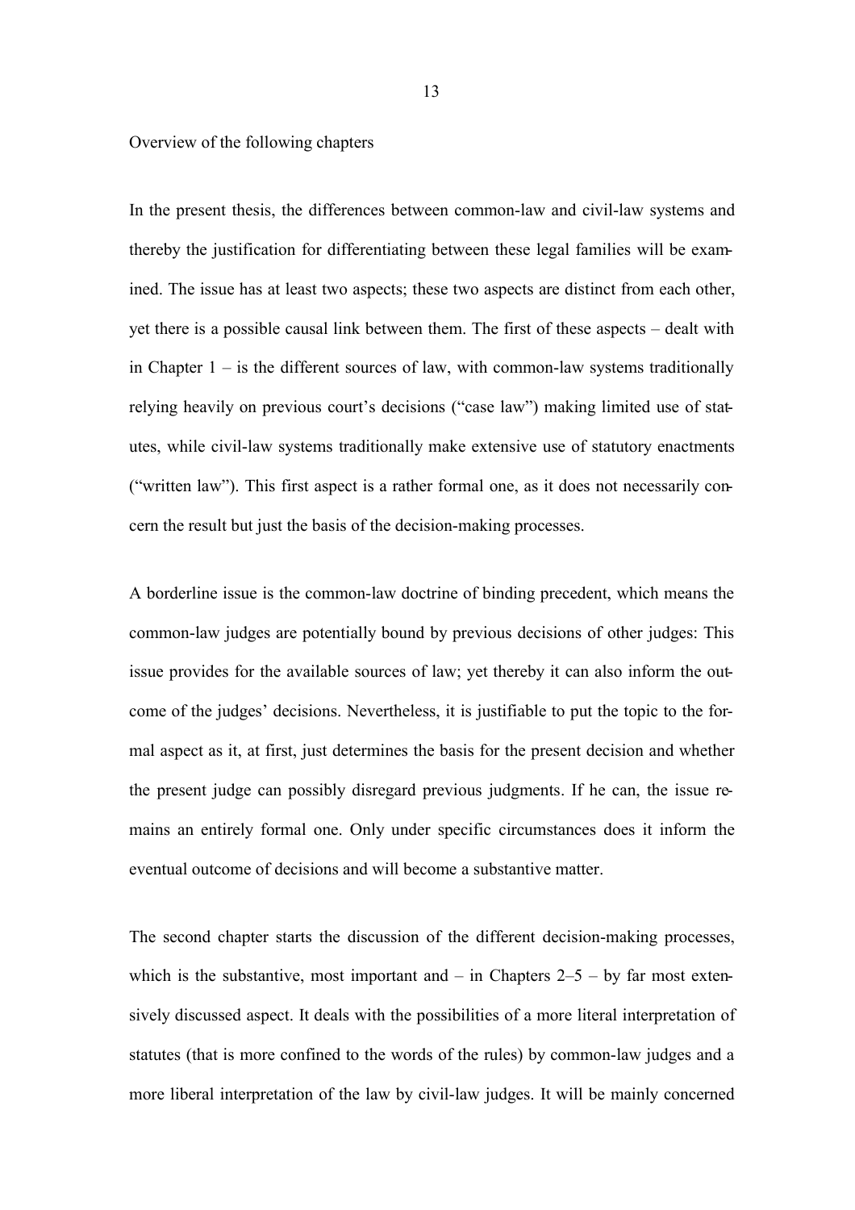Overview of the following chapters

In the present thesis, the differences between common-law and civil-law systems and thereby the justification for differentiating between these legal families will be examined. The issue has at least two aspects; these two aspects are distinct from each other, yet there is a possible causal link between them. The first of these aspects – dealt with in Chapter 1 – is the different sources of law, with common-law systems traditionally relying heavily on previous court's decisions ("case law") making limited use of statutes, while civil-law systems traditionally make extensive use of statutory enactments ("written law"). This first aspect is a rather formal one, as it does not necessarily concern the result but just the basis of the decision-making processes.

A borderline issue is the common-law doctrine of binding precedent, which means the common-law judges are potentially bound by previous decisions of other judges: This issue provides for the available sources of law; yet thereby it can also inform the outcome of the judges' decisions. Nevertheless, it is justifiable to put the topic to the formal aspect as it, at first, just determines the basis for the present decision and whether the present judge can possibly disregard previous judgments. If he can, the issue remains an entirely formal one. Only under specific circumstances does it inform the eventual outcome of decisions and will become a substantive matter.

The second chapter starts the discussion of the different decision-making processes, which is the substantive, most important and – in Chapters 2–5 – by far most extensively discussed aspect. It deals with the possibilities of a more literal interpretation of statutes (that is more confined to the words of the rules) by common-law judges and a more liberal interpretation of the law by civil-law judges. It will be mainly concerned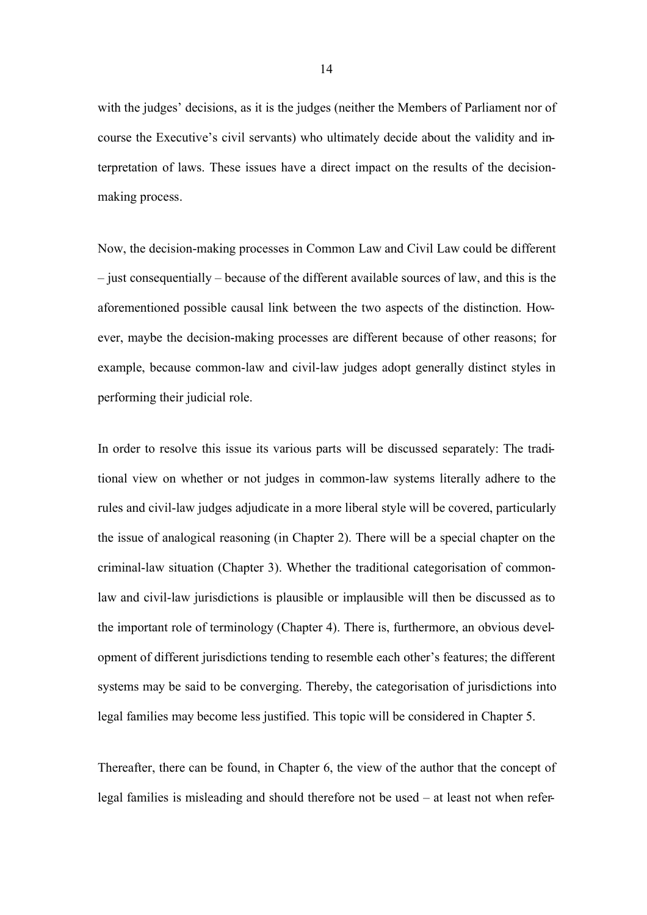with the judges' decisions, as it is the judges (neither the Members of Parliament nor of course the Executive's civil servants) who ultimately decide about the validity and interpretation of laws. These issues have a direct impact on the results of the decision-making process.

Now, the decision-making processes in Common Law and Civil Law could be different – just consequentially – because of the different available sources of law, and this is the aforementioned possible causal link between the two aspects of the distinction. However, maybe the decision-making processes are different because of other reasons; for example, because common-law and civil-law judges adopt generally distinct styles in performing their judicial role.

In order to resolve this issue its various parts will be discussed separately: The traditional view on whether or not judges in common-law systems literally adhere to the rules and civil-law judges adjudicate in a more liberal style will be covered, particularly the issue of analogical reasoning (in Chapter 2). There will be a special chapter on the criminal-law situation (Chapter 3). Whether the traditional categorisation of common-law and civil-law jurisdictions is plausible or implausible will then be discussed as to the important role of terminology (Chapter 4). There is, furthermore, an obvious development of different jurisdictions tending to resemble each other's features; the different systems may be said to be converging. Thereby, the categorisation of jurisdictions into legal families may become less justified. This topic will be considered in Chapter 5.

Thereafter, there can be found, in Chapter 6, the view of the author that the concept of legal families is misleading and should therefore not be used – at least not when refer-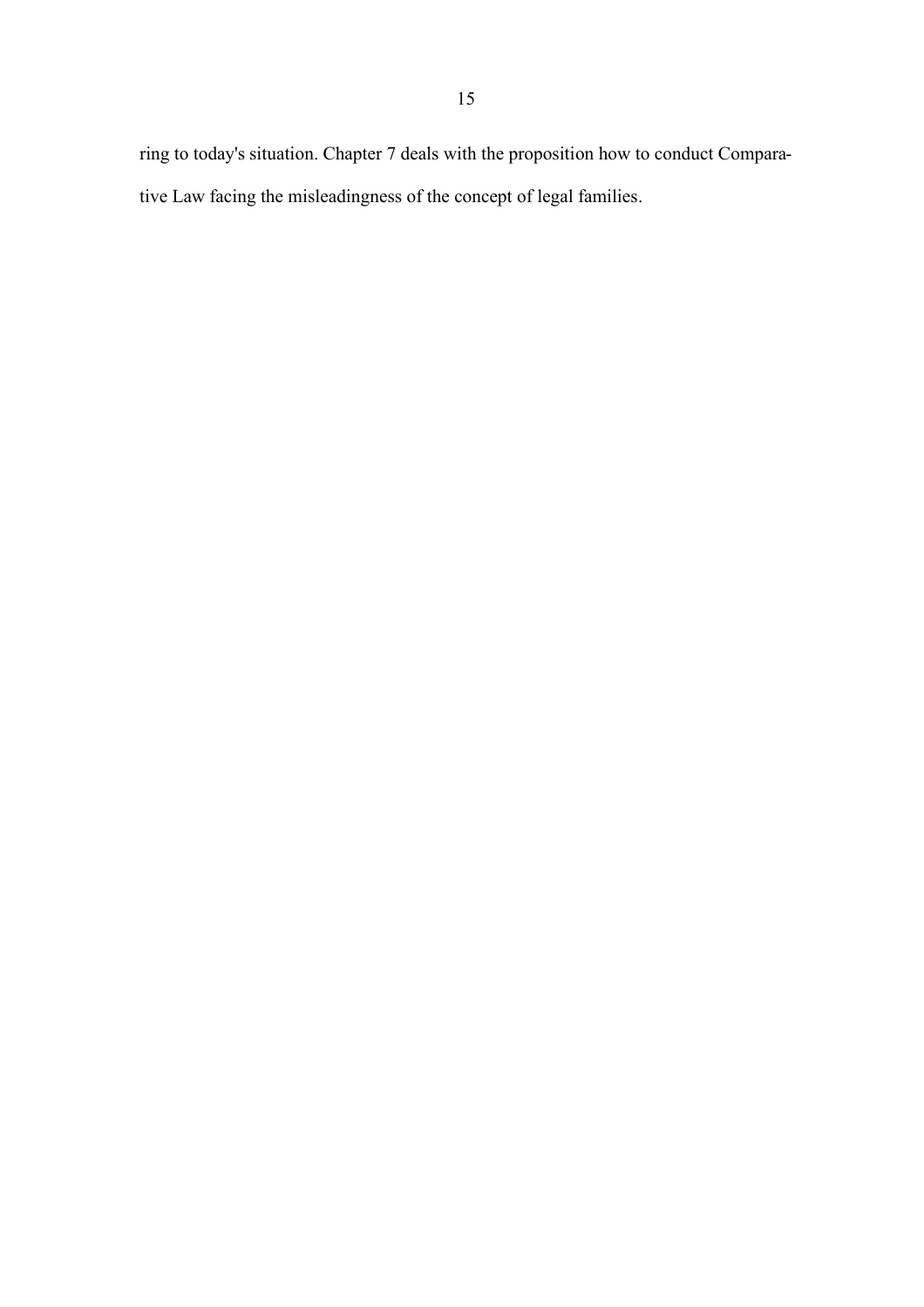ring to today's situation. Chapter 7 deals with the proposition how to conduct Comparative Law facing the misleadingness of the concept of legal families.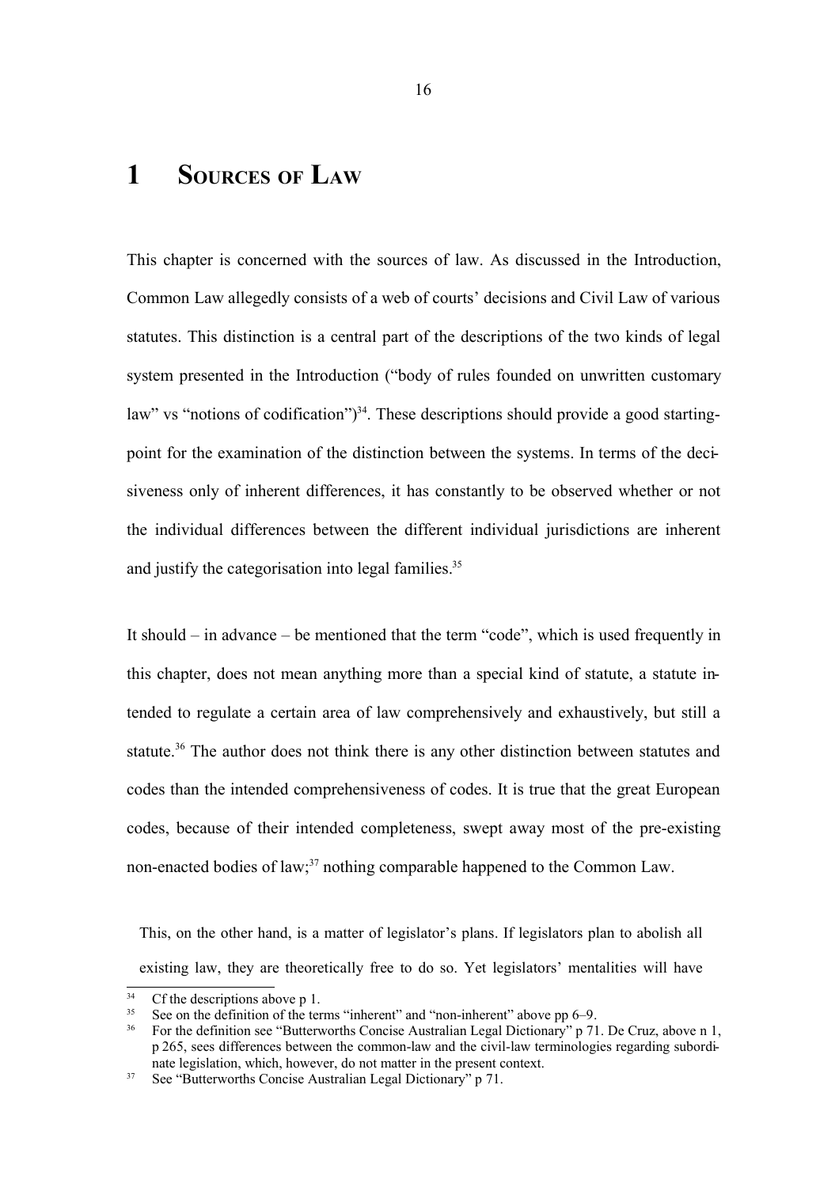# 1 Sources of Law

This chapter is concerned with the sources of law. As discussed in the Introduction, Common Law allegedly consists of a web of courts' decisions and Civil Law of various statutes. This distinction is a central part of the descriptions of the two kinds of legal system presented in the Introduction ("body of rules founded on unwritten customary law" vs "notions of codification")[34]. These descriptions should provide a good starting-point for the examination of the distinction between the systems. In terms of the decisiveness only of inherent differences, it has constantly to be observed whether or not the individual differences between the different individual jurisdictions are inherent and justify the categorisation into legal families.[35]

It should – in advance – be mentioned that the term "code", which is used frequently in this chapter, does not mean anything more than a special kind of statute, a statute intended to regulate a certain area of law comprehensively and exhaustively, but still a statute.[36] The author does not think there is any other distinction between statutes and codes than the intended comprehensiveness of codes. It is true that the great European codes, because of their intended completeness, swept away most of the pre-existing non-enacted bodies of law;[37] nothing comparable happened to the Common Law.

> This, on the other hand, is a matter of legislator's plans. If legislators plan to abolish all existing law, they are theoretically free to do so. Yet legislators' mentalities will have

[34] Cf the descriptions above p 1.

[35] See on the definition of the terms "inherent" and "non-inherent" above pp 6–9.

[36] For the definition see "Butterworths Concise Australian Legal Dictionary" p 71. De Cruz, above n 1, p 265, sees differences between the common-law and the civil-law terminologies regarding subordinate legislation, which, however, do not matter in the present context.

[37] See "Butterworths Concise Australian Legal Dictionary" p 71.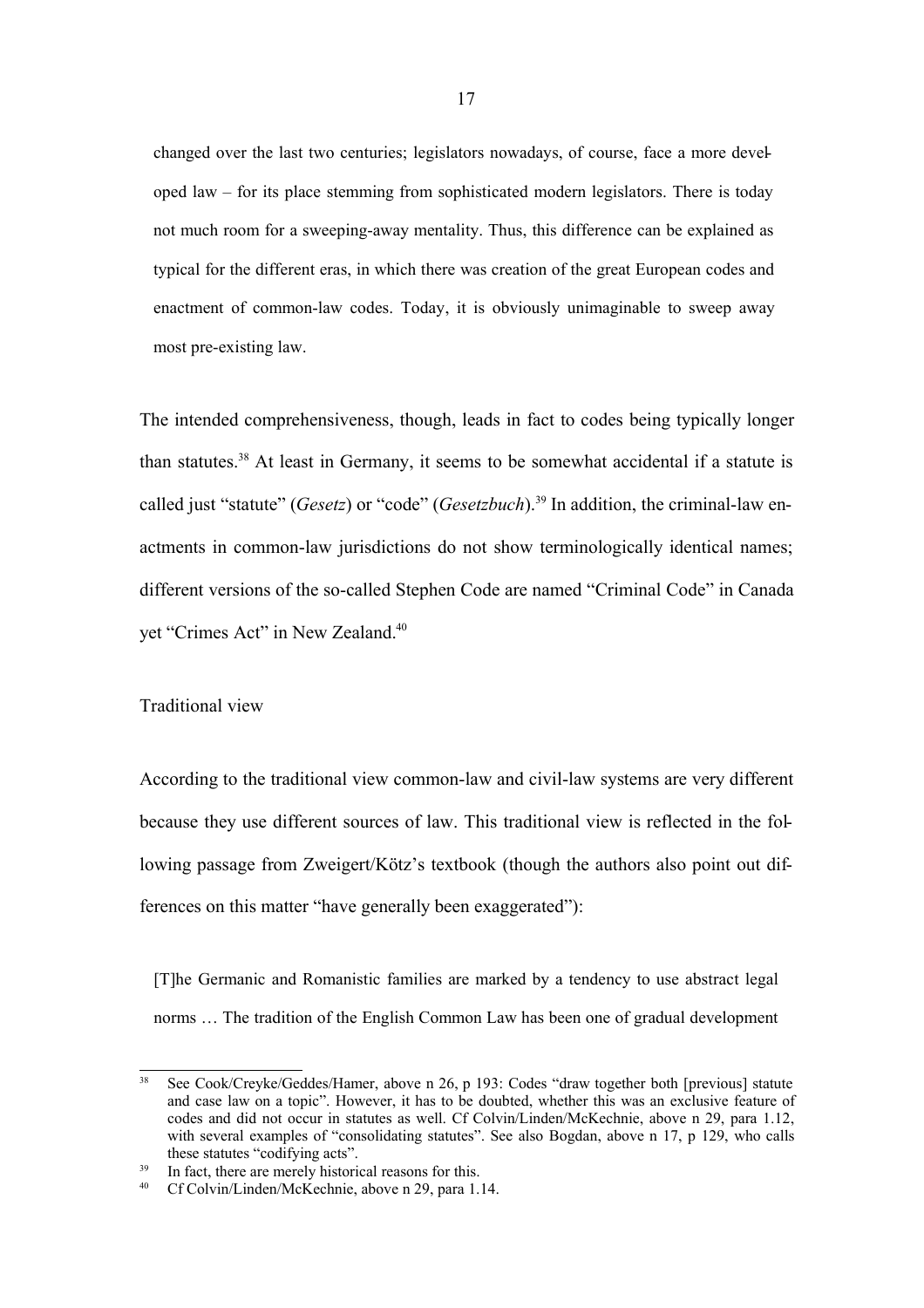changed over the last two centuries; legislators nowadays, of course, face a more developed law – for its place stemming from sophisticated modern legislators. There is today not much room for a sweeping-away mentality. Thus, this difference can be explained as typical for the different eras, in which there was creation of the great European codes and enactment of common-law codes. Today, it is obviously unimaginable to sweep away most pre-existing law.

The intended comprehensiveness, though, leads in fact to codes being typically longer than statutes.[38] At least in Germany, it seems to be somewhat accidental if a statute is called just "statute" (*Gesetz*) or "code" (*Gesetzbuch*).[39] In addition, the criminal-law enactments in common-law jurisdictions do not show terminologically identical names; different versions of the so-called Stephen Code are named "Criminal Code" in Canada yet "Crimes Act" in New Zealand.[40]

Traditional view

According to the traditional view common-law and civil-law systems are very different because they use different sources of law. This traditional view is reflected in the following passage from Zweigert/Kötz's textbook (though the authors also point out differences on this matter "have generally been exaggerated"):

> [T]he Germanic and Romanistic families are marked by a tendency to use abstract legal norms … The tradition of the English Common Law has been one of gradual development

---

[38] See Cook/Creyke/Geddes/Hamer, above n 26, p 193: Codes "draw together both [previous] statute and case law on a topic". However, it has to be doubted, whether this was an exclusive feature of codes and did not occur in statutes as well. Cf Colvin/Linden/McKechnie, above n 29, para 1.12, with several examples of "consolidating statutes". See also Bogdan, above n 17, p 129, who calls these statutes "codifying acts".

[39] In fact, there are merely historical reasons for this.

[40] Cf Colvin/Linden/McKechnie, above n 29, para 1.14.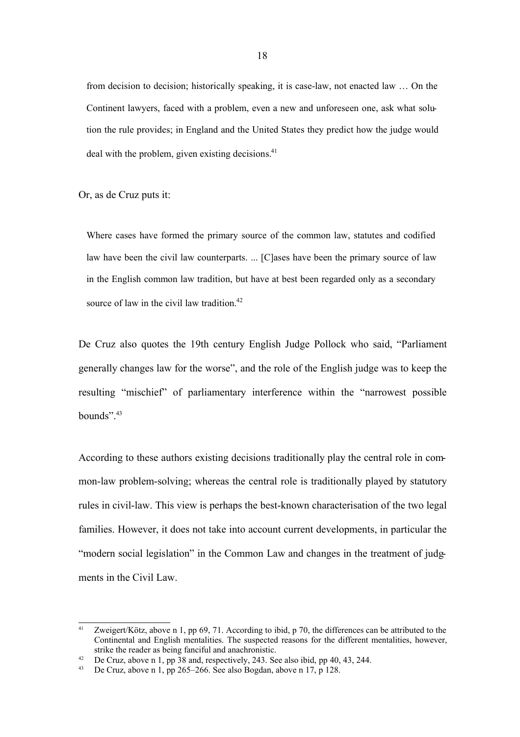> from decision to decision; historically speaking, it is case-law, not enacted law … On the Continent lawyers, faced with a problem, even a new and unforeseen one, ask what solution the rule provides; in England and the United States they predict how the judge would deal with the problem, given existing decisions.[41]

Or, as de Cruz puts it:

> Where cases have formed the primary source of the common law, statutes and codified law have been the civil law counterparts. ... [C]ases have been the primary source of law in the English common law tradition, but have at best been regarded only as a secondary source of law in the civil law tradition.[42]

De Cruz also quotes the 19th century English Judge Pollock who said, "Parliament generally changes law for the worse", and the role of the English judge was to keep the resulting "mischief" of parliamentary interference within the "narrowest possible bounds".[43]

According to these authors existing decisions traditionally play the central role in common-law problem-solving; whereas the central role is traditionally played by statutory rules in civil-law. This view is perhaps the best-known characterisation of the two legal families. However, it does not take into account current developments, in particular the "modern social legislation" in the Common Law and changes in the treatment of judgments in the Civil Law.

---

[41] Zweigert/Kötz, above n 1, pp 69, 71. According to ibid, p 70, the differences can be attributed to the Continental and English mentalities. The suspected reasons for the different mentalities, however, strike the reader as being fanciful and anachronistic.

[42] De Cruz, above n 1, pp 38 and, respectively, 243. See also ibid, pp 40, 43, 244.

[43] De Cruz, above n 1, pp 265–266. See also Bogdan, above n 17, p 128.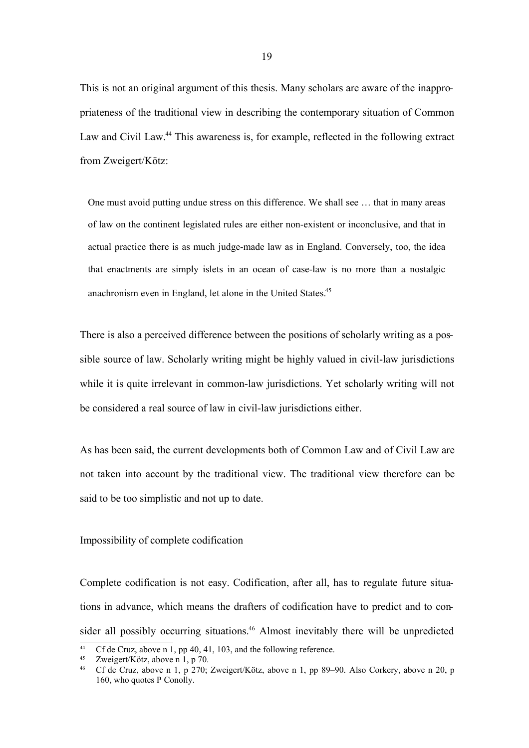This is not an original argument of this thesis. Many scholars are aware of the inappropriateness of the traditional view in describing the contemporary situation of Common Law and Civil Law.[44] This awareness is, for example, reflected in the following extract from Zweigert/Kötz:

> One must avoid putting undue stress on this difference. We shall see … that in many areas of law on the continent legislated rules are either non-existent or inconclusive, and that in actual practice there is as much judge-made law as in England. Conversely, too, the idea that enactments are simply islets in an ocean of case-law is no more than a nostalgic anachronism even in England, let alone in the United States.[45]

There is also a perceived difference between the positions of scholarly writing as a possible source of law. Scholarly writing might be highly valued in civil-law jurisdictions while it is quite irrelevant in common-law jurisdictions. Yet scholarly writing will not be considered a real source of law in civil-law jurisdictions either.

As has been said, the current developments both of Common Law and of Civil Law are not taken into account by the traditional view. The traditional view therefore can be said to be too simplistic and not up to date.

Impossibility of complete codification

Complete codification is not easy. Codification, after all, has to regulate future situations in advance, which means the drafters of codification have to predict and to consider all possibly occurring situations.[46] Almost inevitably there will be unpredicted

---

[44] Cf de Cruz, above n 1, pp 40, 41, 103, and the following reference.

[45] Zweigert/Kötz, above n 1, p 70.

[46] Cf de Cruz, above n 1, p 270; Zweigert/Kötz, above n 1, pp 89–90. Also Corkery, above n 20, p 160, who quotes P Conolly.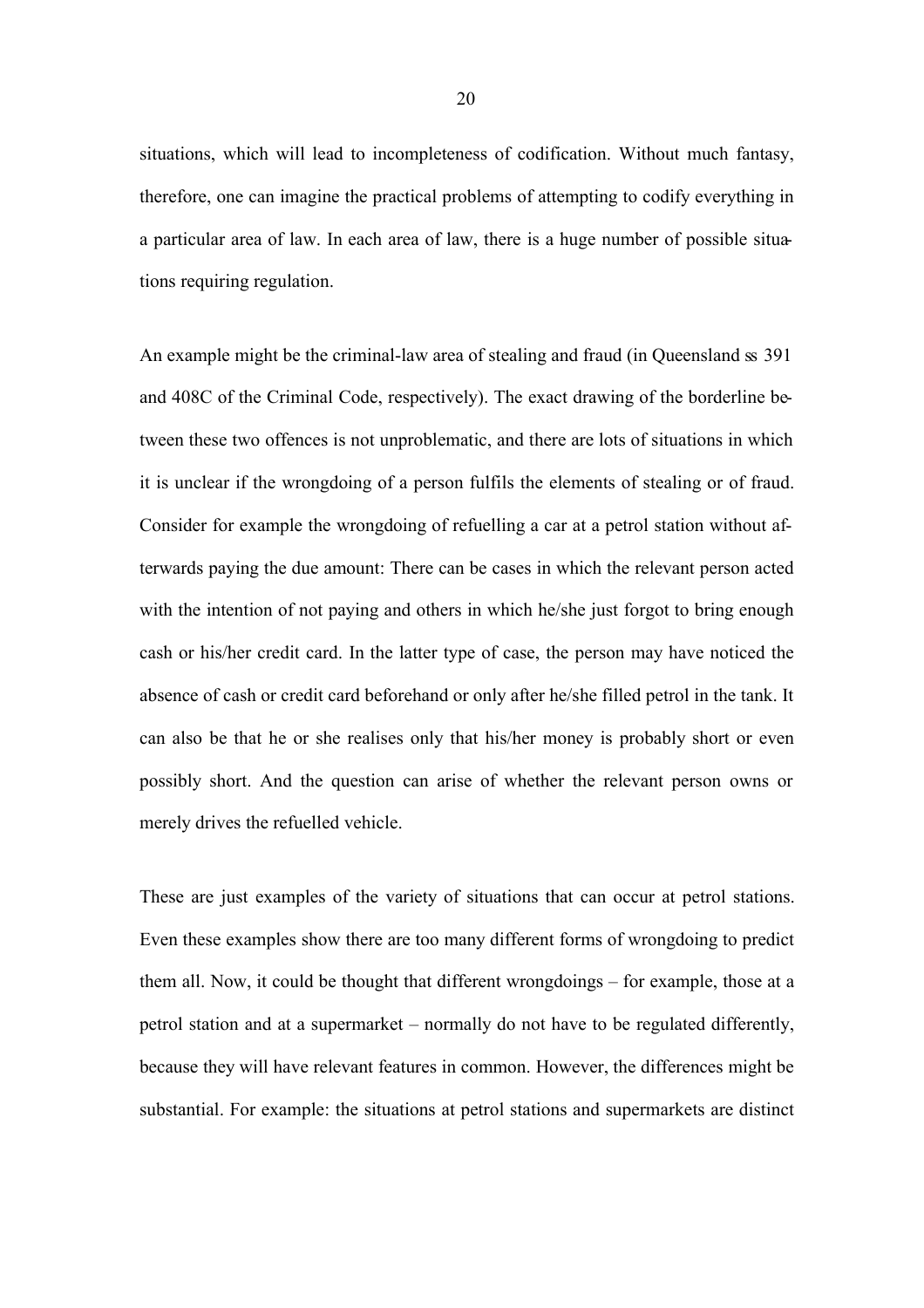situations, which will lead to incompleteness of codification. Without much fantasy, therefore, one can imagine the practical problems of attempting to codify everything in a particular area of law. In each area of law, there is a huge number of possible situations requiring regulation.

An example might be the criminal-law area of stealing and fraud (in Queensland ss 391 and 408C of the Criminal Code, respectively). The exact drawing of the borderline between these two offences is not unproblematic, and there are lots of situations in which it is unclear if the wrongdoing of a person fulfils the elements of stealing or of fraud. Consider for example the wrongdoing of refuelling a car at a petrol station without afterwards paying the due amount: There can be cases in which the relevant person acted with the intention of not paying and others in which he/she just forgot to bring enough cash or his/her credit card. In the latter type of case, the person may have noticed the absence of cash or credit card beforehand or only after he/she filled petrol in the tank. It can also be that he or she realises only that his/her money is probably short or even possibly short. And the question can arise of whether the relevant person owns or merely drives the refuelled vehicle.

These are just examples of the variety of situations that can occur at petrol stations. Even these examples show there are too many different forms of wrongdoing to predict them all. Now, it could be thought that different wrongdoings – for example, those at a petrol station and at a supermarket – normally do not have to be regulated differently, because they will have relevant features in common. However, the differences might be substantial. For example: the situations at petrol stations and supermarkets are distinct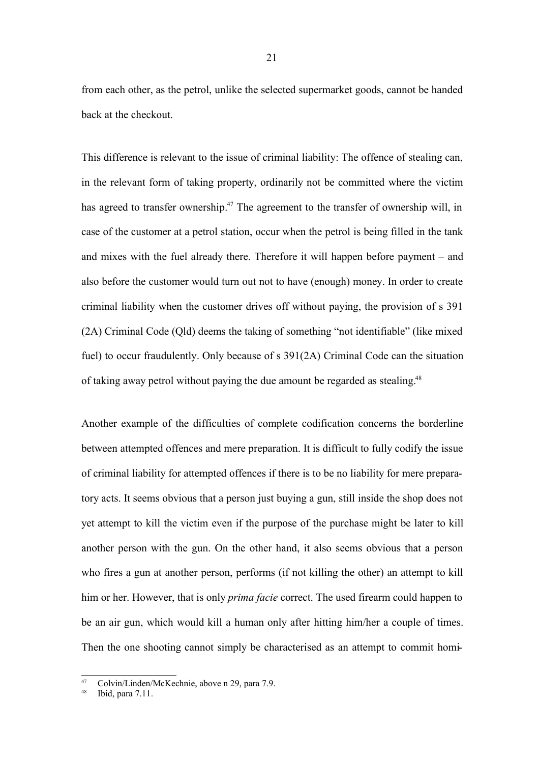from each other, as the petrol, unlike the selected supermarket goods, cannot be handed back at the checkout.

This difference is relevant to the issue of criminal liability: The offence of stealing can, in the relevant form of taking property, ordinarily not be committed where the victim has agreed to transfer ownership.[47] The agreement to the transfer of ownership will, in case of the customer at a petrol station, occur when the petrol is being filled in the tank and mixes with the fuel already there. Therefore it will happen before payment – and also before the customer would turn out not to have (enough) money. In order to create criminal liability when the customer drives off without paying, the provision of s 391 (2A) Criminal Code (Qld) deems the taking of something "not identifiable" (like mixed fuel) to occur fraudulently. Only because of s 391(2A) Criminal Code can the situation of taking away petrol without paying the due amount be regarded as stealing.[48]

Another example of the difficulties of complete codification concerns the borderline between attempted offences and mere preparation. It is difficult to fully codify the issue of criminal liability for attempted offences if there is to be no liability for mere preparatory acts. It seems obvious that a person just buying a gun, still inside the shop does not yet attempt to kill the victim even if the purpose of the purchase might be later to kill another person with the gun. On the other hand, it also seems obvious that a person who fires a gun at another person, performs (if not killing the other) an attempt to kill him or her. However, that is only *prima facie* correct. The used firearm could happen to be an air gun, which would kill a human only after hitting him/her a couple of times. Then the one shooting cannot simply be characterised as an attempt to commit homi-

---

[47] Colvin/Linden/McKechnie, above n 29, para 7.9.

[48] Ibid, para 7.11.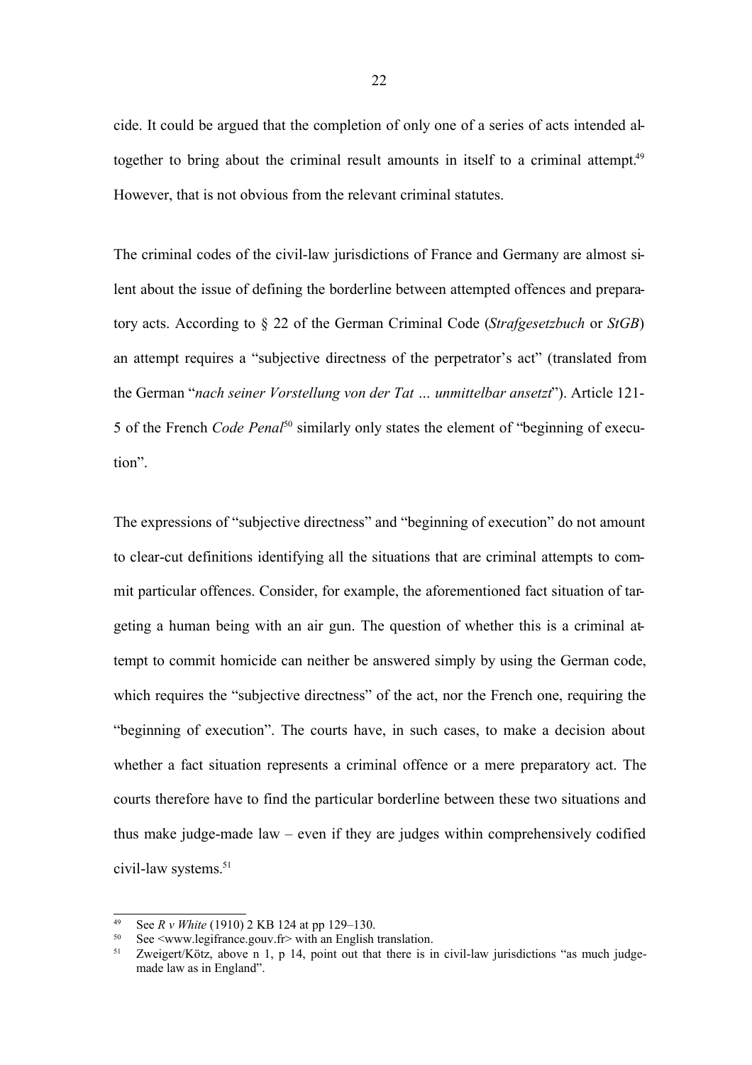cide. It could be argued that the completion of only one of a series of acts intended altogether to bring about the criminal result amounts in itself to a criminal attempt.[49] However, that is not obvious from the relevant criminal statutes.

The criminal codes of the civil-law jurisdictions of France and Germany are almost silent about the issue of defining the borderline between attempted offences and preparatory acts. According to § 22 of the German Criminal Code (*Strafgesetzbuch* or *StGB*) an attempt requires a "subjective directness of the perpetrator's act" (translated from the German "*nach seiner Vorstellung von der Tat … unmittelbar ansetzt*"). Article 121-5 of the French *Code Penal*[50] similarly only states the element of "beginning of execution".

The expressions of "subjective directness" and "beginning of execution" do not amount to clear-cut definitions identifying all the situations that are criminal attempts to commit particular offences. Consider, for example, the aforementioned fact situation of targeting a human being with an air gun. The question of whether this is a criminal attempt to commit homicide can neither be answered simply by using the German code, which requires the "subjective directness" of the act, nor the French one, requiring the "beginning of execution". The courts have, in such cases, to make a decision about whether a fact situation represents a criminal offence or a mere preparatory act. The courts therefore have to find the particular borderline between these two situations and thus make judge-made law – even if they are judges within comprehensively codified civil-law systems.[51]

---

[49] See *R v White* (1910) 2 KB 124 at pp 129–130.

[50] See <www.legifrance.gouv.fr> with an English translation.

[51] Zweigert/Kötz, above n 1, p 14, point out that there is in civil-law jurisdictions "as much judge-made law as in England".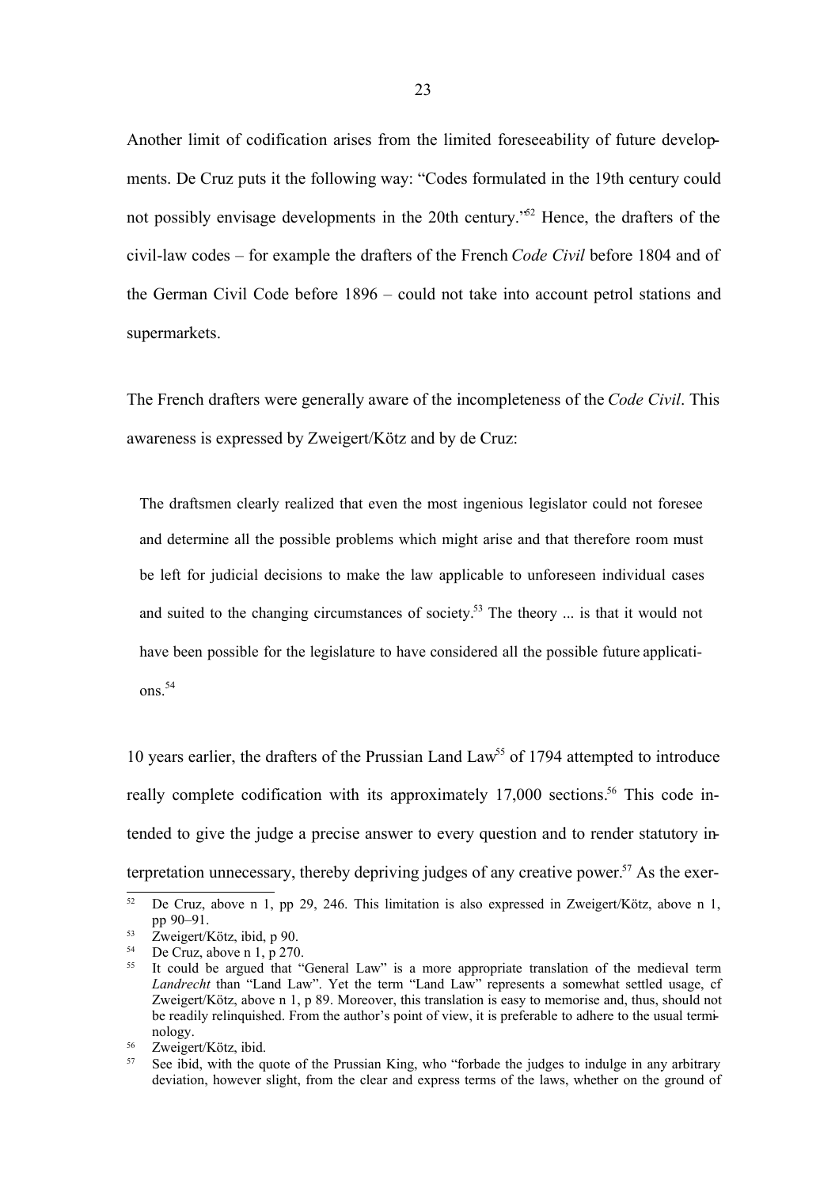Another limit of codification arises from the limited foreseeability of future developments. De Cruz puts it the following way: "Codes formulated in the 19th century could not possibly envisage developments in the 20th century."[52] Hence, the drafters of the civil-law codes – for example the drafters of the French *Code Civil* before 1804 and of the German Civil Code before 1896 – could not take into account petrol stations and supermarkets.

The French drafters were generally aware of the incompleteness of the *Code Civil*. This awareness is expressed by Zweigert/Kötz and by de Cruz:

> The draftsmen clearly realized that even the most ingenious legislator could not foresee and determine all the possible problems which might arise and that therefore room must be left for judicial decisions to make the law applicable to unforeseen individual cases and suited to the changing circumstances of society.[53] The theory ... is that it would not have been possible for the legislature to have considered all the possible future applications.[54]

10 years earlier, the drafters of the Prussian Land Law[55] of 1794 attempted to introduce really complete codification with its approximately 17,000 sections.[56] This code intended to give the judge a precise answer to every question and to render statutory interpretation unnecessary, thereby depriving judges of any creative power.[57] As the exer-

---

[52] De Cruz, above n 1, pp 29, 246. This limitation is also expressed in Zweigert/Kötz, above n 1, pp 90–91.

[53] Zweigert/Kötz, ibid, p 90.

[54] De Cruz, above n 1, p 270.

[55] It could be argued that "General Law" is a more appropriate translation of the medieval term *Landrecht* than "Land Law". Yet the term "Land Law" represents a somewhat settled usage, cf Zweigert/Kötz, above n 1, p 89. Moreover, this translation is easy to memorise and, thus, should not be readily relinquished. From the author's point of view, it is preferable to adhere to the usual terminology.

[56] Zweigert/Kötz, ibid.

[57] See ibid, with the quote of the Prussian King, who "forbade the judges to indulge in any arbitrary deviation, however slight, from the clear and express terms of the laws, whether on the ground of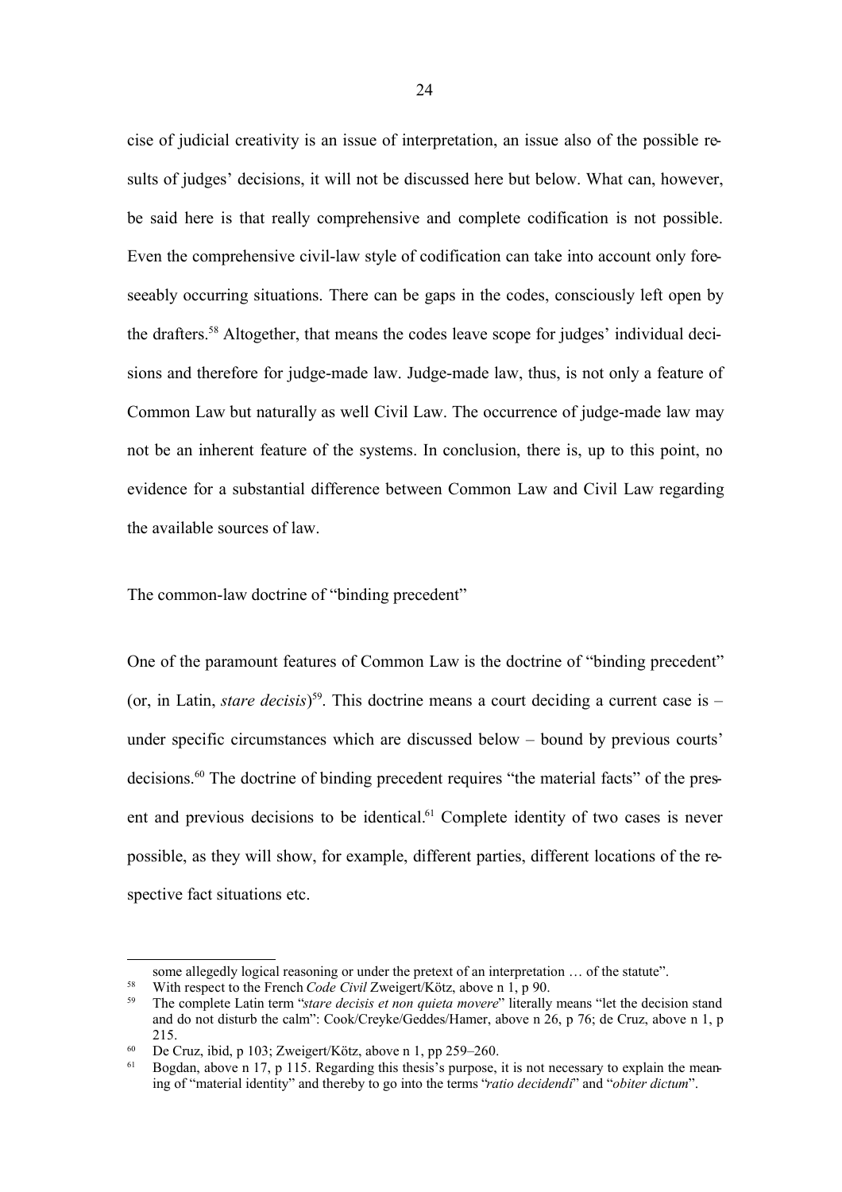cise of judicial creativity is an issue of interpretation, an issue also of the possible results of judges' decisions, it will not be discussed here but below. What can, however, be said here is that really comprehensive and complete codification is not possible. Even the comprehensive civil-law style of codification can take into account only foreseeably occurring situations. There can be gaps in the codes, consciously left open by the drafters.[58] Altogether, that means the codes leave scope for judges' individual decisions and therefore for judge-made law. Judge-made law, thus, is not only a feature of Common Law but naturally as well Civil Law. The occurrence of judge-made law may not be an inherent feature of the systems. In conclusion, there is, up to this point, no evidence for a substantial difference between Common Law and Civil Law regarding the available sources of law.

## The common-law doctrine of "binding precedent"

One of the paramount features of Common Law is the doctrine of "binding precedent" (or, in Latin, *stare decisis*)[59]. This doctrine means a court deciding a current case is – under specific circumstances which are discussed below – bound by previous courts' decisions.[60] The doctrine of binding precedent requires "the material facts" of the present and previous decisions to be identical.[61] Complete identity of two cases is never possible, as they will show, for example, different parties, different locations of the respective fact situations etc.

---

some allegedly logical reasoning or under the pretext of an interpretation … of the statute".

[58] With respect to the French *Code Civil* Zweigert/Kötz, above n 1, p 90.

[59] The complete Latin term "*stare decisis et non quieta movere*" literally means "let the decision stand and do not disturb the calm": Cook/Creyke/Geddes/Hamer, above n 26, p 76; de Cruz, above n 1, p 215.

[60] De Cruz, ibid, p 103; Zweigert/Kötz, above n 1, pp 259–260.

[61] Bogdan, above n 17, p 115. Regarding this thesis's purpose, it is not necessary to explain the meaning of "material identity" and thereby to go into the terms "*ratio decidendi*" and "*obiter dictum*".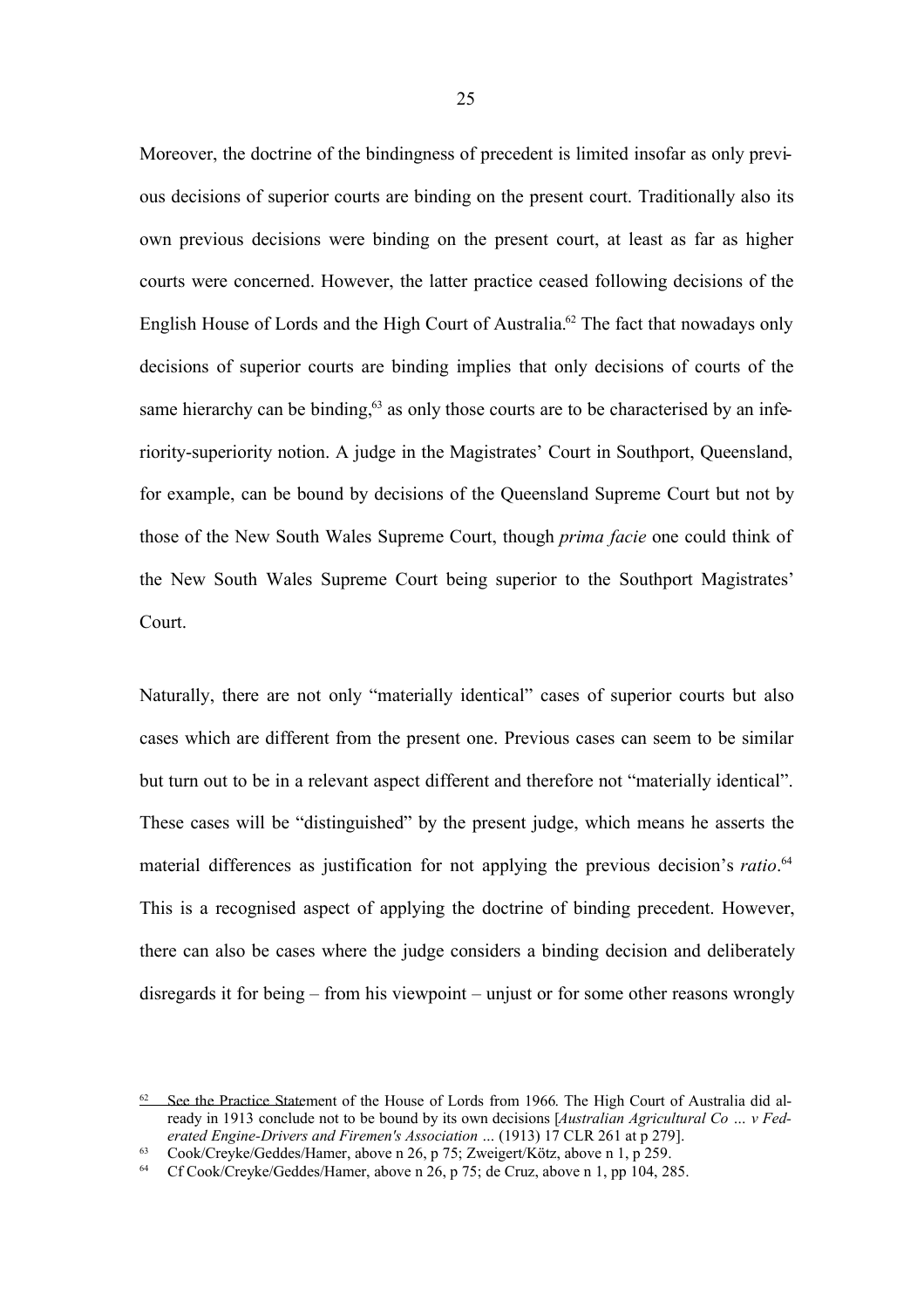Moreover, the doctrine of the bindingness of precedent is limited insofar as only previous decisions of superior courts are binding on the present court. Traditionally also its own previous decisions were binding on the present court, at least as far as higher courts were concerned. However, the latter practice ceased following decisions of the English House of Lords and the High Court of Australia.[62] The fact that nowadays only decisions of superior courts are binding implies that only decisions of courts of the same hierarchy can be binding,[63] as only those courts are to be characterised by an inferiority-superiority notion. A judge in the Magistrates' Court in Southport, Queensland, for example, can be bound by decisions of the Queensland Supreme Court but not by those of the New South Wales Supreme Court, though *prima facie* one could think of the New South Wales Supreme Court being superior to the Southport Magistrates' Court.

Naturally, there are not only "materially identical" cases of superior courts but also cases which are different from the present one. Previous cases can seem to be similar but turn out to be in a relevant aspect different and therefore not "materially identical". These cases will be "distinguished" by the present judge, which means he asserts the material differences as justification for not applying the previous decision's *ratio*.[64] This is a recognised aspect of applying the doctrine of binding precedent. However, there can also be cases where the judge considers a binding decision and deliberately disregards it for being – from his viewpoint – unjust or for some other reasons wrongly

---

[62] See the Practice Statement of the House of Lords from 1966. The High Court of Australia did already in 1913 conclude not to be bound by its own decisions [*Australian Agricultural Co … v Federated Engine-Drivers and Firemen's Association …* (1913) 17 CLR 261 at p 279].

[63] Cook/Creyke/Geddes/Hamer, above n 26, p 75; Zweigert/Kötz, above n 1, p 259.

[64] Cf Cook/Creyke/Geddes/Hamer, above n 26, p 75; de Cruz, above n 1, pp 104, 285.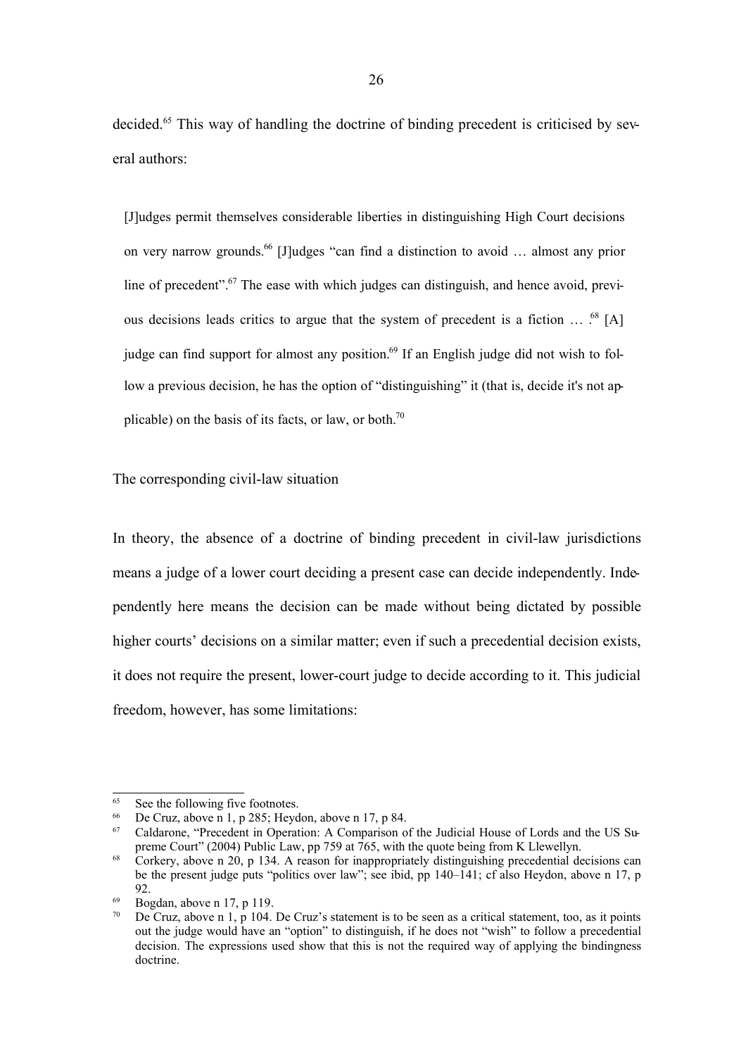decided.[65] This way of handling the doctrine of binding precedent is criticised by several authors:

> [J]udges permit themselves considerable liberties in distinguishing High Court decisions on very narrow grounds.[66] [J]udges "can find a distinction to avoid … almost any prior line of precedent".[67] The ease with which judges can distinguish, and hence avoid, previous decisions leads critics to argue that the system of precedent is a fiction … .[68] [A] judge can find support for almost any position.[69] If an English judge did not wish to follow a previous decision, he has the option of "distinguishing" it (that is, decide it's not applicable) on the basis of its facts, or law, or both.[70]

The corresponding civil-law situation

In theory, the absence of a doctrine of binding precedent in civil-law jurisdictions means a judge of a lower court deciding a present case can decide independently. Independently here means the decision can be made without being dictated by possible higher courts' decisions on a similar matter; even if such a precedential decision exists, it does not require the present, lower-court judge to decide according to it. This judicial freedom, however, has some limitations:

---

[65] See the following five footnotes.

[66] De Cruz, above n 1, p 285; Heydon, above n 17, p 84.

[67] Caldarone, "Precedent in Operation: A Comparison of the Judicial House of Lords and the US Supreme Court" (2004) Public Law, pp 759 at 765, with the quote being from K Llewellyn.

[68] Corkery, above n 20, p 134. A reason for inappropriately distinguishing precedential decisions can be the present judge puts "politics over law"; see ibid, pp 140–141; cf also Heydon, above n 17, p 92.

[69] Bogdan, above n 17, p 119.

[70] De Cruz, above n 1, p 104. De Cruz's statement is to be seen as a critical statement, too, as it points out the judge would have an "option" to distinguish, if he does not "wish" to follow a precedential decision. The expressions used show that this is not the required way of applying the bindingness doctrine.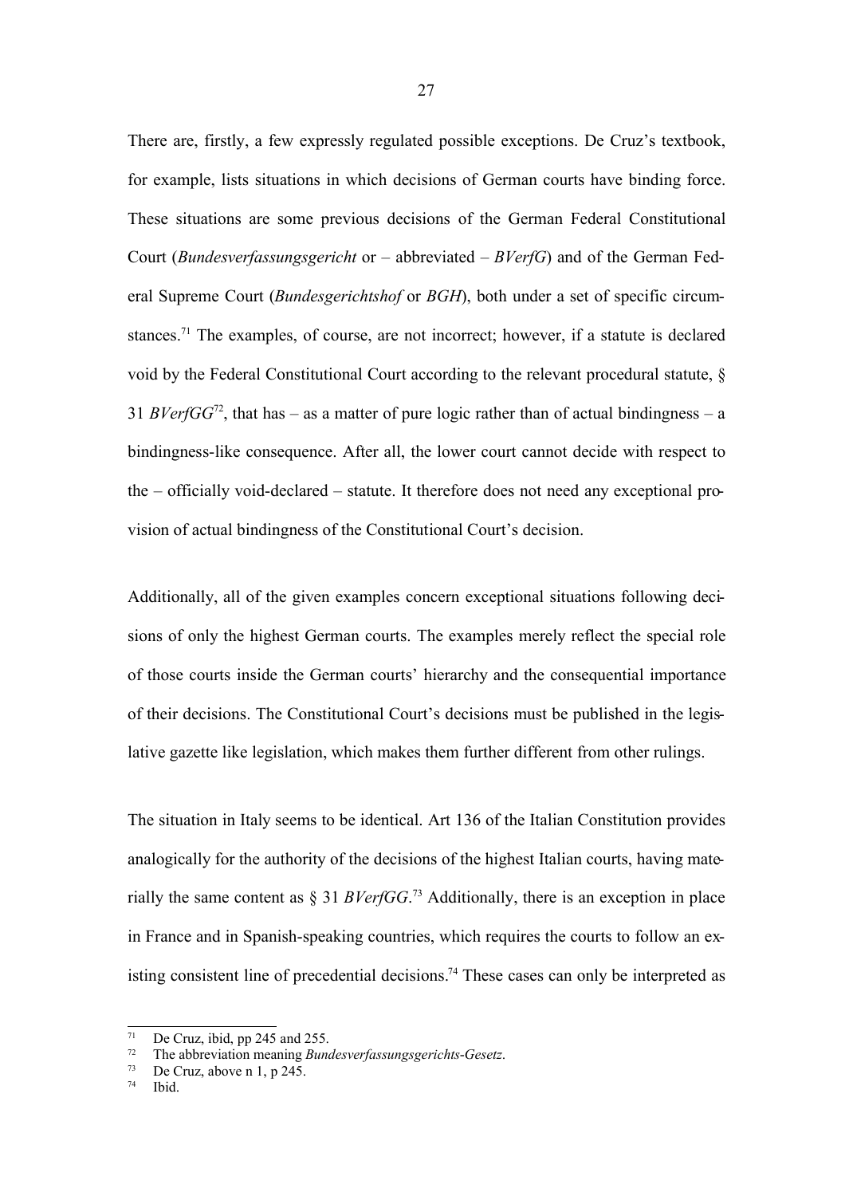There are, firstly, a few expressly regulated possible exceptions. De Cruz's textbook, for example, lists situations in which decisions of German courts have binding force. These situations are some previous decisions of the German Federal Constitutional Court (*Bundesverfassungsgericht* or – abbreviated – *BVerfG*) and of the German Federal Supreme Court (*Bundesgerichtshof* or *BGH*), both under a set of specific circumstances.[71] The examples, of course, are not incorrect; however, if a statute is declared void by the Federal Constitutional Court according to the relevant procedural statute, § 31 *BVerfGG*[72], that has – as a matter of pure logic rather than of actual bindingness – a bindingness-like consequence. After all, the lower court cannot decide with respect to the – officially void-declared – statute. It therefore does not need any exceptional provision of actual bindingness of the Constitutional Court's decision.

Additionally, all of the given examples concern exceptional situations following decisions of only the highest German courts. The examples merely reflect the special role of those courts inside the German courts' hierarchy and the consequential importance of their decisions. The Constitutional Court's decisions must be published in the legislative gazette like legislation, which makes them further different from other rulings.

The situation in Italy seems to be identical. Art 136 of the Italian Constitution provides analogically for the authority of the decisions of the highest Italian courts, having materially the same content as § 31 *BVerfGG*.[73] Additionally, there is an exception in place in France and in Spanish-speaking countries, which requires the courts to follow an existing consistent line of precedential decisions.[74] These cases can only be interpreted as

---

[71] De Cruz, ibid, pp 245 and 255.

[72] The abbreviation meaning *Bundesverfassungsgerichts-Gesetz*.

[73] De Cruz, above n 1, p 245.

[74] Ibid.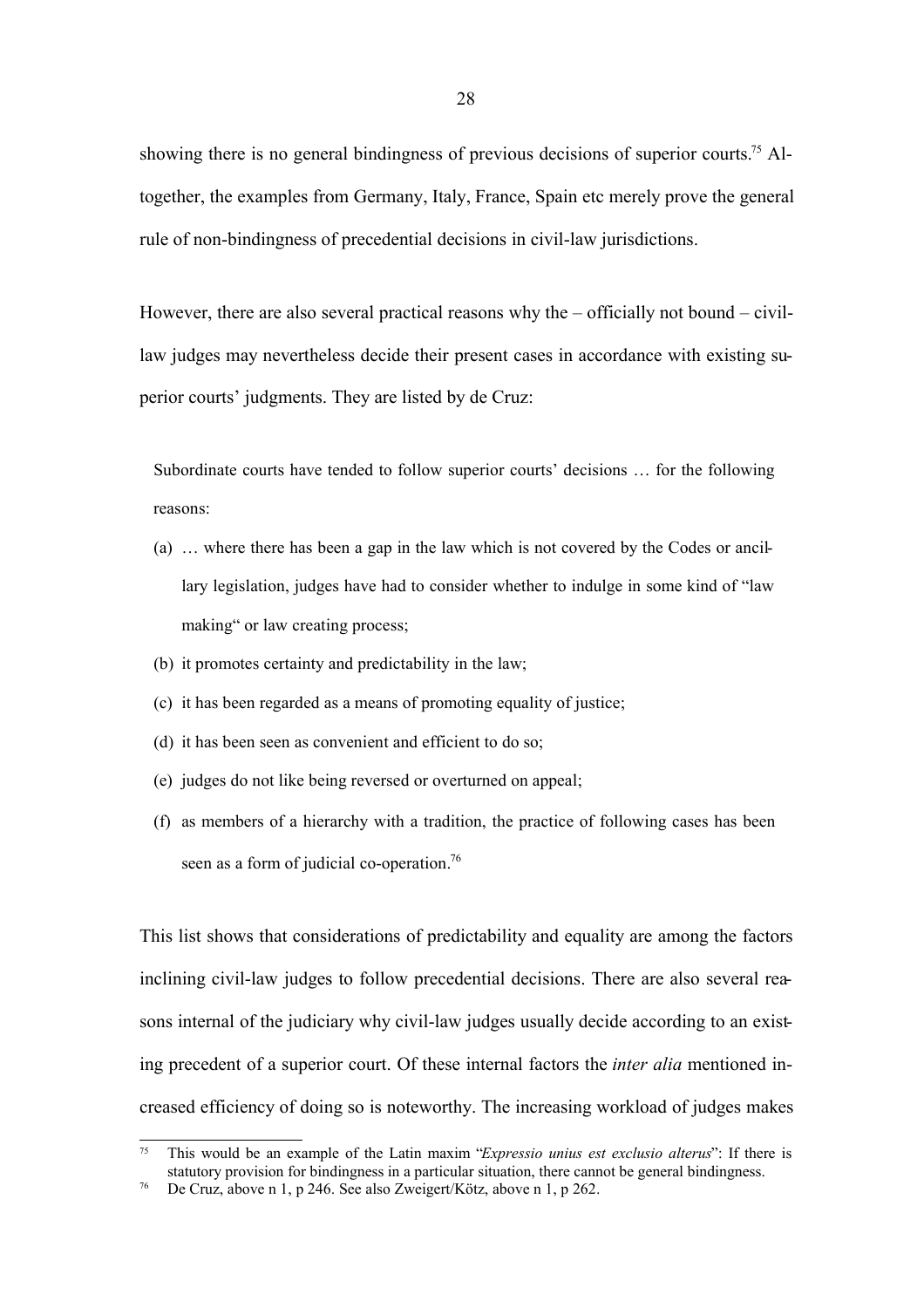showing there is no general bindingness of previous decisions of superior courts.[75] Altogether, the examples from Germany, Italy, France, Spain etc merely prove the general rule of non-bindingness of precedential decisions in civil-law jurisdictions.

However, there are also several practical reasons why the – officially not bound – civil-law judges may nevertheless decide their present cases in accordance with existing superior courts' judgments. They are listed by de Cruz:

> Subordinate courts have tended to follow superior courts' decisions … for the following reasons:
>
> (a) … where there has been a gap in the law which is not covered by the Codes or ancillary legislation, judges have had to consider whether to indulge in some kind of "law making" or law creating process;
>
> (b) it promotes certainty and predictability in the law;
>
> (c) it has been regarded as a means of promoting equality of justice;
>
> (d) it has been seen as convenient and efficient to do so;
>
> (e) judges do not like being reversed or overturned on appeal;
>
> (f) as members of a hierarchy with a tradition, the practice of following cases has been seen as a form of judicial co-operation.[76]

This list shows that considerations of predictability and equality are among the factors inclining civil-law judges to follow precedential decisions. There are also several reasons internal of the judiciary why civil-law judges usually decide according to an existing precedent of a superior court. Of these internal factors the *inter alia* mentioned increased efficiency of doing so is noteworthy. The increasing workload of judges makes

---

[75] This would be an example of the Latin maxim "*Expressio unius est exclusio alterus*": If there is statutory provision for bindingness in a particular situation, there cannot be general bindingness.

[76] De Cruz, above n 1, p 246. See also Zweigert/Kötz, above n 1, p 262.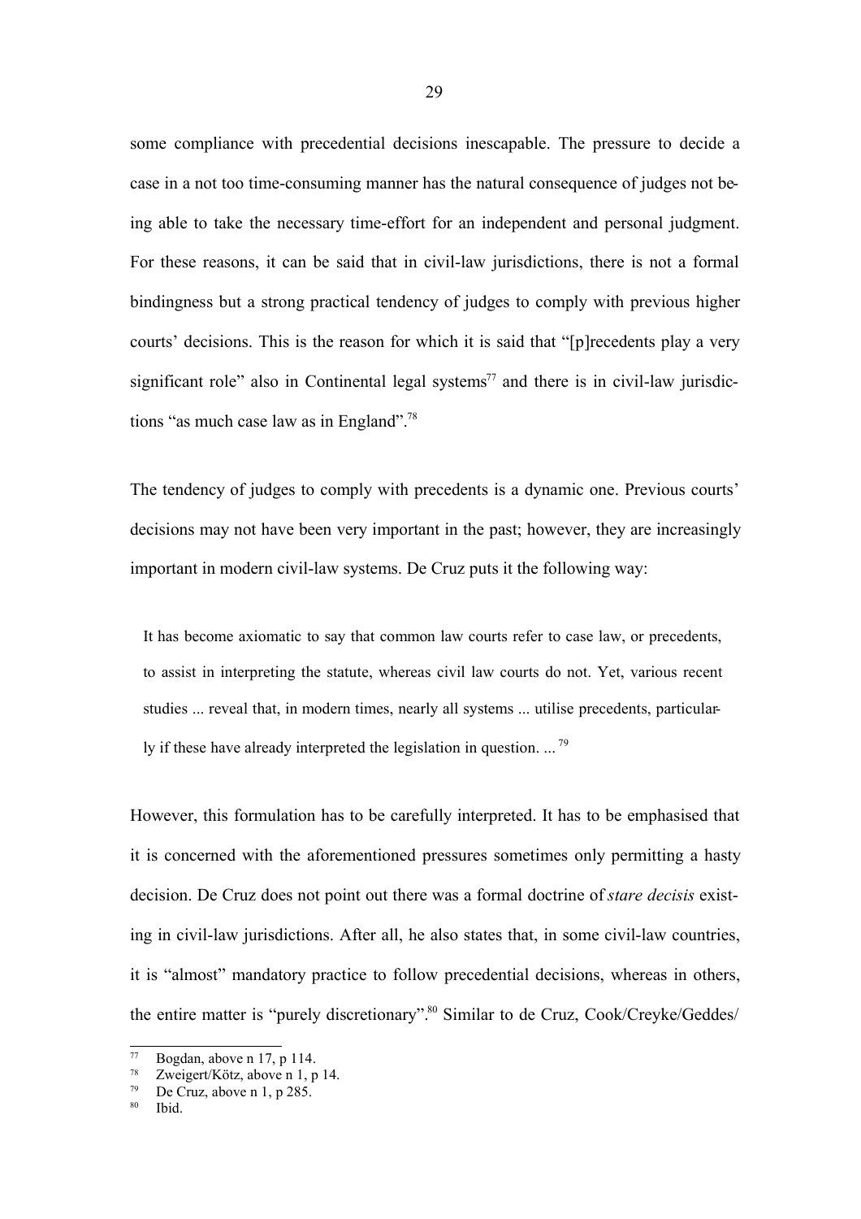some compliance with precedential decisions inescapable. The pressure to decide a case in a not too time-consuming manner has the natural consequence of judges not being able to take the necessary time-effort for an independent and personal judgment. For these reasons, it can be said that in civil-law jurisdictions, there is not a formal bindingness but a strong practical tendency of judges to comply with previous higher courts' decisions. This is the reason for which it is said that "[p]recedents play a very significant role" also in Continental legal systems[77] and there is in civil-law jurisdictions "as much case law as in England".[78]

The tendency of judges to comply with precedents is a dynamic one. Previous courts' decisions may not have been very important in the past; however, they are increasingly important in modern civil-law systems. De Cruz puts it the following way:

> It has become axiomatic to say that common law courts refer to case law, or precedents, to assist in interpreting the statute, whereas civil law courts do not. Yet, various recent studies ... reveal that, in modern times, nearly all systems ... utilise precedents, particularly if these have already interpreted the legislation in question. ... [79]

However, this formulation has to be carefully interpreted. It has to be emphasised that it is concerned with the aforementioned pressures sometimes only permitting a hasty decision. De Cruz does not point out there was a formal doctrine of *stare decisis* existing in civil-law jurisdictions. After all, he also states that, in some civil-law countries, it is "almost" mandatory practice to follow precedential decisions, whereas in others, the entire matter is "purely discretionary".[80] Similar to de Cruz, Cook/Creyke/Geddes/

---

[77] Bogdan, above n 17, p 114.

[78] Zweigert/Kötz, above n 1, p 14.

[79] De Cruz, above n 1, p 285.

[80] Ibid.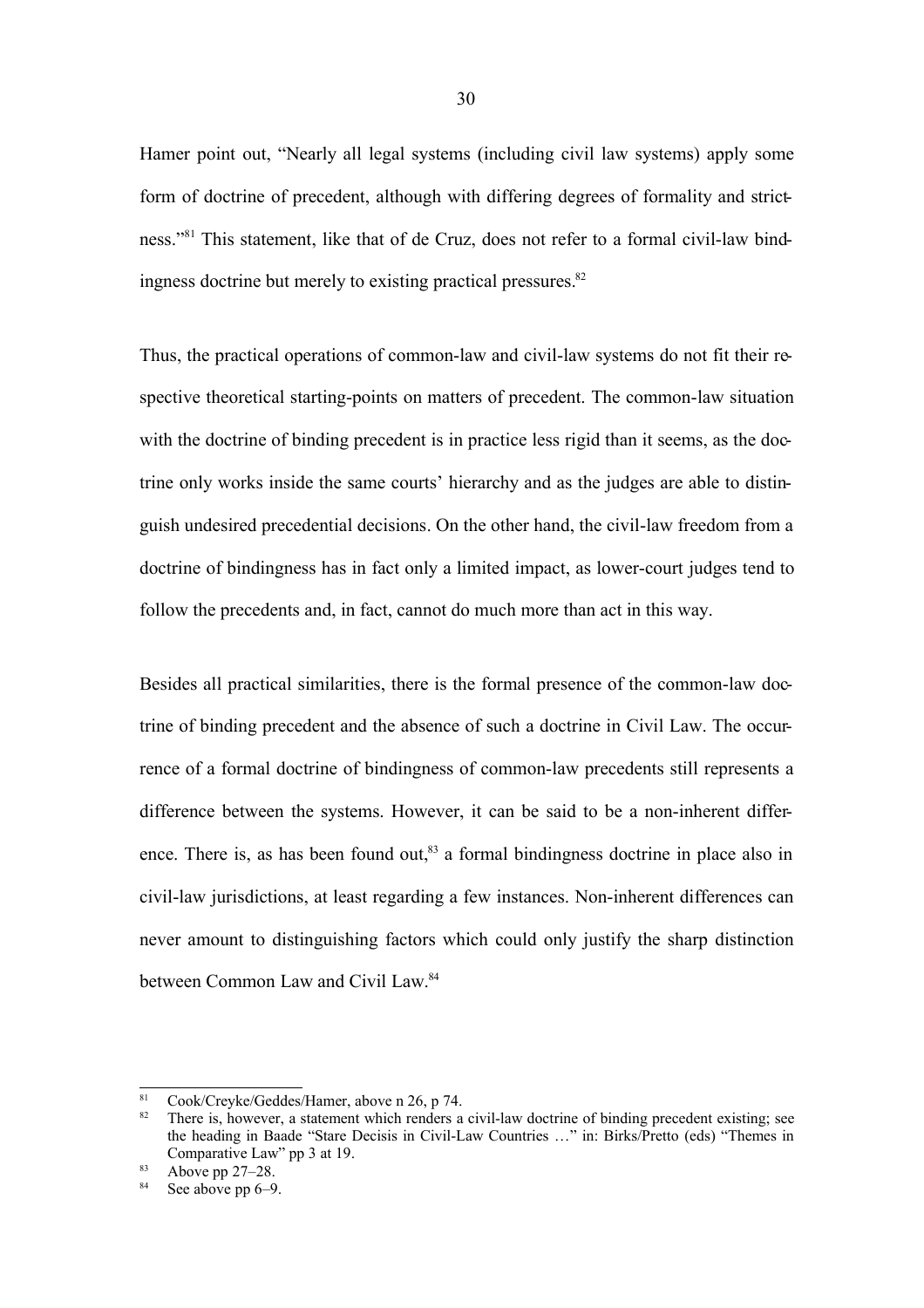Hamer point out, "Nearly all legal systems (including civil law systems) apply some form of doctrine of precedent, although with differing degrees of formality and strictness."[81] This statement, like that of de Cruz, does not refer to a formal civil-law bindingness doctrine but merely to existing practical pressures.[82]

Thus, the practical operations of common-law and civil-law systems do not fit their respective theoretical starting-points on matters of precedent. The common-law situation with the doctrine of binding precedent is in practice less rigid than it seems, as the doctrine only works inside the same courts' hierarchy and as the judges are able to distinguish undesired precedential decisions. On the other hand, the civil-law freedom from a doctrine of bindingness has in fact only a limited impact, as lower-court judges tend to follow the precedents and, in fact, cannot do much more than act in this way.

Besides all practical similarities, there is the formal presence of the common-law doctrine of binding precedent and the absence of such a doctrine in Civil Law. The occurrence of a formal doctrine of bindingness of common-law precedents still represents a difference between the systems. However, it can be said to be a non-inherent difference. There is, as has been found out,[83] a formal bindingness doctrine in place also in civil-law jurisdictions, at least regarding a few instances. Non-inherent differences can never amount to distinguishing factors which could only justify the sharp distinction between Common Law and Civil Law.[84]

---

[81] Cook/Creyke/Geddes/Hamer, above n 26, p 74.

[82] There is, however, a statement which renders a civil-law doctrine of binding precedent existing; see the heading in Baade "Stare Decisis in Civil-Law Countries …" in: Birks/Pretto (eds) "Themes in Comparative Law" pp 3 at 19.

[83] Above pp 27–28.

[84] See above pp 6–9.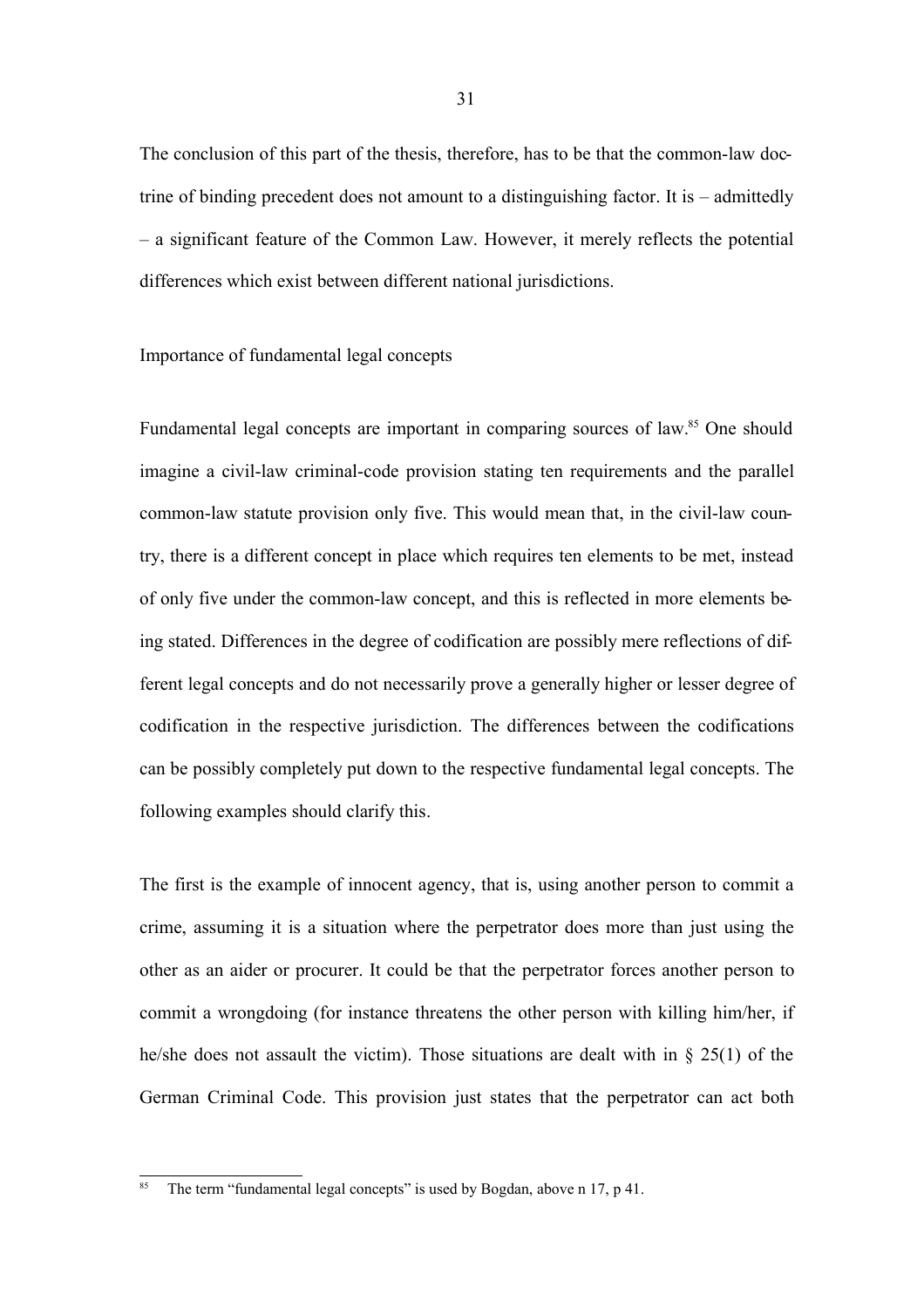The conclusion of this part of the thesis, therefore, has to be that the common-law doctrine of binding precedent does not amount to a distinguishing factor. It is – admittedly – a significant feature of the Common Law. However, it merely reflects the potential differences which exist between different national jurisdictions.

## Importance of fundamental legal concepts

Fundamental legal concepts are important in comparing sources of law.[85] One should imagine a civil-law criminal-code provision stating ten requirements and the parallel common-law statute provision only five. This would mean that, in the civil-law country, there is a different concept in place which requires ten elements to be met, instead of only five under the common-law concept, and this is reflected in more elements being stated. Differences in the degree of codification are possibly mere reflections of different legal concepts and do not necessarily prove a generally higher or lesser degree of codification in the respective jurisdiction. The differences between the codifications can be possibly completely put down to the respective fundamental legal concepts. The following examples should clarify this.

The first is the example of innocent agency, that is, using another person to commit a crime, assuming it is a situation where the perpetrator does more than just using the other as an aider or procurer. It could be that the perpetrator forces another person to commit a wrongdoing (for instance threatens the other person with killing him/her, if he/she does not assault the victim). Those situations are dealt with in § 25(1) of the German Criminal Code. This provision just states that the perpetrator can act both

---

[85] The term "fundamental legal concepts" is used by Bogdan, above n 17, p 41.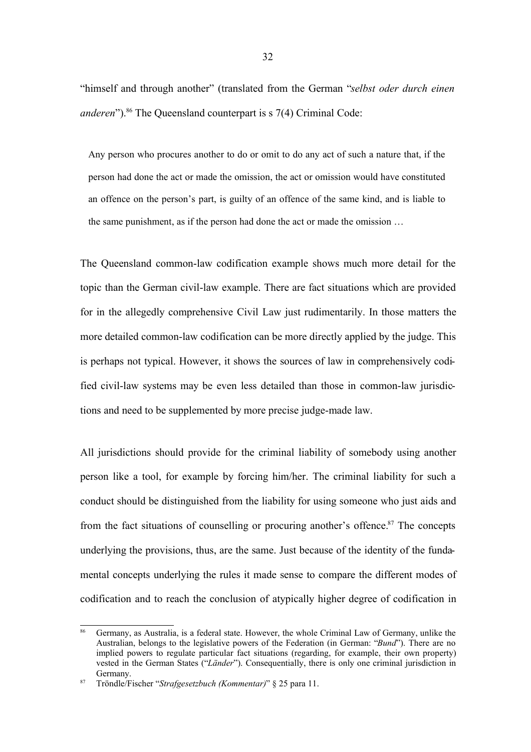"himself and through another" (translated from the German "*selbst oder durch einen anderen*").[86] The Queensland counterpart is s 7(4) Criminal Code:

> Any person who procures another to do or omit to do any act of such a nature that, if the person had done the act or made the omission, the act or omission would have constituted an offence on the person's part, is guilty of an offence of the same kind, and is liable to the same punishment, as if the person had done the act or made the omission …

The Queensland common-law codification example shows much more detail for the topic than the German civil-law example. There are fact situations which are provided for in the allegedly comprehensive Civil Law just rudimentarily. In those matters the more detailed common-law codification can be more directly applied by the judge. This is perhaps not typical. However, it shows the sources of law in comprehensively codified civil-law systems may be even less detailed than those in common-law jurisdictions and need to be supplemented by more precise judge-made law.

All jurisdictions should provide for the criminal liability of somebody using another person like a tool, for example by forcing him/her. The criminal liability for such a conduct should be distinguished from the liability for using someone who just aids and from the fact situations of counselling or procuring another's offence.[87] The concepts underlying the provisions, thus, are the same. Just because of the identity of the fundamental concepts underlying the rules it made sense to compare the different modes of codification and to reach the conclusion of atypically higher degree of codification in

---

[86] Germany, as Australia, is a federal state. However, the whole Criminal Law of Germany, unlike the Australian, belongs to the legislative powers of the Federation (in German: "*Bund*"). There are no implied powers to regulate particular fact situations (regarding, for example, their own property) vested in the German States ("*Länder*"). Consequentially, there is only one criminal jurisdiction in Germany.

[87] Tröndle/Fischer "*Strafgesetzbuch (Kommentar)*" § 25 para 11.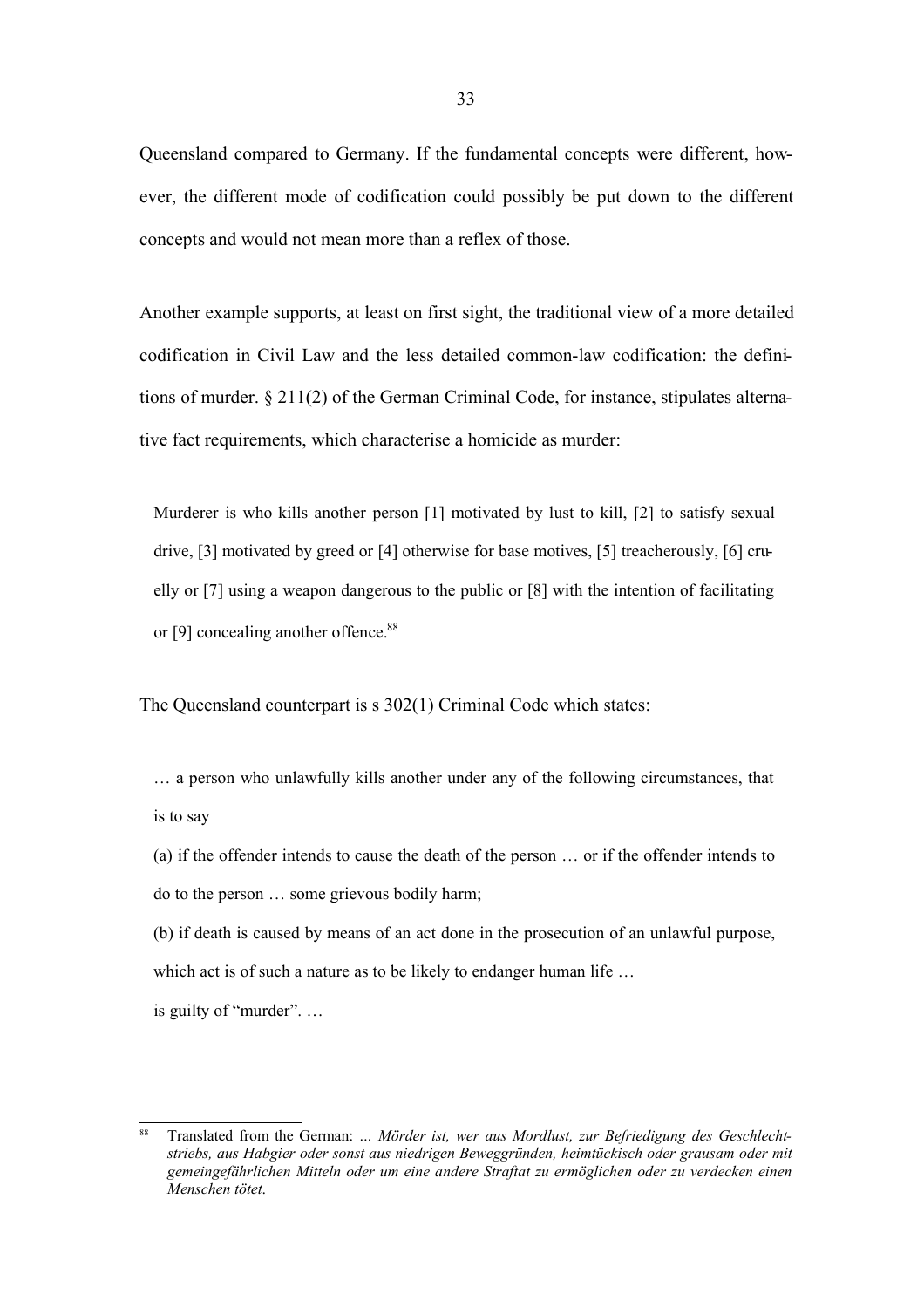Queensland compared to Germany. If the fundamental concepts were different, however, the different mode of codification could possibly be put down to the different concepts and would not mean more than a reflex of those.

Another example supports, at least on first sight, the traditional view of a more detailed codification in Civil Law and the less detailed common-law codification: the definitions of murder. § 211(2) of the German Criminal Code, for instance, stipulates alternative fact requirements, which characterise a homicide as murder:

> Murderer is who kills another person [1] motivated by lust to kill, [2] to satisfy sexual drive, [3] motivated by greed or [4] otherwise for base motives, [5] treacherously, [6] cruelly or [7] using a weapon dangerous to the public or [8] with the intention of facilitating or [9] concealing another offence.[88]

The Queensland counterpart is s 302(1) Criminal Code which states:

> … a person who unlawfully kills another under any of the following circumstances, that is to say
>
> (a) if the offender intends to cause the death of the person … or if the offender intends to do to the person … some grievous bodily harm;
>
> (b) if death is caused by means of an act done in the prosecution of an unlawful purpose, which act is of such a nature as to be likely to endanger human life …
>
> is guilty of "murder". …

---

[88] Translated from the German: ... *Mörder ist, wer aus Mordlust, zur Befriedigung des Geschlechtstriebs, aus Habgier oder sonst aus niedrigen Beweggründen, heimtückisch oder grausam oder mit gemeingefährlichen Mitteln oder um eine andere Straftat zu ermöglichen oder zu verdecken einen Menschen tötet*.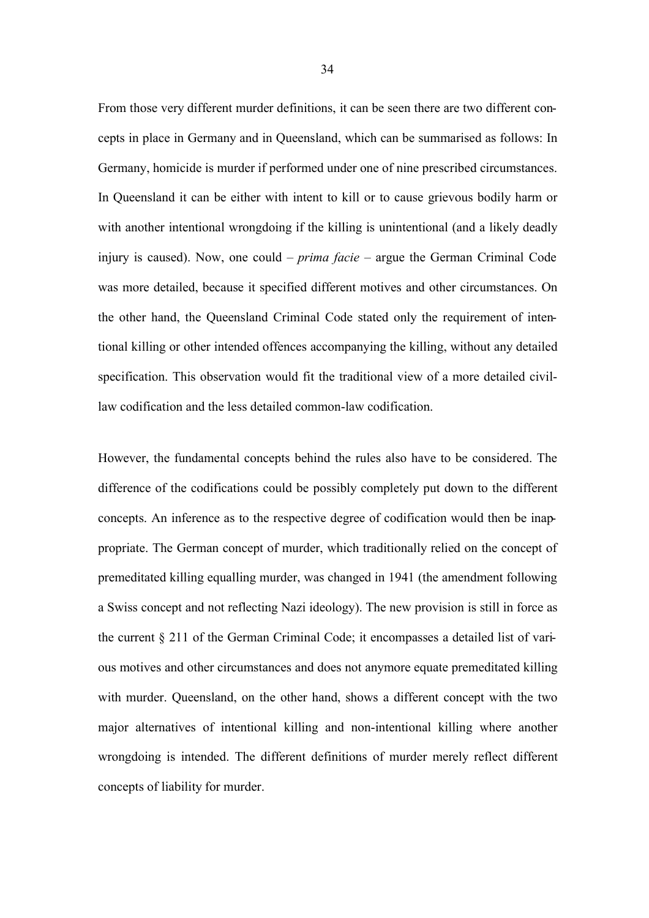From those very different murder definitions, it can be seen there are two different concepts in place in Germany and in Queensland, which can be summarised as follows: In Germany, homicide is murder if performed under one of nine prescribed circumstances. In Queensland it can be either with intent to kill or to cause grievous bodily harm or with another intentional wrongdoing if the killing is unintentional (and a likely deadly injury is caused). Now, one could – *prima facie* – argue the German Criminal Code was more detailed, because it specified different motives and other circumstances. On the other hand, the Queensland Criminal Code stated only the requirement of intentional killing or other intended offences accompanying the killing, without any detailed specification. This observation would fit the traditional view of a more detailed civil-law codification and the less detailed common-law codification.

However, the fundamental concepts behind the rules also have to be considered. The difference of the codifications could be possibly completely put down to the different concepts. An inference as to the respective degree of codification would then be inappropriate. The German concept of murder, which traditionally relied on the concept of premeditated killing equalling murder, was changed in 1941 (the amendment following a Swiss concept and not reflecting Nazi ideology). The new provision is still in force as the current § 211 of the German Criminal Code; it encompasses a detailed list of various motives and other circumstances and does not anymore equate premeditated killing with murder. Queensland, on the other hand, shows a different concept with the two major alternatives of intentional killing and non-intentional killing where another wrongdoing is intended. The different definitions of murder merely reflect different concepts of liability for murder.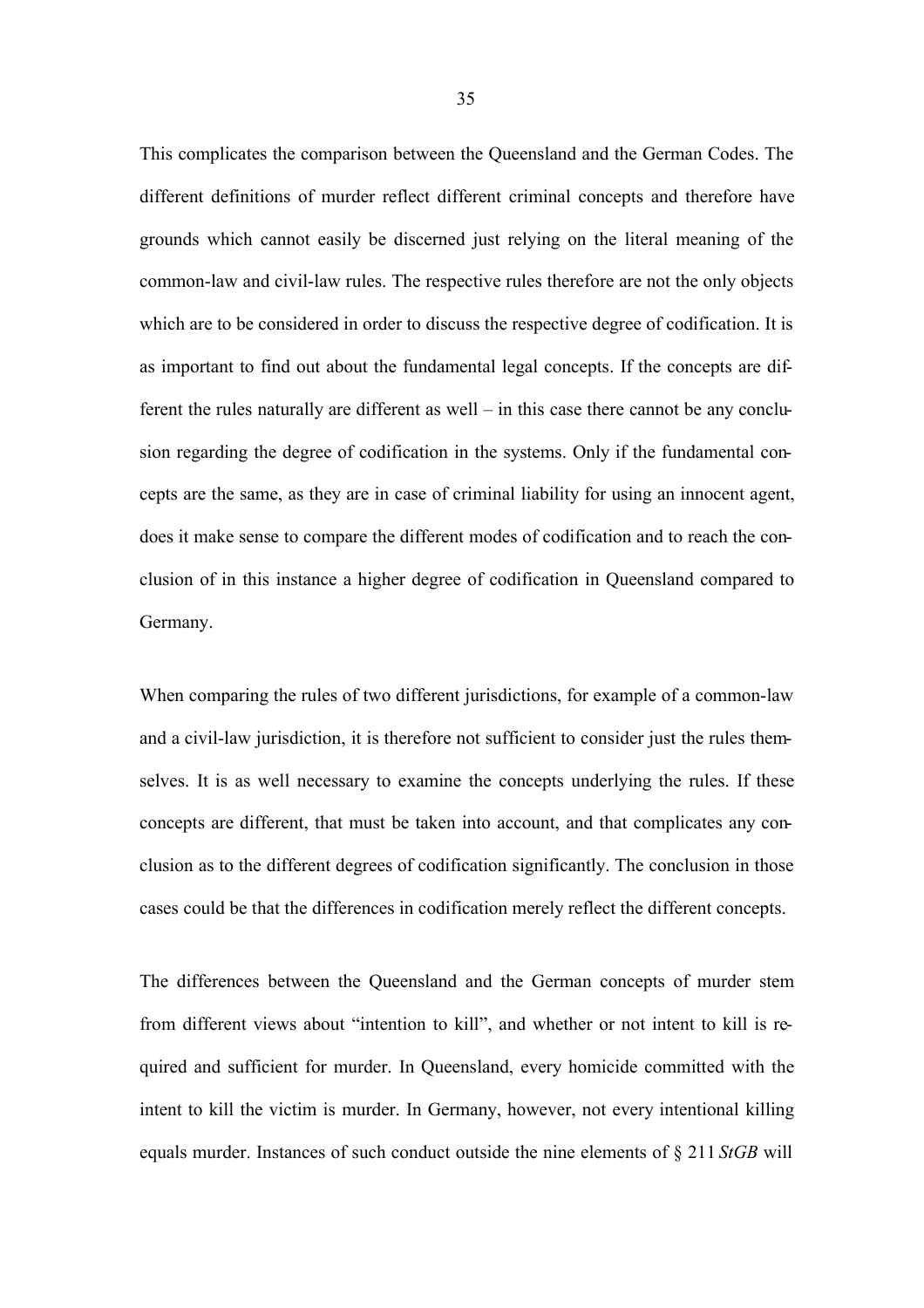This complicates the comparison between the Queensland and the German Codes. The different definitions of murder reflect different criminal concepts and therefore have grounds which cannot easily be discerned just relying on the literal meaning of the common-law and civil-law rules. The respective rules therefore are not the only objects which are to be considered in order to discuss the respective degree of codification. It is as important to find out about the fundamental legal concepts. If the concepts are different the rules naturally are different as well – in this case there cannot be any conclusion regarding the degree of codification in the systems. Only if the fundamental concepts are the same, as they are in case of criminal liability for using an innocent agent, does it make sense to compare the different modes of codification and to reach the conclusion of in this instance a higher degree of codification in Queensland compared to Germany.

When comparing the rules of two different jurisdictions, for example of a common-law and a civil-law jurisdiction, it is therefore not sufficient to consider just the rules themselves. It is as well necessary to examine the concepts underlying the rules. If these concepts are different, that must be taken into account, and that complicates any conclusion as to the different degrees of codification significantly. The conclusion in those cases could be that the differences in codification merely reflect the different concepts.

The differences between the Queensland and the German concepts of murder stem from different views about "intention to kill", and whether or not intent to kill is required and sufficient for murder. In Queensland, every homicide committed with the intent to kill the victim is murder. In Germany, however, not every intentional killing equals murder. Instances of such conduct outside the nine elements of § 211 *StGB* will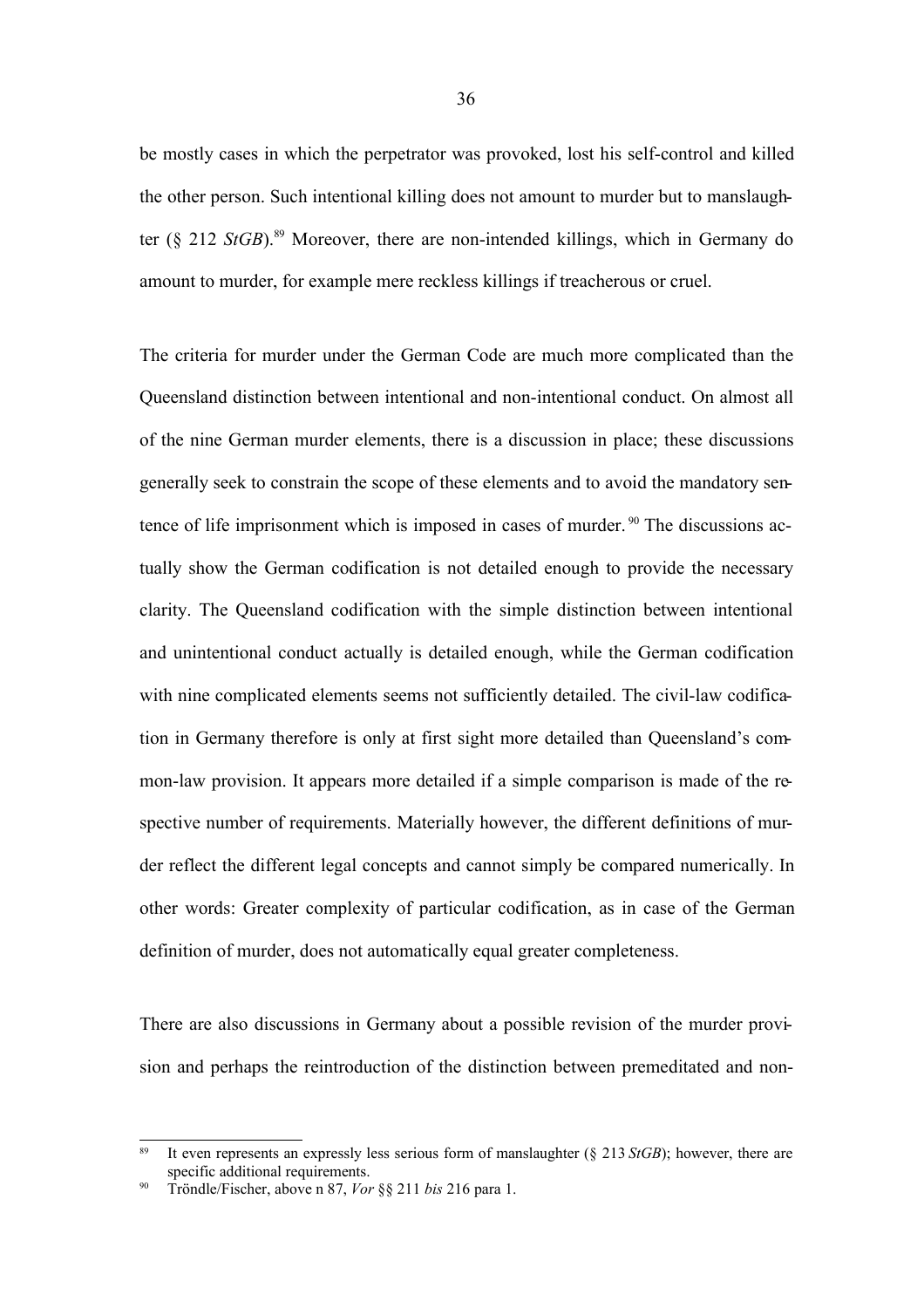be mostly cases in which the perpetrator was provoked, lost his self-control and killed the other person. Such intentional killing does not amount to murder but to manslaughter (§ 212 *StGB*).[89] Moreover, there are non-intended killings, which in Germany do amount to murder, for example mere reckless killings if treacherous or cruel.

The criteria for murder under the German Code are much more complicated than the Queensland distinction between intentional and non-intentional conduct. On almost all of the nine German murder elements, there is a discussion in place; these discussions generally seek to constrain the scope of these elements and to avoid the mandatory sentence of life imprisonment which is imposed in cases of murder.[90] The discussions actually show the German codification is not detailed enough to provide the necessary clarity. The Queensland codification with the simple distinction between intentional and unintentional conduct actually is detailed enough, while the German codification with nine complicated elements seems not sufficiently detailed. The civil-law codification in Germany therefore is only at first sight more detailed than Queensland's common-law provision. It appears more detailed if a simple comparison is made of the respective number of requirements. Materially however, the different definitions of murder reflect the different legal concepts and cannot simply be compared numerically. In other words: Greater complexity of particular codification, as in case of the German definition of murder, does not automatically equal greater completeness.

There are also discussions in Germany about a possible revision of the murder provision and perhaps the reintroduction of the distinction between premeditated and non-

---

[89] It even represents an expressly less serious form of manslaughter (§ 213 *StGB*); however, there are specific additional requirements.

[90] Tröndle/Fischer, above n 87, *Vor* §§ 211 *bis* 216 para 1.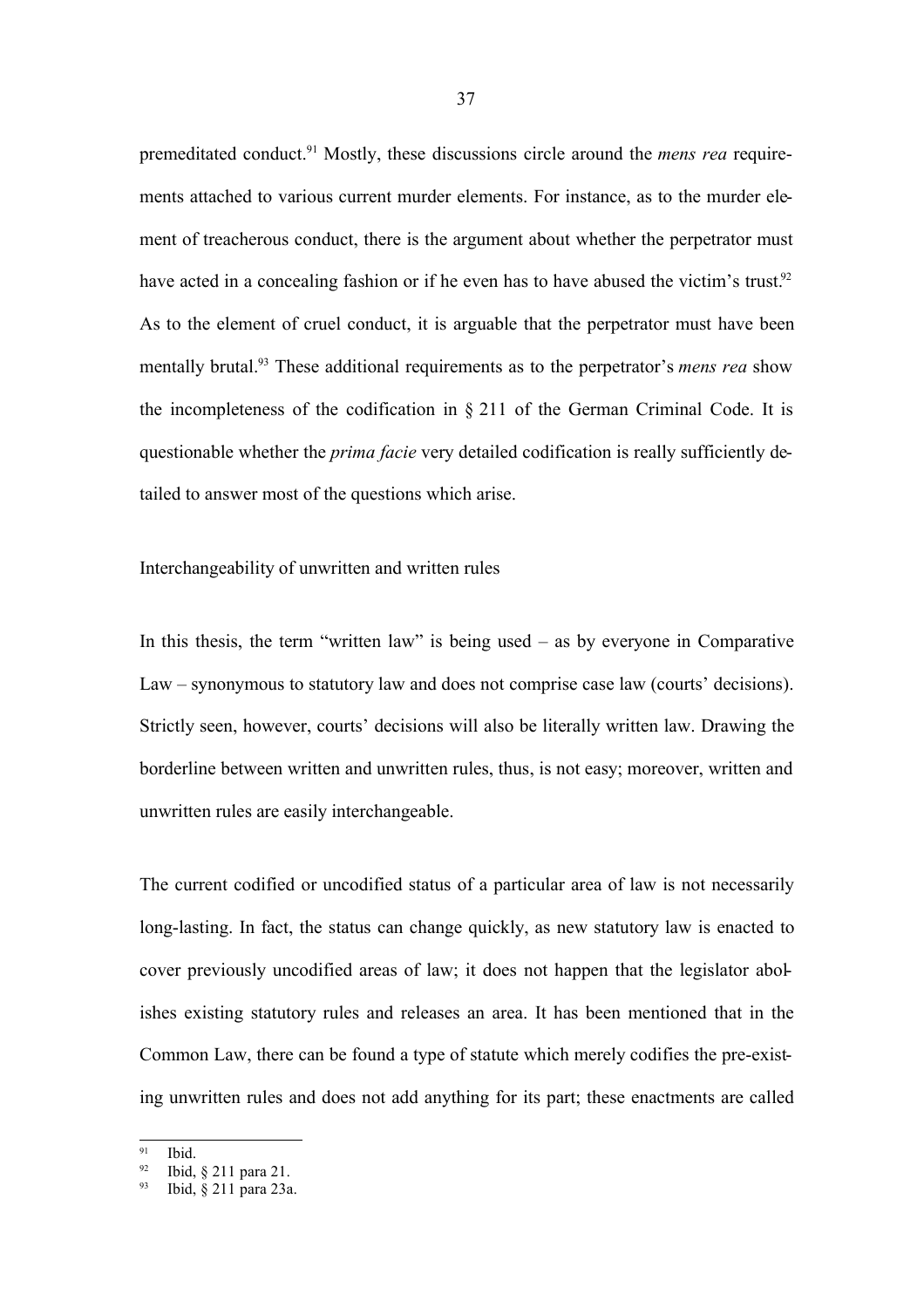premeditated conduct.[91] Mostly, these discussions circle around the *mens rea* requirements attached to various current murder elements. For instance, as to the murder element of treacherous conduct, there is the argument about whether the perpetrator must have acted in a concealing fashion or if he even has to have abused the victim's trust.[92] As to the element of cruel conduct, it is arguable that the perpetrator must have been mentally brutal.[93] These additional requirements as to the perpetrator's *mens rea* show the incompleteness of the codification in § 211 of the German Criminal Code. It is questionable whether the *prima facie* very detailed codification is really sufficiently detailed to answer most of the questions which arise.

Interchangeability of unwritten and written rules

In this thesis, the term "written law" is being used – as by everyone in Comparative Law – synonymous to statutory law and does not comprise case law (courts' decisions). Strictly seen, however, courts' decisions will also be literally written law. Drawing the borderline between written and unwritten rules, thus, is not easy; moreover, written and unwritten rules are easily interchangeable.

The current codified or uncodified status of a particular area of law is not necessarily long-lasting. In fact, the status can change quickly, as new statutory law is enacted to cover previously uncodified areas of law; it does not happen that the legislator abolishes existing statutory rules and releases an area. It has been mentioned that in the Common Law, there can be found a type of statute which merely codifies the pre-existing unwritten rules and does not add anything for its part; these enactments are called

---

[91] Ibid.
[92] Ibid, § 211 para 21.
[93] Ibid, § 211 para 23a.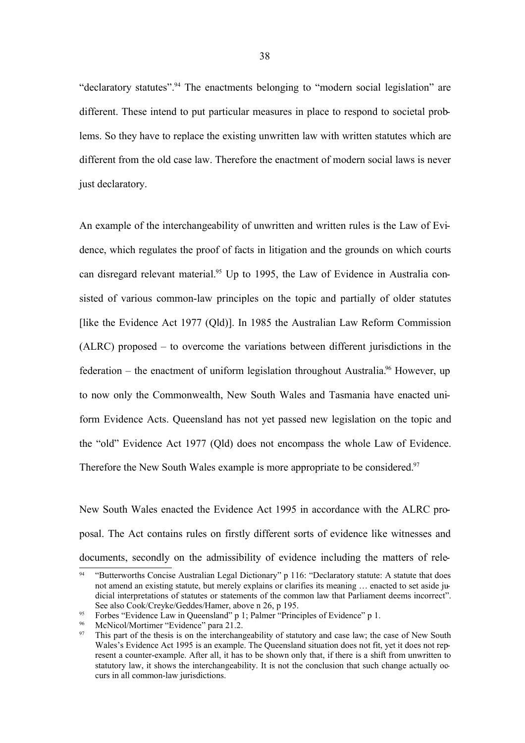"declaratory statutes".[94] The enactments belonging to "modern social legislation" are different. These intend to put particular measures in place to respond to societal problems. So they have to replace the existing unwritten law with written statutes which are different from the old case law. Therefore the enactment of modern social laws is never just declaratory.

An example of the interchangeability of unwritten and written rules is the Law of Evidence, which regulates the proof of facts in litigation and the grounds on which courts can disregard relevant material.[95] Up to 1995, the Law of Evidence in Australia consisted of various common-law principles on the topic and partially of older statutes [like the Evidence Act 1977 (Qld)]. In 1985 the Australian Law Reform Commission (ALRC) proposed – to overcome the variations between different jurisdictions in the federation – the enactment of uniform legislation throughout Australia.[96] However, up to now only the Commonwealth, New South Wales and Tasmania have enacted uniform Evidence Acts. Queensland has not yet passed new legislation on the topic and the "old" Evidence Act 1977 (Qld) does not encompass the whole Law of Evidence. Therefore the New South Wales example is more appropriate to be considered.[97]

New South Wales enacted the Evidence Act 1995 in accordance with the ALRC proposal. The Act contains rules on firstly different sorts of evidence like witnesses and documents, secondly on the admissibility of evidence including the matters of rele-

---

[94] "Butterworths Concise Australian Legal Dictionary" p 116: "Declaratory statute: A statute that does not amend an existing statute, but merely explains or clarifies its meaning … enacted to set aside judicial interpretations of statutes or statements of the common law that Parliament deems incorrect". See also Cook/Creyke/Geddes/Hamer, above n 26, p 195.

[95] Forbes "Evidence Law in Queensland" p 1; Palmer "Principles of Evidence" p 1.

[96] McNicol/Mortimer "Evidence" para 21.2.

[97] This part of the thesis is on the interchangeability of statutory and case law; the case of New South Wales's Evidence Act 1995 is an example. The Queensland situation does not fit, yet it does not represent a counter-example. After all, it has to be shown only that, if there is a shift from unwritten to statutory law, it shows the interchangeability. It is not the conclusion that such change actually occurs in all common-law jurisdictions.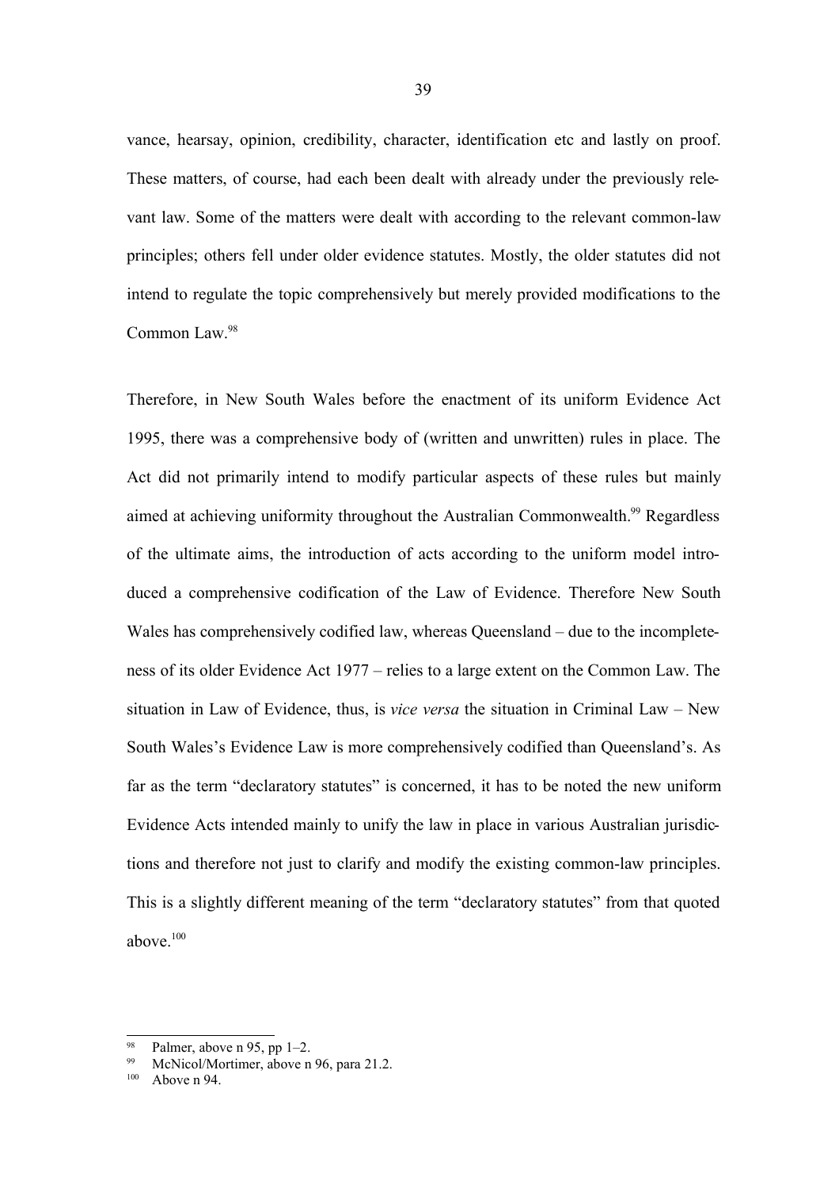vance, hearsay, opinion, credibility, character, identification etc and lastly on proof. These matters, of course, had each been dealt with already under the previously relevant law. Some of the matters were dealt with according to the relevant common-law principles; others fell under older evidence statutes. Mostly, the older statutes did not intend to regulate the topic comprehensively but merely provided modifications to the Common Law.[98]

Therefore, in New South Wales before the enactment of its uniform Evidence Act 1995, there was a comprehensive body of (written and unwritten) rules in place. The Act did not primarily intend to modify particular aspects of these rules but mainly aimed at achieving uniformity throughout the Australian Commonwealth.[99] Regardless of the ultimate aims, the introduction of acts according to the uniform model introduced a comprehensive codification of the Law of Evidence. Therefore New South Wales has comprehensively codified law, whereas Queensland – due to the incompleteness of its older Evidence Act 1977 – relies to a large extent on the Common Law. The situation in Law of Evidence, thus, is *vice versa* the situation in Criminal Law – New South Wales's Evidence Law is more comprehensively codified than Queensland's. As far as the term "declaratory statutes" is concerned, it has to be noted the new uniform Evidence Acts intended mainly to unify the law in place in various Australian jurisdictions and therefore not just to clarify and modify the existing common-law principles. This is a slightly different meaning of the term "declaratory statutes" from that quoted above.[100]

---

[98] Palmer, above n 95, pp 1–2.

[99] McNicol/Mortimer, above n 96, para 21.2.

[100] Above n 94.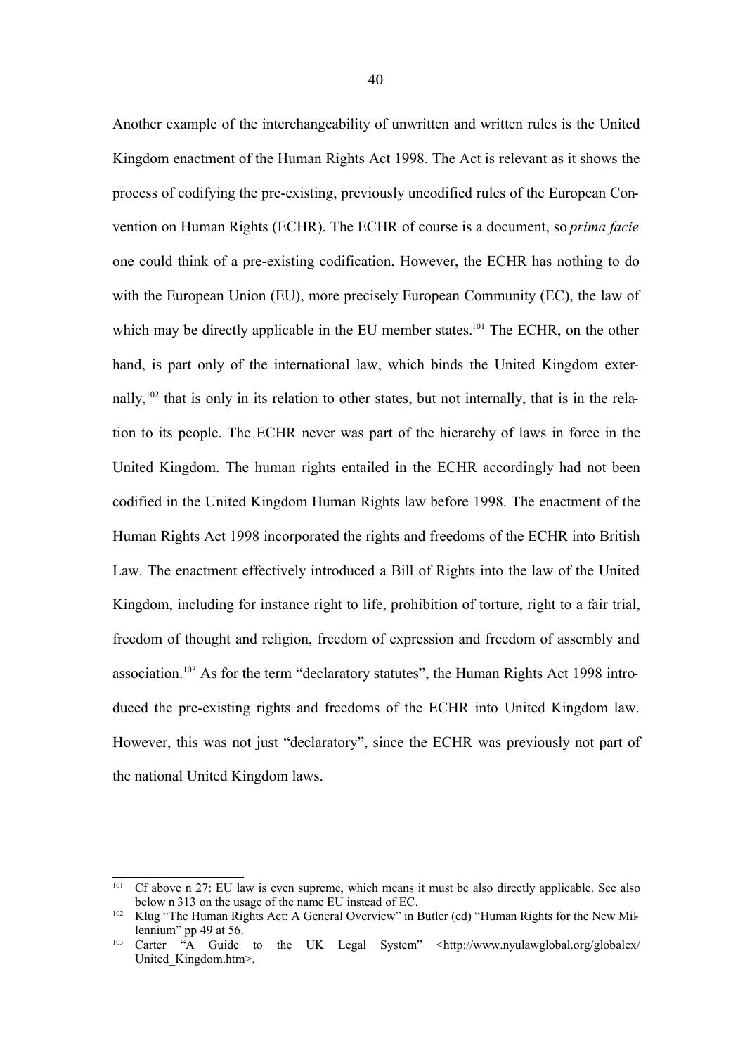Another example of the interchangeability of unwritten and written rules is the United Kingdom enactment of the Human Rights Act 1998. The Act is relevant as it shows the process of codifying the pre-existing, previously uncodified rules of the European Convention on Human Rights (ECHR). The ECHR of course is a document, so *prima facie* one could think of a pre-existing codification. However, the ECHR has nothing to do with the European Union (EU), more precisely European Community (EC), the law of which may be directly applicable in the EU member states.[101] The ECHR, on the other hand, is part only of the international law, which binds the United Kingdom externally,[102] that is only in its relation to other states, but not internally, that is in the relation to its people. The ECHR never was part of the hierarchy of laws in force in the United Kingdom. The human rights entailed in the ECHR accordingly had not been codified in the United Kingdom Human Rights law before 1998. The enactment of the Human Rights Act 1998 incorporated the rights and freedoms of the ECHR into British Law. The enactment effectively introduced a Bill of Rights into the law of the United Kingdom, including for instance right to life, prohibition of torture, right to a fair trial, freedom of thought and religion, freedom of expression and freedom of assembly and association.[103] As for the term "declaratory statutes", the Human Rights Act 1998 introduced the pre-existing rights and freedoms of the ECHR into United Kingdom law. However, this was not just "declaratory", since the ECHR was previously not part of the national United Kingdom laws.

---

[101] Cf above n 27: EU law is even supreme, which means it must be also directly applicable. See also below n 313 on the usage of the name EU instead of EC.

[102] Klug "The Human Rights Act: A General Overview" in Butler (ed) "Human Rights for the New Millennium" pp 49 at 56.

[103] Carter "A Guide to the UK Legal System" <http://www.nyulawglobal.org/globalex/United_Kingdom.htm>.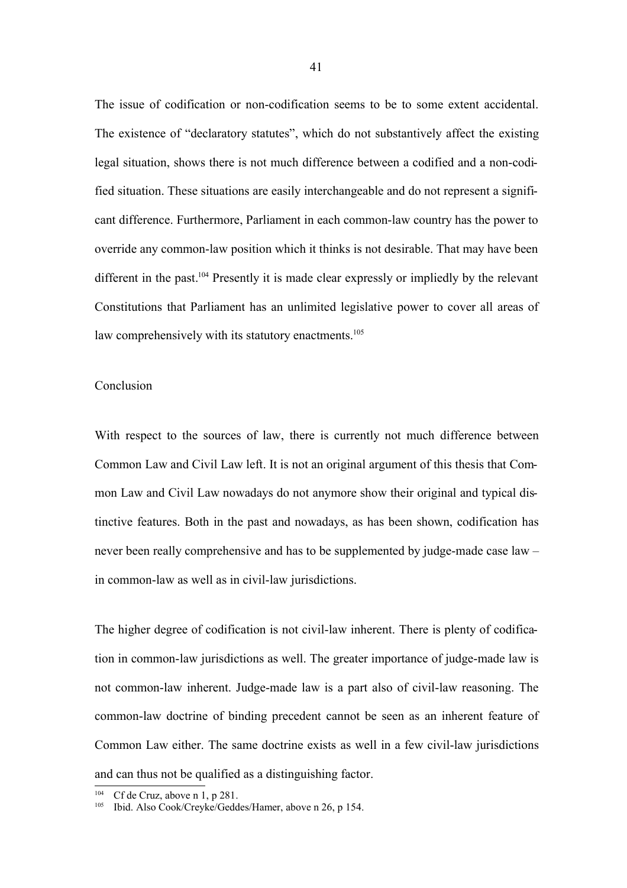The issue of codification or non-codification seems to be to some extent accidental. The existence of "declaratory statutes", which do not substantively affect the existing legal situation, shows there is not much difference between a codified and a non-codified situation. These situations are easily interchangeable and do not represent a significant difference. Furthermore, Parliament in each common-law country has the power to override any common-law position which it thinks is not desirable. That may have been different in the past.[104] Presently it is made clear expressly or impliedly by the relevant Constitutions that Parliament has an unlimited legislative power to cover all areas of law comprehensively with its statutory enactments.[105]

## Conclusion

With respect to the sources of law, there is currently not much difference between Common Law and Civil Law left. It is not an original argument of this thesis that Common Law and Civil Law nowadays do not anymore show their original and typical distinctive features. Both in the past and nowadays, as has been shown, codification has never been really comprehensive and has to be supplemented by judge-made case law – in common-law as well as in civil-law jurisdictions.

The higher degree of codification is not civil-law inherent. There is plenty of codification in common-law jurisdictions as well. The greater importance of judge-made law is not common-law inherent. Judge-made law is a part also of civil-law reasoning. The common-law doctrine of binding precedent cannot be seen as an inherent feature of Common Law either. The same doctrine exists as well in a few civil-law jurisdictions and can thus not be qualified as a distinguishing factor.

[104] Cf de Cruz, above n 1, p 281.

[105] Ibid. Also Cook/Creyke/Geddes/Hamer, above n 26, p 154.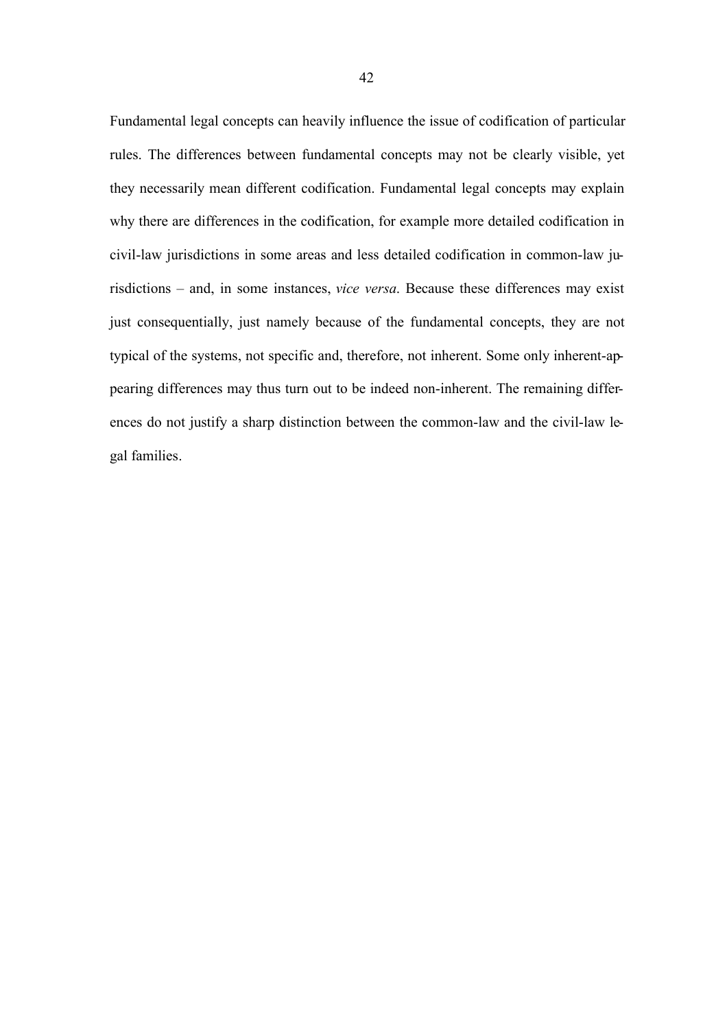Fundamental legal concepts can heavily influence the issue of codification of particular rules. The differences between fundamental concepts may not be clearly visible, yet they necessarily mean different codification. Fundamental legal concepts may explain why there are differences in the codification, for example more detailed codification in civil-law jurisdictions in some areas and less detailed codification in common-law jurisdictions – and, in some instances, *vice versa*. Because these differences may exist just consequentially, just namely because of the fundamental concepts, they are not typical of the systems, not specific and, therefore, not inherent. Some only inherent-appearing differences may thus turn out to be indeed non-inherent. The remaining differences do not justify a sharp distinction between the common-law and the civil-law legal families.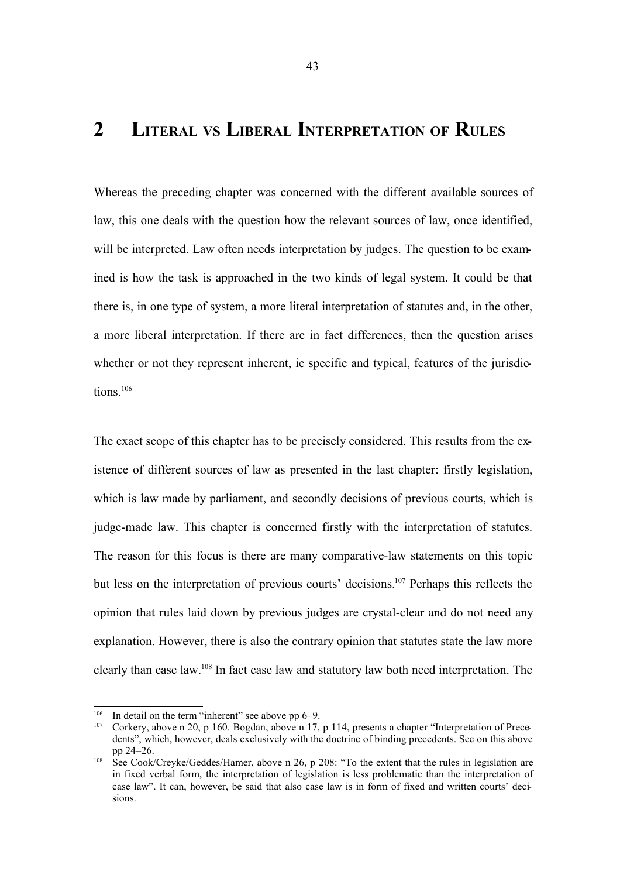# 2 LITERAL VS LIBERAL INTERPRETATION OF RULES

Whereas the preceding chapter was concerned with the different available sources of law, this one deals with the question how the relevant sources of law, once identified, will be interpreted. Law often needs interpretation by judges. The question to be examined is how the task is approached in the two kinds of legal system. It could be that there is, in one type of system, a more literal interpretation of statutes and, in the other, a more liberal interpretation. If there are in fact differences, then the question arises whether or not they represent inherent, ie specific and typical, features of the jurisdictions.[106]

The exact scope of this chapter has to be precisely considered. This results from the existence of different sources of law as presented in the last chapter: firstly legislation, which is law made by parliament, and secondly decisions of previous courts, which is judge-made law. This chapter is concerned firstly with the interpretation of statutes. The reason for this focus is there are many comparative-law statements on this topic but less on the interpretation of previous courts' decisions.[107] Perhaps this reflects the opinion that rules laid down by previous judges are crystal-clear and do not need any explanation. However, there is also the contrary opinion that statutes state the law more clearly than case law.[108] In fact case law and statutory law both need interpretation. The

---

[106] In detail on the term "inherent" see above pp 6–9.

[107] Corkery, above n 20, p 160. Bogdan, above n 17, p 114, presents a chapter "Interpretation of Precedents", which, however, deals exclusively with the doctrine of binding precedents. See on this above pp 24–26.

[108] See Cook/Creyke/Geddes/Hamer, above n 26, p 208: "To the extent that the rules in legislation are in fixed verbal form, the interpretation of legislation is less problematic than the interpretation of case law". It can, however, be said that also case law is in form of fixed and written courts' decisions.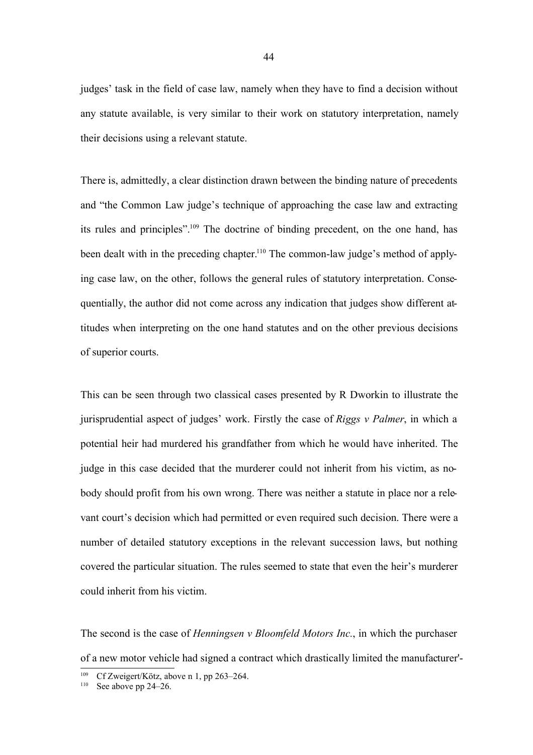judges' task in the field of case law, namely when they have to find a decision without any statute available, is very similar to their work on statutory interpretation, namely their decisions using a relevant statute.

There is, admittedly, a clear distinction drawn between the binding nature of precedents and "the Common Law judge's technique of approaching the case law and extracting its rules and principles".[109] The doctrine of binding precedent, on the one hand, has been dealt with in the preceding chapter.[110] The common-law judge's method of applying case law, on the other, follows the general rules of statutory interpretation. Consequentially, the author did not come across any indication that judges show different attitudes when interpreting on the one hand statutes and on the other previous decisions of superior courts.

This can be seen through two classical cases presented by R Dworkin to illustrate the jurisprudential aspect of judges' work. Firstly the case of *Riggs v Palmer*, in which a potential heir had murdered his grandfather from which he would have inherited. The judge in this case decided that the murderer could not inherit from his victim, as nobody should profit from his own wrong. There was neither a statute in place nor a relevant court's decision which had permitted or even required such decision. There were a number of detailed statutory exceptions in the relevant succession laws, but nothing covered the particular situation. The rules seemed to state that even the heir's murderer could inherit from his victim.

The second is the case of *Henningsen v Bloomfeld Motors Inc.*, in which the purchaser of a new motor vehicle had signed a contract which drastically limited the manufacturer'-

[109] Cf Zweigert/Kötz, above n 1, pp 263–264.

[110] See above pp 24–26.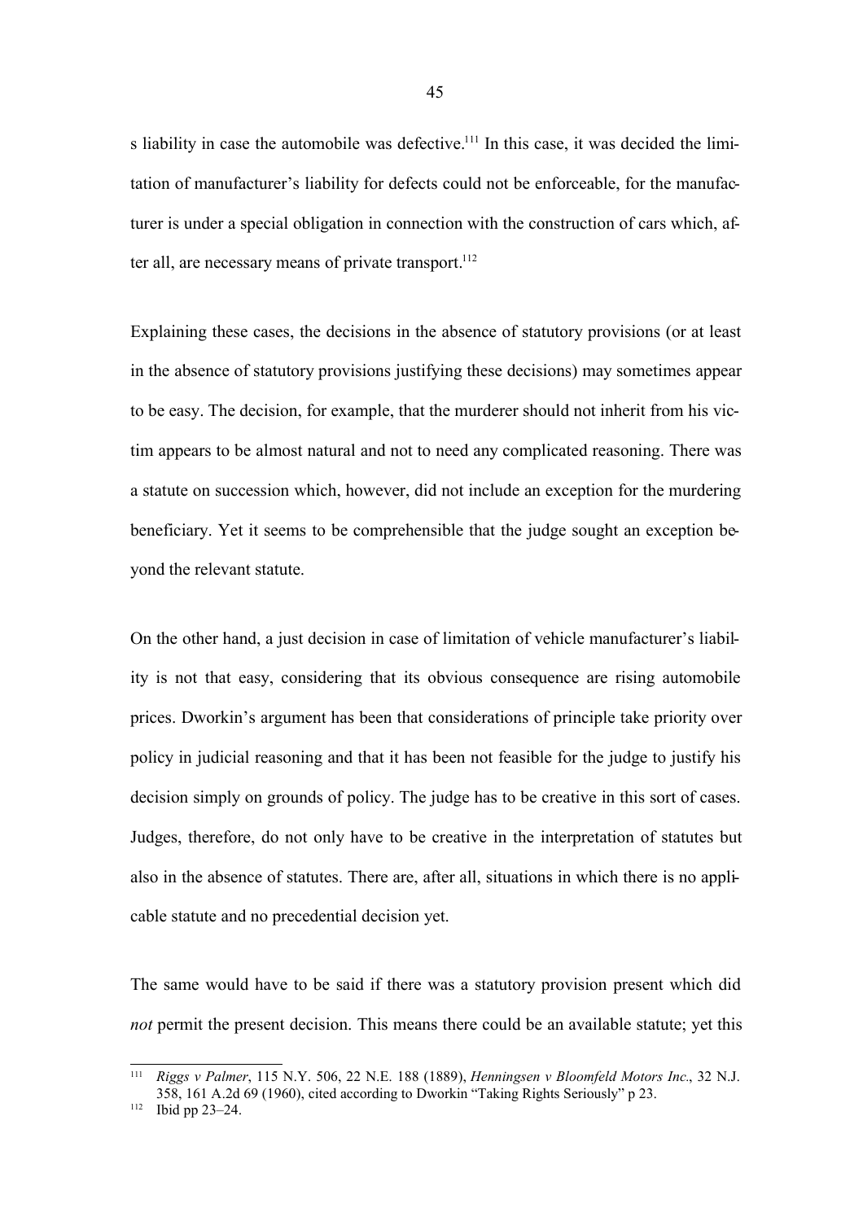s liability in case the automobile was defective.[111] In this case, it was decided the limitation of manufacturer's liability for defects could not be enforceable, for the manufacturer is under a special obligation in connection with the construction of cars which, after all, are necessary means of private transport.[112]

Explaining these cases, the decisions in the absence of statutory provisions (or at least in the absence of statutory provisions justifying these decisions) may sometimes appear to be easy. The decision, for example, that the murderer should not inherit from his victim appears to be almost natural and not to need any complicated reasoning. There was a statute on succession which, however, did not include an exception for the murdering beneficiary. Yet it seems to be comprehensible that the judge sought an exception beyond the relevant statute.

On the other hand, a just decision in case of limitation of vehicle manufacturer's liability is not that easy, considering that its obvious consequence are rising automobile prices. Dworkin's argument has been that considerations of principle take priority over policy in judicial reasoning and that it has been not feasible for the judge to justify his decision simply on grounds of policy. The judge has to be creative in this sort of cases. Judges, therefore, do not only have to be creative in the interpretation of statutes but also in the absence of statutes. There are, after all, situations in which there is no applicable statute and no precedential decision yet.

The same would have to be said if there was a statutory provision present which did *not* permit the present decision. This means there could be an available statute; yet this

---

[111] *Riggs v Palmer*, 115 N.Y. 506, 22 N.E. 188 (1889), *Henningsen v Bloomfeld Motors Inc.*, 32 N.J. 358, 161 A.2d 69 (1960), cited according to Dworkin "Taking Rights Seriously" p 23.

[112] Ibid pp 23–24.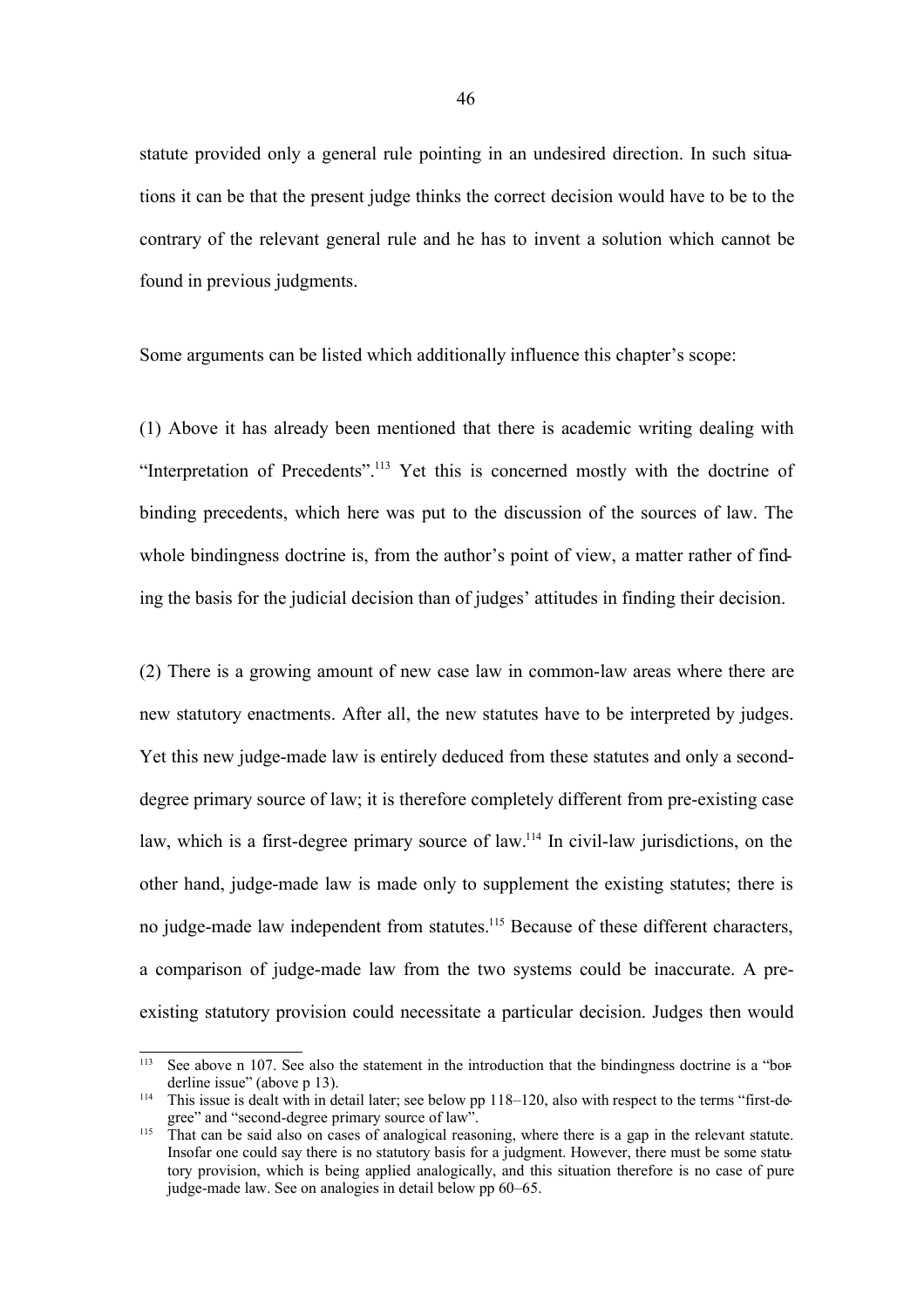statute provided only a general rule pointing in an undesired direction. In such situations it can be that the present judge thinks the correct decision would have to be to the contrary of the relevant general rule and he has to invent a solution which cannot be found in previous judgments.

Some arguments can be listed which additionally influence this chapter's scope:

(1) Above it has already been mentioned that there is academic writing dealing with "Interpretation of Precedents".[113] Yet this is concerned mostly with the doctrine of binding precedents, which here was put to the discussion of the sources of law. The whole bindingness doctrine is, from the author's point of view, a matter rather of finding the basis for the judicial decision than of judges' attitudes in finding their decision.

(2) There is a growing amount of new case law in common-law areas where there are new statutory enactments. After all, the new statutes have to be interpreted by judges. Yet this new judge-made law is entirely deduced from these statutes and only a second-degree primary source of law; it is therefore completely different from pre-existing case law, which is a first-degree primary source of law.[114] In civil-law jurisdictions, on the other hand, judge-made law is made only to supplement the existing statutes; there is no judge-made law independent from statutes.[115] Because of these different characters, a comparison of judge-made law from the two systems could be inaccurate. A pre-existing statutory provision could necessitate a particular decision. Judges then would

---

[113] See above n 107. See also the statement in the introduction that the bindingness doctrine is a "borderline issue" (above p 13).

[114] This issue is dealt with in detail later; see below pp 118–120, also with respect to the terms "first-degree" and "second-degree primary source of law".

[115] That can be said also on cases of analogical reasoning, where there is a gap in the relevant statute. Insofar one could say there is no statutory basis for a judgment. However, there must be some statutory provision, which is being applied analogically, and this situation therefore is no case of pure judge-made law. See on analogies in detail below pp 60–65.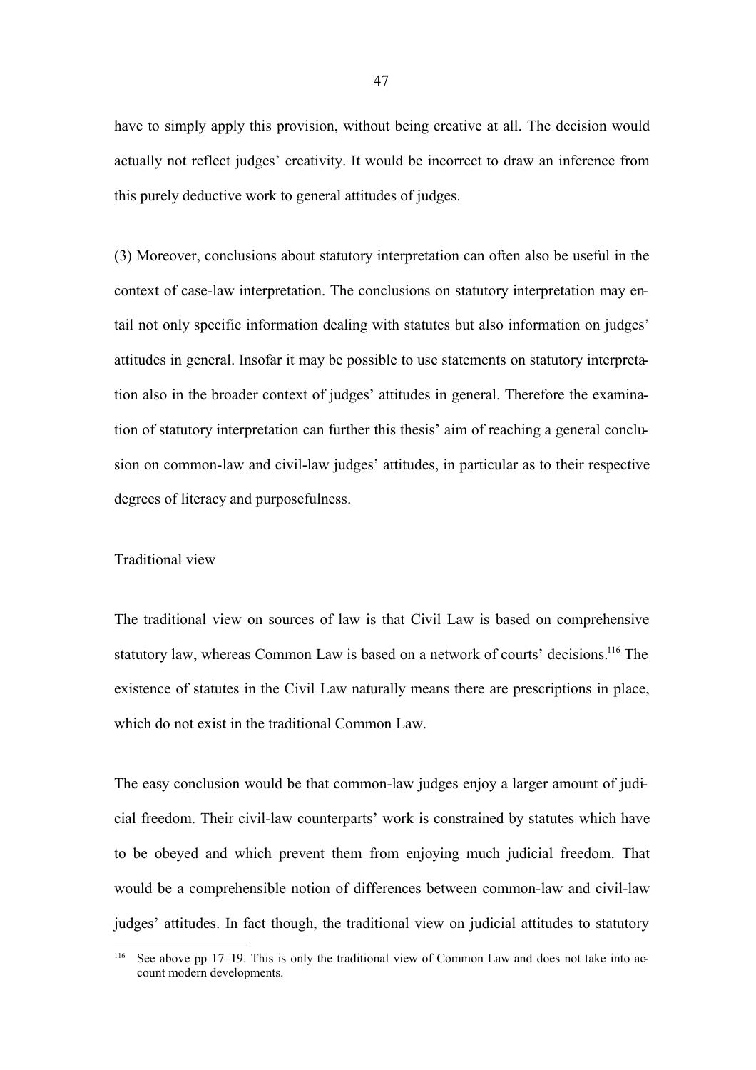have to simply apply this provision, without being creative at all. The decision would actually not reflect judges' creativity. It would be incorrect to draw an inference from this purely deductive work to general attitudes of judges.

(3) Moreover, conclusions about statutory interpretation can often also be useful in the context of case-law interpretation. The conclusions on statutory interpretation may entail not only specific information dealing with statutes but also information on judges' attitudes in general. Insofar it may be possible to use statements on statutory interpretation also in the broader context of judges' attitudes in general. Therefore the examination of statutory interpretation can further this thesis' aim of reaching a general conclusion on common-law and civil-law judges' attitudes, in particular as to their respective degrees of literacy and purposefulness.

Traditional view

The traditional view on sources of law is that Civil Law is based on comprehensive statutory law, whereas Common Law is based on a network of courts' decisions.[116] The existence of statutes in the Civil Law naturally means there are prescriptions in place, which do not exist in the traditional Common Law.

The easy conclusion would be that common-law judges enjoy a larger amount of judicial freedom. Their civil-law counterparts' work is constrained by statutes which have to be obeyed and which prevent them from enjoying much judicial freedom. That would be a comprehensible notion of differences between common-law and civil-law judges' attitudes. In fact though, the traditional view on judicial attitudes to statutory

[116] See above pp 17–19. This is only the traditional view of Common Law and does not take into account modern developments.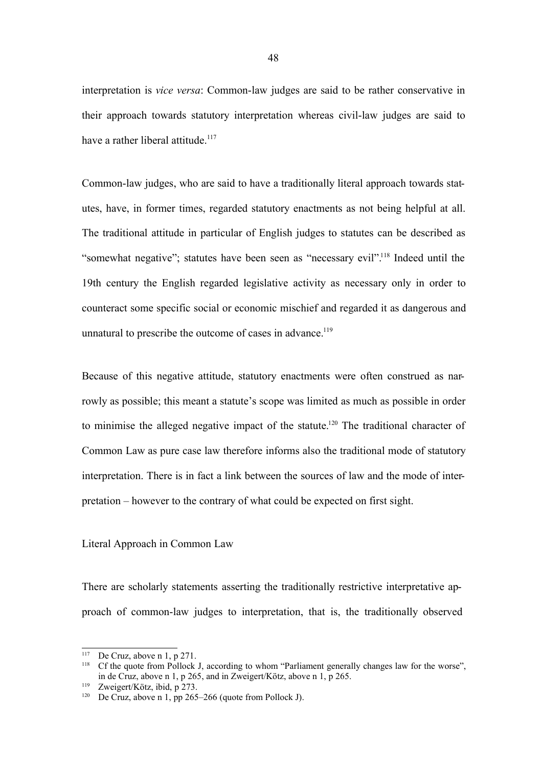interpretation is *vice versa*: Common-law judges are said to be rather conservative in their approach towards statutory interpretation whereas civil-law judges are said to have a rather liberal attitude.[117]

Common-law judges, who are said to have a traditionally literal approach towards statutes, have, in former times, regarded statutory enactments as not being helpful at all. The traditional attitude in particular of English judges to statutes can be described as "somewhat negative"; statutes have been seen as "necessary evil".[118] Indeed until the 19th century the English regarded legislative activity as necessary only in order to counteract some specific social or economic mischief and regarded it as dangerous and unnatural to prescribe the outcome of cases in advance.[119]

Because of this negative attitude, statutory enactments were often construed as narrowly as possible; this meant a statute's scope was limited as much as possible in order to minimise the alleged negative impact of the statute.[120] The traditional character of Common Law as pure case law therefore informs also the traditional mode of statutory interpretation. There is in fact a link between the sources of law and the mode of interpretation – however to the contrary of what could be expected on first sight.

Literal Approach in Common Law

There are scholarly statements asserting the traditionally restrictive interpretative approach of common-law judges to interpretation, that is, the traditionally observed

---

[117] De Cruz, above n 1, p 271.

[118] Cf the quote from Pollock J, according to whom "Parliament generally changes law for the worse", in de Cruz, above n 1, p 265, and in Zweigert/Kötz, above n 1, p 265.

[119] Zweigert/Kötz, ibid, p 273.

[120] De Cruz, above n 1, pp 265–266 (quote from Pollock J).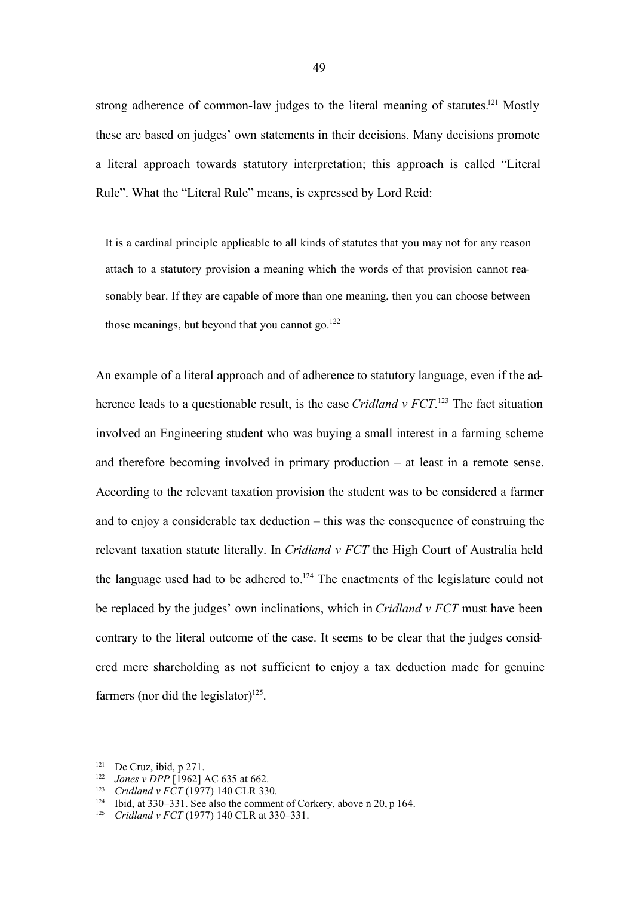strong adherence of common-law judges to the literal meaning of statutes.[121] Mostly these are based on judges' own statements in their decisions. Many decisions promote a literal approach towards statutory interpretation; this approach is called "Literal Rule". What the "Literal Rule" means, is expressed by Lord Reid:

> It is a cardinal principle applicable to all kinds of statutes that you may not for any reason attach to a statutory provision a meaning which the words of that provision cannot reasonably bear. If they are capable of more than one meaning, then you can choose between those meanings, but beyond that you cannot go.[122]

An example of a literal approach and of adherence to statutory language, even if the adherence leads to a questionable result, is the case *Cridland v FCT*.[123] The fact situation involved an Engineering student who was buying a small interest in a farming scheme and therefore becoming involved in primary production – at least in a remote sense. According to the relevant taxation provision the student was to be considered a farmer and to enjoy a considerable tax deduction – this was the consequence of construing the relevant taxation statute literally. In *Cridland v FCT* the High Court of Australia held the language used had to be adhered to.[124] The enactments of the legislature could not be replaced by the judges' own inclinations, which in *Cridland v FCT* must have been contrary to the literal outcome of the case. It seems to be clear that the judges considered mere shareholding as not sufficient to enjoy a tax deduction made for genuine farmers (nor did the legislator)[125].

---

[121] De Cruz, ibid, p 271.

[122] *Jones v DPP* [1962] AC 635 at 662.

[123] *Cridland v FCT* (1977) 140 CLR 330.

[124] Ibid, at 330–331. See also the comment of Corkery, above n 20, p 164.

[125] *Cridland v FCT* (1977) 140 CLR at 330–331.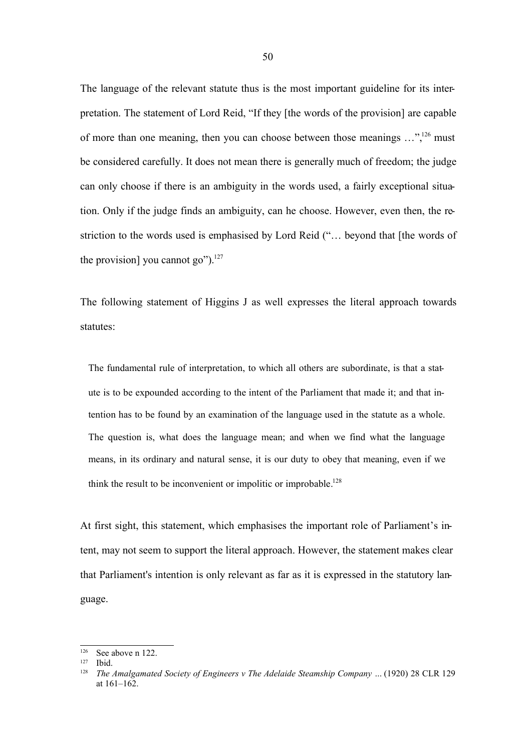The language of the relevant statute thus is the most important guideline for its interpretation. The statement of Lord Reid, "If they [the words of the provision] are capable of more than one meaning, then you can choose between those meanings …",[126] must be considered carefully. It does not mean there is generally much of freedom; the judge can only choose if there is an ambiguity in the words used, a fairly exceptional situation. Only if the judge finds an ambiguity, can he choose. However, even then, the restriction to the words used is emphasised by Lord Reid ("… beyond that [the words of the provision] you cannot go").[127]

The following statement of Higgins J as well expresses the literal approach towards statutes:

> The fundamental rule of interpretation, to which all others are subordinate, is that a statute is to be expounded according to the intent of the Parliament that made it; and that intention has to be found by an examination of the language used in the statute as a whole. The question is, what does the language mean; and when we find what the language means, in its ordinary and natural sense, it is our duty to obey that meaning, even if we think the result to be inconvenient or impolitic or improbable.[128]

At first sight, this statement, which emphasises the important role of Parliament's intent, may not seem to support the literal approach. However, the statement makes clear that Parliament's intention is only relevant as far as it is expressed in the statutory language.

---

[126] See above n 122.

[127] Ibid.

[128] *The Amalgamated Society of Engineers v The Adelaide Steamship Company …* (1920) 28 CLR 129 at 161–162.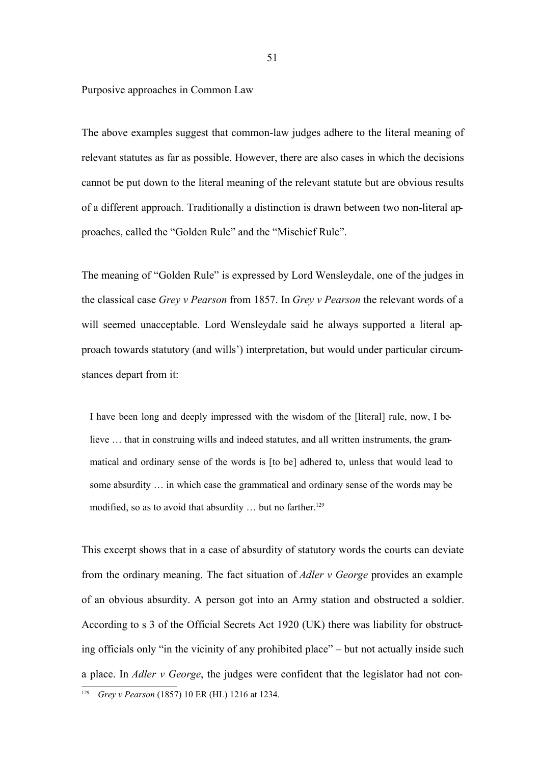## Purposive approaches in Common Law

The above examples suggest that common-law judges adhere to the literal meaning of relevant statutes as far as possible. However, there are also cases in which the decisions cannot be put down to the literal meaning of the relevant statute but are obvious results of a different approach. Traditionally a distinction is drawn between two non-literal approaches, called the "Golden Rule" and the "Mischief Rule".

The meaning of "Golden Rule" is expressed by Lord Wensleydale, one of the judges in the classical case *Grey v Pearson* from 1857. In *Grey v Pearson* the relevant words of a will seemed unacceptable. Lord Wensleydale said he always supported a literal approach towards statutory (and wills') interpretation, but would under particular circumstances depart from it:

> I have been long and deeply impressed with the wisdom of the [literal] rule, now, I believe … that in construing wills and indeed statutes, and all written instruments, the grammatical and ordinary sense of the words is [to be] adhered to, unless that would lead to some absurdity … in which case the grammatical and ordinary sense of the words may be modified, so as to avoid that absurdity … but no farther.[129]

This excerpt shows that in a case of absurdity of statutory words the courts can deviate from the ordinary meaning. The fact situation of *Adler v George* provides an example of an obvious absurdity. A person got into an Army station and obstructed a soldier. According to s 3 of the Official Secrets Act 1920 (UK) there was liability for obstructing officials only "in the vicinity of any prohibited place" – but not actually inside such a place. In *Adler v George*, the judges were confident that the legislator had not con-

[129] *Grey v Pearson* (1857) 10 ER (HL) 1216 at 1234.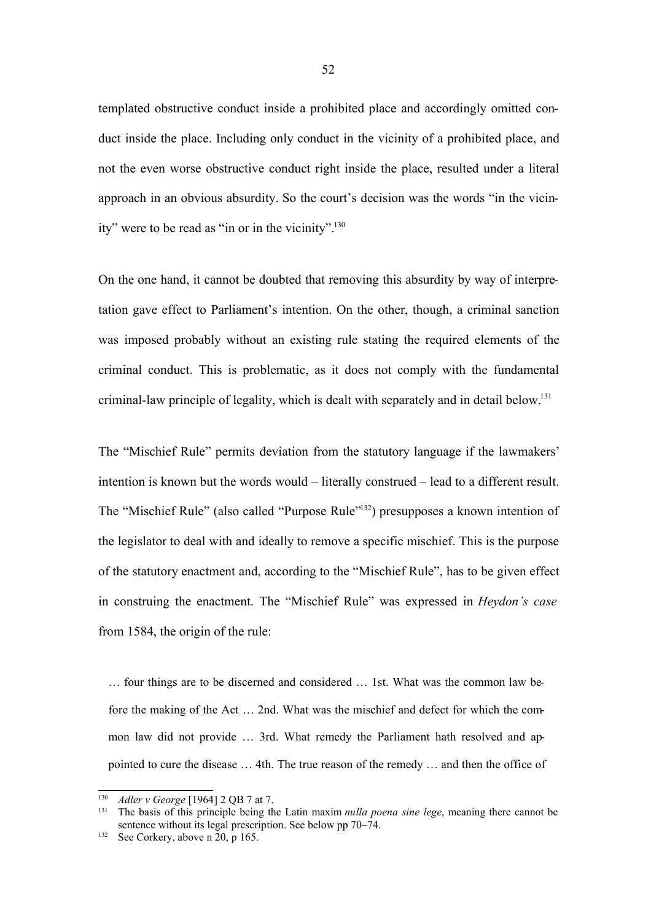templated obstructive conduct inside a prohibited place and accordingly omitted conduct inside the place. Including only conduct in the vicinity of a prohibited place, and not the even worse obstructive conduct right inside the place, resulted under a literal approach in an obvious absurdity. So the court's decision was the words "in the vicinity" were to be read as "in or in the vicinity".[130]

On the one hand, it cannot be doubted that removing this absurdity by way of interpretation gave effect to Parliament's intention. On the other, though, a criminal sanction was imposed probably without an existing rule stating the required elements of the criminal conduct. This is problematic, as it does not comply with the fundamental criminal-law principle of legality, which is dealt with separately and in detail below.[131]

The "Mischief Rule" permits deviation from the statutory language if the lawmakers' intention is known but the words would – literally construed – lead to a different result. The "Mischief Rule" (also called "Purpose Rule"[132]) presupposes a known intention of the legislator to deal with and ideally to remove a specific mischief. This is the purpose of the statutory enactment and, according to the "Mischief Rule", has to be given effect in construing the enactment. The "Mischief Rule" was expressed in *Heydon's case* from 1584, the origin of the rule:

> … four things are to be discerned and considered … 1st. What was the common law before the making of the Act … 2nd. What was the mischief and defect for which the common law did not provide … 3rd. What remedy the Parliament hath resolved and appointed to cure the disease … 4th. The true reason of the remedy … and then the office of

---

[130] *Adler v George* [1964] 2 QB 7 at 7.

[131] The basis of this principle being the Latin maxim *nulla poena sine lege*, meaning there cannot be sentence without its legal prescription. See below pp 70–74.

[132] See Corkery, above n 20, p 165.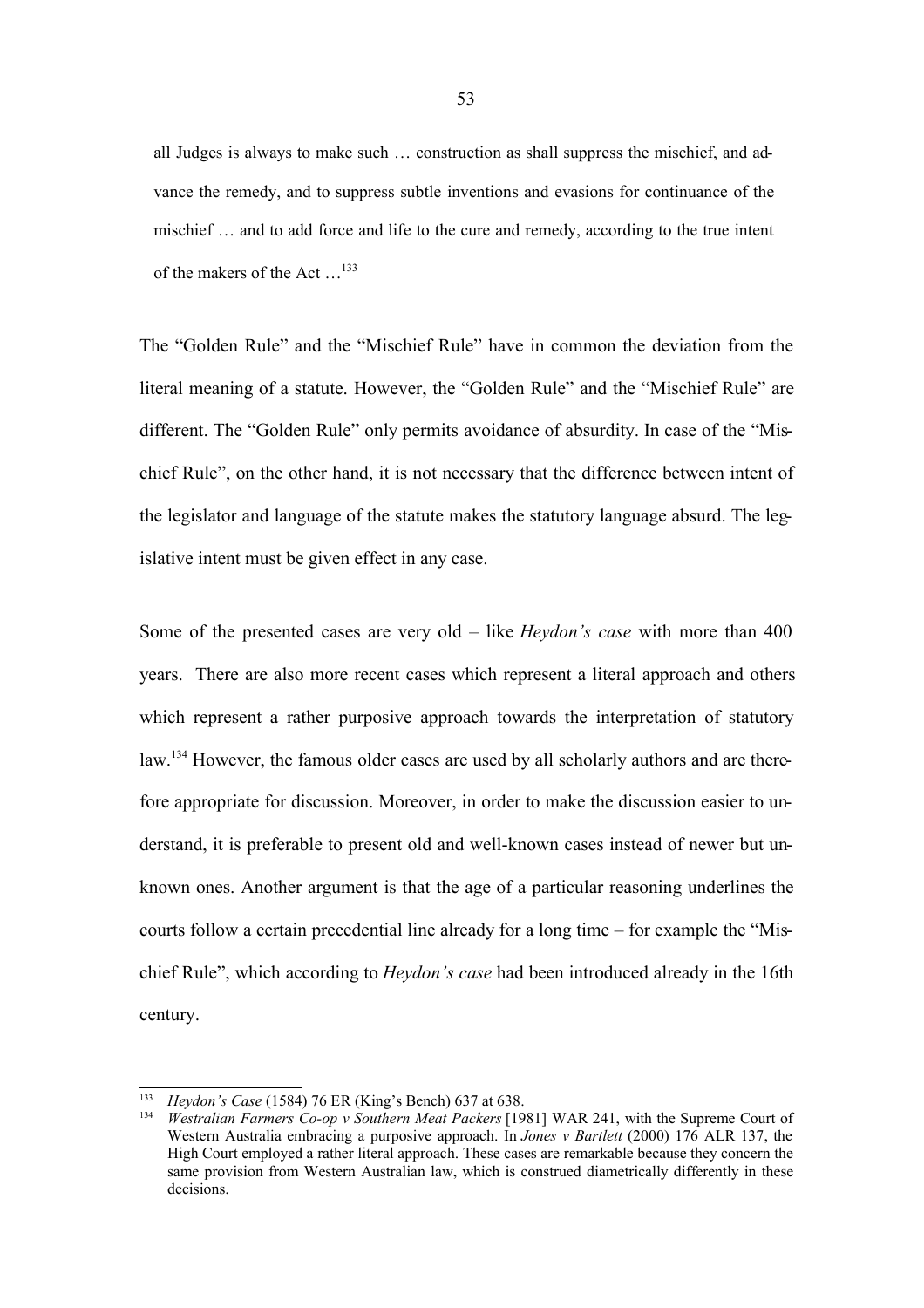> all Judges is always to make such … construction as shall suppress the mischief, and advance the remedy, and to suppress subtle inventions and evasions for continuance of the mischief … and to add force and life to the cure and remedy, according to the true intent of the makers of the Act …[133]

The "Golden Rule" and the "Mischief Rule" have in common the deviation from the literal meaning of a statute. However, the "Golden Rule" and the "Mischief Rule" are different. The "Golden Rule" only permits avoidance of absurdity. In case of the "Mischief Rule", on the other hand, it is not necessary that the difference between intent of the legislator and language of the statute makes the statutory language absurd. The legislative intent must be given effect in any case.

Some of the presented cases are very old – like *Heydon's case* with more than 400 years. There are also more recent cases which represent a literal approach and others which represent a rather purposive approach towards the interpretation of statutory law.[134] However, the famous older cases are used by all scholarly authors and are therefore appropriate for discussion. Moreover, in order to make the discussion easier to understand, it is preferable to present old and well-known cases instead of newer but unknown ones. Another argument is that the age of a particular reasoning underlines the courts follow a certain precedential line already for a long time – for example the "Mischief Rule", which according to *Heydon's case* had been introduced already in the 16th century.

---

[133] *Heydon's Case* (1584) 76 ER (King's Bench) 637 at 638.

[134] *Westralian Farmers Co-op v Southern Meat Packers* [1981] WAR 241, with the Supreme Court of Western Australia embracing a purposive approach. In *Jones v Bartlett* (2000) 176 ALR 137, the High Court employed a rather literal approach. These cases are remarkable because they concern the same provision from Western Australian law, which is construed diametrically differently in these decisions.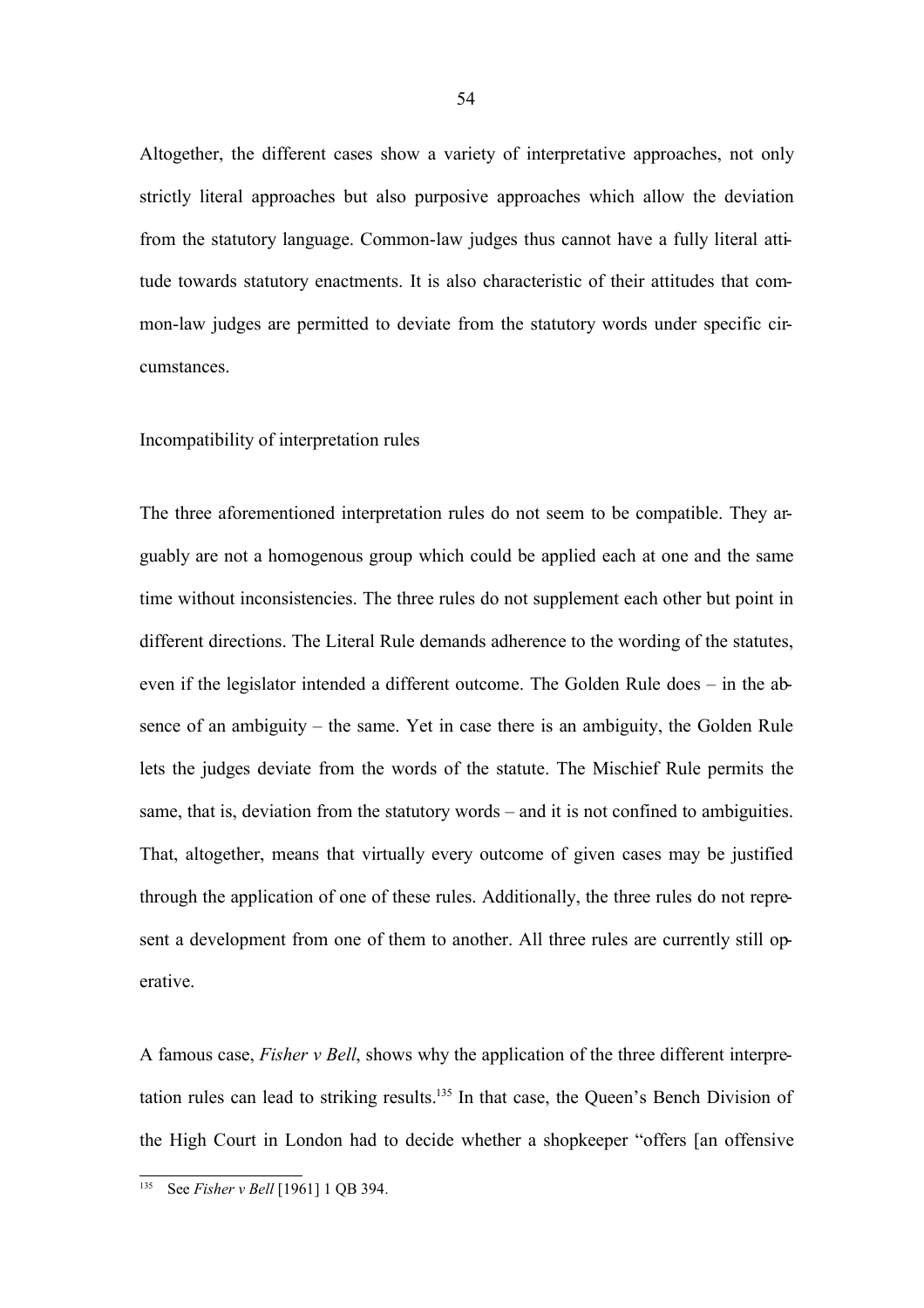Altogether, the different cases show a variety of interpretative approaches, not only strictly literal approaches but also purposive approaches which allow the deviation from the statutory language. Common-law judges thus cannot have a fully literal attitude towards statutory enactments. It is also characteristic of their attitudes that common-law judges are permitted to deviate from the statutory words under specific circumstances.

### Incompatibility of interpretation rules

The three aforementioned interpretation rules do not seem to be compatible. They arguably are not a homogenous group which could be applied each at one and the same time without inconsistencies. The three rules do not supplement each other but point in different directions. The Literal Rule demands adherence to the wording of the statutes, even if the legislator intended a different outcome. The Golden Rule does – in the absence of an ambiguity – the same. Yet in case there is an ambiguity, the Golden Rule lets the judges deviate from the words of the statute. The Mischief Rule permits the same, that is, deviation from the statutory words – and it is not confined to ambiguities. That, altogether, means that virtually every outcome of given cases may be justified through the application of one of these rules. Additionally, the three rules do not represent a development from one of them to another. All three rules are currently still operative.

A famous case, *Fisher v Bell*, shows why the application of the three different interpretation rules can lead to striking results.[135] In that case, the Queen's Bench Division of the High Court in London had to decide whether a shopkeeper "offers [an offensive

---

[135] See *Fisher v Bell* [1961] 1 QB 394.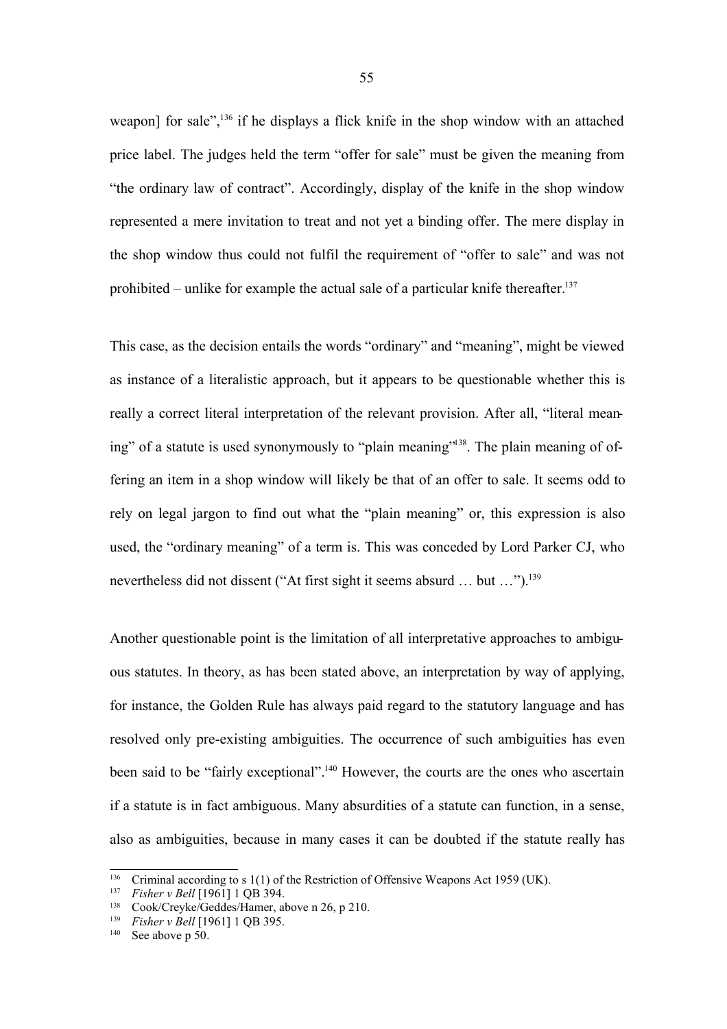weapon] for sale",[136] if he displays a flick knife in the shop window with an attached price label. The judges held the term "offer for sale" must be given the meaning from "the ordinary law of contract". Accordingly, display of the knife in the shop window represented a mere invitation to treat and not yet a binding offer. The mere display in the shop window thus could not fulfil the requirement of "offer to sale" and was not prohibited – unlike for example the actual sale of a particular knife thereafter.[137]

This case, as the decision entails the words "ordinary" and "meaning", might be viewed as instance of a literalistic approach, but it appears to be questionable whether this is really a correct literal interpretation of the relevant provision. After all, "literal meaning" of a statute is used synonymously to "plain meaning"[138]. The plain meaning of offering an item in a shop window will likely be that of an offer to sale. It seems odd to rely on legal jargon to find out what the "plain meaning" or, this expression is also used, the "ordinary meaning" of a term is. This was conceded by Lord Parker CJ, who nevertheless did not dissent ("At first sight it seems absurd … but …").[139]

Another questionable point is the limitation of all interpretative approaches to ambiguous statutes. In theory, as has been stated above, an interpretation by way of applying, for instance, the Golden Rule has always paid regard to the statutory language and has resolved only pre-existing ambiguities. The occurrence of such ambiguities has even been said to be "fairly exceptional".[140] However, the courts are the ones who ascertain if a statute is in fact ambiguous. Many absurdities of a statute can function, in a sense, also as ambiguities, because in many cases it can be doubted if the statute really has

---

[136] Criminal according to s 1(1) of the Restriction of Offensive Weapons Act 1959 (UK).

[137] *Fisher v Bell* [1961] 1 QB 394.

[138] Cook/Creyke/Geddes/Hamer, above n 26, p 210.

[139] *Fisher v Bell* [1961] 1 QB 395.

[140] See above p 50.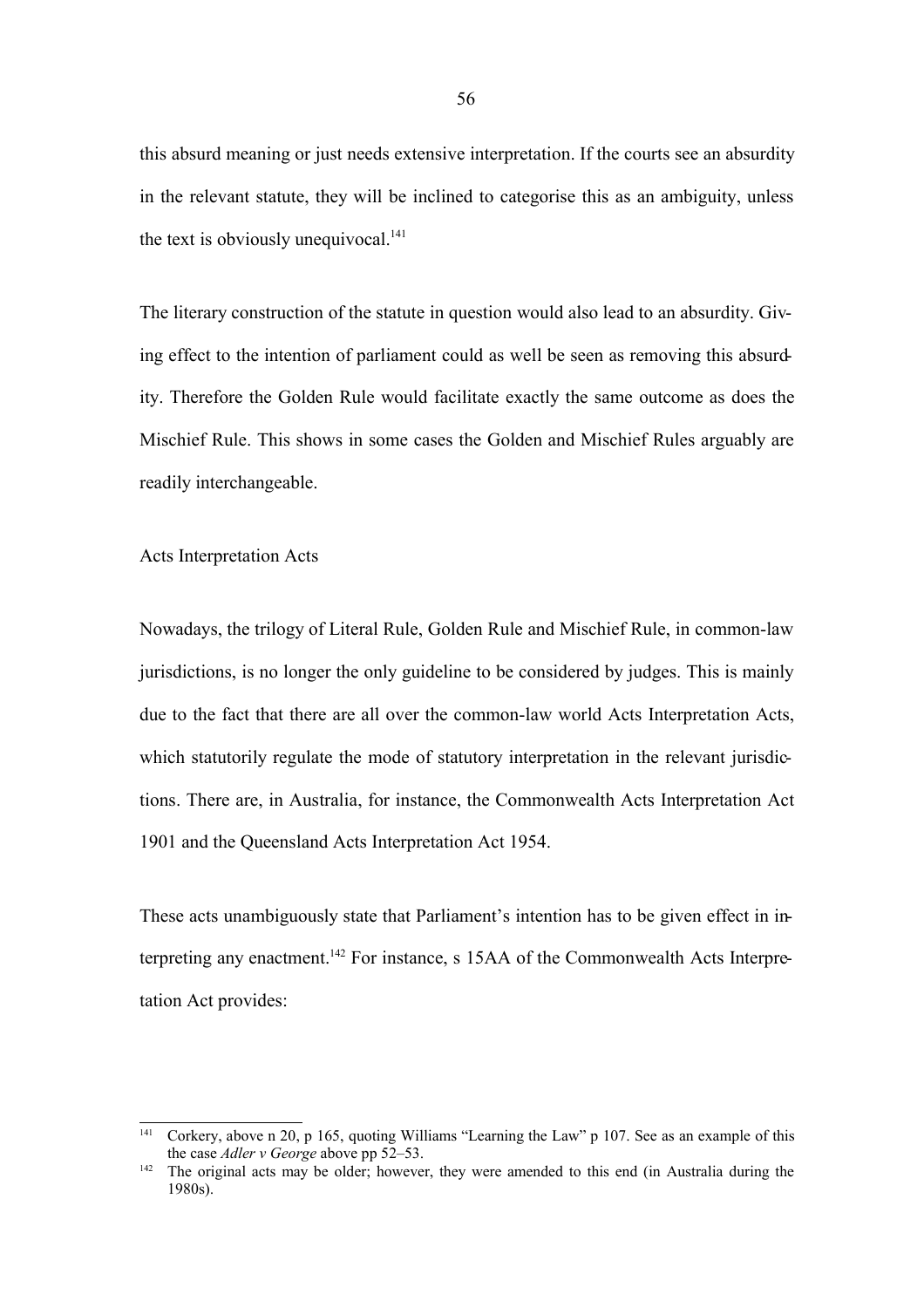this absurd meaning or just needs extensive interpretation. If the courts see an absurdity in the relevant statute, they will be inclined to categorise this as an ambiguity, unless the text is obviously unequivocal.[141]

The literary construction of the statute in question would also lead to an absurdity. Giving effect to the intention of parliament could as well be seen as removing this absurdity. Therefore the Golden Rule would facilitate exactly the same outcome as does the Mischief Rule. This shows in some cases the Golden and Mischief Rules arguably are readily interchangeable.

Acts Interpretation Acts

Nowadays, the trilogy of Literal Rule, Golden Rule and Mischief Rule, in common-law jurisdictions, is no longer the only guideline to be considered by judges. This is mainly due to the fact that there are all over the common-law world Acts Interpretation Acts, which statutorily regulate the mode of statutory interpretation in the relevant jurisdictions. There are, in Australia, for instance, the Commonwealth Acts Interpretation Act 1901 and the Queensland Acts Interpretation Act 1954.

These acts unambiguously state that Parliament's intention has to be given effect in interpreting any enactment.[142] For instance, s 15AA of the Commonwealth Acts Interpretation Act provides:

---

[141] Corkery, above n 20, p 165, quoting Williams "Learning the Law" p 107. See as an example of this the case *Adler v George* above pp 52–53.

[142] The original acts may be older; however, they were amended to this end (in Australia during the 1980s).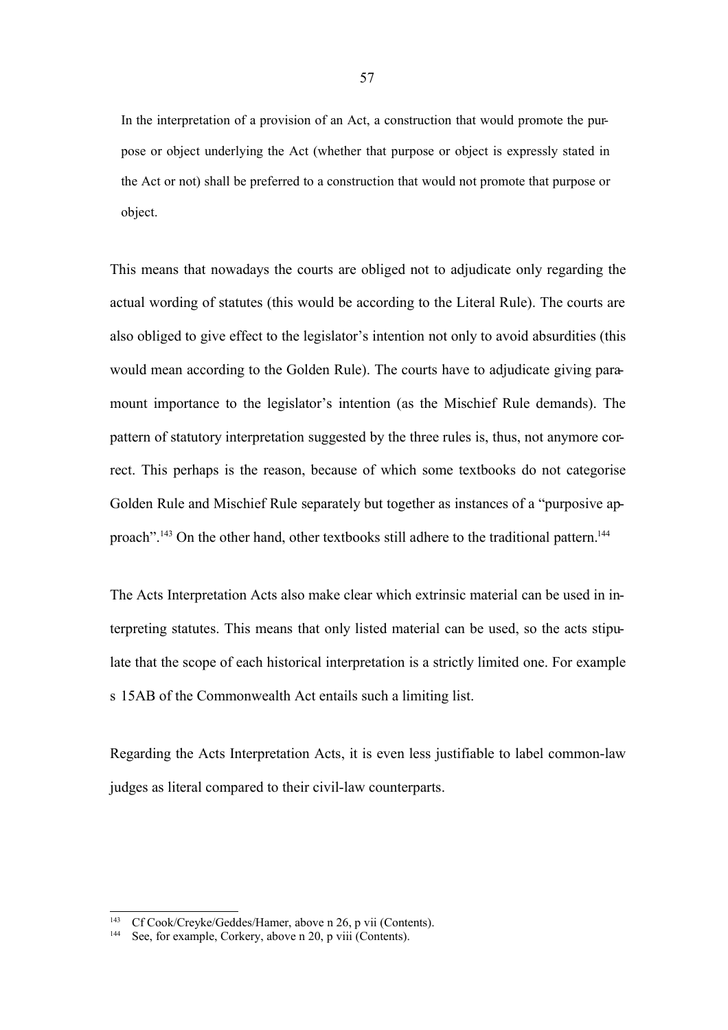> In the interpretation of a provision of an Act, a construction that would promote the purpose or object underlying the Act (whether that purpose or object is expressly stated in the Act or not) shall be preferred to a construction that would not promote that purpose or object.

This means that nowadays the courts are obliged not to adjudicate only regarding the actual wording of statutes (this would be according to the Literal Rule). The courts are also obliged to give effect to the legislator's intention not only to avoid absurdities (this would mean according to the Golden Rule). The courts have to adjudicate giving paramount importance to the legislator's intention (as the Mischief Rule demands). The pattern of statutory interpretation suggested by the three rules is, thus, not anymore correct. This perhaps is the reason, because of which some textbooks do not categorise Golden Rule and Mischief Rule separately but together as instances of a "purposive approach".[143] On the other hand, other textbooks still adhere to the traditional pattern.[144]

The Acts Interpretation Acts also make clear which extrinsic material can be used in interpreting statutes. This means that only listed material can be used, so the acts stipulate that the scope of each historical interpretation is a strictly limited one. For example s 15AB of the Commonwealth Act entails such a limiting list.

Regarding the Acts Interpretation Acts, it is even less justifiable to label common-law judges as literal compared to their civil-law counterparts.

---

[143] Cf Cook/Creyke/Geddes/Hamer, above n 26, p vii (Contents).

[144] See, for example, Corkery, above n 20, p viii (Contents).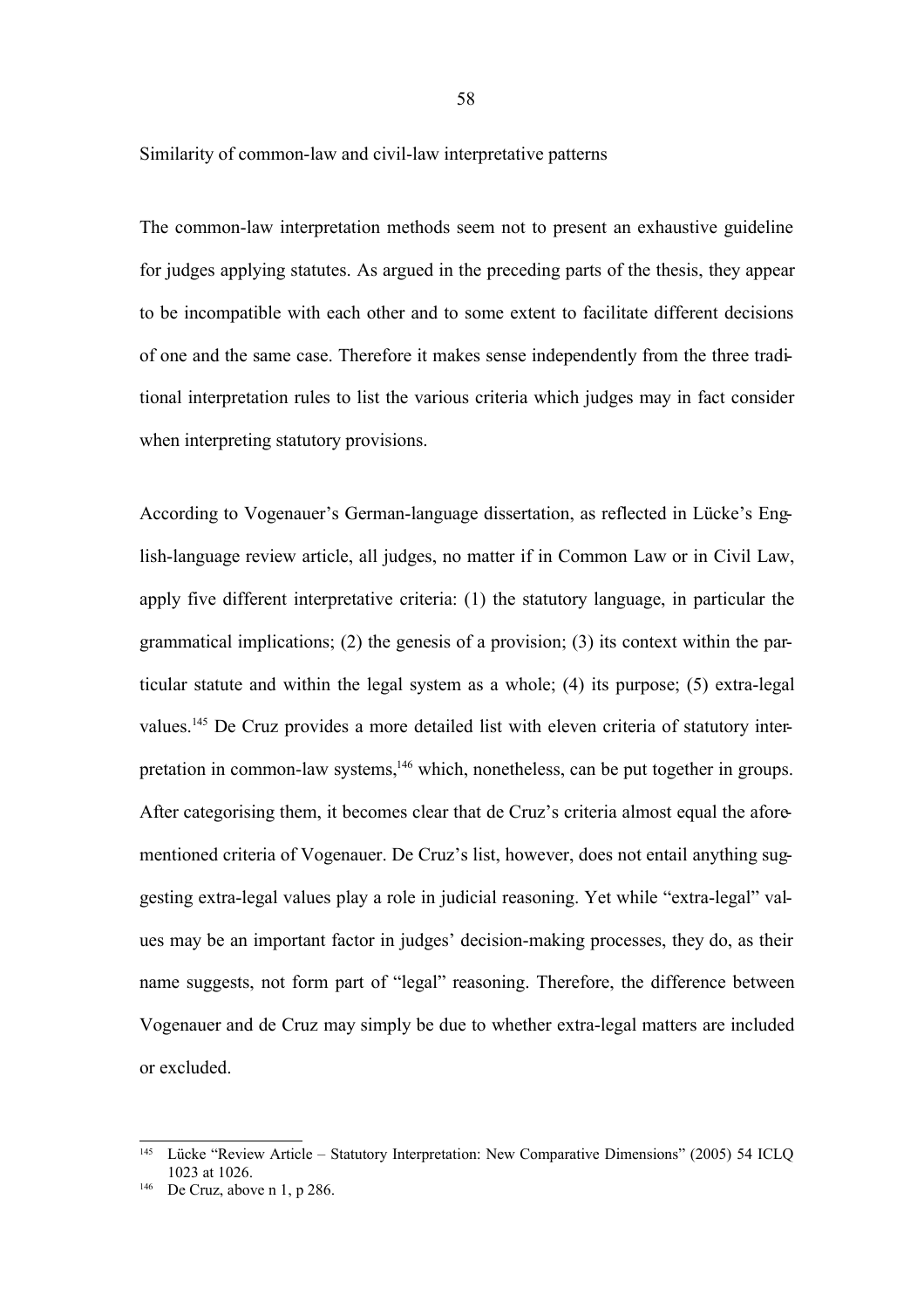Similarity of common-law and civil-law interpretative patterns

The common-law interpretation methods seem not to present an exhaustive guideline for judges applying statutes. As argued in the preceding parts of the thesis, they appear to be incompatible with each other and to some extent to facilitate different decisions of one and the same case. Therefore it makes sense independently from the three traditional interpretation rules to list the various criteria which judges may in fact consider when interpreting statutory provisions.

According to Vogenauer's German-language dissertation, as reflected in Lücke's English-language review article, all judges, no matter if in Common Law or in Civil Law, apply five different interpretative criteria: (1) the statutory language, in particular the grammatical implications; (2) the genesis of a provision; (3) its context within the particular statute and within the legal system as a whole; (4) its purpose; (5) extra-legal values.[145] De Cruz provides a more detailed list with eleven criteria of statutory interpretation in common-law systems,[146] which, nonetheless, can be put together in groups. After categorising them, it becomes clear that de Cruz's criteria almost equal the aforementioned criteria of Vogenauer. De Cruz's list, however, does not entail anything suggesting extra-legal values play a role in judicial reasoning. Yet while "extra-legal" values may be an important factor in judges' decision-making processes, they do, as their name suggests, not form part of "legal" reasoning. Therefore, the difference between Vogenauer and de Cruz may simply be due to whether extra-legal matters are included or excluded.

[145] Lücke "Review Article – Statutory Interpretation: New Comparative Dimensions" (2005) 54 ICLQ 1023 at 1026.

[146] De Cruz, above n 1, p 286.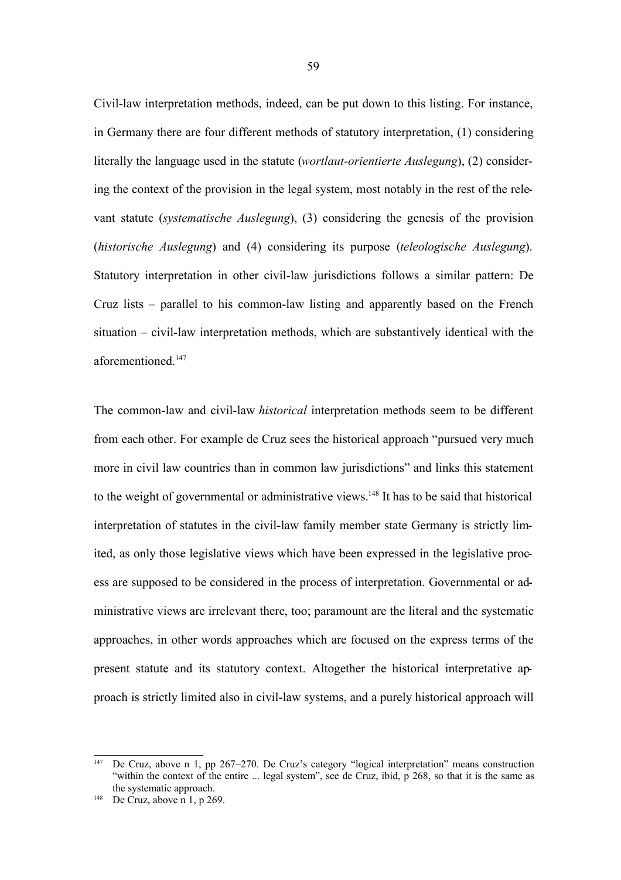Civil-law interpretation methods, indeed, can be put down to this listing. For instance, in Germany there are four different methods of statutory interpretation, (1) considering literally the language used in the statute (*wortlaut-orientierte Auslegung*), (2) considering the context of the provision in the legal system, most notably in the rest of the relevant statute (*systematische Auslegung*), (3) considering the genesis of the provision (*historische Auslegung*) and (4) considering its purpose (*teleologische Auslegung*). Statutory interpretation in other civil-law jurisdictions follows a similar pattern: De Cruz lists – parallel to his common-law listing and apparently based on the French situation – civil-law interpretation methods, which are substantively identical with the aforementioned.[147]

The common-law and civil-law *historical* interpretation methods seem to be different from each other. For example de Cruz sees the historical approach "pursued very much more in civil law countries than in common law jurisdictions" and links this statement to the weight of governmental or administrative views.[148] It has to be said that historical interpretation of statutes in the civil-law family member state Germany is strictly limited, as only those legislative views which have been expressed in the legislative process are supposed to be considered in the process of interpretation. Governmental or administrative views are irrelevant there, too; paramount are the literal and the systematic approaches, in other words approaches which are focused on the express terms of the present statute and its statutory context. Altogether the historical interpretative approach is strictly limited also in civil-law systems, and a purely historical approach will

---

[147] De Cruz, above n 1, pp 267–270. De Cruz's category "logical interpretation" means construction "within the context of the entire ... legal system", see de Cruz, ibid, p 268, so that it is the same as the systematic approach.

[148] De Cruz, above n 1, p 269.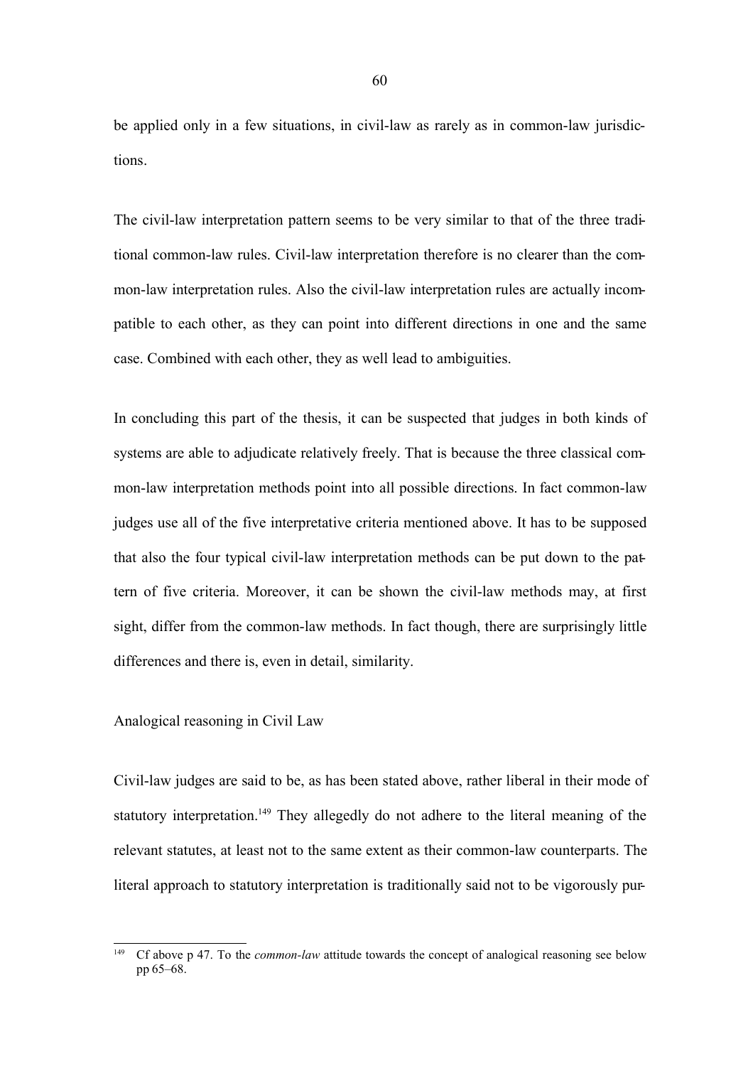be applied only in a few situations, in civil-law as rarely as in common-law jurisdictions.

The civil-law interpretation pattern seems to be very similar to that of the three traditional common-law rules. Civil-law interpretation therefore is no clearer than the common-law interpretation rules. Also the civil-law interpretation rules are actually incompatible to each other, as they can point into different directions in one and the same case. Combined with each other, they as well lead to ambiguities.

In concluding this part of the thesis, it can be suspected that judges in both kinds of systems are able to adjudicate relatively freely. That is because the three classical common-law interpretation methods point into all possible directions. In fact common-law judges use all of the five interpretative criteria mentioned above. It has to be supposed that also the four typical civil-law interpretation methods can be put down to the pattern of five criteria. Moreover, it can be shown the civil-law methods may, at first sight, differ from the common-law methods. In fact though, there are surprisingly little differences and there is, even in detail, similarity.

## Analogical reasoning in Civil Law

Civil-law judges are said to be, as has been stated above, rather liberal in their mode of statutory interpretation.[149] They allegedly do not adhere to the literal meaning of the relevant statutes, at least not to the same extent as their common-law counterparts. The literal approach to statutory interpretation is traditionally said not to be vigorously pur-

---

[149] Cf above p 47. To the *common-law* attitude towards the concept of analogical reasoning see below pp 65–68.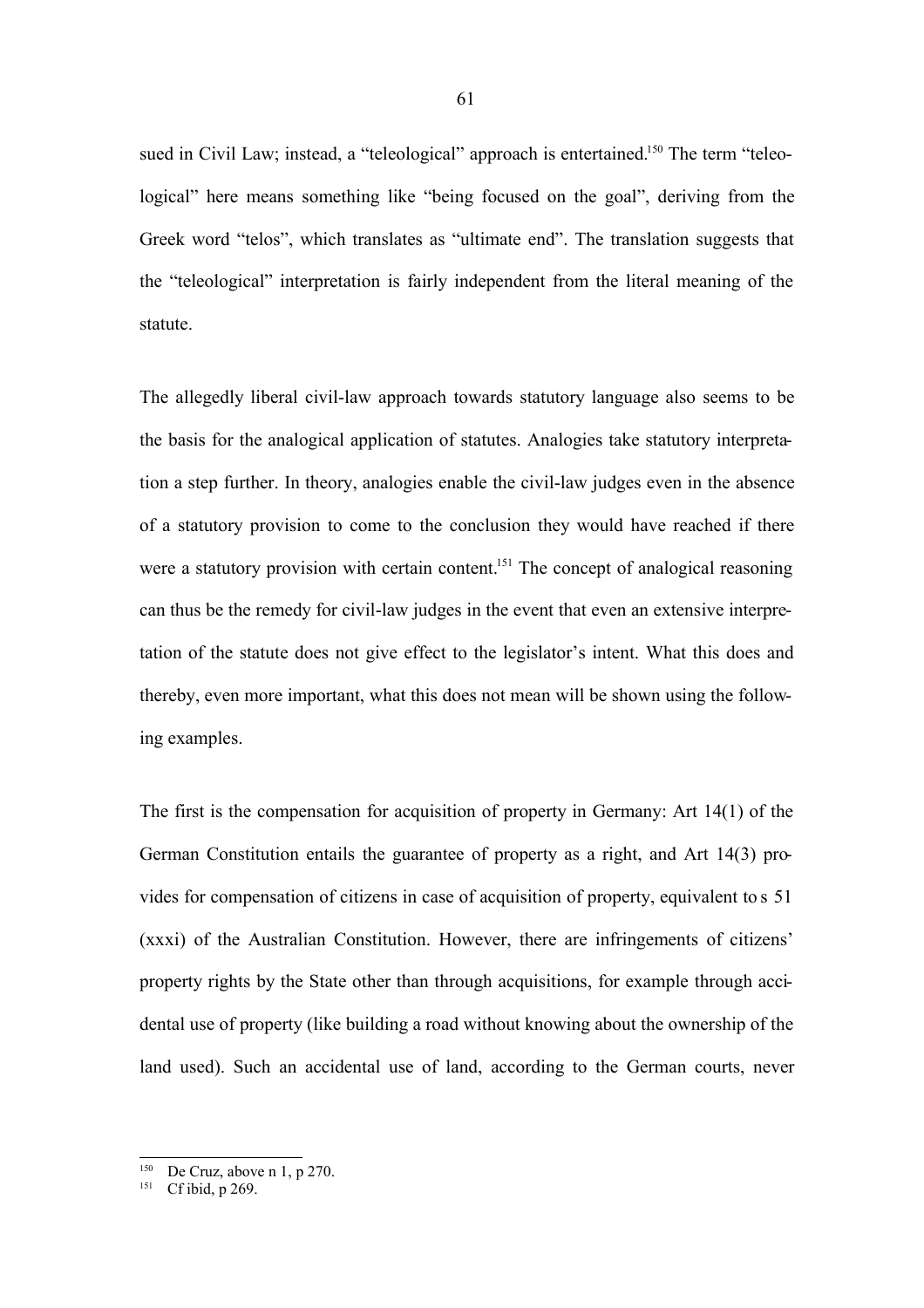sued in Civil Law; instead, a "teleological" approach is entertained.[150] The term "teleological" here means something like "being focused on the goal", deriving from the Greek word "telos", which translates as "ultimate end". The translation suggests that the "teleological" interpretation is fairly independent from the literal meaning of the statute.

The allegedly liberal civil-law approach towards statutory language also seems to be the basis for the analogical application of statutes. Analogies take statutory interpretation a step further. In theory, analogies enable the civil-law judges even in the absence of a statutory provision to come to the conclusion they would have reached if there were a statutory provision with certain content.[151] The concept of analogical reasoning can thus be the remedy for civil-law judges in the event that even an extensive interpretation of the statute does not give effect to the legislator's intent. What this does and thereby, even more important, what this does not mean will be shown using the following examples.

The first is the compensation for acquisition of property in Germany: Art 14(1) of the German Constitution entails the guarantee of property as a right, and Art 14(3) provides for compensation of citizens in case of acquisition of property, equivalent to s 51 (xxxi) of the Australian Constitution. However, there are infringements of citizens' property rights by the State other than through acquisitions, for example through accidental use of property (like building a road without knowing about the ownership of the land used). Such an accidental use of land, according to the German courts, never

---

[150] De Cruz, above n 1, p 270.

[151] Cf ibid, p 269.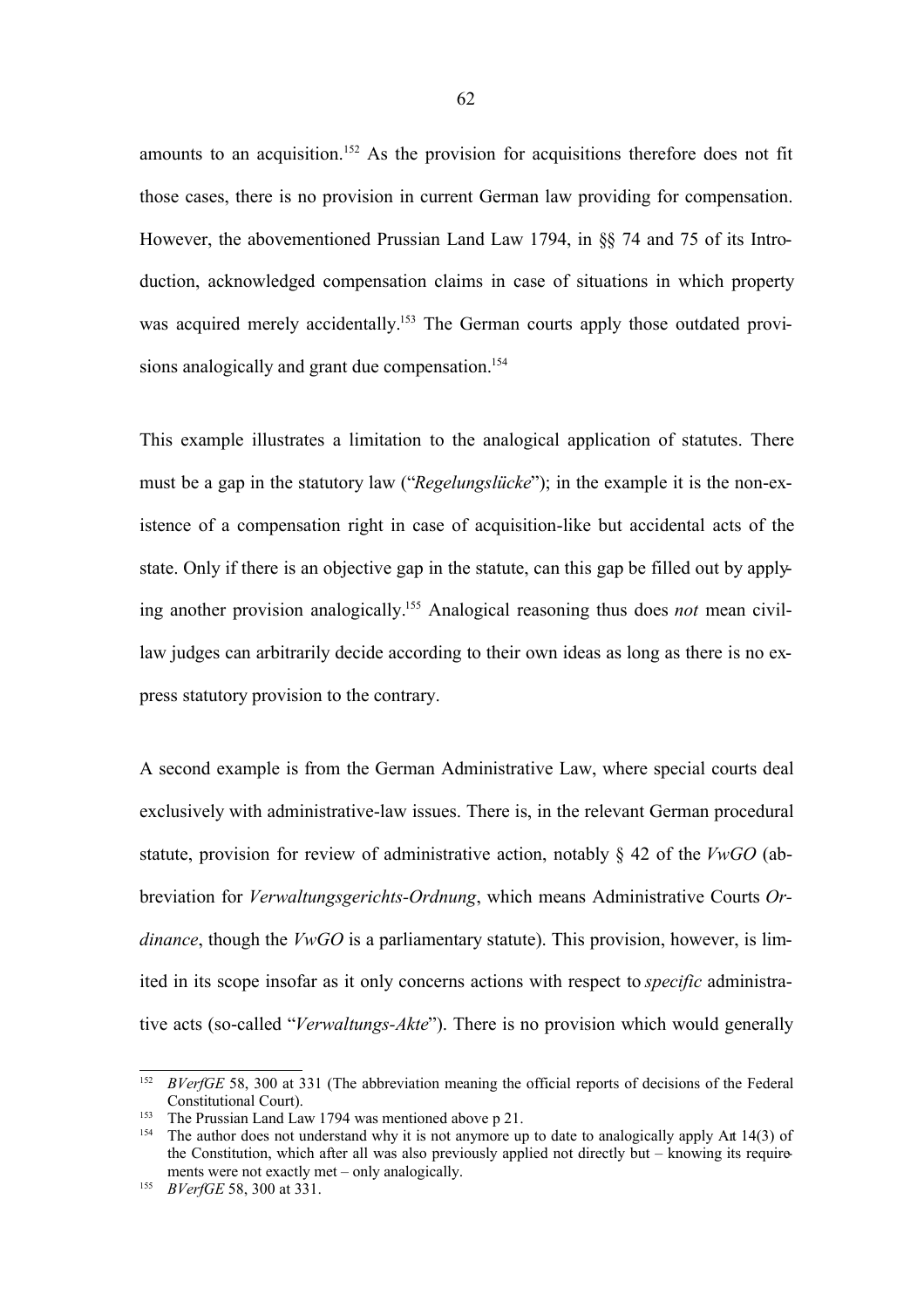amounts to an acquisition.[152] As the provision for acquisitions therefore does not fit those cases, there is no provision in current German law providing for compensation. However, the abovementioned Prussian Land Law 1794, in §§ 74 and 75 of its Introduction, acknowledged compensation claims in case of situations in which property was acquired merely accidentally.[153] The German courts apply those outdated provisions analogically and grant due compensation.[154]

This example illustrates a limitation to the analogical application of statutes. There must be a gap in the statutory law ("*Regelungslücke*"); in the example it is the non-existence of a compensation right in case of acquisition-like but accidental acts of the state. Only if there is an objective gap in the statute, can this gap be filled out by applying another provision analogically.[155] Analogical reasoning thus does *not* mean civil-law judges can arbitrarily decide according to their own ideas as long as there is no express statutory provision to the contrary.

A second example is from the German Administrative Law, where special courts deal exclusively with administrative-law issues. There is, in the relevant German procedural statute, provision for review of administrative action, notably § 42 of the *VwGO* (abbreviation for *Verwaltungsgerichts-Ordnung*, which means Administrative Courts *Ordinance*, though the *VwGO* is a parliamentary statute). This provision, however, is limited in its scope insofar as it only concerns actions with respect to *specific* administrative acts (so-called "*Verwaltungs-Akte*"). There is no provision which would generally

---

[152] *BVerfGE* 58, 300 at 331 (The abbreviation meaning the official reports of decisions of the Federal Constitutional Court).

[153] The Prussian Land Law 1794 was mentioned above p 21.

[154] The author does not understand why it is not anymore up to date to analogically apply Art 14(3) of the Constitution, which after all was also previously applied not directly but – knowing its requirements were not exactly met – only analogically.

[155] *BVerfGE* 58, 300 at 331.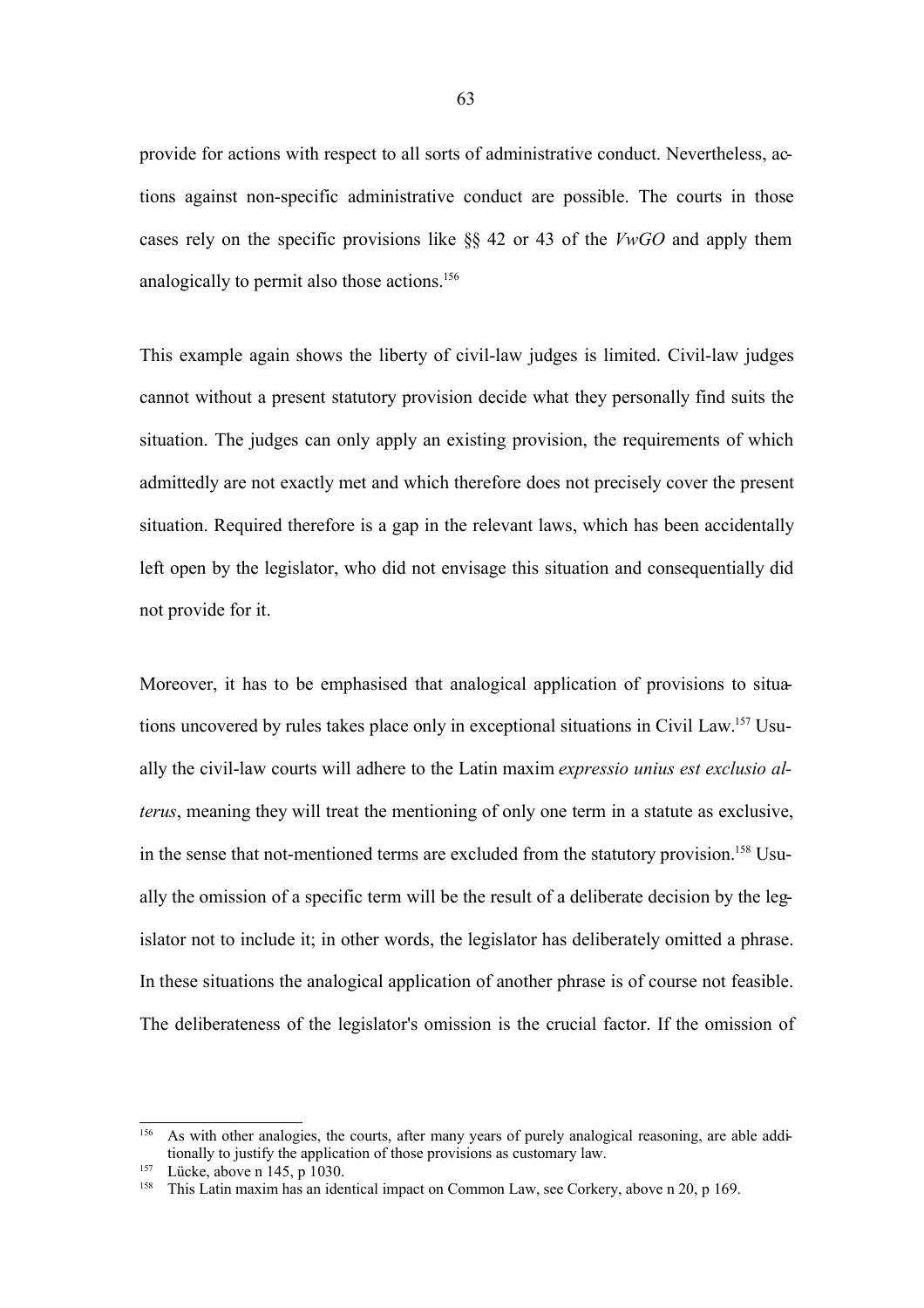provide for actions with respect to all sorts of administrative conduct. Nevertheless, actions against non-specific administrative conduct are possible. The courts in those cases rely on the specific provisions like §§ 42 or 43 of the *VwGO* and apply them analogically to permit also those actions.[156]

This example again shows the liberty of civil-law judges is limited. Civil-law judges cannot without a present statutory provision decide what they personally find suits the situation. The judges can only apply an existing provision, the requirements of which admittedly are not exactly met and which therefore does not precisely cover the present situation. Required therefore is a gap in the relevant laws, which has been accidentally left open by the legislator, who did not envisage this situation and consequentially did not provide for it.

Moreover, it has to be emphasised that analogical application of provisions to situations uncovered by rules takes place only in exceptional situations in Civil Law.[157] Usually the civil-law courts will adhere to the Latin maxim *expressio unius est exclusio alterus*, meaning they will treat the mentioning of only one term in a statute as exclusive, in the sense that not-mentioned terms are excluded from the statutory provision.[158] Usually the omission of a specific term will be the result of a deliberate decision by the legislator not to include it; in other words, the legislator has deliberately omitted a phrase. In these situations the analogical application of another phrase is of course not feasible. The deliberateness of the legislator's omission is the crucial factor. If the omission of

---

[156] As with other analogies, the courts, after many years of purely analogical reasoning, are able additionally to justify the application of those provisions as customary law.

[157] Lücke, above n 145, p 1030.

[158] This Latin maxim has an identical impact on Common Law, see Corkery, above n 20, p 169.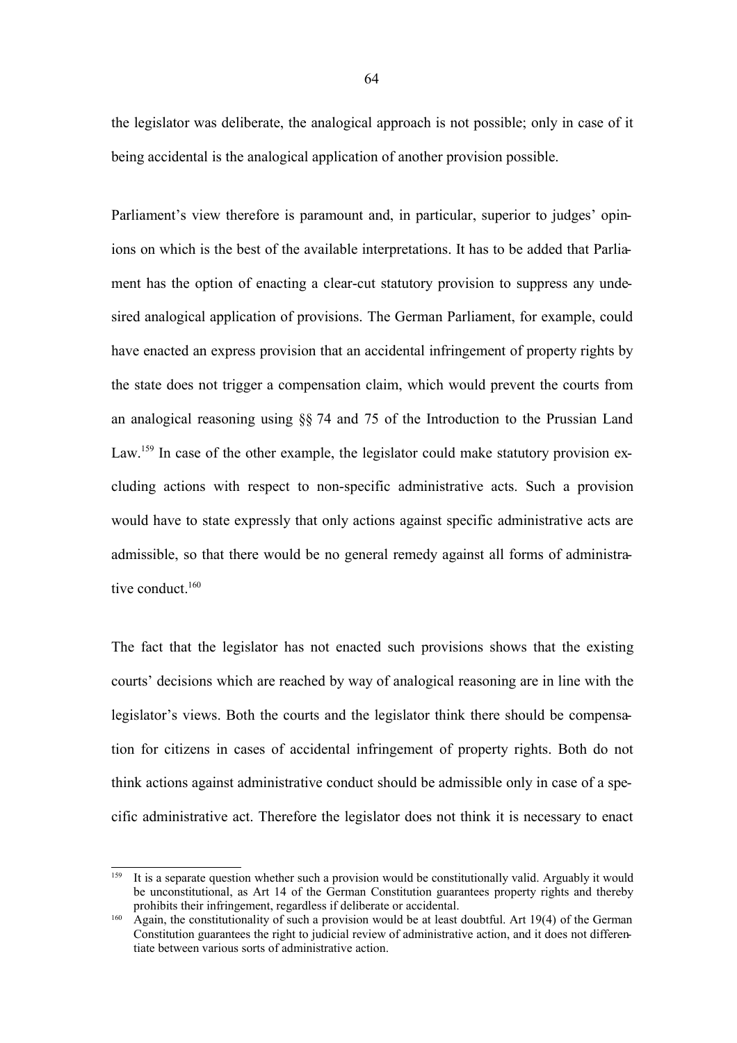the legislator was deliberate, the analogical approach is not possible; only in case of it being accidental is the analogical application of another provision possible.

Parliament's view therefore is paramount and, in particular, superior to judges' opinions on which is the best of the available interpretations. It has to be added that Parliament has the option of enacting a clear-cut statutory provision to suppress any undesired analogical application of provisions. The German Parliament, for example, could have enacted an express provision that an accidental infringement of property rights by the state does not trigger a compensation claim, which would prevent the courts from an analogical reasoning using §§ 74 and 75 of the Introduction to the Prussian Land Law.[159] In case of the other example, the legislator could make statutory provision excluding actions with respect to non-specific administrative acts. Such a provision would have to state expressly that only actions against specific administrative acts are admissible, so that there would be no general remedy against all forms of administrative conduct.[160]

The fact that the legislator has not enacted such provisions shows that the existing courts' decisions which are reached by way of analogical reasoning are in line with the legislator's views. Both the courts and the legislator think there should be compensation for citizens in cases of accidental infringement of property rights. Both do not think actions against administrative conduct should be admissible only in case of a specific administrative act. Therefore the legislator does not think it is necessary to enact

---

[159] It is a separate question whether such a provision would be constitutionally valid. Arguably it would be unconstitutional, as Art 14 of the German Constitution guarantees property rights and thereby prohibits their infringement, regardless if deliberate or accidental.

[160] Again, the constitutionality of such a provision would be at least doubtful. Art 19(4) of the German Constitution guarantees the right to judicial review of administrative action, and it does not differentiate between various sorts of administrative action.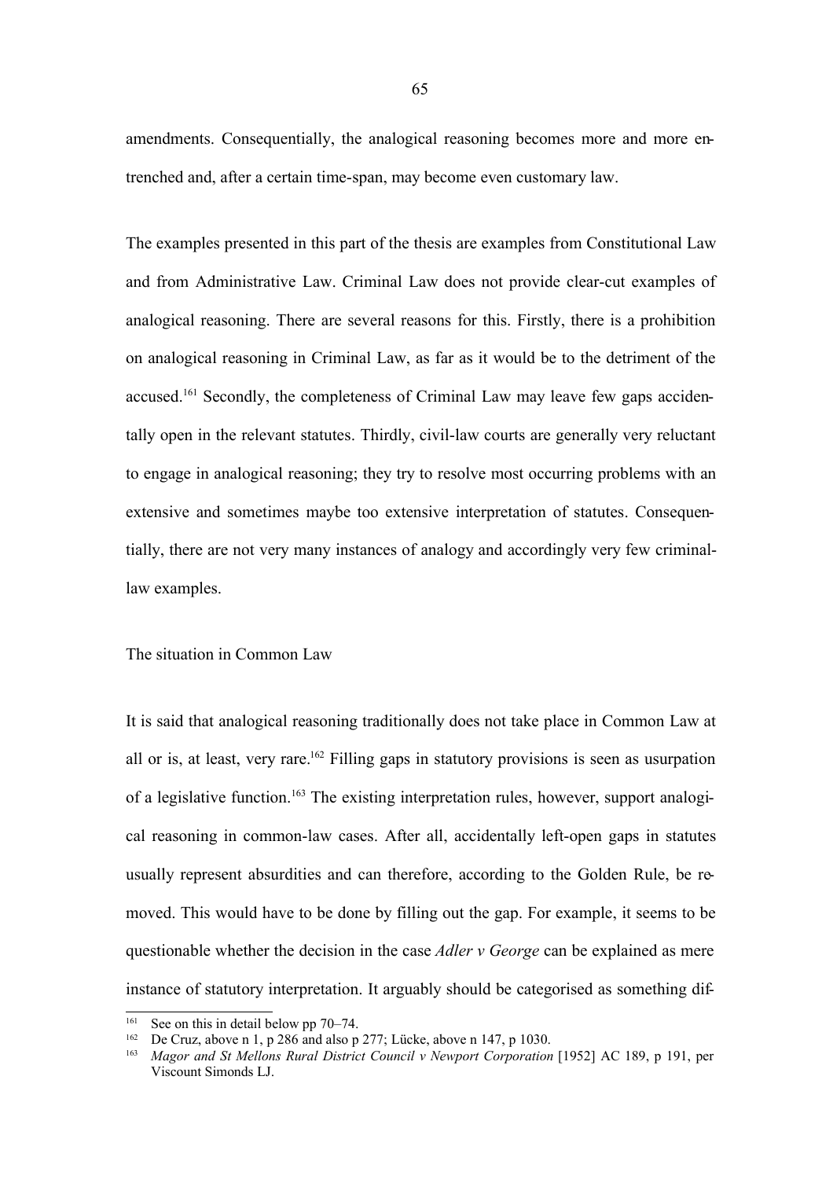amendments. Consequentially, the analogical reasoning becomes more and more entrenched and, after a certain time-span, may become even customary law.

The examples presented in this part of the thesis are examples from Constitutional Law and from Administrative Law. Criminal Law does not provide clear-cut examples of analogical reasoning. There are several reasons for this. Firstly, there is a prohibition on analogical reasoning in Criminal Law, as far as it would be to the detriment of the accused.[161] Secondly, the completeness of Criminal Law may leave few gaps accidentally open in the relevant statutes. Thirdly, civil-law courts are generally very reluctant to engage in analogical reasoning; they try to resolve most occurring problems with an extensive and sometimes maybe too extensive interpretation of statutes. Consequentially, there are not very many instances of analogy and accordingly very few criminal-law examples.

The situation in Common Law

It is said that analogical reasoning traditionally does not take place in Common Law at all or is, at least, very rare.[162] Filling gaps in statutory provisions is seen as usurpation of a legislative function.[163] The existing interpretation rules, however, support analogical reasoning in common-law cases. After all, accidentally left-open gaps in statutes usually represent absurdities and can therefore, according to the Golden Rule, be removed. This would have to be done by filling out the gap. For example, it seems to be questionable whether the decision in the case *Adler v George* can be explained as mere instance of statutory interpretation. It arguably should be categorised as something dif-

---

[161] See on this in detail below pp 70–74.

[162] De Cruz, above n 1, p 286 and also p 277; Lücke, above n 147, p 1030.

[163] *Magor and St Mellons Rural District Council v Newport Corporation* [1952] AC 189, p 191, per Viscount Simonds LJ.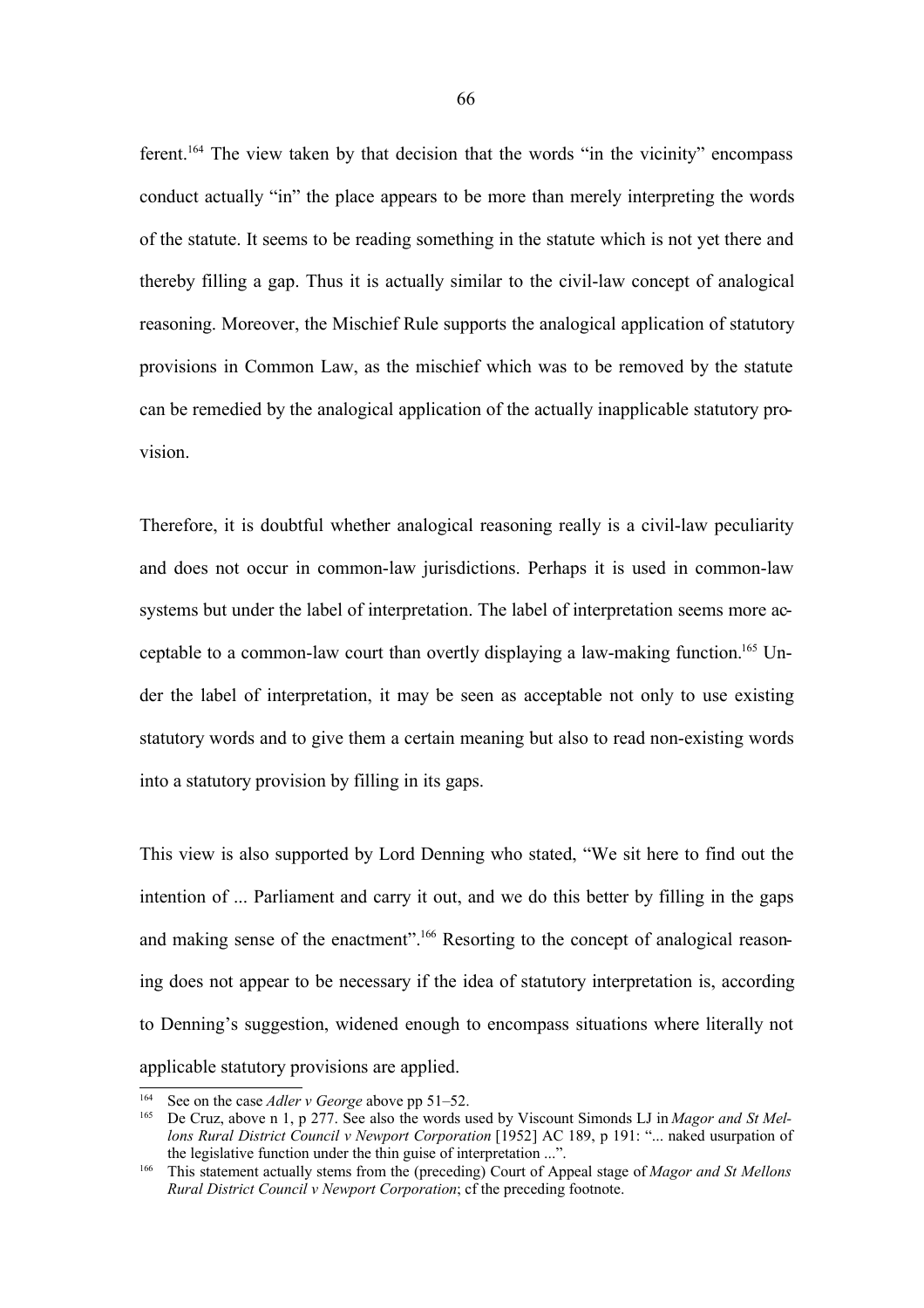ferent.[164] The view taken by that decision that the words "in the vicinity" encompass conduct actually "in" the place appears to be more than merely interpreting the words of the statute. It seems to be reading something in the statute which is not yet there and thereby filling a gap. Thus it is actually similar to the civil-law concept of analogical reasoning. Moreover, the Mischief Rule supports the analogical application of statutory provisions in Common Law, as the mischief which was to be removed by the statute can be remedied by the analogical application of the actually inapplicable statutory provision.

Therefore, it is doubtful whether analogical reasoning really is a civil-law peculiarity and does not occur in common-law jurisdictions. Perhaps it is used in common-law systems but under the label of interpretation. The label of interpretation seems more acceptable to a common-law court than overtly displaying a law-making function.[165] Under the label of interpretation, it may be seen as acceptable not only to use existing statutory words and to give them a certain meaning but also to read non-existing words into a statutory provision by filling in its gaps.

This view is also supported by Lord Denning who stated, "We sit here to find out the intention of ... Parliament and carry it out, and we do this better by filling in the gaps and making sense of the enactment".[166] Resorting to the concept of analogical reasoning does not appear to be necessary if the idea of statutory interpretation is, according to Denning's suggestion, widened enough to encompass situations where literally not applicable statutory provisions are applied.

---

[164] See on the case *Adler v George* above pp 51–52.

[165] De Cruz, above n 1, p 277. See also the words used by Viscount Simonds LJ in *Magor and St Mellons Rural District Council v Newport Corporation* [1952] AC 189, p 191: "... naked usurpation of the legislative function under the thin guise of interpretation ...".

[166] This statement actually stems from the (preceding) Court of Appeal stage of *Magor and St Mellons Rural District Council v Newport Corporation*; cf the preceding footnote.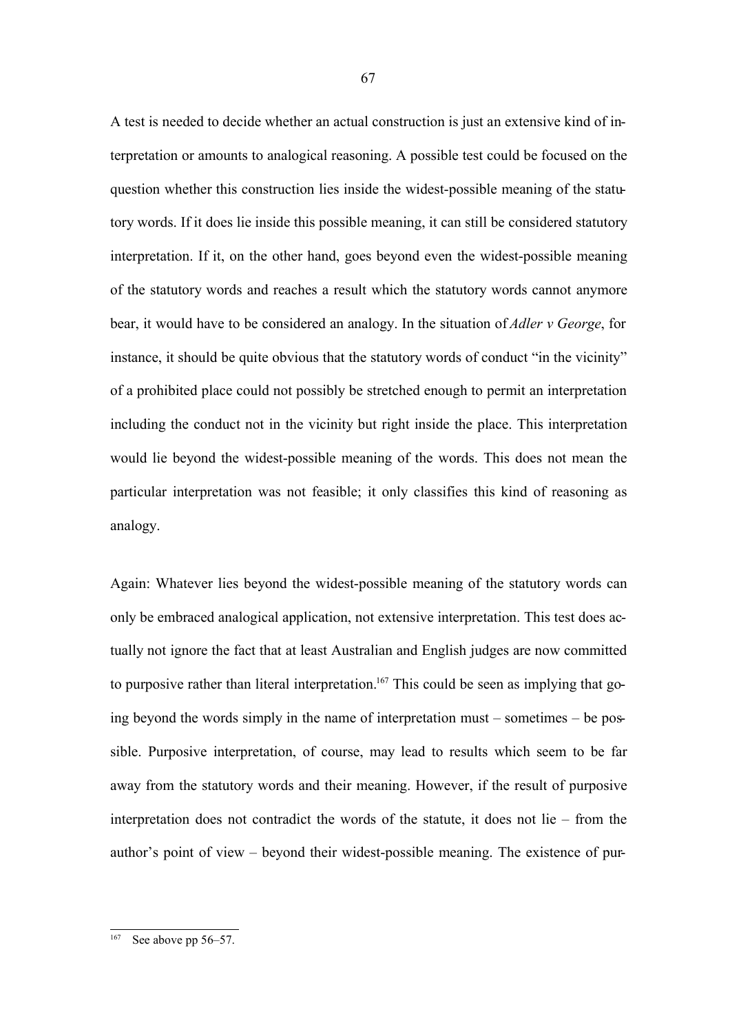A test is needed to decide whether an actual construction is just an extensive kind of interpretation or amounts to analogical reasoning. A possible test could be focused on the question whether this construction lies inside the widest-possible meaning of the statutory words. If it does lie inside this possible meaning, it can still be considered statutory interpretation. If it, on the other hand, goes beyond even the widest-possible meaning of the statutory words and reaches a result which the statutory words cannot anymore bear, it would have to be considered an analogy. In the situation of *Adler v George*, for instance, it should be quite obvious that the statutory words of conduct "in the vicinity" of a prohibited place could not possibly be stretched enough to permit an interpretation including the conduct not in the vicinity but right inside the place. This interpretation would lie beyond the widest-possible meaning of the words. This does not mean the particular interpretation was not feasible; it only classifies this kind of reasoning as analogy.

Again: Whatever lies beyond the widest-possible meaning of the statutory words can only be embraced analogical application, not extensive interpretation. This test does actually not ignore the fact that at least Australian and English judges are now committed to purposive rather than literal interpretation.[167] This could be seen as implying that going beyond the words simply in the name of interpretation must – sometimes – be possible. Purposive interpretation, of course, may lead to results which seem to be far away from the statutory words and their meaning. However, if the result of purposive interpretation does not contradict the words of the statute, it does not lie – from the author's point of view – beyond their widest-possible meaning. The existence of pur-

[167] See above pp 56–57.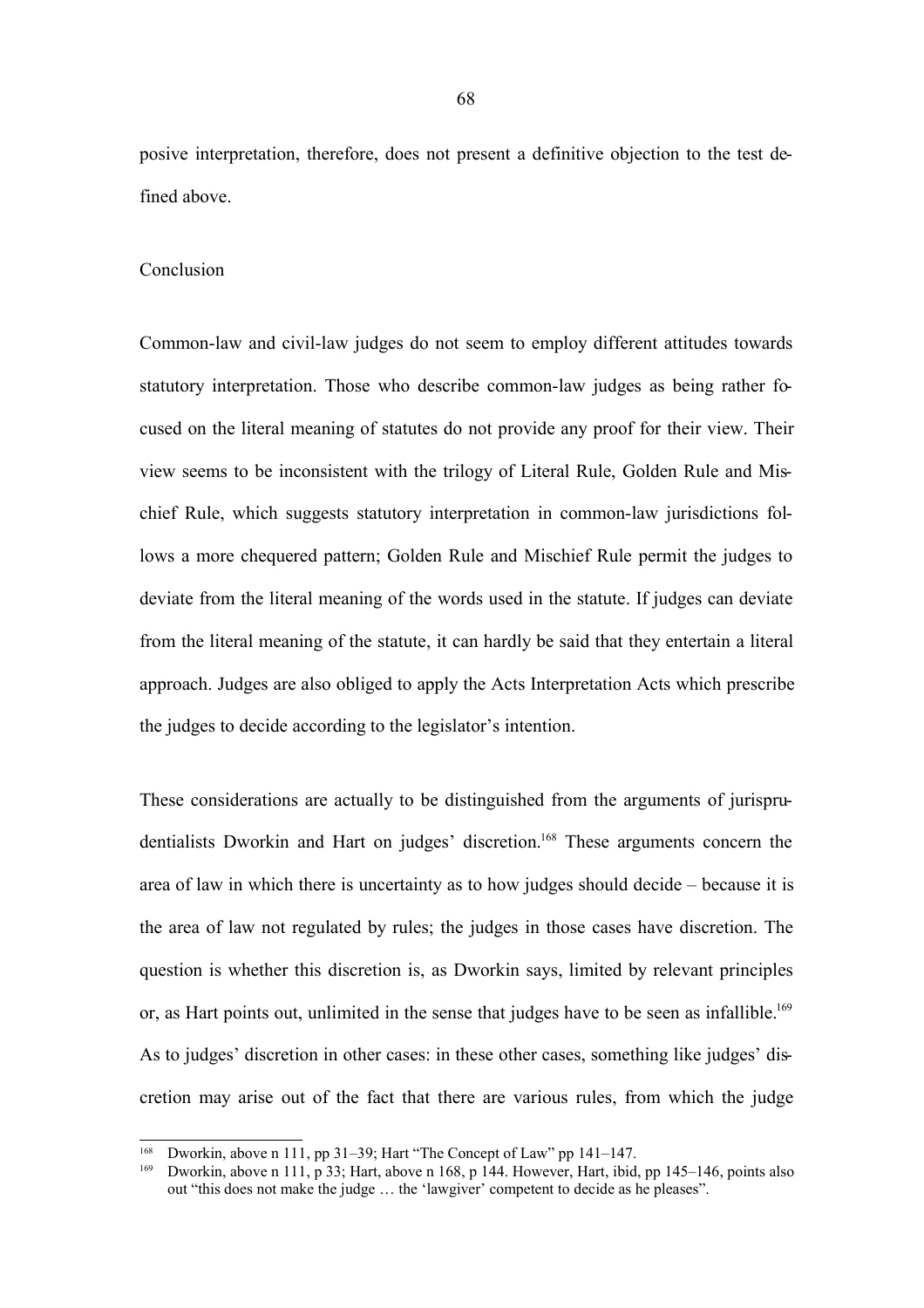posive interpretation, therefore, does not present a definitive objection to the test defined above.

## Conclusion

Common-law and civil-law judges do not seem to employ different attitudes towards statutory interpretation. Those who describe common-law judges as being rather focused on the literal meaning of statutes do not provide any proof for their view. Their view seems to be inconsistent with the trilogy of Literal Rule, Golden Rule and Mischief Rule, which suggests statutory interpretation in common-law jurisdictions follows a more chequered pattern; Golden Rule and Mischief Rule permit the judges to deviate from the literal meaning of the words used in the statute. If judges can deviate from the literal meaning of the statute, it can hardly be said that they entertain a literal approach. Judges are also obliged to apply the Acts Interpretation Acts which prescribe the judges to decide according to the legislator's intention.

These considerations are actually to be distinguished from the arguments of jurisprudentialists Dworkin and Hart on judges' discretion.[168] These arguments concern the area of law in which there is uncertainty as to how judges should decide – because it is the area of law not regulated by rules; the judges in those cases have discretion. The question is whether this discretion is, as Dworkin says, limited by relevant principles or, as Hart points out, unlimited in the sense that judges have to be seen as infallible.[169] As to judges' discretion in other cases: in these other cases, something like judges' discretion may arise out of the fact that there are various rules, from which the judge

---

[168] Dworkin, above n 111, pp 31–39; Hart "The Concept of Law" pp 141–147.

[169] Dworkin, above n 111, p 33; Hart, above n 168, p 144. However, Hart, ibid, pp 145–146, points also out "this does not make the judge … the 'lawgiver' competent to decide as he pleases".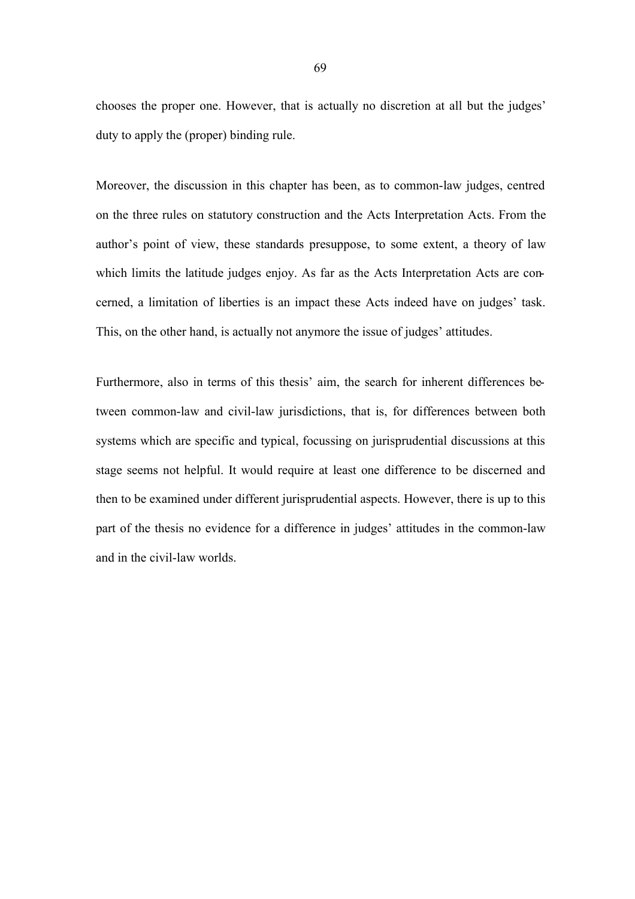chooses the proper one. However, that is actually no discretion at all but the judges' duty to apply the (proper) binding rule.

Moreover, the discussion in this chapter has been, as to common-law judges, centred on the three rules on statutory construction and the Acts Interpretation Acts. From the author's point of view, these standards presuppose, to some extent, a theory of law which limits the latitude judges enjoy. As far as the Acts Interpretation Acts are concerned, a limitation of liberties is an impact these Acts indeed have on judges' task. This, on the other hand, is actually not anymore the issue of judges' attitudes.

Furthermore, also in terms of this thesis' aim, the search for inherent differences between common-law and civil-law jurisdictions, that is, for differences between both systems which are specific and typical, focussing on jurisprudential discussions at this stage seems not helpful. It would require at least one difference to be discerned and then to be examined under different jurisprudential aspects. However, there is up to this part of the thesis no evidence for a difference in judges' attitudes in the common-law and in the civil-law worlds.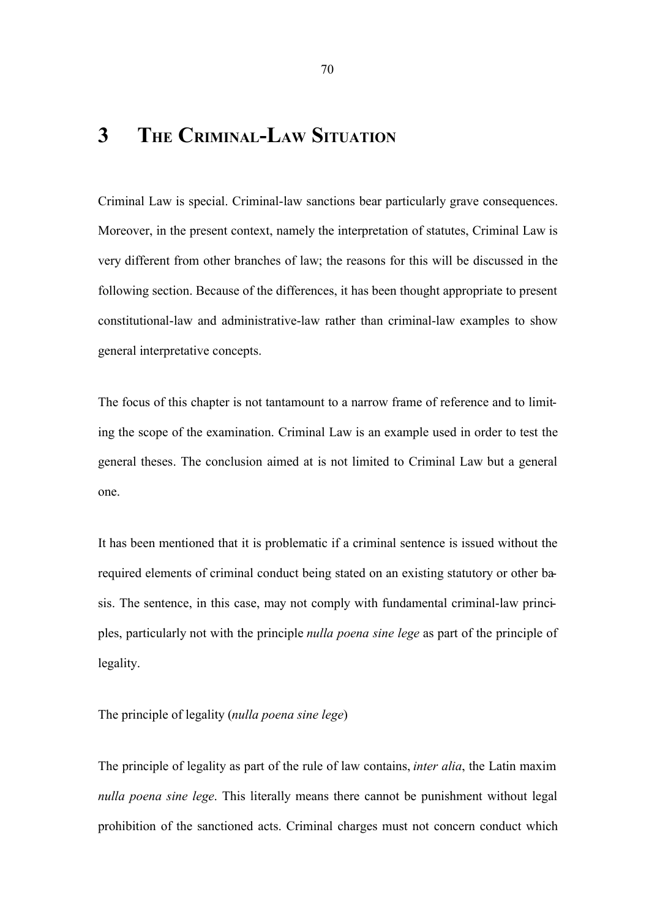# 3 The Criminal-Law Situation

Criminal Law is special. Criminal-law sanctions bear particularly grave consequences. Moreover, in the present context, namely the interpretation of statutes, Criminal Law is very different from other branches of law; the reasons for this will be discussed in the following section. Because of the differences, it has been thought appropriate to present constitutional-law and administrative-law rather than criminal-law examples to show general interpretative concepts.

The focus of this chapter is not tantamount to a narrow frame of reference and to limiting the scope of the examination. Criminal Law is an example used in order to test the general theses. The conclusion aimed at is not limited to Criminal Law but a general one.

It has been mentioned that it is problematic if a criminal sentence is issued without the required elements of criminal conduct being stated on an existing statutory or other basis. The sentence, in this case, may not comply with fundamental criminal-law principles, particularly not with the principle *nulla poena sine lege* as part of the principle of legality.

The principle of legality (*nulla poena sine lege*)

The principle of legality as part of the rule of law contains, *inter alia*, the Latin maxim *nulla poena sine lege*. This literally means there cannot be punishment without legal prohibition of the sanctioned acts. Criminal charges must not concern conduct which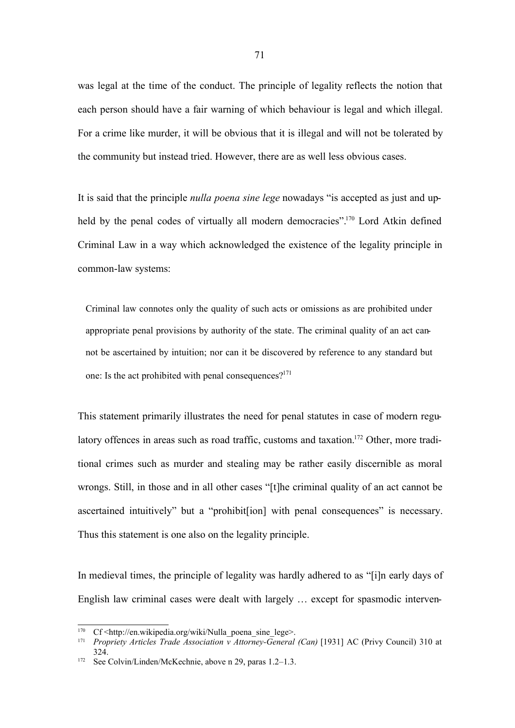was legal at the time of the conduct. The principle of legality reflects the notion that each person should have a fair warning of which behaviour is legal and which illegal. For a crime like murder, it will be obvious that it is illegal and will not be tolerated by the community but instead tried. However, there are as well less obvious cases.

It is said that the principle *nulla poena sine lege* nowadays "is accepted as just and upheld by the penal codes of virtually all modern democracies".[170] Lord Atkin defined Criminal Law in a way which acknowledged the existence of the legality principle in common-law systems:

> Criminal law connotes only the quality of such acts or omissions as are prohibited under appropriate penal provisions by authority of the state. The criminal quality of an act cannot be ascertained by intuition; nor can it be discovered by reference to any standard but one: Is the act prohibited with penal consequences?[171]

This statement primarily illustrates the need for penal statutes in case of modern regulatory offences in areas such as road traffic, customs and taxation.[172] Other, more traditional crimes such as murder and stealing may be rather easily discernible as moral wrongs. Still, in those and in all other cases "[t]he criminal quality of an act cannot be ascertained intuitively" but a "prohibit[ion] with penal consequences" is necessary. Thus this statement is one also on the legality principle.

In medieval times, the principle of legality was hardly adhered to as "[i]n early days of English law criminal cases were dealt with largely … except for spasmodic interven-

---

[170] Cf <http://en.wikipedia.org/wiki/Nulla_poena_sine_lege>.

[171] *Propriety Articles Trade Association v Attorney-General (Can)* [1931] AC (Privy Council) 310 at 324.

[172] See Colvin/Linden/McKechnie, above n 29, paras 1.2–1.3.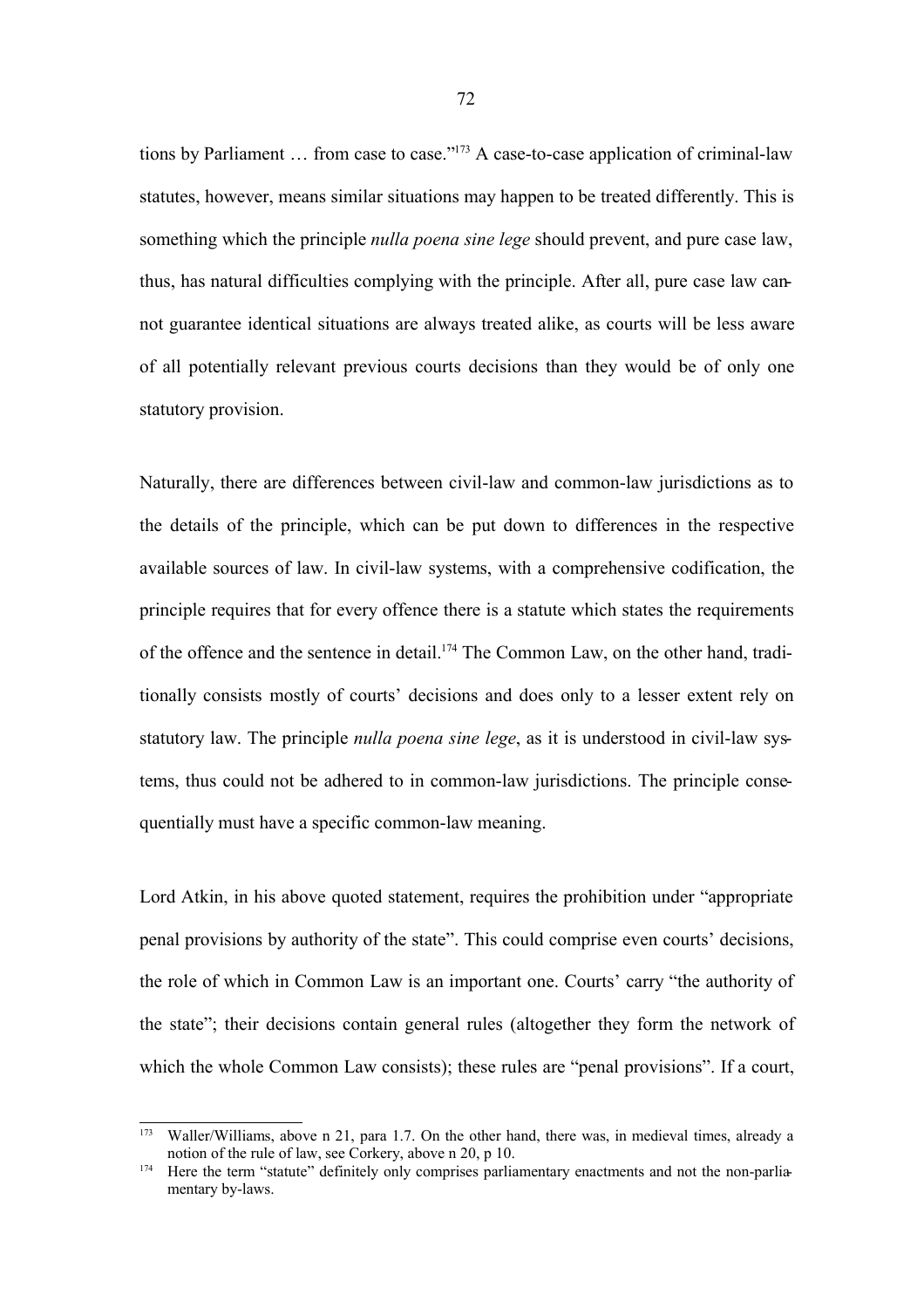tions by Parliament … from case to case."[173] A case-to-case application of criminal-law statutes, however, means similar situations may happen to be treated differently. This is something which the principle *nulla poena sine lege* should prevent, and pure case law, thus, has natural difficulties complying with the principle. After all, pure case law cannot guarantee identical situations are always treated alike, as courts will be less aware of all potentially relevant previous courts decisions than they would be of only one statutory provision.

Naturally, there are differences between civil-law and common-law jurisdictions as to the details of the principle, which can be put down to differences in the respective available sources of law. In civil-law systems, with a comprehensive codification, the principle requires that for every offence there is a statute which states the requirements of the offence and the sentence in detail.[174] The Common Law, on the other hand, traditionally consists mostly of courts' decisions and does only to a lesser extent rely on statutory law. The principle *nulla poena sine lege*, as it is understood in civil-law systems, thus could not be adhered to in common-law jurisdictions. The principle consequentially must have a specific common-law meaning.

Lord Atkin, in his above quoted statement, requires the prohibition under "appropriate penal provisions by authority of the state". This could comprise even courts' decisions, the role of which in Common Law is an important one. Courts' carry "the authority of the state"; their decisions contain general rules (altogether they form the network of which the whole Common Law consists); these rules are "penal provisions". If a court,

---

[173] Waller/Williams, above n 21, para 1.7. On the other hand, there was, in medieval times, already a notion of the rule of law, see Corkery, above n 20, p 10.

[174] Here the term "statute" definitely only comprises parliamentary enactments and not the non-parliamentary by-laws.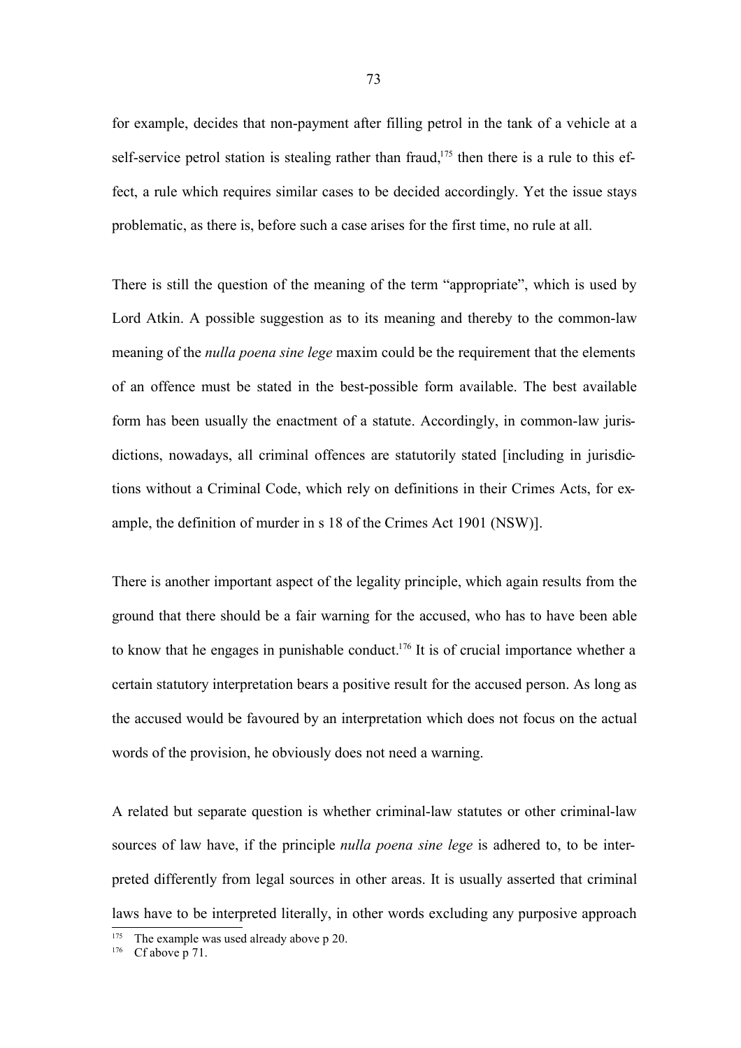for example, decides that non-payment after filling petrol in the tank of a vehicle at a self-service petrol station is stealing rather than fraud,[175] then there is a rule to this effect, a rule which requires similar cases to be decided accordingly. Yet the issue stays problematic, as there is, before such a case arises for the first time, no rule at all.

There is still the question of the meaning of the term "appropriate", which is used by Lord Atkin. A possible suggestion as to its meaning and thereby to the common-law meaning of the *nulla poena sine lege* maxim could be the requirement that the elements of an offence must be stated in the best-possible form available. The best available form has been usually the enactment of a statute. Accordingly, in common-law jurisdictions, nowadays, all criminal offences are statutorily stated [including in jurisdictions without a Criminal Code, which rely on definitions in their Crimes Acts, for example, the definition of murder in s 18 of the Crimes Act 1901 (NSW)].

There is another important aspect of the legality principle, which again results from the ground that there should be a fair warning for the accused, who has to have been able to know that he engages in punishable conduct.[176] It is of crucial importance whether a certain statutory interpretation bears a positive result for the accused person. As long as the accused would be favoured by an interpretation which does not focus on the actual words of the provision, he obviously does not need a warning.

A related but separate question is whether criminal-law statutes or other criminal-law sources of law have, if the principle *nulla poena sine lege* is adhered to, to be interpreted differently from legal sources in other areas. It is usually asserted that criminal laws have to be interpreted literally, in other words excluding any purposive approach

[175] The example was used already above p 20.

[176] Cf above p 71.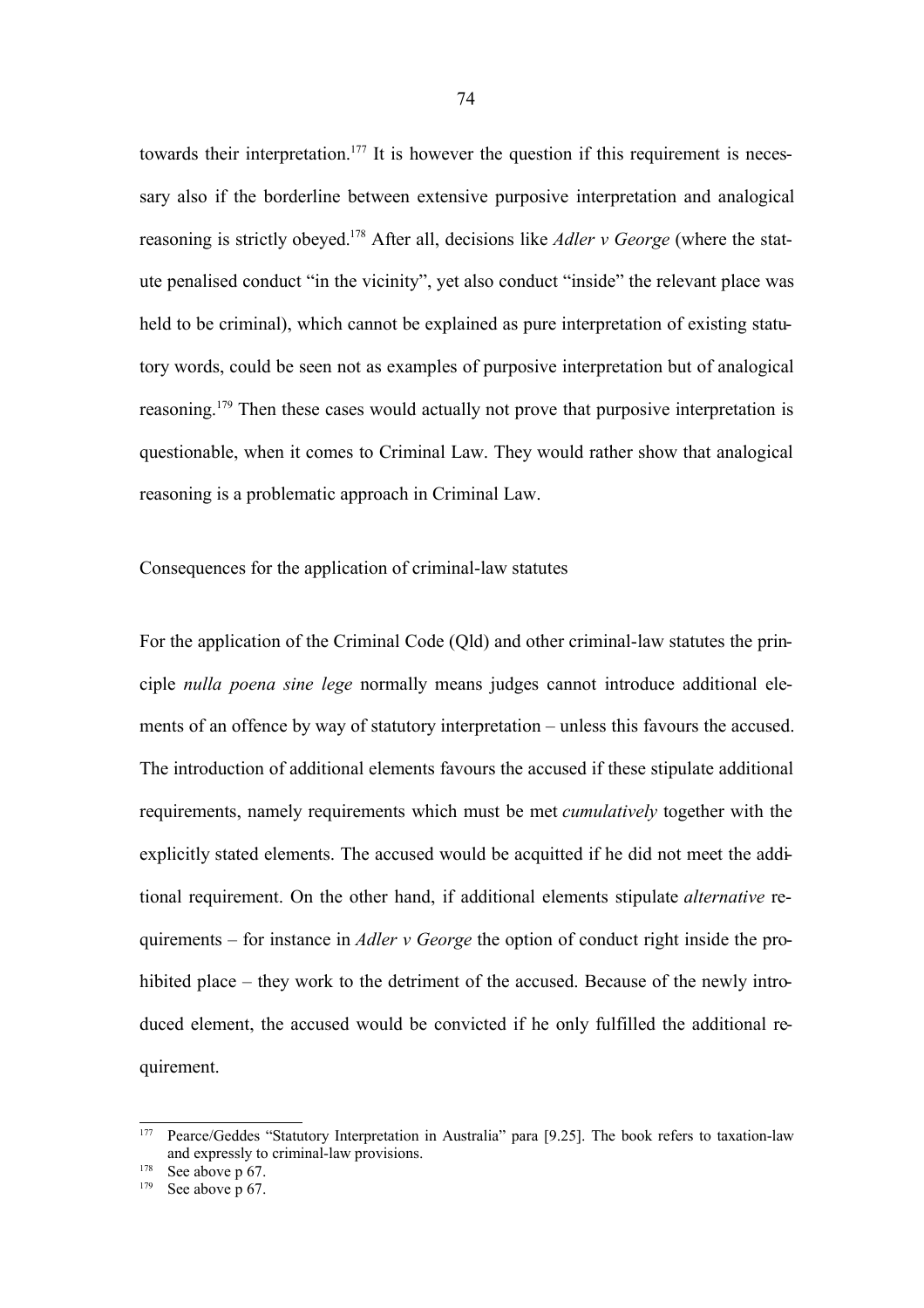towards their interpretation.[177] It is however the question if this requirement is necessary also if the borderline between extensive purposive interpretation and analogical reasoning is strictly obeyed.[178] After all, decisions like *Adler v George* (where the statute penalised conduct "in the vicinity", yet also conduct "inside" the relevant place was held to be criminal), which cannot be explained as pure interpretation of existing statutory words, could be seen not as examples of purposive interpretation but of analogical reasoning.[179] Then these cases would actually not prove that purposive interpretation is questionable, when it comes to Criminal Law. They would rather show that analogical reasoning is a problematic approach in Criminal Law.

### Consequences for the application of criminal-law statutes

For the application of the Criminal Code (Qld) and other criminal-law statutes the principle *nulla poena sine lege* normally means judges cannot introduce additional elements of an offence by way of statutory interpretation – unless this favours the accused. The introduction of additional elements favours the accused if these stipulate additional requirements, namely requirements which must be met *cumulatively* together with the explicitly stated elements. The accused would be acquitted if he did not meet the additional requirement. On the other hand, if additional elements stipulate *alternative* requirements – for instance in *Adler v George* the option of conduct right inside the prohibited place – they work to the detriment of the accused. Because of the newly introduced element, the accused would be convicted if he only fulfilled the additional requirement.

---

[177] Pearce/Geddes "Statutory Interpretation in Australia" para [9.25]. The book refers to taxation-law and expressly to criminal-law provisions.

[178] See above p 67.

[179] See above p 67.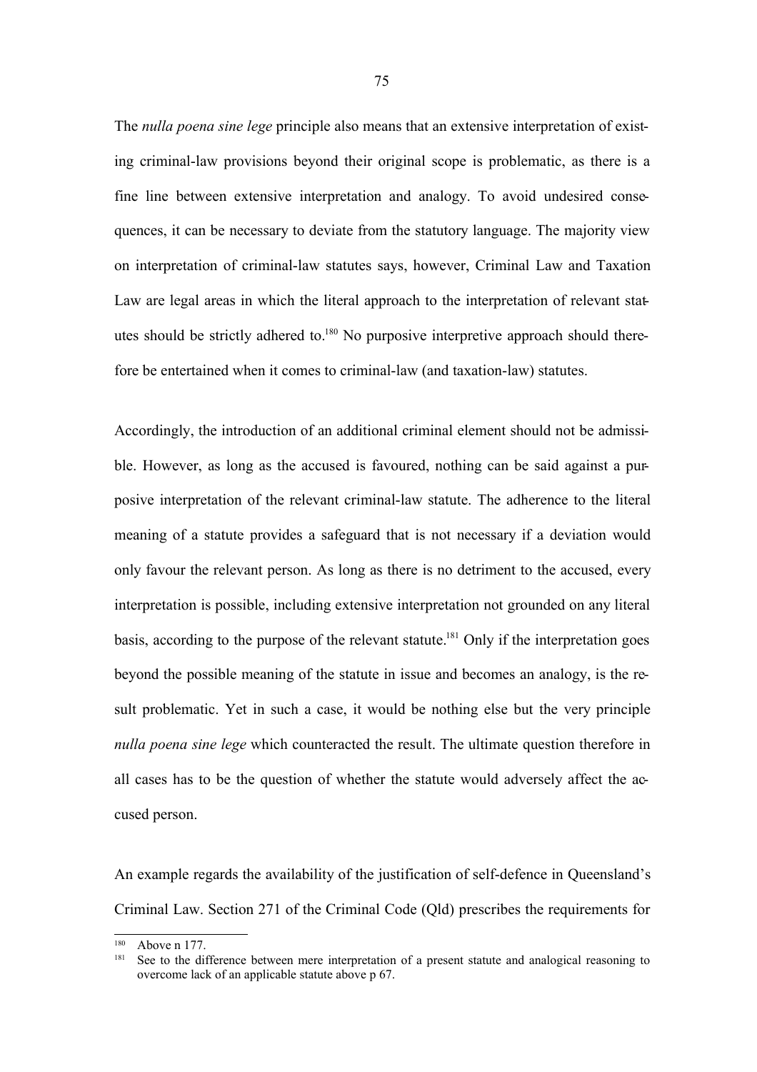The *nulla poena sine lege* principle also means that an extensive interpretation of existing criminal-law provisions beyond their original scope is problematic, as there is a fine line between extensive interpretation and analogy. To avoid undesired consequences, it can be necessary to deviate from the statutory language. The majority view on interpretation of criminal-law statutes says, however, Criminal Law and Taxation Law are legal areas in which the literal approach to the interpretation of relevant statutes should be strictly adhered to.[180] No purposive interpretive approach should therefore be entertained when it comes to criminal-law (and taxation-law) statutes.

Accordingly, the introduction of an additional criminal element should not be admissible. However, as long as the accused is favoured, nothing can be said against a purposive interpretation of the relevant criminal-law statute. The adherence to the literal meaning of a statute provides a safeguard that is not necessary if a deviation would only favour the relevant person. As long as there is no detriment to the accused, every interpretation is possible, including extensive interpretation not grounded on any literal basis, according to the purpose of the relevant statute.[181] Only if the interpretation goes beyond the possible meaning of the statute in issue and becomes an analogy, is the result problematic. Yet in such a case, it would be nothing else but the very principle *nulla poena sine lege* which counteracted the result. The ultimate question therefore in all cases has to be the question of whether the statute would adversely affect the accused person.

An example regards the availability of the justification of self-defence in Queensland's Criminal Law. Section 271 of the Criminal Code (Qld) prescribes the requirements for

---

[180] Above n 177.

[181] See to the difference between mere interpretation of a present statute and analogical reasoning to overcome lack of an applicable statute above p 67.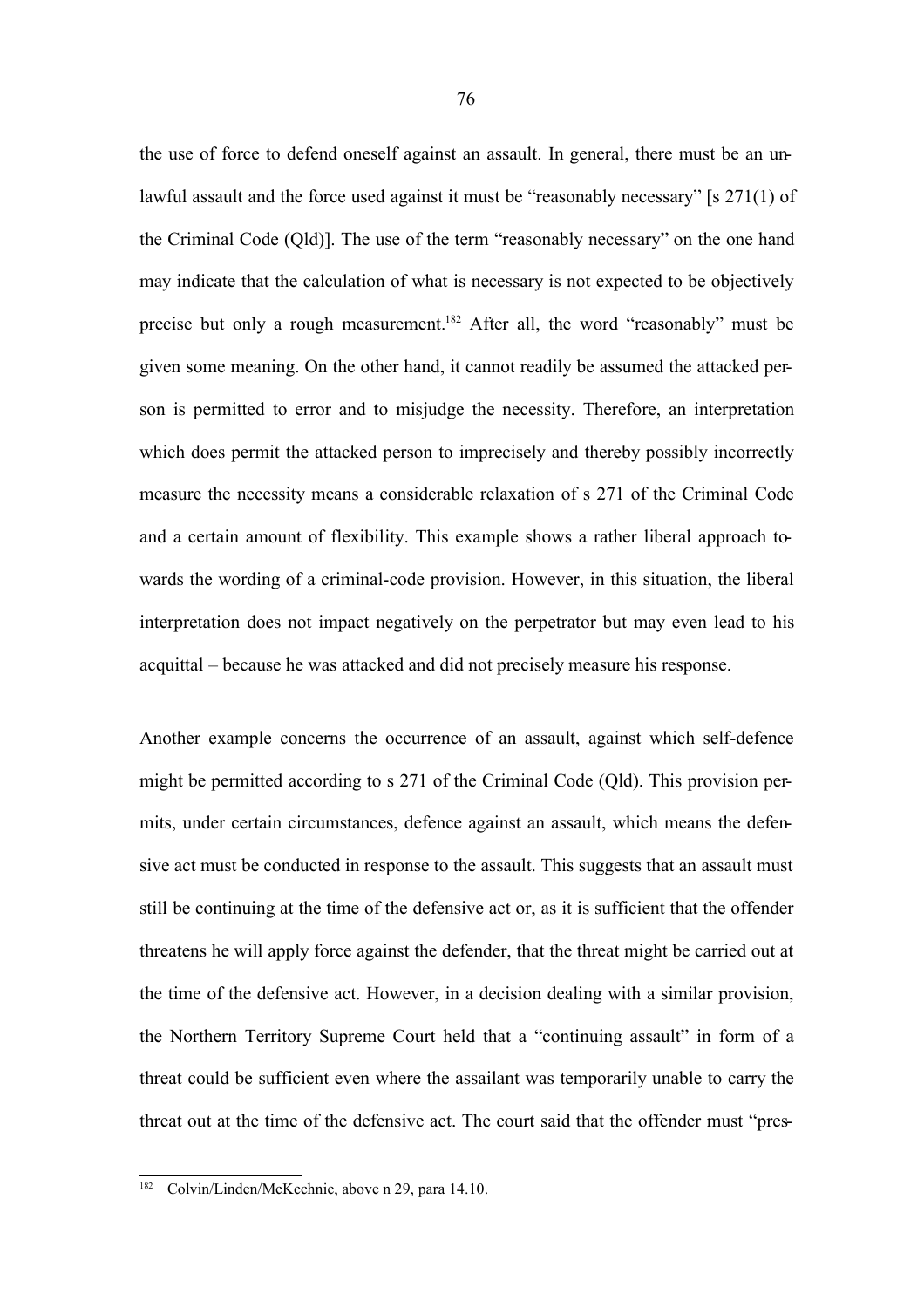the use of force to defend oneself against an assault. In general, there must be an unlawful assault and the force used against it must be "reasonably necessary" [s 271(1) of the Criminal Code (Qld)]. The use of the term "reasonably necessary" on the one hand may indicate that the calculation of what is necessary is not expected to be objectively precise but only a rough measurement.[182] After all, the word "reasonably" must be given some meaning. On the other hand, it cannot readily be assumed the attacked person is permitted to error and to misjudge the necessity. Therefore, an interpretation which does permit the attacked person to imprecisely and thereby possibly incorrectly measure the necessity means a considerable relaxation of s 271 of the Criminal Code and a certain amount of flexibility. This example shows a rather liberal approach towards the wording of a criminal-code provision. However, in this situation, the liberal interpretation does not impact negatively on the perpetrator but may even lead to his acquittal – because he was attacked and did not precisely measure his response.

Another example concerns the occurrence of an assault, against which self-defence might be permitted according to s 271 of the Criminal Code (Qld). This provision permits, under certain circumstances, defence against an assault, which means the defensive act must be conducted in response to the assault. This suggests that an assault must still be continuing at the time of the defensive act or, as it is sufficient that the offender threatens he will apply force against the defender, that the threat might be carried out at the time of the defensive act. However, in a decision dealing with a similar provision, the Northern Territory Supreme Court held that a "continuing assault" in form of a threat could be sufficient even where the assailant was temporarily unable to carry the threat out at the time of the defensive act. The court said that the offender must "pres-

[182] Colvin/Linden/McKechnie, above n 29, para 14.10.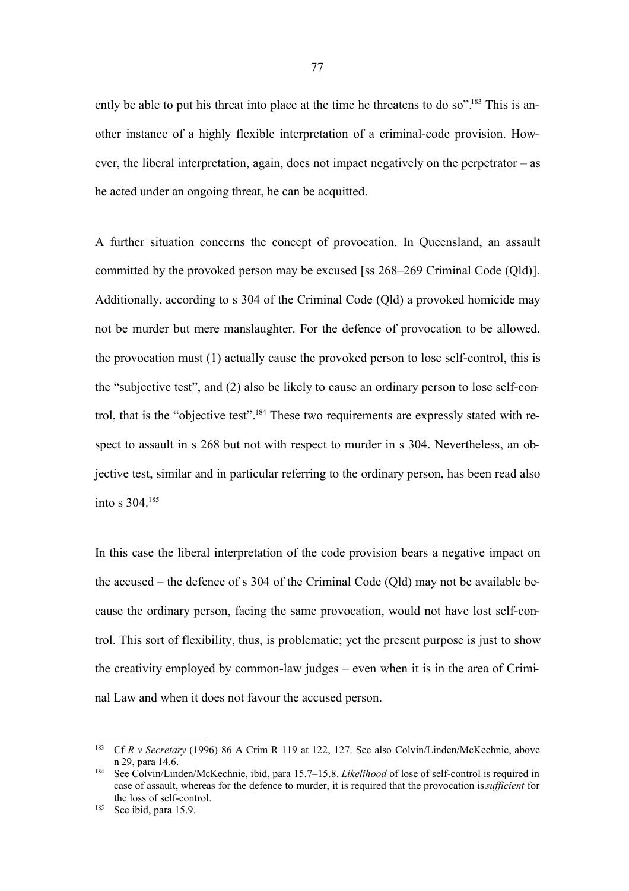ently be able to put his threat into place at the time he threatens to do so".[183] This is another instance of a highly flexible interpretation of a criminal-code provision. However, the liberal interpretation, again, does not impact negatively on the perpetrator – as he acted under an ongoing threat, he can be acquitted.

A further situation concerns the concept of provocation. In Queensland, an assault committed by the provoked person may be excused [ss 268–269 Criminal Code (Qld)]. Additionally, according to s 304 of the Criminal Code (Qld) a provoked homicide may not be murder but mere manslaughter. For the defence of provocation to be allowed, the provocation must (1) actually cause the provoked person to lose self-control, this is the "subjective test", and (2) also be likely to cause an ordinary person to lose self-control, that is the "objective test".[184] These two requirements are expressly stated with respect to assault in s 268 but not with respect to murder in s 304. Nevertheless, an objective test, similar and in particular referring to the ordinary person, has been read also into s 304.[185]

In this case the liberal interpretation of the code provision bears a negative impact on the accused – the defence of s 304 of the Criminal Code (Qld) may not be available because the ordinary person, facing the same provocation, would not have lost self-control. This sort of flexibility, thus, is problematic; yet the present purpose is just to show the creativity employed by common-law judges – even when it is in the area of Criminal Law and when it does not favour the accused person.

---

[183] Cf *R v Secretary* (1996) 86 A Crim R 119 at 122, 127. See also Colvin/Linden/McKechnie, above n 29, para 14.6.

[184] See Colvin/Linden/McKechnie, ibid, para 15.7–15.8. *Likelihood* of lose of self-control is required in case of assault, whereas for the defence to murder, it is required that the provocation is *sufficient* for the loss of self-control.

[185] See ibid, para 15.9.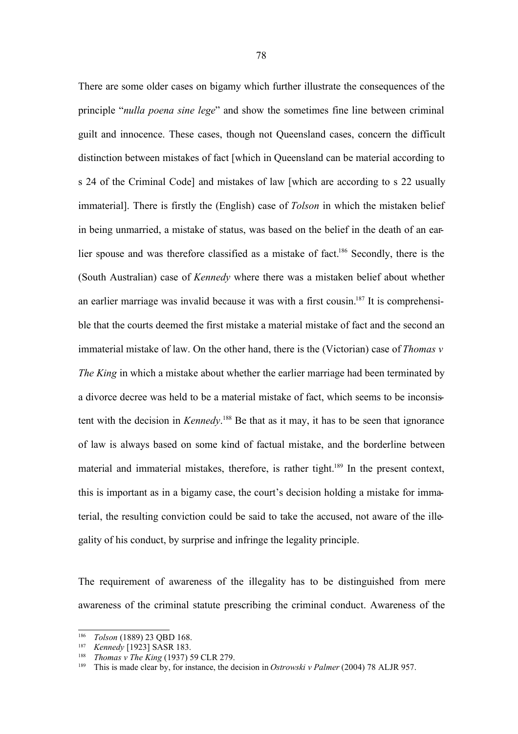There are some older cases on bigamy which further illustrate the consequences of the principle "*nulla poena sine lege*" and show the sometimes fine line between criminal guilt and innocence. These cases, though not Queensland cases, concern the difficult distinction between mistakes of fact [which in Queensland can be material according to s 24 of the Criminal Code] and mistakes of law [which are according to s 22 usually immaterial]. There is firstly the (English) case of *Tolson* in which the mistaken belief in being unmarried, a mistake of status, was based on the belief in the death of an earlier spouse and was therefore classified as a mistake of fact.[186] Secondly, there is the (South Australian) case of *Kennedy* where there was a mistaken belief about whether an earlier marriage was invalid because it was with a first cousin.[187] It is comprehensible that the courts deemed the first mistake a material mistake of fact and the second an immaterial mistake of law. On the other hand, there is the (Victorian) case of *Thomas v The King* in which a mistake about whether the earlier marriage had been terminated by a divorce decree was held to be a material mistake of fact, which seems to be inconsistent with the decision in *Kennedy*.[188] Be that as it may, it has to be seen that ignorance of law is always based on some kind of factual mistake, and the borderline between material and immaterial mistakes, therefore, is rather tight.[189] In the present context, this is important as in a bigamy case, the court's decision holding a mistake for immaterial, the resulting conviction could be said to take the accused, not aware of the illegality of his conduct, by surprise and infringe the legality principle.

The requirement of awareness of the illegality has to be distinguished from mere awareness of the criminal statute prescribing the criminal conduct. Awareness of the

---

[186] *Tolson* (1889) 23 QBD 168.

[187] *Kennedy* [1923] SASR 183.

[188] *Thomas v The King* (1937) 59 CLR 279.

[189] This is made clear by, for instance, the decision in *Ostrowski v Palmer* (2004) 78 ALJR 957.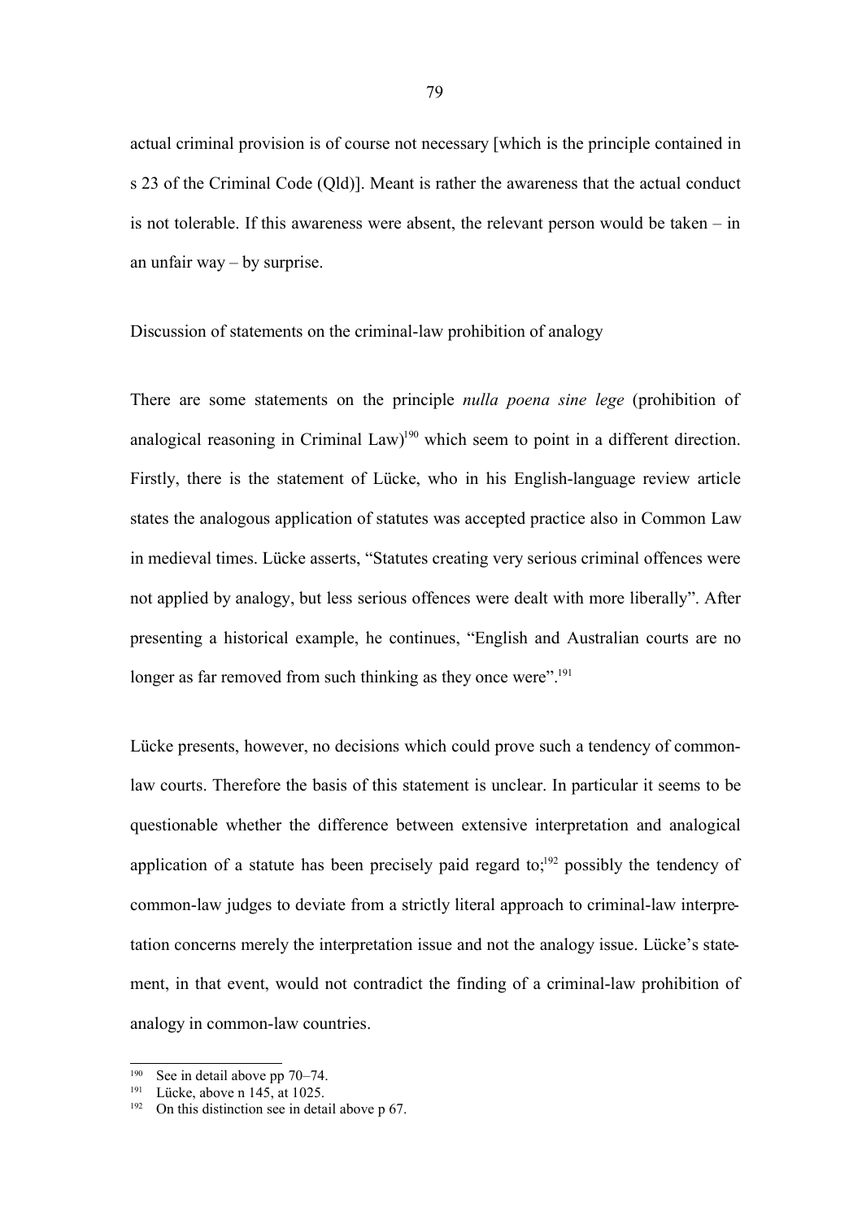actual criminal provision is of course not necessary [which is the principle contained in s 23 of the Criminal Code (Qld)]. Meant is rather the awareness that the actual conduct is not tolerable. If this awareness were absent, the relevant person would be taken – in an unfair way – by surprise.

## Discussion of statements on the criminal-law prohibition of analogy

There are some statements on the principle *nulla poena sine lege* (prohibition of analogical reasoning in Criminal Law)[190] which seem to point in a different direction. Firstly, there is the statement of Lücke, who in his English-language review article states the analogous application of statutes was accepted practice also in Common Law in medieval times. Lücke asserts, "Statutes creating very serious criminal offences were not applied by analogy, but less serious offences were dealt with more liberally". After presenting a historical example, he continues, "English and Australian courts are no longer as far removed from such thinking as they once were".[191]

Lücke presents, however, no decisions which could prove such a tendency of common-law courts. Therefore the basis of this statement is unclear. In particular it seems to be questionable whether the difference between extensive interpretation and analogical application of a statute has been precisely paid regard to;[192] possibly the tendency of common-law judges to deviate from a strictly literal approach to criminal-law interpretation concerns merely the interpretation issue and not the analogy issue. Lücke's statement, in that event, would not contradict the finding of a criminal-law prohibition of analogy in common-law countries.

---

[190] See in detail above pp 70–74.

[191] Lücke, above n 145, at 1025.

[192] On this distinction see in detail above p 67.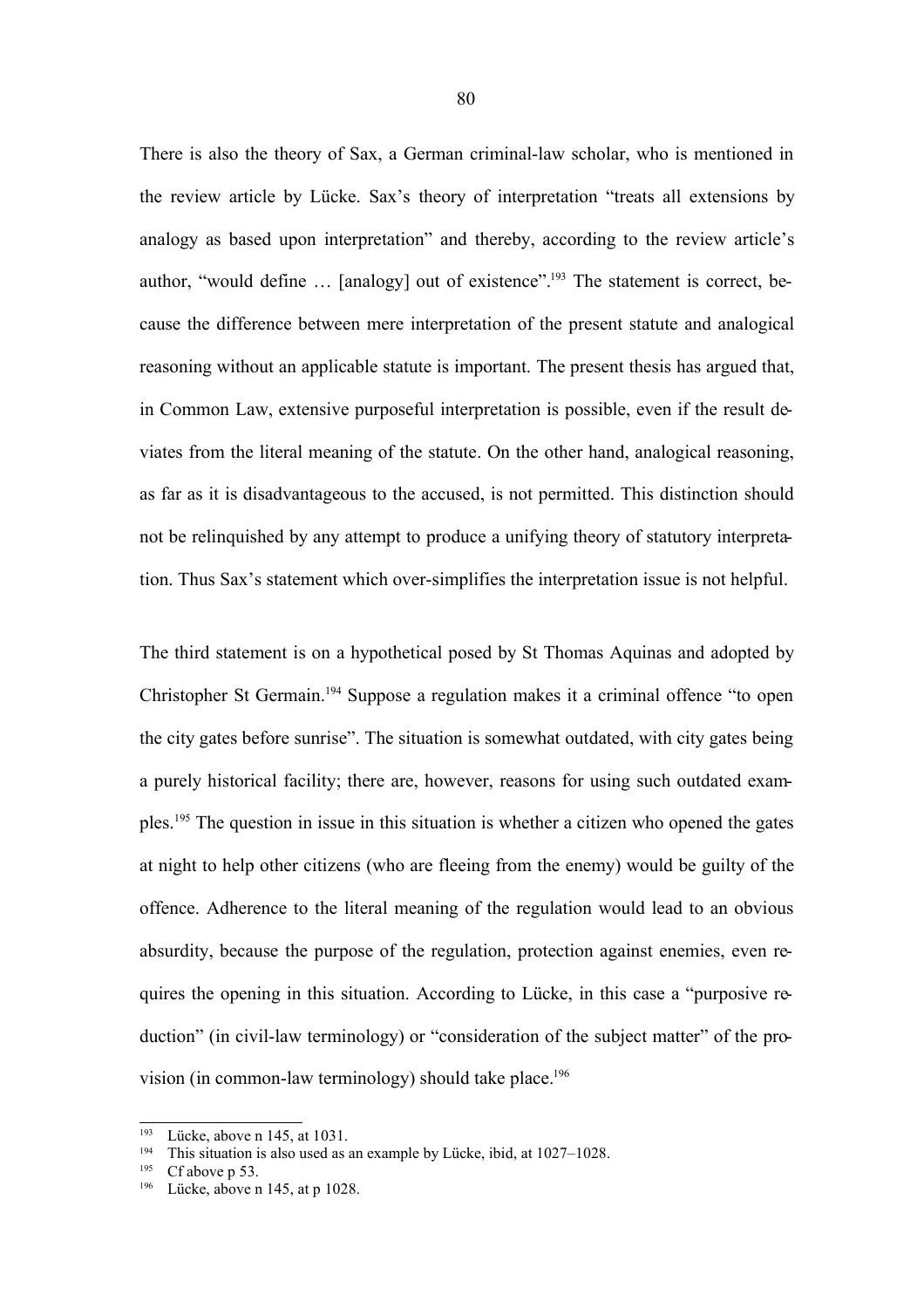There is also the theory of Sax, a German criminal-law scholar, who is mentioned in the review article by Lücke. Sax's theory of interpretation "treats all extensions by analogy as based upon interpretation" and thereby, according to the review article's author, "would define … [analogy] out of existence".[193] The statement is correct, because the difference between mere interpretation of the present statute and analogical reasoning without an applicable statute is important. The present thesis has argued that, in Common Law, extensive purposeful interpretation is possible, even if the result deviates from the literal meaning of the statute. On the other hand, analogical reasoning, as far as it is disadvantageous to the accused, is not permitted. This distinction should not be relinquished by any attempt to produce a unifying theory of statutory interpretation. Thus Sax's statement which over-simplifies the interpretation issue is not helpful.

The third statement is on a hypothetical posed by St Thomas Aquinas and adopted by Christopher St Germain.[194] Suppose a regulation makes it a criminal offence "to open the city gates before sunrise". The situation is somewhat outdated, with city gates being a purely historical facility; there are, however, reasons for using such outdated examples.[195] The question in issue in this situation is whether a citizen who opened the gates at night to help other citizens (who are fleeing from the enemy) would be guilty of the offence. Adherence to the literal meaning of the regulation would lead to an obvious absurdity, because the purpose of the regulation, protection against enemies, even requires the opening in this situation. According to Lücke, in this case a "purposive reduction" (in civil-law terminology) or "consideration of the subject matter" of the provision (in common-law terminology) should take place.[196]

---

[193] Lücke, above n 145, at 1031.

[194] This situation is also used as an example by Lücke, ibid, at 1027–1028.

[195] Cf above p 53.

[196] Lücke, above n 145, at p 1028.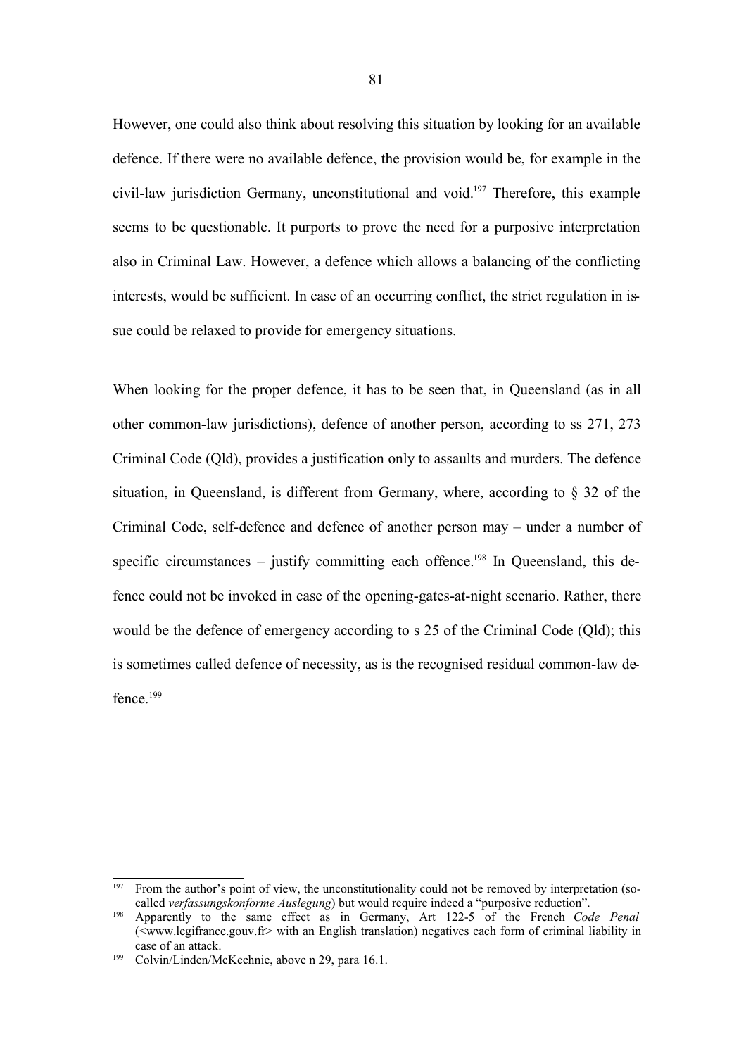However, one could also think about resolving this situation by looking for an available defence. If there were no available defence, the provision would be, for example in the civil-law jurisdiction Germany, unconstitutional and void.[197] Therefore, this example seems to be questionable. It purports to prove the need for a purposive interpretation also in Criminal Law. However, a defence which allows a balancing of the conflicting interests, would be sufficient. In case of an occurring conflict, the strict regulation in issue could be relaxed to provide for emergency situations.

When looking for the proper defence, it has to be seen that, in Queensland (as in all other common-law jurisdictions), defence of another person, according to ss 271, 273 Criminal Code (Qld), provides a justification only to assaults and murders. The defence situation, in Queensland, is different from Germany, where, according to § 32 of the Criminal Code, self-defence and defence of another person may – under a number of specific circumstances – justify committing each offence.[198] In Queensland, this defence could not be invoked in case of the opening-gates-at-night scenario. Rather, there would be the defence of emergency according to s 25 of the Criminal Code (Qld); this is sometimes called defence of necessity, as is the recognised residual common-law defence.[199]

---

[197] From the author's point of view, the unconstitutionality could not be removed by interpretation (so-called *verfassungskonforme Auslegung*) but would require indeed a "purposive reduction".

[198] Apparently to the same effect as in Germany, Art 122-5 of the French *Code Penal* (<www.legifrance.gouv.fr> with an English translation) negatives each form of criminal liability in case of an attack.

[199] Colvin/Linden/McKechnie, above n 29, para 16.1.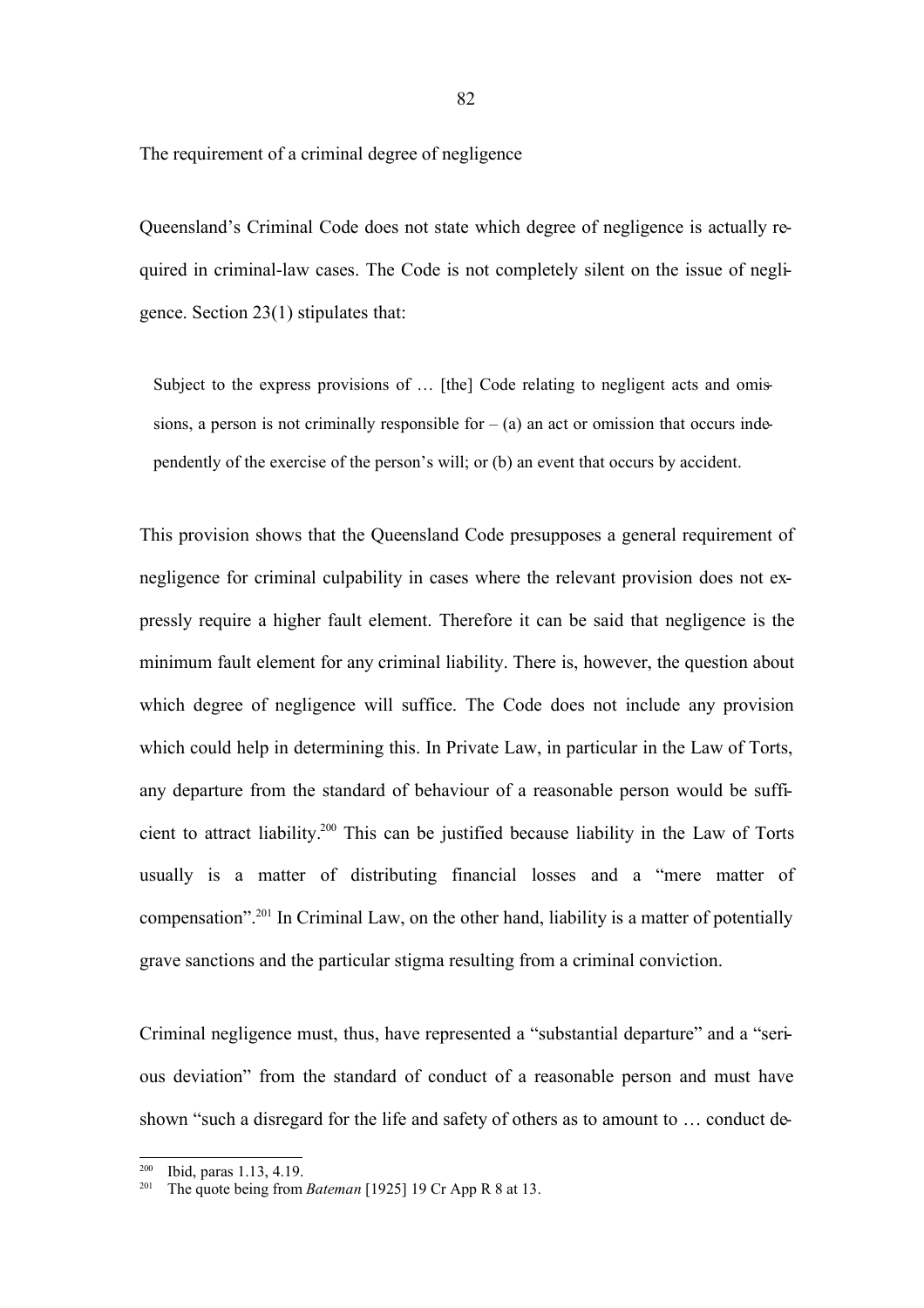The requirement of a criminal degree of negligence

Queensland's Criminal Code does not state which degree of negligence is actually required in criminal-law cases. The Code is not completely silent on the issue of negligence. Section 23(1) stipulates that:

> Subject to the express provisions of … [the] Code relating to negligent acts and omissions, a person is not criminally responsible for – (a) an act or omission that occurs independently of the exercise of the person's will; or (b) an event that occurs by accident.

This provision shows that the Queensland Code presupposes a general requirement of negligence for criminal culpability in cases where the relevant provision does not expressly require a higher fault element. Therefore it can be said that negligence is the minimum fault element for any criminal liability. There is, however, the question about which degree of negligence will suffice. The Code does not include any provision which could help in determining this. In Private Law, in particular in the Law of Torts, any departure from the standard of behaviour of a reasonable person would be sufficient to attract liability.[200] This can be justified because liability in the Law of Torts usually is a matter of distributing financial losses and a "mere matter of compensation".[201] In Criminal Law, on the other hand, liability is a matter of potentially grave sanctions and the particular stigma resulting from a criminal conviction.

Criminal negligence must, thus, have represented a "substantial departure" and a "serious deviation" from the standard of conduct of a reasonable person and must have shown "such a disregard for the life and safety of others as to amount to … conduct de-

[200] Ibid, paras 1.13, 4.19.

[201] The quote being from *Bateman* [1925] 19 Cr App R 8 at 13.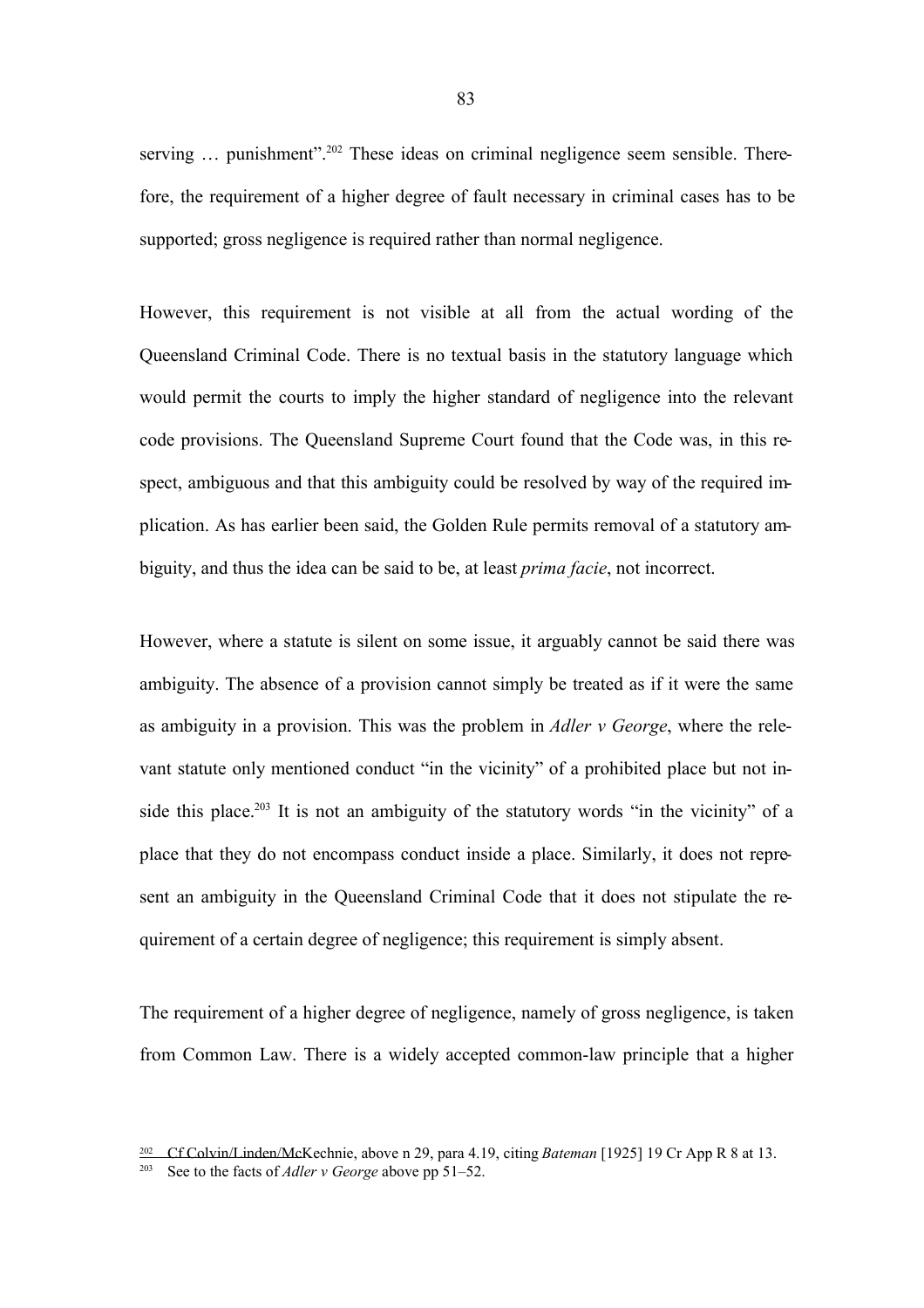serving … punishment”.[202] These ideas on criminal negligence seem sensible. Therefore, the requirement of a higher degree of fault necessary in criminal cases has to be supported; gross negligence is required rather than normal negligence.

However, this requirement is not visible at all from the actual wording of the Queensland Criminal Code. There is no textual basis in the statutory language which would permit the courts to imply the higher standard of negligence into the relevant code provisions. The Queensland Supreme Court found that the Code was, in this respect, ambiguous and that this ambiguity could be resolved by way of the required implication. As has earlier been said, the Golden Rule permits removal of a statutory ambiguity, and thus the idea can be said to be, at least *prima facie*, not incorrect.

However, where a statute is silent on some issue, it arguably cannot be said there was ambiguity. The absence of a provision cannot simply be treated as if it were the same as ambiguity in a provision. This was the problem in *Adler v George*, where the relevant statute only mentioned conduct “in the vicinity” of a prohibited place but not inside this place.[203] It is not an ambiguity of the statutory words “in the vicinity” of a place that they do not encompass conduct inside a place. Similarly, it does not represent an ambiguity in the Queensland Criminal Code that it does not stipulate the requirement of a certain degree of negligence; this requirement is simply absent.

The requirement of a higher degree of negligence, namely of gross negligence, is taken from Common Law. There is a widely accepted common-law principle that a higher

---

[202] Cf Colvin/Linden/McKechnie, above n 29, para 4.19, citing *Bateman* [1925] 19 Cr App R 8 at 13.

[203] See to the facts of *Adler v George* above pp 51–52.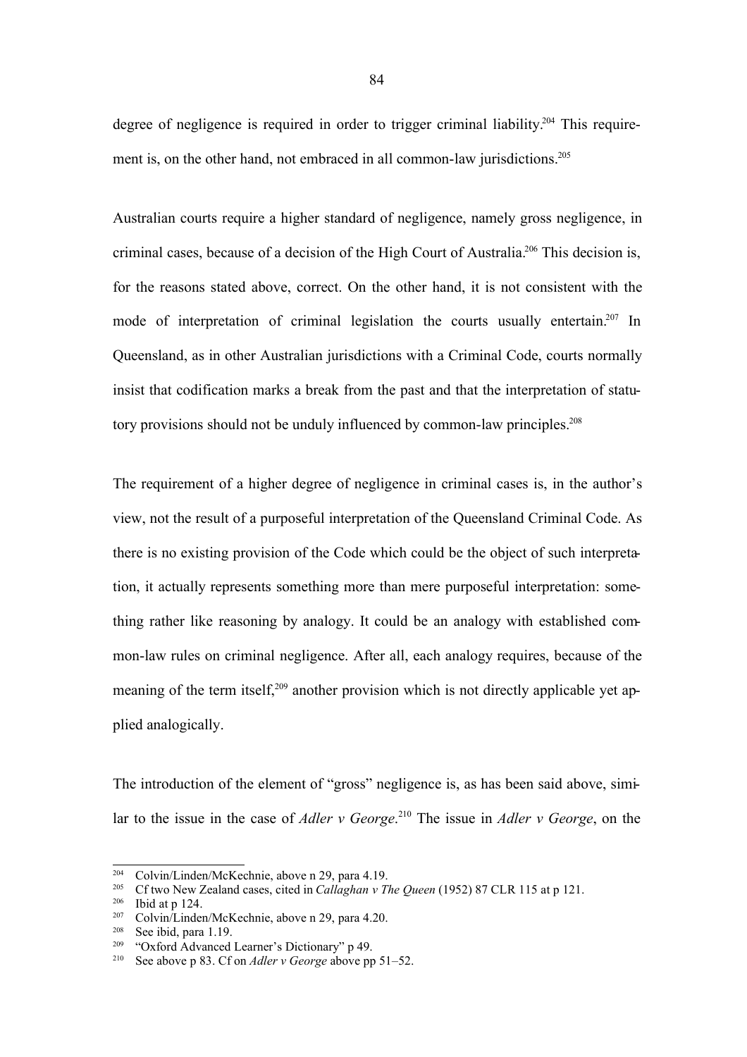degree of negligence is required in order to trigger criminal liability.[204] This requirement is, on the other hand, not embraced in all common-law jurisdictions.[205]

Australian courts require a higher standard of negligence, namely gross negligence, in criminal cases, because of a decision of the High Court of Australia.[206] This decision is, for the reasons stated above, correct. On the other hand, it is not consistent with the mode of interpretation of criminal legislation the courts usually entertain.[207] In Queensland, as in other Australian jurisdictions with a Criminal Code, courts normally insist that codification marks a break from the past and that the interpretation of statutory provisions should not be unduly influenced by common-law principles.[208]

The requirement of a higher degree of negligence in criminal cases is, in the author's view, not the result of a purposeful interpretation of the Queensland Criminal Code. As there is no existing provision of the Code which could be the object of such interpretation, it actually represents something more than mere purposeful interpretation: something rather like reasoning by analogy. It could be an analogy with established common-law rules on criminal negligence. After all, each analogy requires, because of the meaning of the term itself,[209] another provision which is not directly applicable yet applied analogically.

The introduction of the element of "gross" negligence is, as has been said above, similar to the issue in the case of *Adler v George*.[210] The issue in *Adler v George*, on the

---

[204] Colvin/Linden/McKechnie, above n 29, para 4.19.

[205] Cf two New Zealand cases, cited in *Callaghan v The Queen* (1952) 87 CLR 115 at p 121.

[206] Ibid at p 124.

[207] Colvin/Linden/McKechnie, above n 29, para 4.20.

[208] See ibid, para 1.19.

[209] "Oxford Advanced Learner's Dictionary" p 49.

[210] See above p 83. Cf on *Adler v George* above pp 51–52.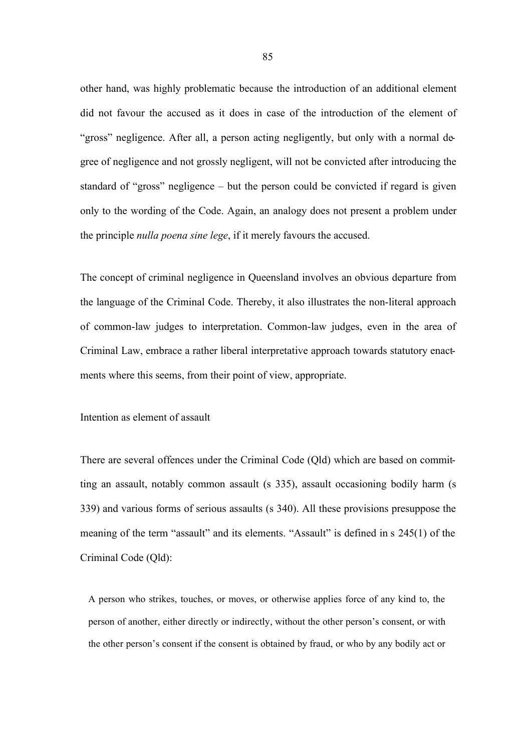other hand, was highly problematic because the introduction of an additional element did not favour the accused as it does in case of the introduction of the element of "gross" negligence. After all, a person acting negligently, but only with a normal degree of negligence and not grossly negligent, will not be convicted after introducing the standard of "gross" negligence – but the person could be convicted if regard is given only to the wording of the Code. Again, an analogy does not present a problem under the principle *nulla poena sine lege*, if it merely favours the accused.

The concept of criminal negligence in Queensland involves an obvious departure from the language of the Criminal Code. Thereby, it also illustrates the non-literal approach of common-law judges to interpretation. Common-law judges, even in the area of Criminal Law, embrace a rather liberal interpretative approach towards statutory enactments where this seems, from their point of view, appropriate.

### Intention as element of assault

There are several offences under the Criminal Code (Qld) which are based on committing an assault, notably common assault (s 335), assault occasioning bodily harm (s 339) and various forms of serious assaults (s 340). All these provisions presuppose the meaning of the term "assault" and its elements. "Assault" is defined in s 245(1) of the Criminal Code (Qld):

> A person who strikes, touches, or moves, or otherwise applies force of any kind to, the person of another, either directly or indirectly, without the other person's consent, or with the other person's consent if the consent is obtained by fraud, or who by any bodily act or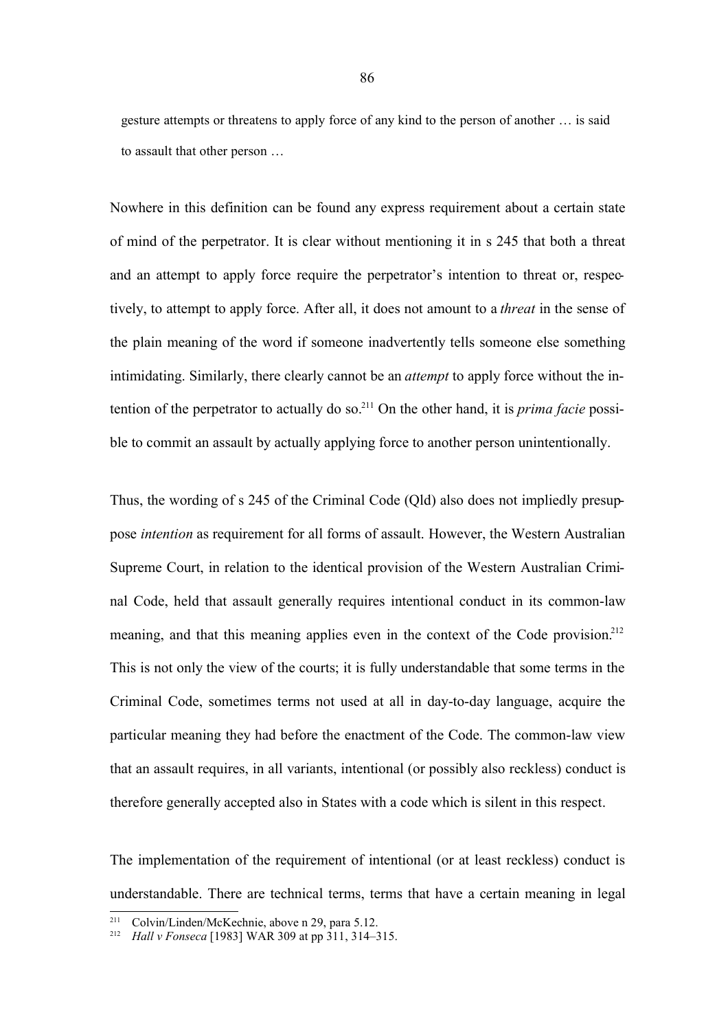gesture attempts or threatens to apply force of any kind to the person of another … is said to assault that other person …

Nowhere in this definition can be found any express requirement about a certain state of mind of the perpetrator. It is clear without mentioning it in s 245 that both a threat and an attempt to apply force require the perpetrator's intention to threat or, respectively, to attempt to apply force. After all, it does not amount to a *threat* in the sense of the plain meaning of the word if someone inadvertently tells someone else something intimidating. Similarly, there clearly cannot be an *attempt* to apply force without the intention of the perpetrator to actually do so.[211] On the other hand, it is *prima facie* possible to commit an assault by actually applying force to another person unintentionally.

Thus, the wording of s 245 of the Criminal Code (Qld) also does not impliedly presuppose *intention* as requirement for all forms of assault. However, the Western Australian Supreme Court, in relation to the identical provision of the Western Australian Criminal Code, held that assault generally requires intentional conduct in its common-law meaning, and that this meaning applies even in the context of the Code provision.[212] This is not only the view of the courts; it is fully understandable that some terms in the Criminal Code, sometimes terms not used at all in day-to-day language, acquire the particular meaning they had before the enactment of the Code. The common-law view that an assault requires, in all variants, intentional (or possibly also reckless) conduct is therefore generally accepted also in States with a code which is silent in this respect.

The implementation of the requirement of intentional (or at least reckless) conduct is understandable. There are technical terms, terms that have a certain meaning in legal

[211] Colvin/Linden/McKechnie, above n 29, para 5.12.

[212] *Hall v Fonseca* [1983] WAR 309 at pp 311, 314–315.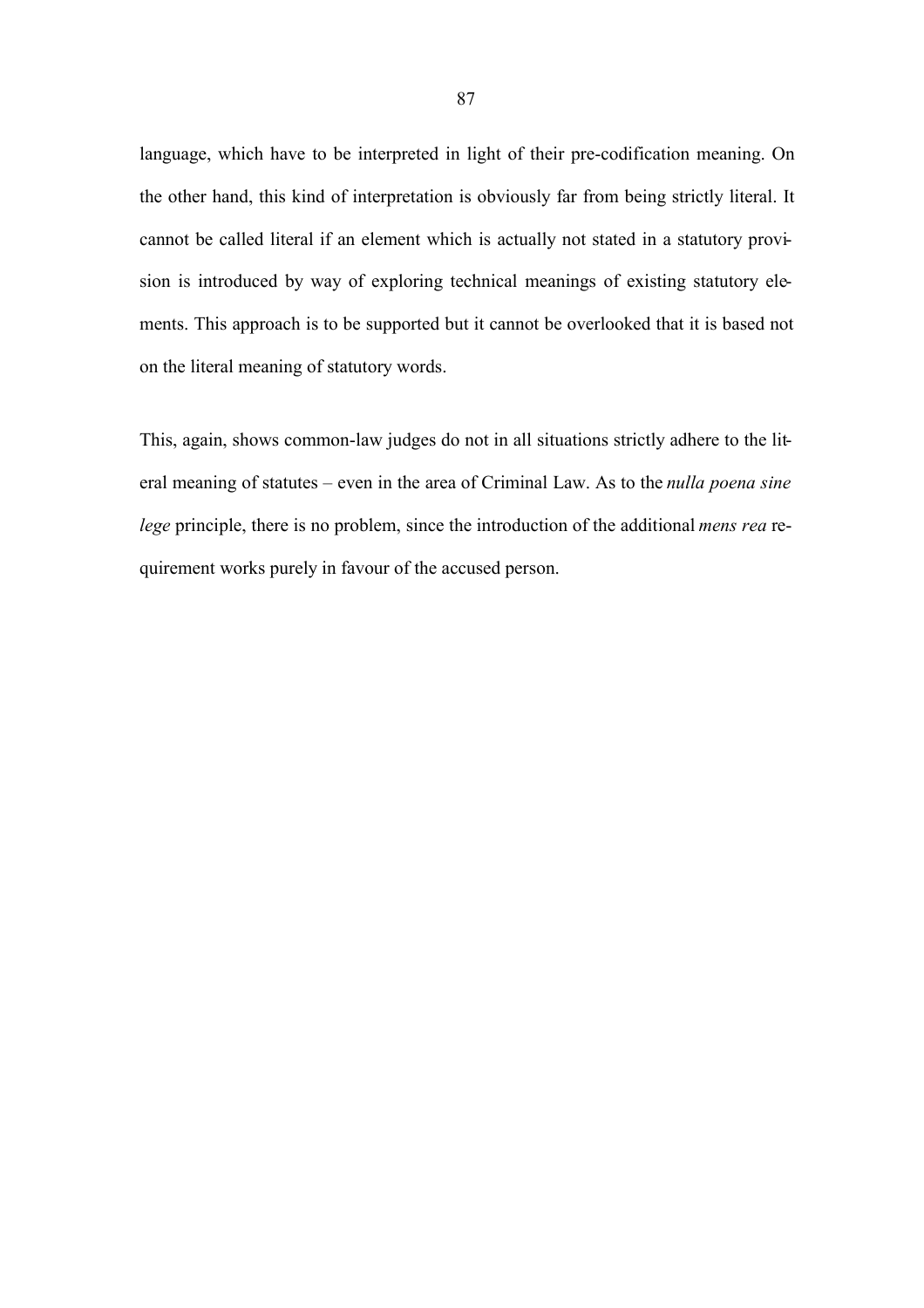language, which have to be interpreted in light of their pre-codification meaning. On the other hand, this kind of interpretation is obviously far from being strictly literal. It cannot be called literal if an element which is actually not stated in a statutory provision is introduced by way of exploring technical meanings of existing statutory elements. This approach is to be supported but it cannot be overlooked that it is based not on the literal meaning of statutory words.

This, again, shows common-law judges do not in all situations strictly adhere to the literal meaning of statutes – even in the area of Criminal Law. As to the *nulla poena sine lege* principle, there is no problem, since the introduction of the additional *mens rea* requirement works purely in favour of the accused person.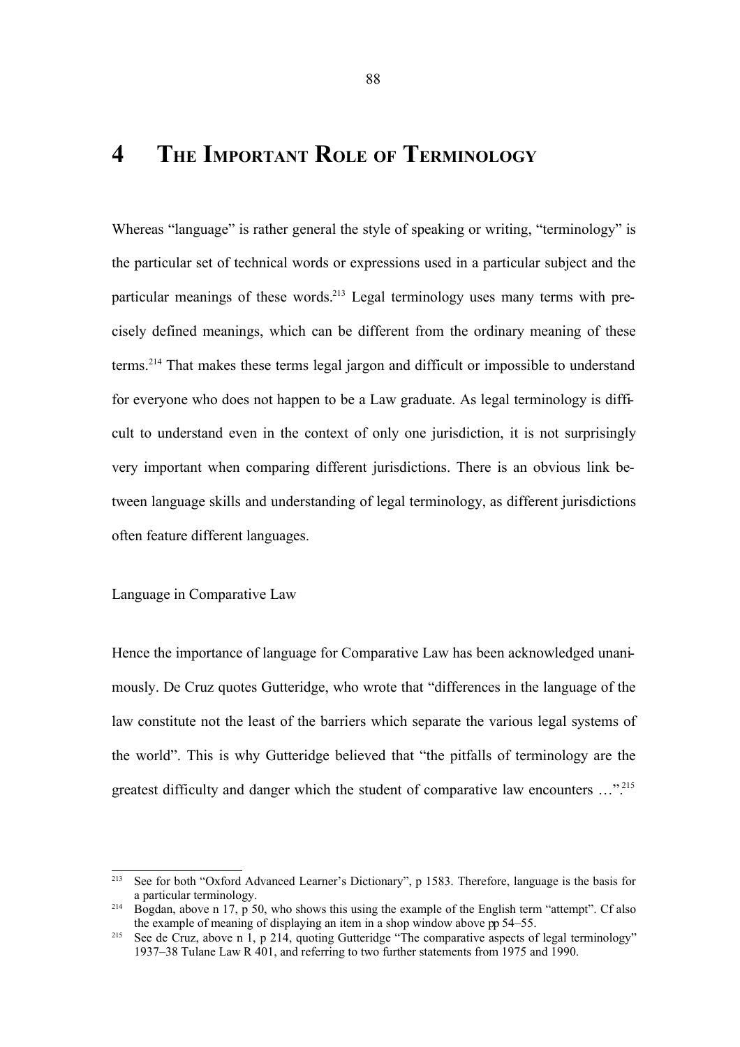# 4 The Important Role of Terminology

Whereas "language" is rather general the style of speaking or writing, "terminology" is the particular set of technical words or expressions used in a particular subject and the particular meanings of these words.[213] Legal terminology uses many terms with precisely defined meanings, which can be different from the ordinary meaning of these terms.[214] That makes these terms legal jargon and difficult or impossible to understand for everyone who does not happen to be a Law graduate. As legal terminology is difficult to understand even in the context of only one jurisdiction, it is not surprisingly very important when comparing different jurisdictions. There is an obvious link between language skills and understanding of legal terminology, as different jurisdictions often feature different languages.

Language in Comparative Law

Hence the importance of language for Comparative Law has been acknowledged unanimously. De Cruz quotes Gutteridge, who wrote that "differences in the language of the law constitute not the least of the barriers which separate the various legal systems of the world". This is why Gutteridge believed that "the pitfalls of terminology are the greatest difficulty and danger which the student of comparative law encounters …".[215]

---

[213] See for both "Oxford Advanced Learner's Dictionary", p 1583. Therefore, language is the basis for a particular terminology.

[214] Bogdan, above n 17, p 50, who shows this using the example of the English term "attempt". Cf also the example of meaning of displaying an item in a shop window above pp 54–55.

[215] See de Cruz, above n 1, p 214, quoting Gutteridge "The comparative aspects of legal terminology" 1937–38 Tulane Law R 401, and referring to two further statements from 1975 and 1990.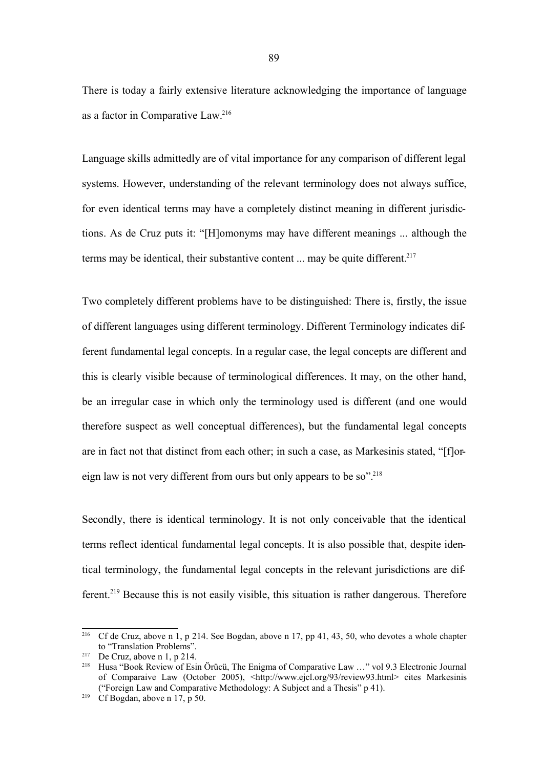There is today a fairly extensive literature acknowledging the importance of language as a factor in Comparative Law.[216]

Language skills admittedly are of vital importance for any comparison of different legal systems. However, understanding of the relevant terminology does not always suffice, for even identical terms may have a completely distinct meaning in different jurisdictions. As de Cruz puts it: "[H]omonyms may have different meanings ... although the terms may be identical, their substantive content ... may be quite different.[217]

Two completely different problems have to be distinguished: There is, firstly, the issue of different languages using different terminology. Different Terminology indicates different fundamental legal concepts. In a regular case, the legal concepts are different and this is clearly visible because of terminological differences. It may, on the other hand, be an irregular case in which only the terminology used is different (and one would therefore suspect as well conceptual differences), but the fundamental legal concepts are in fact not that distinct from each other; in such a case, as Markesinis stated, "[f]oreign law is not very different from ours but only appears to be so".[218]

Secondly, there is identical terminology. It is not only conceivable that the identical terms reflect identical fundamental legal concepts. It is also possible that, despite identical terminology, the fundamental legal concepts in the relevant jurisdictions are different.[219] Because this is not easily visible, this situation is rather dangerous. Therefore

---

[216] Cf de Cruz, above n 1, p 214. See Bogdan, above n 17, pp 41, 43, 50, who devotes a whole chapter to "Translation Problems".

[217] De Cruz, above n 1, p 214.

[218] Husa "Book Review of Esin Örücü, The Enigma of Comparative Law …" vol 9.3 Electronic Journal of Comparaive Law (October 2005), <http://www.ejcl.org/93/review93.html> cites Markesinis ("Foreign Law and Comparative Methodology: A Subject and a Thesis" p 41).

[219] Cf Bogdan, above n 17, p 50.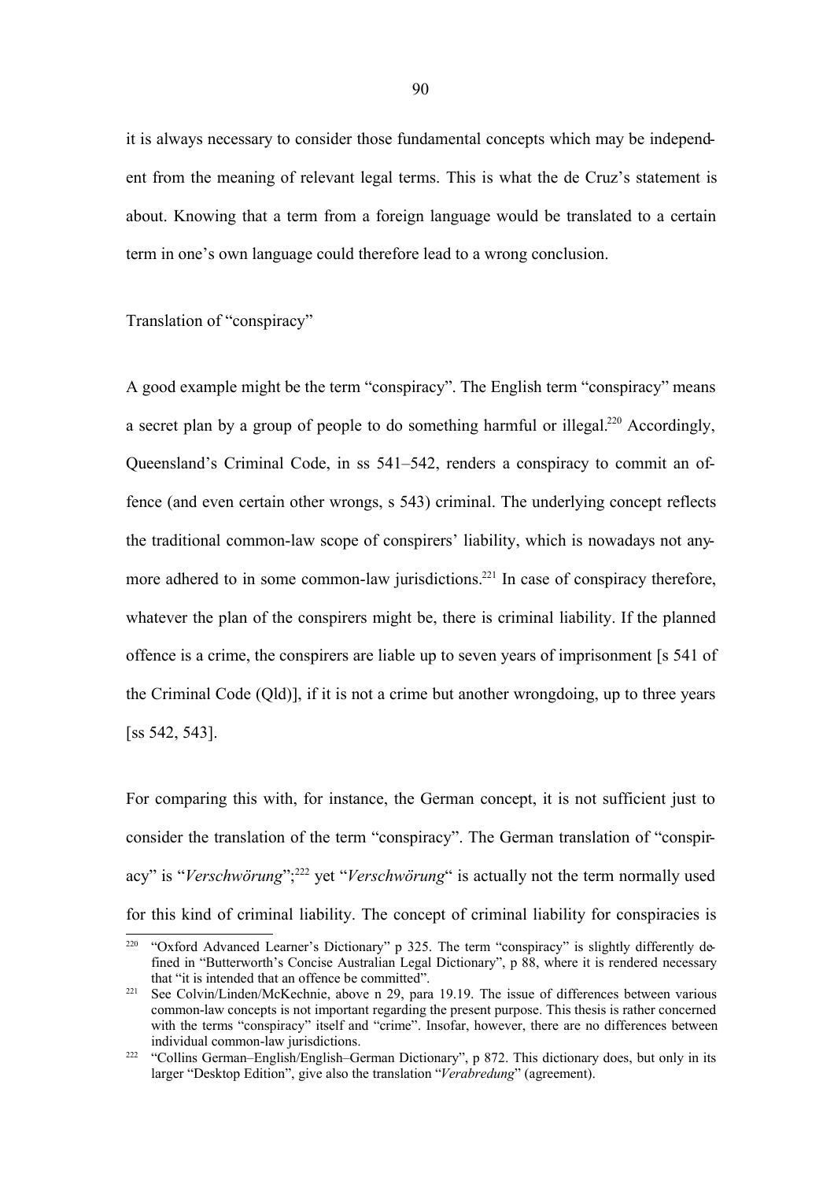it is always necessary to consider those fundamental concepts which may be independent from the meaning of relevant legal terms. This is what the de Cruz's statement is about. Knowing that a term from a foreign language would be translated to a certain term in one's own language could therefore lead to a wrong conclusion.

Translation of "conspiracy"

A good example might be the term "conspiracy". The English term "conspiracy" means a secret plan by a group of people to do something harmful or illegal.[220] Accordingly, Queensland's Criminal Code, in ss 541–542, renders a conspiracy to commit an offence (and even certain other wrongs, s 543) criminal. The underlying concept reflects the traditional common-law scope of conspirers' liability, which is nowadays not anymore adhered to in some common-law jurisdictions.[221] In case of conspiracy therefore, whatever the plan of the conspirers might be, there is criminal liability. If the planned offence is a crime, the conspirers are liable up to seven years of imprisonment [s 541 of the Criminal Code (Qld)], if it is not a crime but another wrongdoing, up to three years [ss 542, 543].

For comparing this with, for instance, the German concept, it is not sufficient just to consider the translation of the term "conspiracy". The German translation of "conspiracy" is "*Verschwörung*";[222] yet "*Verschwörung*" is actually not the term normally used for this kind of criminal liability. The concept of criminal liability for conspiracies is

[220] "Oxford Advanced Learner's Dictionary" p 325. The term "conspiracy" is slightly differently defined in "Butterworth's Concise Australian Legal Dictionary", p 88, where it is rendered necessary that "it is intended that an offence be committed".

[221] See Colvin/Linden/McKechnie, above n 29, para 19.19. The issue of differences between various common-law concepts is not important regarding the present purpose. This thesis is rather concerned with the terms "conspiracy" itself and "crime". Insofar, however, there are no differences between individual common-law jurisdictions.

[222] "Collins German–English/English–German Dictionary", p 872. This dictionary does, but only in its larger "Desktop Edition", give also the translation "*Verabredung*" (agreement).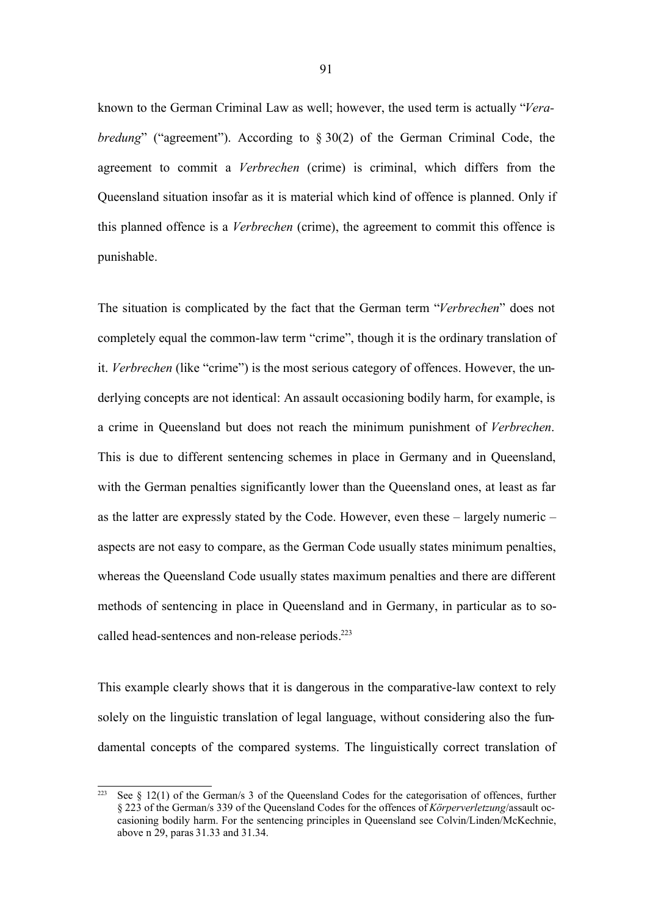known to the German Criminal Law as well; however, the used term is actually "*Verabredung*" ("agreement"). According to § 30(2) of the German Criminal Code, the agreement to commit a *Verbrechen* (crime) is criminal, which differs from the Queensland situation insofar as it is material which kind of offence is planned. Only if this planned offence is a *Verbrechen* (crime), the agreement to commit this offence is punishable.

The situation is complicated by the fact that the German term "*Verbrechen*" does not completely equal the common-law term "crime", though it is the ordinary translation of it. *Verbrechen* (like "crime") is the most serious category of offences. However, the underlying concepts are not identical: An assault occasioning bodily harm, for example, is a crime in Queensland but does not reach the minimum punishment of *Verbrechen*. This is due to different sentencing schemes in place in Germany and in Queensland, with the German penalties significantly lower than the Queensland ones, at least as far as the latter are expressly stated by the Code. However, even these – largely numeric – aspects are not easy to compare, as the German Code usually states minimum penalties, whereas the Queensland Code usually states maximum penalties and there are different methods of sentencing in place in Queensland and in Germany, in particular as to so-called head-sentences and non-release periods.[223]

This example clearly shows that it is dangerous in the comparative-law context to rely solely on the linguistic translation of legal language, without considering also the fundamental concepts of the compared systems. The linguistically correct translation of

---

[223] See § 12(1) of the German/s 3 of the Queensland Codes for the categorisation of offences, further § 223 of the German/s 339 of the Queensland Codes for the offences of *Körperverletzung*/assault occasioning bodily harm. For the sentencing principles in Queensland see Colvin/Linden/McKechnie, above n 29, paras 31.33 and 31.34.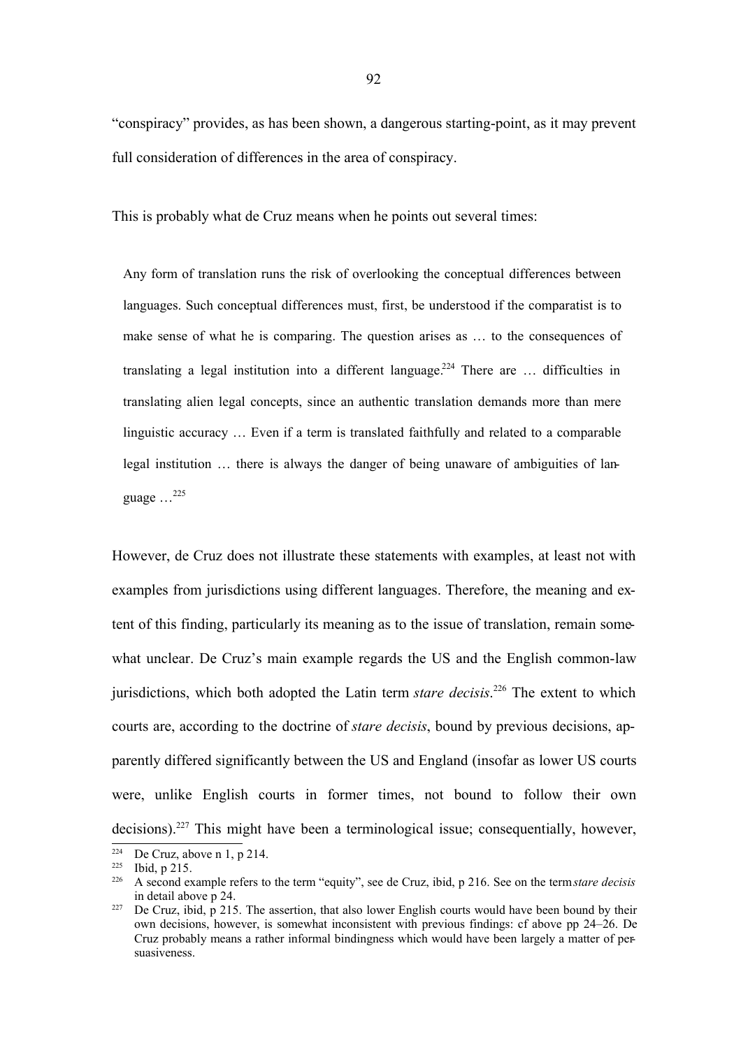"conspiracy" provides, as has been shown, a dangerous starting-point, as it may prevent full consideration of differences in the area of conspiracy.

This is probably what de Cruz means when he points out several times:

> Any form of translation runs the risk of overlooking the conceptual differences between languages. Such conceptual differences must, first, be understood if the comparatist is to make sense of what he is comparing. The question arises as … to the consequences of translating a legal institution into a different language.[224] There are … difficulties in translating alien legal concepts, since an authentic translation demands more than mere linguistic accuracy … Even if a term is translated faithfully and related to a comparable legal institution … there is always the danger of being unaware of ambiguities of language …[225]

However, de Cruz does not illustrate these statements with examples, at least not with examples from jurisdictions using different languages. Therefore, the meaning and extent of this finding, particularly its meaning as to the issue of translation, remain somewhat unclear. De Cruz's main example regards the US and the English common-law jurisdictions, which both adopted the Latin term *stare decisis*.[226] The extent to which courts are, according to the doctrine of *stare decisis*, bound by previous decisions, apparently differed significantly between the US and England (insofar as lower US courts were, unlike English courts in former times, not bound to follow their own decisions).[227] This might have been a terminological issue; consequentially, however,

---

[224] De Cruz, above n 1, p 214.

[225] Ibid, p 215.

[226] A second example refers to the term "equity", see de Cruz, ibid, p 216. See on the term *stare decisis* in detail above p 24.

[227] De Cruz, ibid, p 215. The assertion, that also lower English courts would have been bound by their own decisions, however, is somewhat inconsistent with previous findings: cf above pp 24–26. De Cruz probably means a rather informal bindingness which would have been largely a matter of persuasiveness.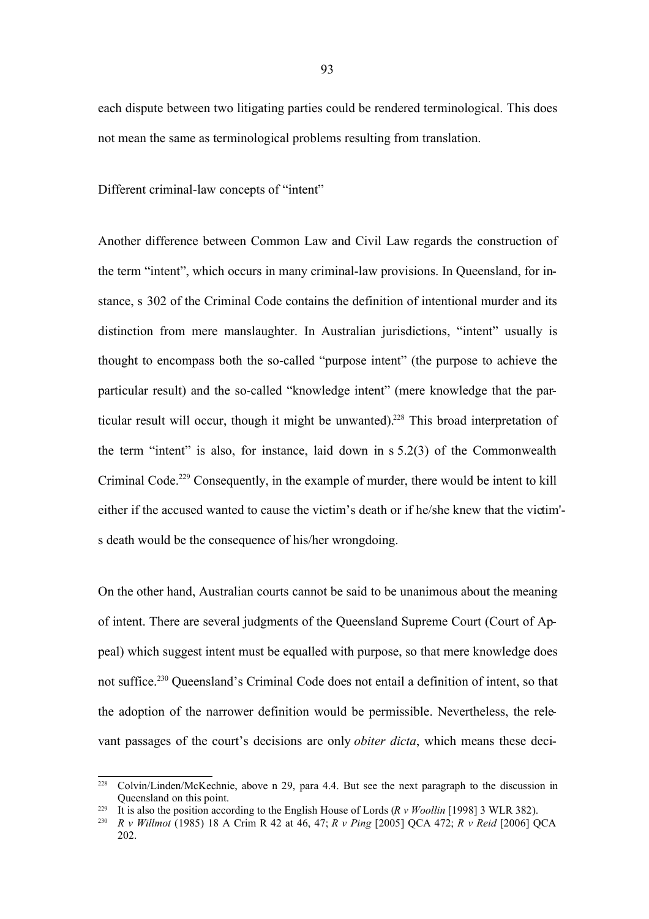each dispute between two litigating parties could be rendered terminological. This does not mean the same as terminological problems resulting from translation.

### Different criminal-law concepts of "intent"

Another difference between Common Law and Civil Law regards the construction of the term "intent", which occurs in many criminal-law provisions. In Queensland, for instance, s 302 of the Criminal Code contains the definition of intentional murder and its distinction from mere manslaughter. In Australian jurisdictions, "intent" usually is thought to encompass both the so-called "purpose intent" (the purpose to achieve the particular result) and the so-called "knowledge intent" (mere knowledge that the particular result will occur, though it might be unwanted).[228] This broad interpretation of the term "intent" is also, for instance, laid down in s 5.2(3) of the Commonwealth Criminal Code.[229] Consequently, in the example of murder, there would be intent to kill either if the accused wanted to cause the victim's death or if he/she knew that the victim's death would be the consequence of his/her wrongdoing.

On the other hand, Australian courts cannot be said to be unanimous about the meaning of intent. There are several judgments of the Queensland Supreme Court (Court of Appeal) which suggest intent must be equalled with purpose, so that mere knowledge does not suffice.[230] Queensland's Criminal Code does not entail a definition of intent, so that the adoption of the narrower definition would be permissible. Nevertheless, the relevant passages of the court's decisions are only *obiter dicta*, which means these deci-

---

[228] Colvin/Linden/McKechnie, above n 29, para 4.4. But see the next paragraph to the discussion in Queensland on this point.

[229] It is also the position according to the English House of Lords (*R v Woollin* [1998] 3 WLR 382).

[230] *R v Willmot* (1985) 18 A Crim R 42 at 46, 47; *R v Ping* [2005] QCA 472; *R v Reid* [2006] QCA 202.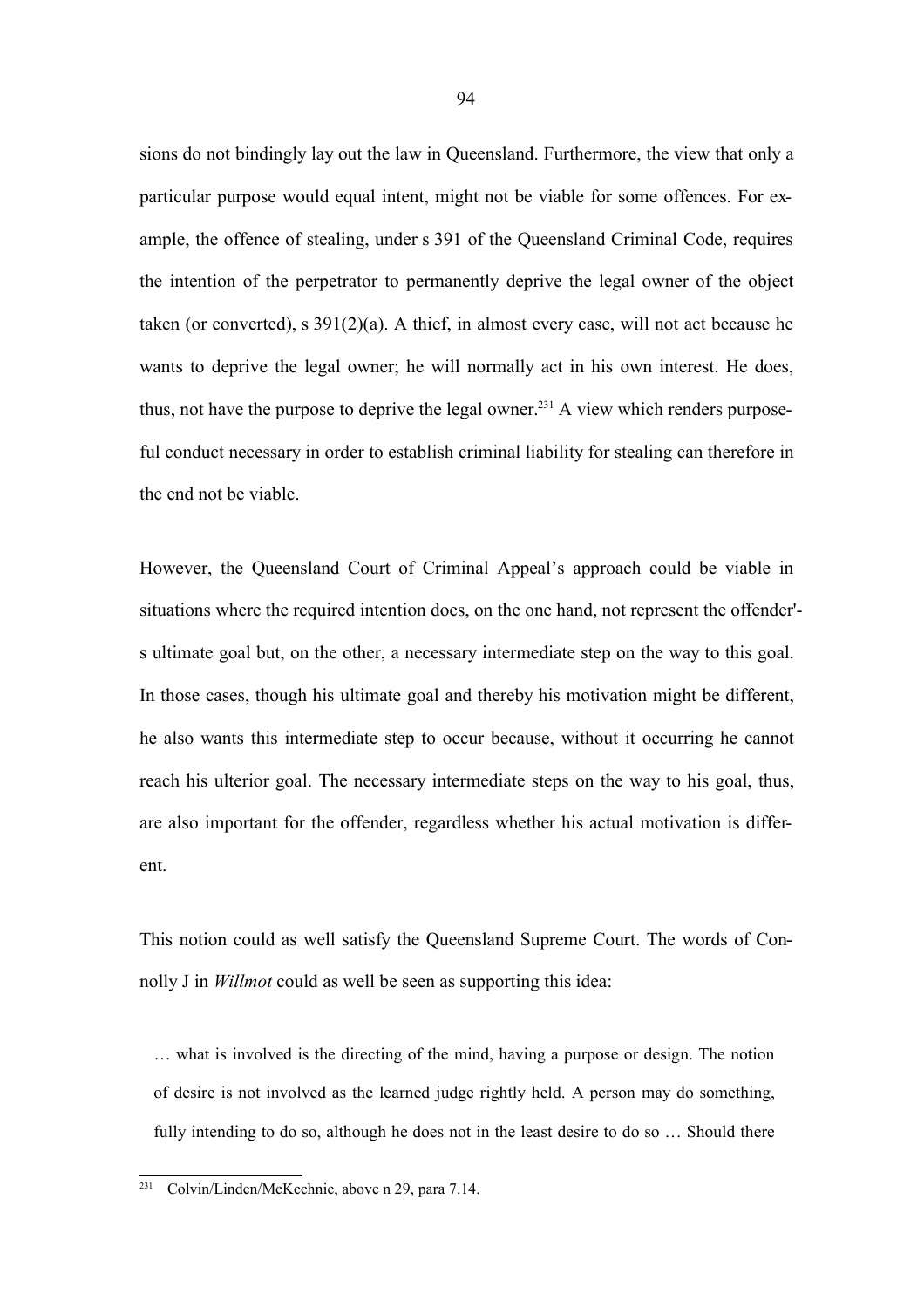sions do not bindingly lay out the law in Queensland. Furthermore, the view that only a particular purpose would equal intent, might not be viable for some offences. For example, the offence of stealing, under s 391 of the Queensland Criminal Code, requires the intention of the perpetrator to permanently deprive the legal owner of the object taken (or converted), s 391(2)(a). A thief, in almost every case, will not act because he wants to deprive the legal owner; he will normally act in his own interest. He does, thus, not have the purpose to deprive the legal owner.[231] A view which renders purposeful conduct necessary in order to establish criminal liability for stealing can therefore in the end not be viable.

However, the Queensland Court of Criminal Appeal's approach could be viable in situations where the required intention does, on the one hand, not represent the offender's ultimate goal but, on the other, a necessary intermediate step on the way to this goal. In those cases, though his ultimate goal and thereby his motivation might be different, he also wants this intermediate step to occur because, without it occurring he cannot reach his ulterior goal. The necessary intermediate steps on the way to his goal, thus, are also important for the offender, regardless whether his actual motivation is different.

This notion could as well satisfy the Queensland Supreme Court. The words of Connolly J in *Willmot* could as well be seen as supporting this idea:

> … what is involved is the directing of the mind, having a purpose or design. The notion of desire is not involved as the learned judge rightly held. A person may do something, fully intending to do so, although he does not in the least desire to do so … Should there

[231] Colvin/Linden/McKechnie, above n 29, para 7.14.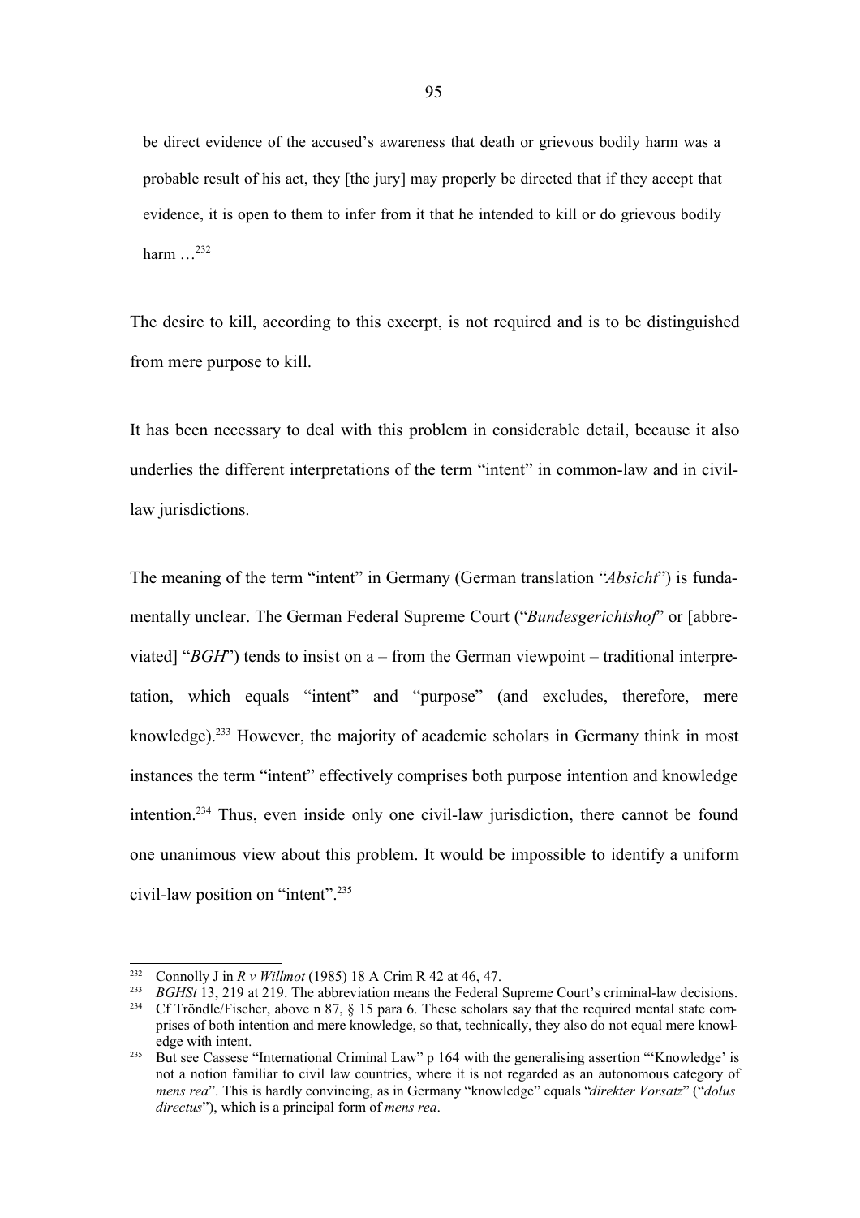be direct evidence of the accused's awareness that death or grievous bodily harm was a probable result of his act, they [the jury] may properly be directed that if they accept that evidence, it is open to them to infer from it that he intended to kill or do grievous bodily harm …[232]

The desire to kill, according to this excerpt, is not required and is to be distinguished from mere purpose to kill.

It has been necessary to deal with this problem in considerable detail, because it also underlies the different interpretations of the term "intent" in common-law and in civil-law jurisdictions.

The meaning of the term "intent" in Germany (German translation "*Absicht*") is fundamentally unclear. The German Federal Supreme Court ("*Bundesgerichtshof*" or [abbreviated] "*BGH*") tends to insist on a – from the German viewpoint – traditional interpretation, which equals "intent" and "purpose" (and excludes, therefore, mere knowledge).[233] However, the majority of academic scholars in Germany think in most instances the term "intent" effectively comprises both purpose intention and knowledge intention.[234] Thus, even inside only one civil-law jurisdiction, there cannot be found one unanimous view about this problem. It would be impossible to identify a uniform civil-law position on "intent".[235]

---

[232] Connolly J in *R v Willmot* (1985) 18 A Crim R 42 at 46, 47.

[233] *BGHSt* 13, 219 at 219. The abbreviation means the Federal Supreme Court's criminal-law decisions.

[234] Cf Tröndle/Fischer, above n 87, § 15 para 6. These scholars say that the required mental state comprises of both intention and mere knowledge, so that, technically, they also do not equal mere knowledge with intent.

[235] But see Cassese "International Criminal Law" p 164 with the generalising assertion "'Knowledge' is not a notion familiar to civil law countries, where it is not regarded as an autonomous category of *mens rea*". This is hardly convincing, as in Germany "knowledge" equals "*direkter Vorsatz*" ("*dolus directus*"), which is a principal form of *mens rea*.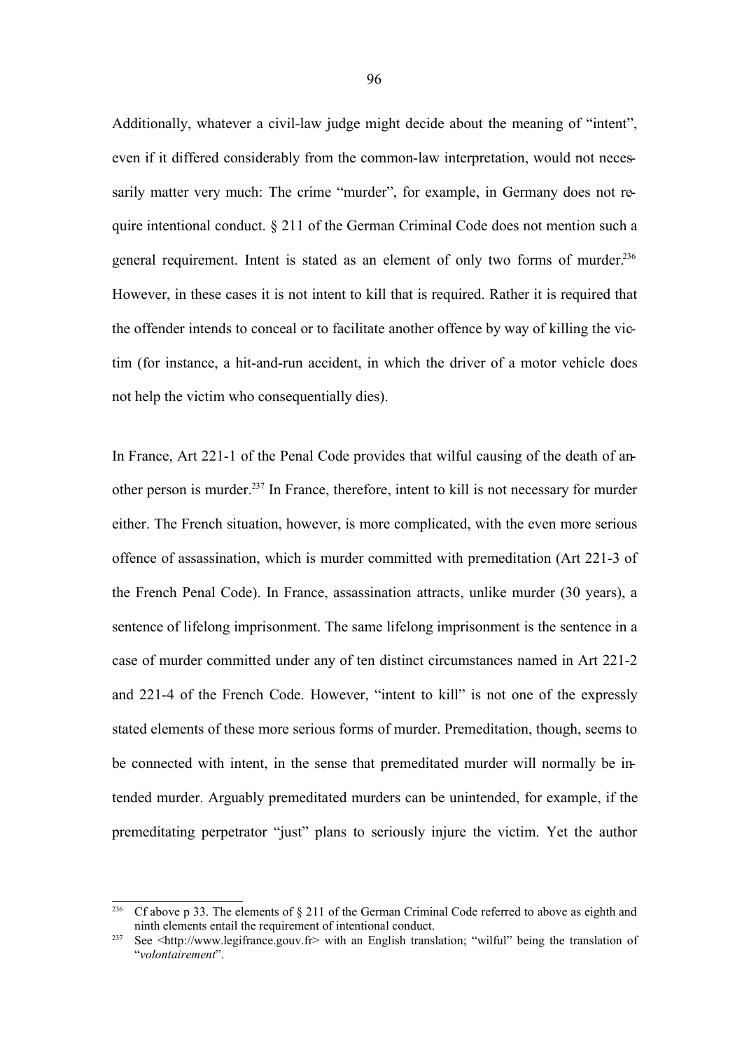Additionally, whatever a civil-law judge might decide about the meaning of "intent", even if it differed considerably from the common-law interpretation, would not necessarily matter very much: The crime "murder", for example, in Germany does not require intentional conduct. § 211 of the German Criminal Code does not mention such a general requirement. Intent is stated as an element of only two forms of murder.[236] However, in these cases it is not intent to kill that is required. Rather it is required that the offender intends to conceal or to facilitate another offence by way of killing the victim (for instance, a hit-and-run accident, in which the driver of a motor vehicle does not help the victim who consequentially dies).

In France, Art 221-1 of the Penal Code provides that wilful causing of the death of another person is murder.[237] In France, therefore, intent to kill is not necessary for murder either. The French situation, however, is more complicated, with the even more serious offence of assassination, which is murder committed with premeditation (Art 221-3 of the French Penal Code). In France, assassination attracts, unlike murder (30 years), a sentence of lifelong imprisonment. The same lifelong imprisonment is the sentence in a case of murder committed under any of ten distinct circumstances named in Art 221-2 and 221-4 of the French Code. However, "intent to kill" is not one of the expressly stated elements of these more serious forms of murder. Premeditation, though, seems to be connected with intent, in the sense that premeditated murder will normally be intended murder. Arguably premeditated murders can be unintended, for example, if the premeditating perpetrator "just" plans to seriously injure the victim. Yet the author

---

[236] Cf above p 33. The elements of § 211 of the German Criminal Code referred to above as eighth and ninth elements entail the requirement of intentional conduct.

[237] See <http://www.legifrance.gouv.fr> with an English translation; "wilful" being the translation of "*volontairement*".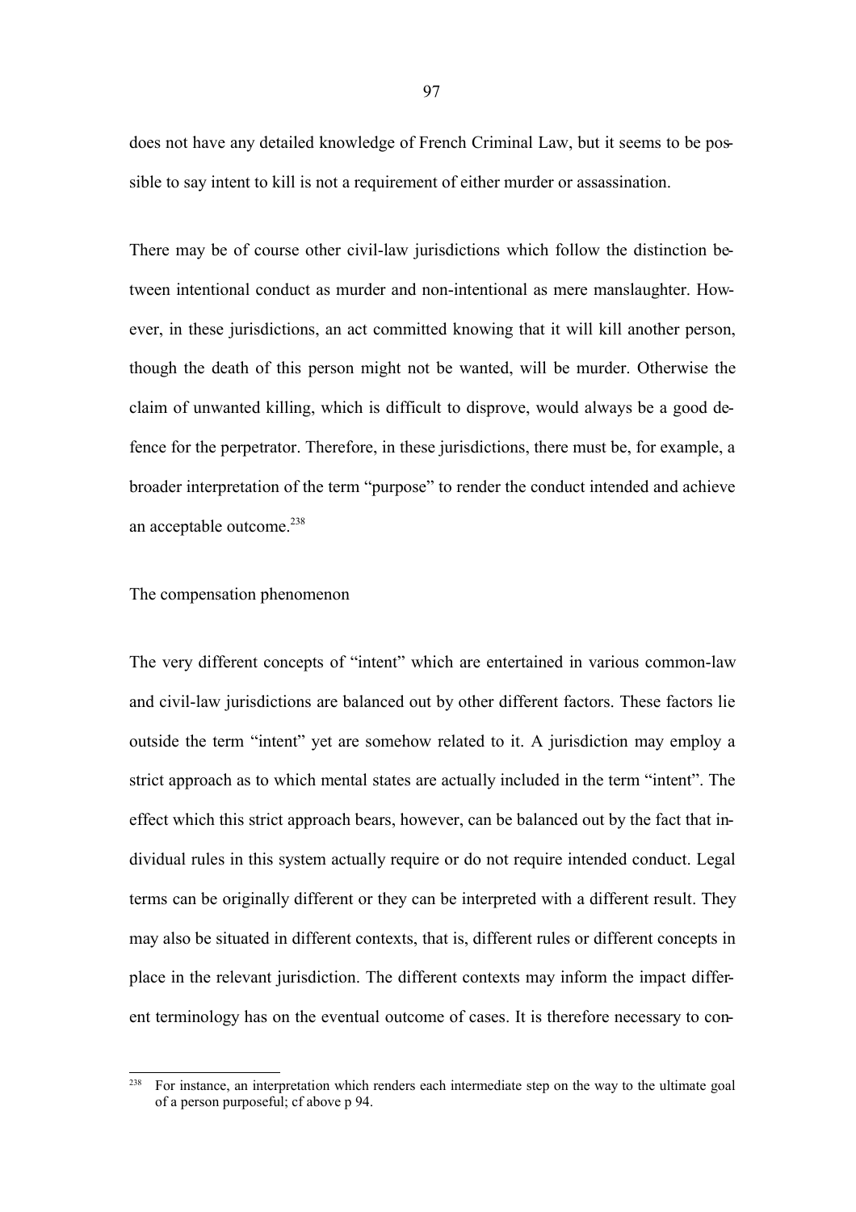does not have any detailed knowledge of French Criminal Law, but it seems to be possible to say intent to kill is not a requirement of either murder or assassination.

There may be of course other civil-law jurisdictions which follow the distinction between intentional conduct as murder and non-intentional as mere manslaughter. However, in these jurisdictions, an act committed knowing that it will kill another person, though the death of this person might not be wanted, will be murder. Otherwise the claim of unwanted killing, which is difficult to disprove, would always be a good defence for the perpetrator. Therefore, in these jurisdictions, there must be, for example, a broader interpretation of the term "purpose" to render the conduct intended and achieve an acceptable outcome.[238]

### The compensation phenomenon

The very different concepts of "intent" which are entertained in various common-law and civil-law jurisdictions are balanced out by other different factors. These factors lie outside the term "intent" yet are somehow related to it. A jurisdiction may employ a strict approach as to which mental states are actually included in the term "intent". The effect which this strict approach bears, however, can be balanced out by the fact that individual rules in this system actually require or do not require intended conduct. Legal terms can be originally different or they can be interpreted with a different result. They may also be situated in different contexts, that is, different rules or different concepts in place in the relevant jurisdiction. The different contexts may inform the impact different terminology has on the eventual outcome of cases. It is therefore necessary to con-

---

[238] For instance, an interpretation which renders each intermediate step on the way to the ultimate goal of a person purposeful; cf above p 94.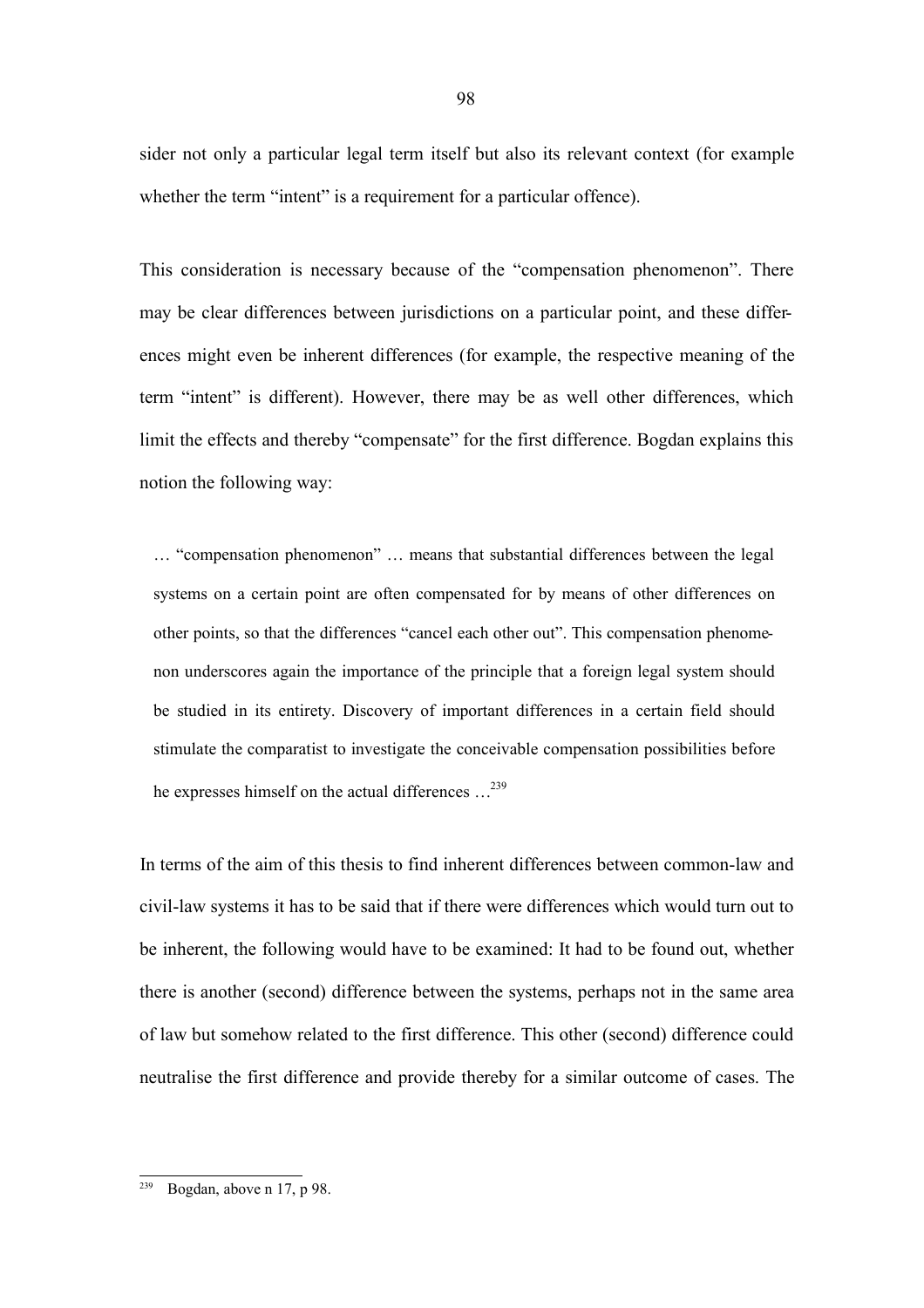sider not only a particular legal term itself but also its relevant context (for example whether the term "intent" is a requirement for a particular offence).

This consideration is necessary because of the "compensation phenomenon". There may be clear differences between jurisdictions on a particular point, and these differences might even be inherent differences (for example, the respective meaning of the term "intent" is different). However, there may be as well other differences, which limit the effects and thereby "compensate" for the first difference. Bogdan explains this notion the following way:

> … "compensation phenomenon" … means that substantial differences between the legal systems on a certain point are often compensated for by means of other differences on other points, so that the differences "cancel each other out". This compensation phenomenon underscores again the importance of the principle that a foreign legal system should be studied in its entirety. Discovery of important differences in a certain field should stimulate the comparatist to investigate the conceivable compensation possibilities before he expresses himself on the actual differences …[239]

In terms of the aim of this thesis to find inherent differences between common-law and civil-law systems it has to be said that if there were differences which would turn out to be inherent, the following would have to be examined: It had to be found out, whether there is another (second) difference between the systems, perhaps not in the same area of law but somehow related to the first difference. This other (second) difference could neutralise the first difference and provide thereby for a similar outcome of cases. The

[239] Bogdan, above n 17, p 98.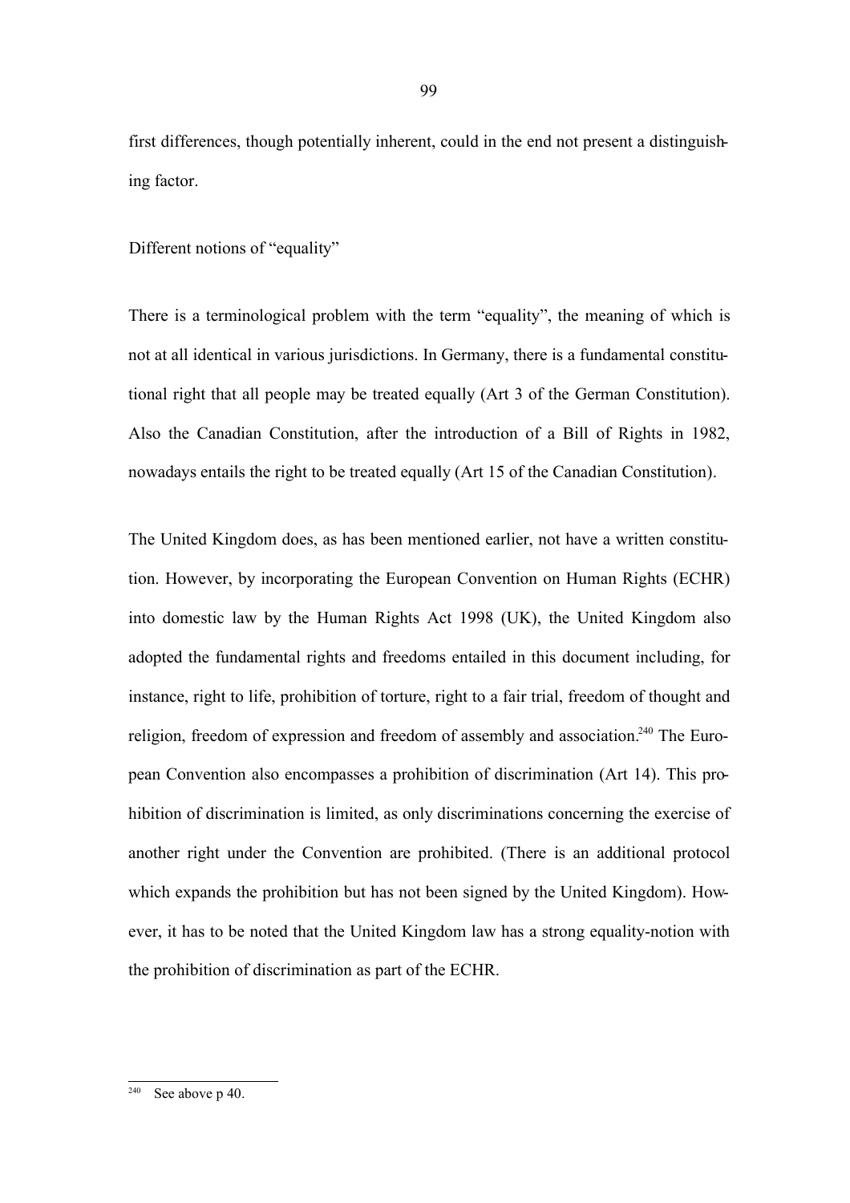first differences, though potentially inherent, could in the end not present a distinguishing factor.

Different notions of "equality"

There is a terminological problem with the term "equality", the meaning of which is not at all identical in various jurisdictions. In Germany, there is a fundamental constitutional right that all people may be treated equally (Art 3 of the German Constitution). Also the Canadian Constitution, after the introduction of a Bill of Rights in 1982, nowadays entails the right to be treated equally (Art 15 of the Canadian Constitution).

The United Kingdom does, as has been mentioned earlier, not have a written constitution. However, by incorporating the European Convention on Human Rights (ECHR) into domestic law by the Human Rights Act 1998 (UK), the United Kingdom also adopted the fundamental rights and freedoms entailed in this document including, for instance, right to life, prohibition of torture, right to a fair trial, freedom of thought and religion, freedom of expression and freedom of assembly and association.[240] The European Convention also encompasses a prohibition of discrimination (Art 14). This prohibition of discrimination is limited, as only discriminations concerning the exercise of another right under the Convention are prohibited. (There is an additional protocol which expands the prohibition but has not been signed by the United Kingdom). However, it has to be noted that the United Kingdom law has a strong equality-notion with the prohibition of discrimination as part of the ECHR.

[240] See above p 40.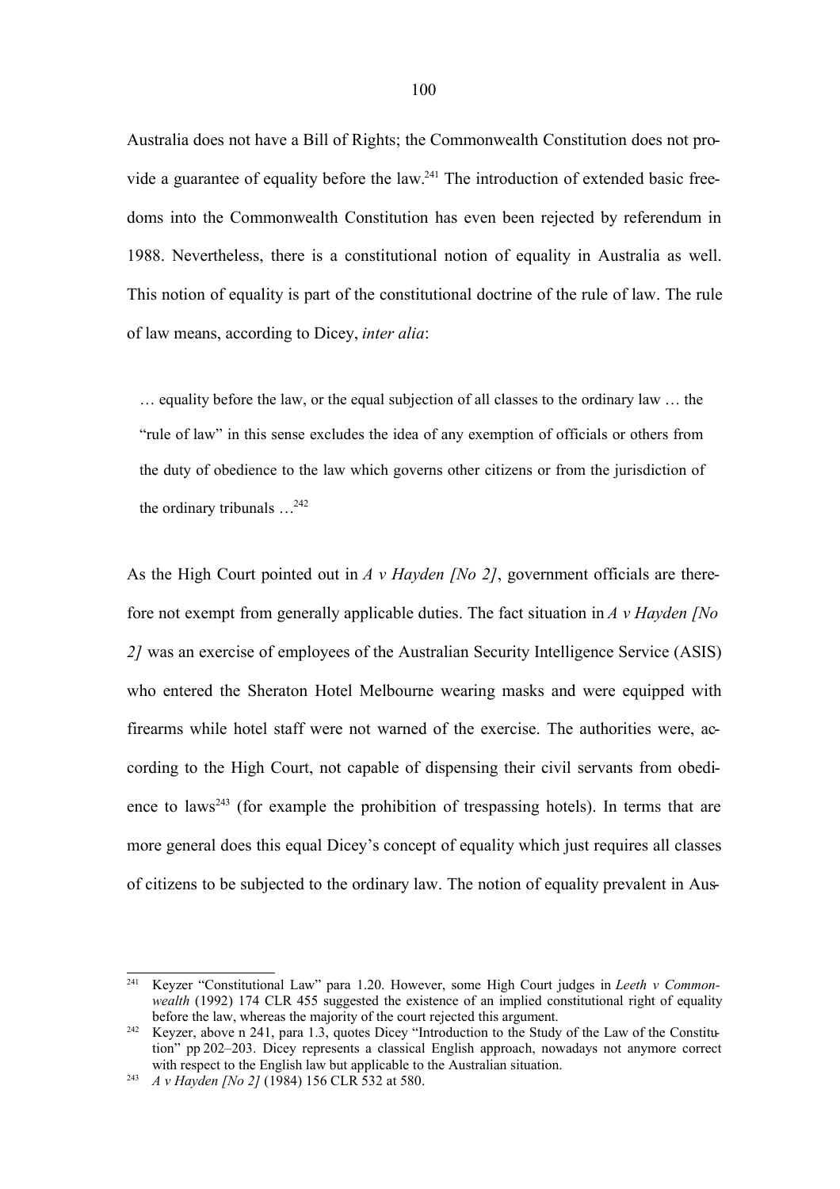Australia does not have a Bill of Rights; the Commonwealth Constitution does not provide a guarantee of equality before the law.[241] The introduction of extended basic freedoms into the Commonwealth Constitution has even been rejected by referendum in 1988. Nevertheless, there is a constitutional notion of equality in Australia as well. This notion of equality is part of the constitutional doctrine of the rule of law. The rule of law means, according to Dicey, *inter alia*:

> … equality before the law, or the equal subjection of all classes to the ordinary law … the "rule of law" in this sense excludes the idea of any exemption of officials or others from the duty of obedience to the law which governs other citizens or from the jurisdiction of the ordinary tribunals …[242]

As the High Court pointed out in *A v Hayden [No 2]*, government officials are therefore not exempt from generally applicable duties. The fact situation in *A v Hayden [No 2]* was an exercise of employees of the Australian Security Intelligence Service (ASIS) who entered the Sheraton Hotel Melbourne wearing masks and were equipped with firearms while hotel staff were not warned of the exercise. The authorities were, according to the High Court, not capable of dispensing their civil servants from obedience to laws[243] (for example the prohibition of trespassing hotels). In terms that are more general does this equal Dicey's concept of equality which just requires all classes of citizens to be subjected to the ordinary law. The notion of equality prevalent in Aus-

---

[241] Keyzer "Constitutional Law" para 1.20. However, some High Court judges in *Leeth v Commonwealth* (1992) 174 CLR 455 suggested the existence of an implied constitutional right of equality before the law, whereas the majority of the court rejected this argument.

[242] Keyzer, above n 241, para 1.3, quotes Dicey "Introduction to the Study of the Law of the Constitution" pp 202–203. Dicey represents a classical English approach, nowadays not anymore correct with respect to the English law but applicable to the Australian situation.

[243] *A v Hayden [No 2]* (1984) 156 CLR 532 at 580.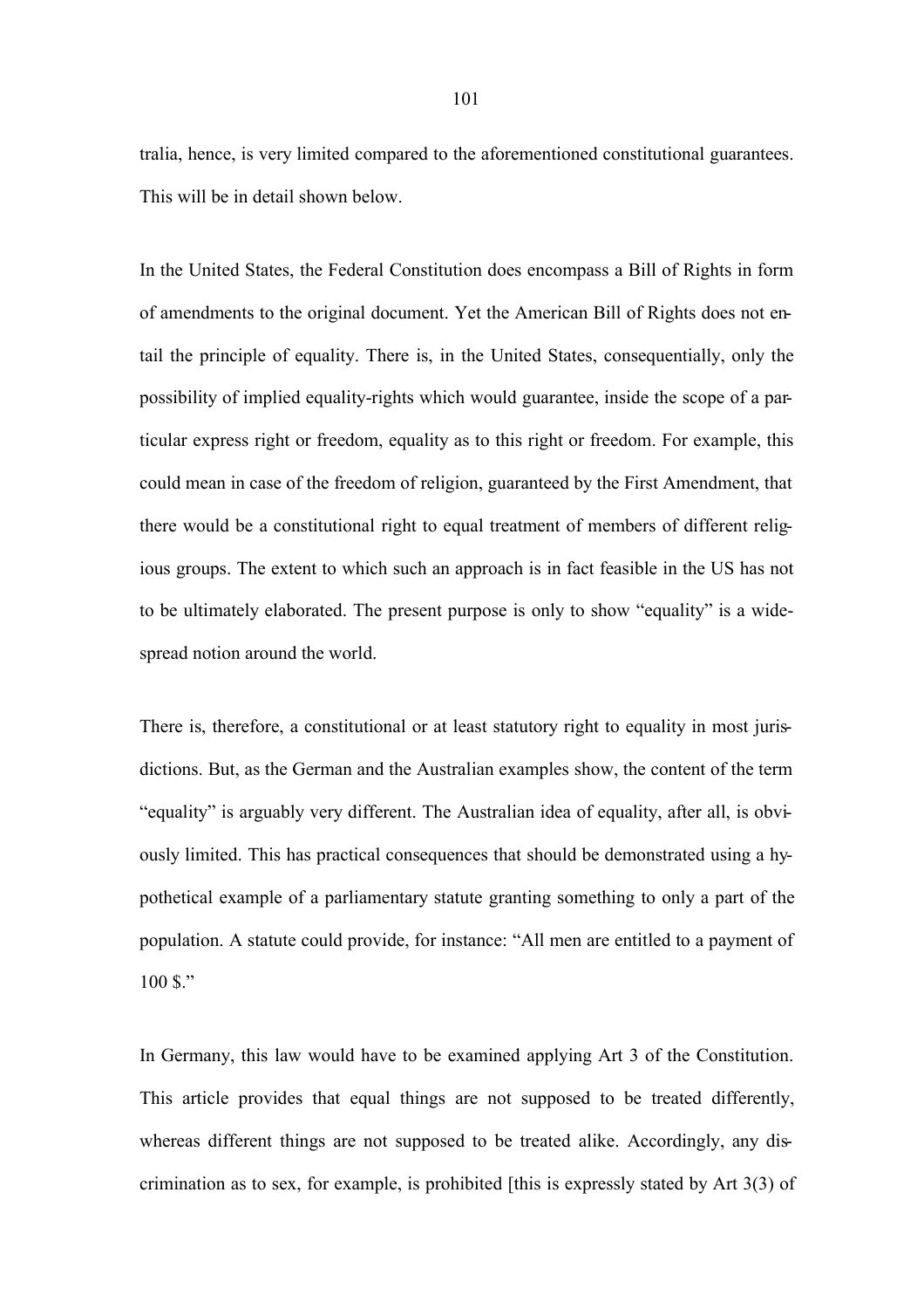tralia, hence, is very limited compared to the aforementioned constitutional guarantees. This will be in detail shown below.

In the United States, the Federal Constitution does encompass a Bill of Rights in form of amendments to the original document. Yet the American Bill of Rights does not entail the principle of equality. There is, in the United States, consequentially, only the possibility of implied equality-rights which would guarantee, inside the scope of a particular express right or freedom, equality as to this right or freedom. For example, this could mean in case of the freedom of religion, guaranteed by the First Amendment, that there would be a constitutional right to equal treatment of members of different religious groups. The extent to which such an approach is in fact feasible in the US has not to be ultimately elaborated. The present purpose is only to show "equality" is a widespread notion around the world.

There is, therefore, a constitutional or at least statutory right to equality in most jurisdictions. But, as the German and the Australian examples show, the content of the term "equality" is arguably very different. The Australian idea of equality, after all, is obviously limited. This has practical consequences that should be demonstrated using a hypothetical example of a parliamentary statute granting something to only a part of the population. A statute could provide, for instance: "All men are entitled to a payment of 100 $."

In Germany, this law would have to be examined applying Art 3 of the Constitution. This article provides that equal things are not supposed to be treated differently, whereas different things are not supposed to be treated alike. Accordingly, any discrimination as to sex, for example, is prohibited [this is expressly stated by Art 3(3) of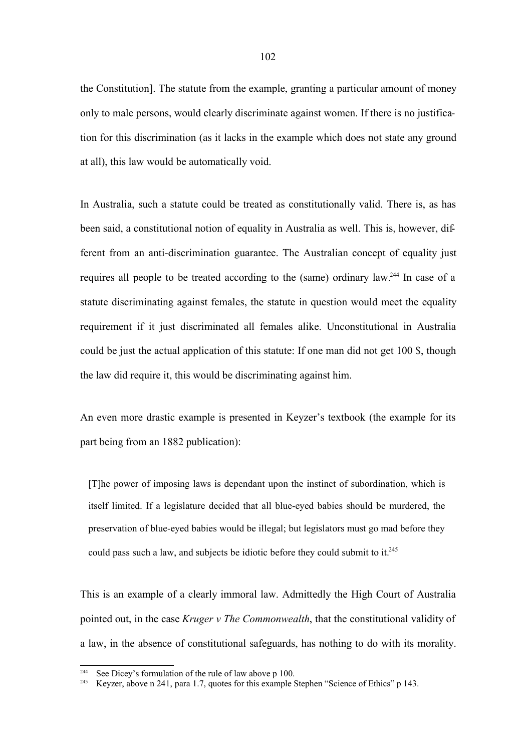the Constitution]. The statute from the example, granting a particular amount of money only to male persons, would clearly discriminate against women. If there is no justification for this discrimination (as it lacks in the example which does not state any ground at all), this law would be automatically void.

In Australia, such a statute could be treated as constitutionally valid. There is, as has been said, a constitutional notion of equality in Australia as well. This is, however, different from an anti-discrimination guarantee. The Australian concept of equality just requires all people to be treated according to the (same) ordinary law.[244] In case of a statute discriminating against females, the statute in question would meet the equality requirement if it just discriminated all females alike. Unconstitutional in Australia could be just the actual application of this statute: If one man did not get 100 $, though the law did require it, this would be discriminating against him.

An even more drastic example is presented in Keyzer's textbook (the example for its part being from an 1882 publication):

> [T]he power of imposing laws is dependant upon the instinct of subordination, which is itself limited. If a legislature decided that all blue-eyed babies should be murdered, the preservation of blue-eyed babies would be illegal; but legislators must go mad before they could pass such a law, and subjects be idiotic before they could submit to it.[245]

This is an example of a clearly immoral law. Admittedly the High Court of Australia pointed out, in the case *Kruger v The Commonwealth*, that the constitutional validity of a law, in the absence of constitutional safeguards, has nothing to do with its morality.

---

[244] See Dicey's formulation of the rule of law above p 100.

[245] Keyzer, above n 241, para 1.7, quotes for this example Stephen "Science of Ethics" p 143.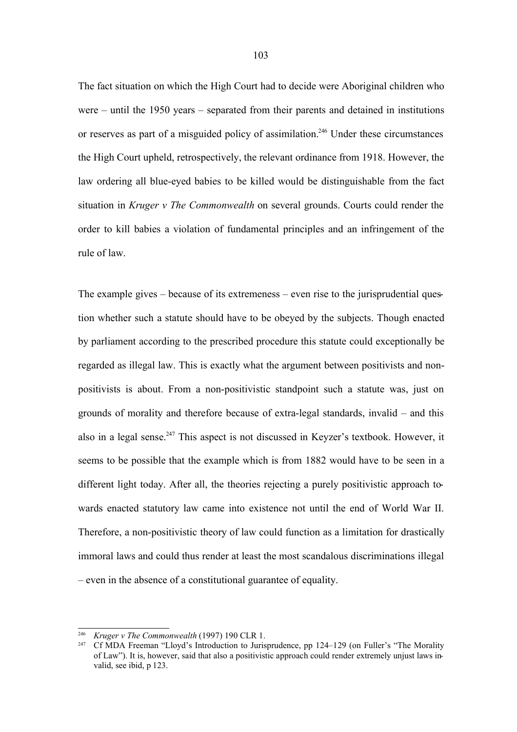The fact situation on which the High Court had to decide were Aboriginal children who were – until the 1950 years – separated from their parents and detained in institutions or reserves as part of a misguided policy of assimilation.[246] Under these circumstances the High Court upheld, retrospectively, the relevant ordinance from 1918. However, the law ordering all blue-eyed babies to be killed would be distinguishable from the fact situation in *Kruger v The Commonwealth* on several grounds. Courts could render the order to kill babies a violation of fundamental principles and an infringement of the rule of law.

The example gives – because of its extremeness – even rise to the jurisprudential question whether such a statute should have to be obeyed by the subjects. Though enacted by parliament according to the prescribed procedure this statute could exceptionally be regarded as illegal law. This is exactly what the argument between positivists and non-positivists is about. From a non-positivistic standpoint such a statute was, just on grounds of morality and therefore because of extra-legal standards, invalid – and this also in a legal sense.[247] This aspect is not discussed in Keyzer's textbook. However, it seems to be possible that the example which is from 1882 would have to be seen in a different light today. After all, the theories rejecting a purely positivistic approach towards enacted statutory law came into existence not until the end of World War II. Therefore, a non-positivistic theory of law could function as a limitation for drastically immoral laws and could thus render at least the most scandalous discriminations illegal – even in the absence of a constitutional guarantee of equality.

---

[246] *Kruger v The Commonwealth* (1997) 190 CLR 1.

[247] Cf MDA Freeman "Lloyd's Introduction to Jurisprudence, pp 124–129 (on Fuller's "The Morality of Law"). It is, however, said that also a positivistic approach could render extremely unjust laws invalid, see ibid, p 123.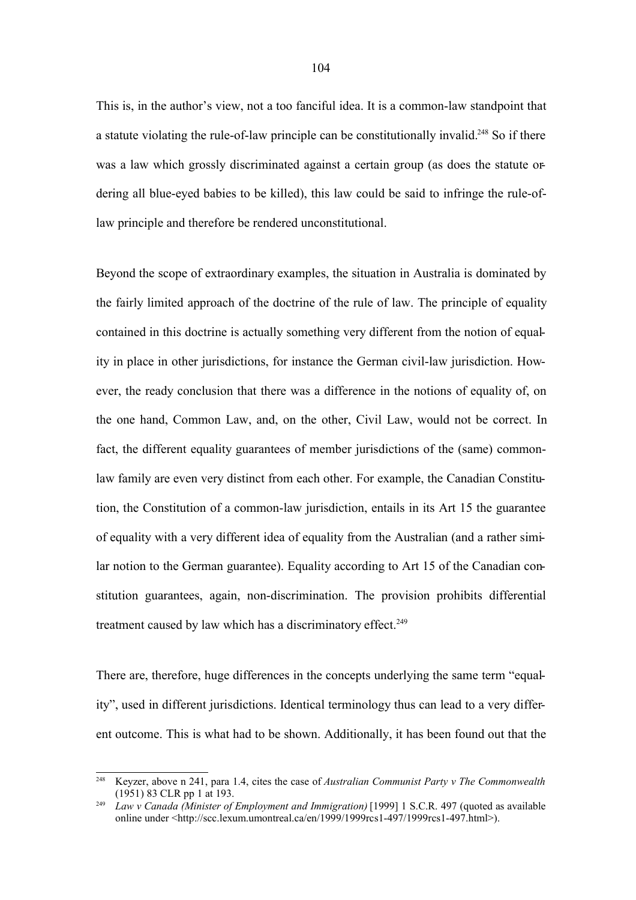This is, in the author's view, not a too fanciful idea. It is a common-law standpoint that a statute violating the rule-of-law principle can be constitutionally invalid.[248] So if there was a law which grossly discriminated against a certain group (as does the statute ordering all blue-eyed babies to be killed), this law could be said to infringe the rule-of-law principle and therefore be rendered unconstitutional.

Beyond the scope of extraordinary examples, the situation in Australia is dominated by the fairly limited approach of the doctrine of the rule of law. The principle of equality contained in this doctrine is actually something very different from the notion of equality in place in other jurisdictions, for instance the German civil-law jurisdiction. However, the ready conclusion that there was a difference in the notions of equality of, on the one hand, Common Law, and, on the other, Civil Law, would not be correct. In fact, the different equality guarantees of member jurisdictions of the (same) common-law family are even very distinct from each other. For example, the Canadian Constitution, the Constitution of a common-law jurisdiction, entails in its Art 15 the guarantee of equality with a very different idea of equality from the Australian (and a rather similar notion to the German guarantee). Equality according to Art 15 of the Canadian constitution guarantees, again, non-discrimination. The provision prohibits differential treatment caused by law which has a discriminatory effect.[249]

There are, therefore, huge differences in the concepts underlying the same term "equality", used in different jurisdictions. Identical terminology thus can lead to a very different outcome. This is what had to be shown. Additionally, it has been found out that the

---

[248] Keyzer, above n 241, para 1.4, cites the case of *Australian Communist Party v The Commonwealth* (1951) 83 CLR pp 1 at 193.

[249] *Law v Canada (Minister of Employment and Immigration)* [1999] 1 S.C.R. 497 (quoted as available online under <http://scc.lexum.umontreal.ca/en/1999/1999rcs1-497/1999rcs1-497.html>).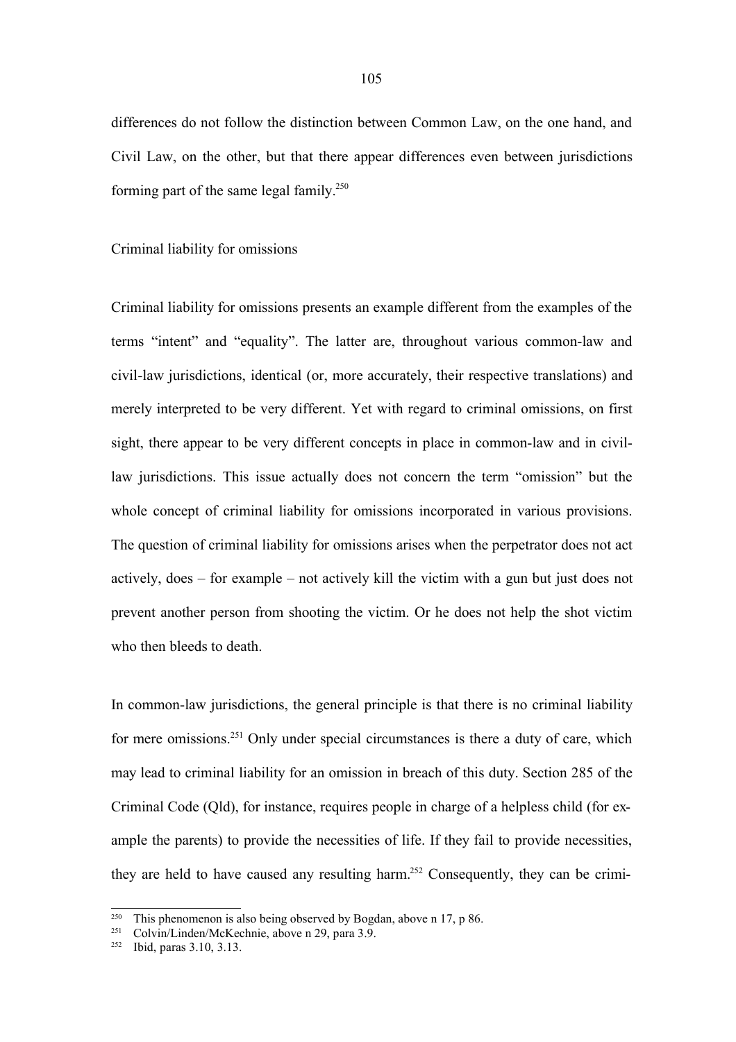differences do not follow the distinction between Common Law, on the one hand, and Civil Law, on the other, but that there appear differences even between jurisdictions forming part of the same legal family.[250]

Criminal liability for omissions

Criminal liability for omissions presents an example different from the examples of the terms "intent" and "equality". The latter are, throughout various common-law and civil-law jurisdictions, identical (or, more accurately, their respective translations) and merely interpreted to be very different. Yet with regard to criminal omissions, on first sight, there appear to be very different concepts in place in common-law and in civil-law jurisdictions. This issue actually does not concern the term "omission" but the whole concept of criminal liability for omissions incorporated in various provisions. The question of criminal liability for omissions arises when the perpetrator does not act actively, does – for example – not actively kill the victim with a gun but just does not prevent another person from shooting the victim. Or he does not help the shot victim who then bleeds to death.

In common-law jurisdictions, the general principle is that there is no criminal liability for mere omissions.[251] Only under special circumstances is there a duty of care, which may lead to criminal liability for an omission in breach of this duty. Section 285 of the Criminal Code (Qld), for instance, requires people in charge of a helpless child (for example the parents) to provide the necessities of life. If they fail to provide necessities, they are held to have caused any resulting harm.[252] Consequently, they can be crimi-

[250] This phenomenon is also being observed by Bogdan, above n 17, p 86.

[251] Colvin/Linden/McKechnie, above n 29, para 3.9.

[252] Ibid, paras 3.10, 3.13.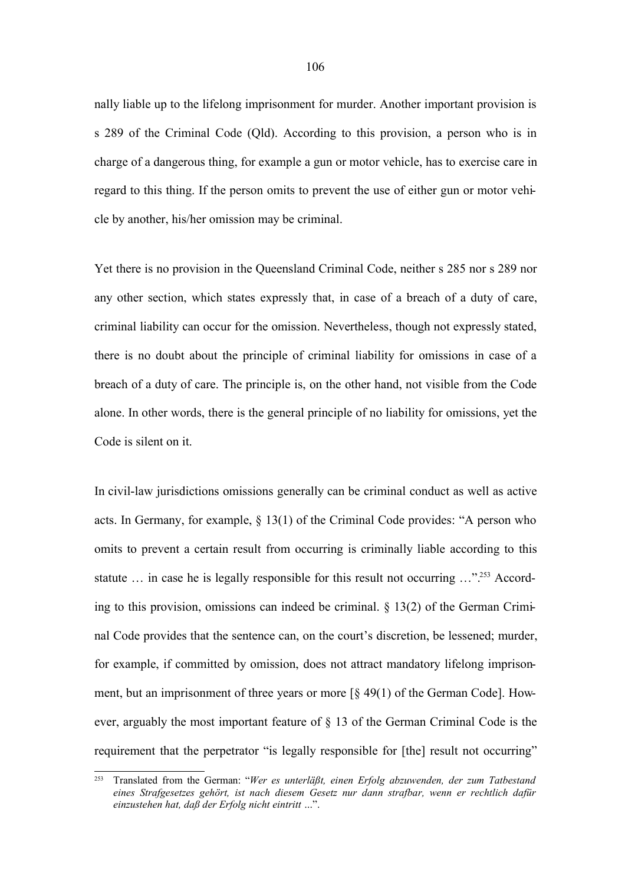nally liable up to the lifelong imprisonment for murder. Another important provision is s 289 of the Criminal Code (Qld). According to this provision, a person who is in charge of a dangerous thing, for example a gun or motor vehicle, has to exercise care in regard to this thing. If the person omits to prevent the use of either gun or motor vehicle by another, his/her omission may be criminal.

Yet there is no provision in the Queensland Criminal Code, neither s 285 nor s 289 nor any other section, which states expressly that, in case of a breach of a duty of care, criminal liability can occur for the omission. Nevertheless, though not expressly stated, there is no doubt about the principle of criminal liability for omissions in case of a breach of a duty of care. The principle is, on the other hand, not visible from the Code alone. In other words, there is the general principle of no liability for omissions, yet the Code is silent on it.

In civil-law jurisdictions omissions generally can be criminal conduct as well as active acts. In Germany, for example, § 13(1) of the Criminal Code provides: "A person who omits to prevent a certain result from occurring is criminally liable according to this statute … in case he is legally responsible for this result not occurring …".[253] According to this provision, omissions can indeed be criminal. § 13(2) of the German Criminal Code provides that the sentence can, on the court's discretion, be lessened; murder, for example, if committed by omission, does not attract mandatory lifelong imprisonment, but an imprisonment of three years or more [§ 49(1) of the German Code]. However, arguably the most important feature of § 13 of the German Criminal Code is the requirement that the perpetrator "is legally responsible for [the] result not occurring"

---

[253] Translated from the German: "*Wer es unterläßt, einen Erfolg abzuwenden, der zum Tatbestand eines Strafgesetzes gehört, ist nach diesem Gesetz nur dann strafbar, wenn er rechtlich dafür einzustehen hat, daß der Erfolg nicht eintritt …*".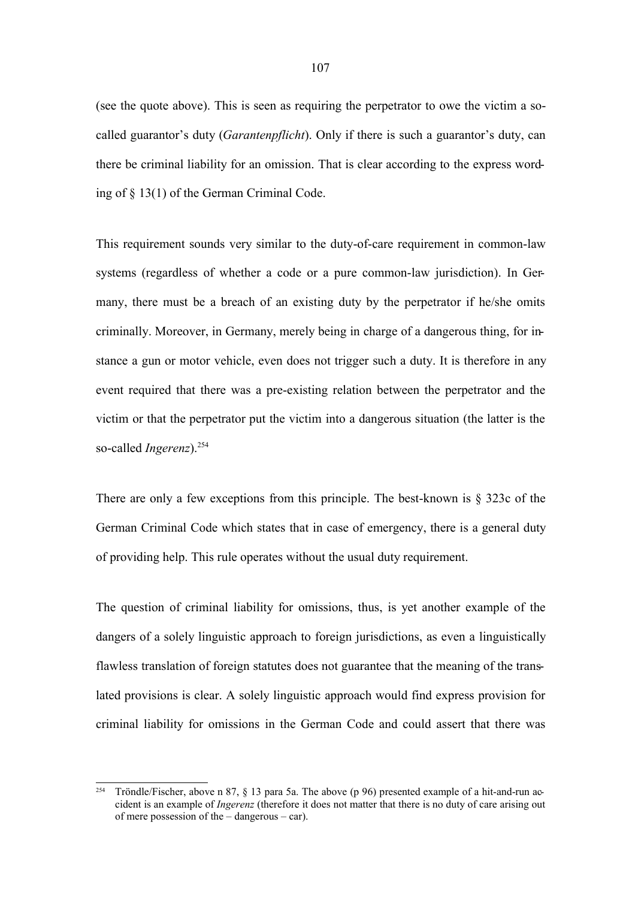(see the quote above). This is seen as requiring the perpetrator to owe the victim a so-called guarantor's duty (*Garantenpflicht*). Only if there is such a guarantor's duty, can there be criminal liability for an omission. That is clear according to the express wording of § 13(1) of the German Criminal Code.

This requirement sounds very similar to the duty-of-care requirement in common-law systems (regardless of whether a code or a pure common-law jurisdiction). In Germany, there must be a breach of an existing duty by the perpetrator if he/she omits criminally. Moreover, in Germany, merely being in charge of a dangerous thing, for instance a gun or motor vehicle, even does not trigger such a duty. It is therefore in any event required that there was a pre-existing relation between the perpetrator and the victim or that the perpetrator put the victim into a dangerous situation (the latter is the so-called *Ingerenz*).[254]

There are only a few exceptions from this principle. The best-known is § 323c of the German Criminal Code which states that in case of emergency, there is a general duty of providing help. This rule operates without the usual duty requirement.

The question of criminal liability for omissions, thus, is yet another example of the dangers of a solely linguistic approach to foreign jurisdictions, as even a linguistically flawless translation of foreign statutes does not guarantee that the meaning of the translated provisions is clear. A solely linguistic approach would find express provision for criminal liability for omissions in the German Code and could assert that there was

---

[254] Tröndle/Fischer, above n 87, § 13 para 5a. The above (p 96) presented example of a hit-and-run accident is an example of *Ingerenz* (therefore it does not matter that there is no duty of care arising out of mere possession of the – dangerous – car).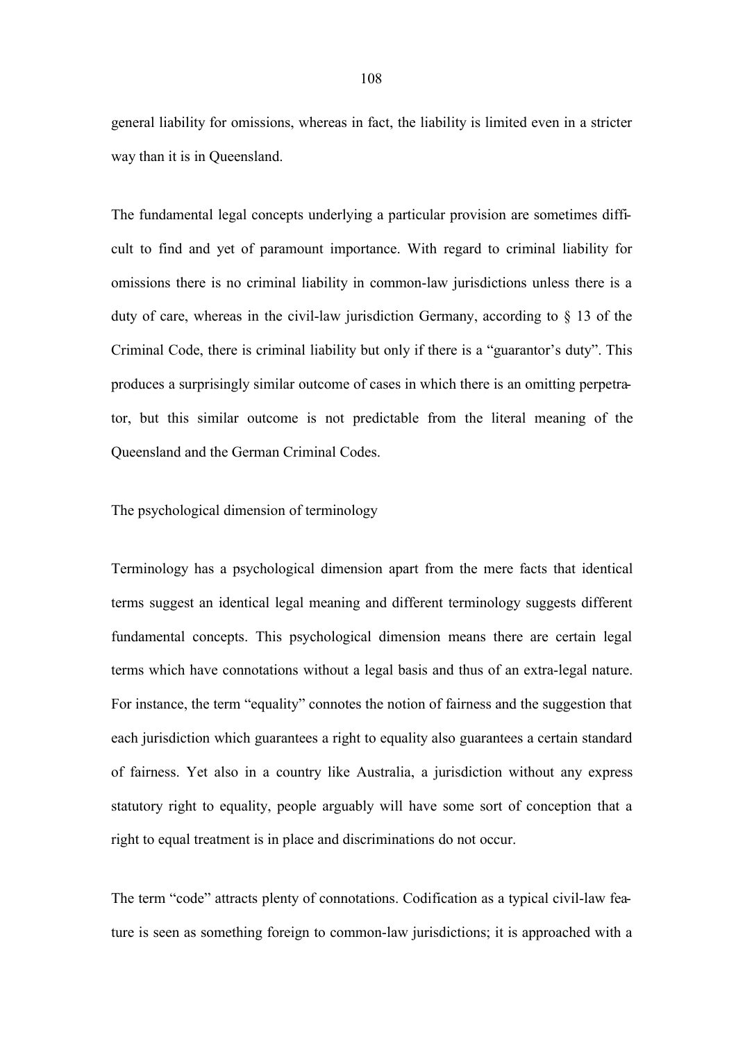general liability for omissions, whereas in fact, the liability is limited even in a stricter way than it is in Queensland.

The fundamental legal concepts underlying a particular provision are sometimes difficult to find and yet of paramount importance. With regard to criminal liability for omissions there is no criminal liability in common-law jurisdictions unless there is a duty of care, whereas in the civil-law jurisdiction Germany, according to § 13 of the Criminal Code, there is criminal liability but only if there is a "guarantor's duty". This produces a surprisingly similar outcome of cases in which there is an omitting perpetrator, but this similar outcome is not predictable from the literal meaning of the Queensland and the German Criminal Codes.

### The psychological dimension of terminology

Terminology has a psychological dimension apart from the mere facts that identical terms suggest an identical legal meaning and different terminology suggests different fundamental concepts. This psychological dimension means there are certain legal terms which have connotations without a legal basis and thus of an extra-legal nature. For instance, the term "equality" connotes the notion of fairness and the suggestion that each jurisdiction which guarantees a right to equality also guarantees a certain standard of fairness. Yet also in a country like Australia, a jurisdiction without any express statutory right to equality, people arguably will have some sort of conception that a right to equal treatment is in place and discriminations do not occur.

The term "code" attracts plenty of connotations. Codification as a typical civil-law feature is seen as something foreign to common-law jurisdictions; it is approached with a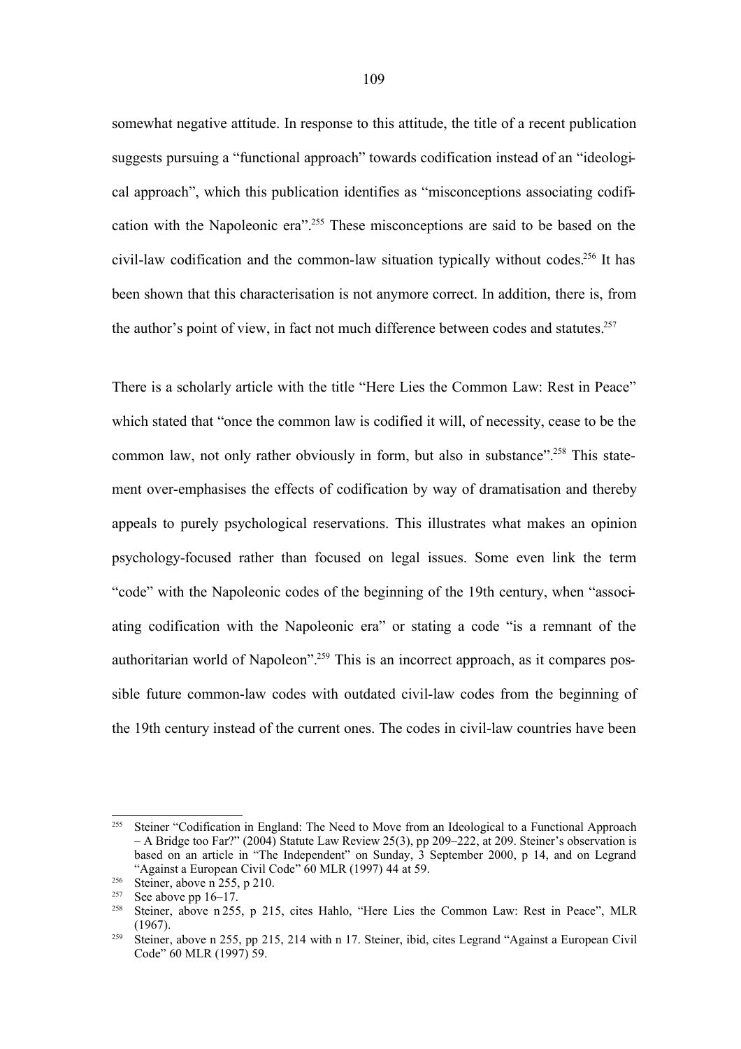somewhat negative attitude. In response to this attitude, the title of a recent publication suggests pursuing a "functional approach" towards codification instead of an "ideological approach", which this publication identifies as "misconceptions associating codification with the Napoleonic era".[255] These misconceptions are said to be based on the civil-law codification and the common-law situation typically without codes.[256] It has been shown that this characterisation is not anymore correct. In addition, there is, from the author's point of view, in fact not much difference between codes and statutes.[257]

There is a scholarly article with the title "Here Lies the Common Law: Rest in Peace" which stated that "once the common law is codified it will, of necessity, cease to be the common law, not only rather obviously in form, but also in substance".[258] This statement over-emphasises the effects of codification by way of dramatisation and thereby appeals to purely psychological reservations. This illustrates what makes an opinion psychology-focused rather than focused on legal issues. Some even link the term "code" with the Napoleonic codes of the beginning of the 19th century, when "associating codification with the Napoleonic era" or stating a code "is a remnant of the authoritarian world of Napoleon".[259] This is an incorrect approach, as it compares possible future common-law codes with outdated civil-law codes from the beginning of the 19th century instead of the current ones. The codes in civil-law countries have been

---

[255] Steiner "Codification in England: The Need to Move from an Ideological to a Functional Approach – A Bridge too Far?" (2004) Statute Law Review 25(3), pp 209–222, at 209. Steiner's observation is based on an article in "The Independent" on Sunday, 3 September 2000, p 14, and on Legrand "Against a European Civil Code" 60 MLR (1997) 44 at 59.

[256] Steiner, above n 255, p 210.

[257] See above pp 16–17.

[258] Steiner, above n 255, p 215, cites Hahlo, "Here Lies the Common Law: Rest in Peace", MLR (1967).

[259] Steiner, above n 255, pp 215, 214 with n 17. Steiner, ibid, cites Legrand "Against a European Civil Code" 60 MLR (1997) 59.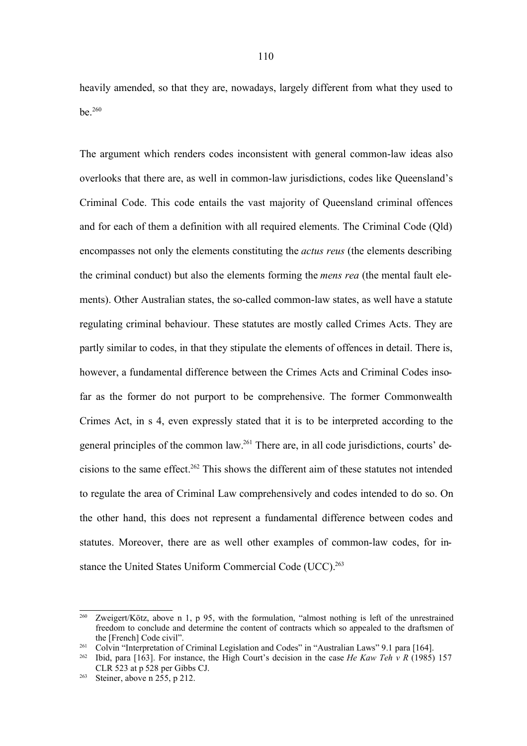heavily amended, so that they are, nowadays, largely different from what they used to be.[260]

The argument which renders codes inconsistent with general common-law ideas also overlooks that there are, as well in common-law jurisdictions, codes like Queensland's Criminal Code. This code entails the vast majority of Queensland criminal offences and for each of them a definition with all required elements. The Criminal Code (Qld) encompasses not only the elements constituting the *actus reus* (the elements describing the criminal conduct) but also the elements forming the *mens rea* (the mental fault elements). Other Australian states, the so-called common-law states, as well have a statute regulating criminal behaviour. These statutes are mostly called Crimes Acts. They are partly similar to codes, in that they stipulate the elements of offences in detail. There is, however, a fundamental difference between the Crimes Acts and Criminal Codes insofar as the former do not purport to be comprehensive. The former Commonwealth Crimes Act, in s 4, even expressly stated that it is to be interpreted according to the general principles of the common law.[261] There are, in all code jurisdictions, courts' decisions to the same effect.[262] This shows the different aim of these statutes not intended to regulate the area of Criminal Law comprehensively and codes intended to do so. On the other hand, this does not represent a fundamental difference between codes and statutes. Moreover, there are as well other examples of common-law codes, for instance the United States Uniform Commercial Code (UCC).[263]

---

[260] Zweigert/Kötz, above n 1, p 95, with the formulation, "almost nothing is left of the unrestrained freedom to conclude and determine the content of contracts which so appealed to the draftsmen of the [French] Code civil".

[261] Colvin "Interpretation of Criminal Legislation and Codes" in "Australian Laws" 9.1 para [164].

[262] Ibid, para [163]. For instance, the High Court's decision in the case *He Kaw Teh v R* (1985) 157 CLR 523 at p 528 per Gibbs CJ.

[263] Steiner, above n 255, p 212.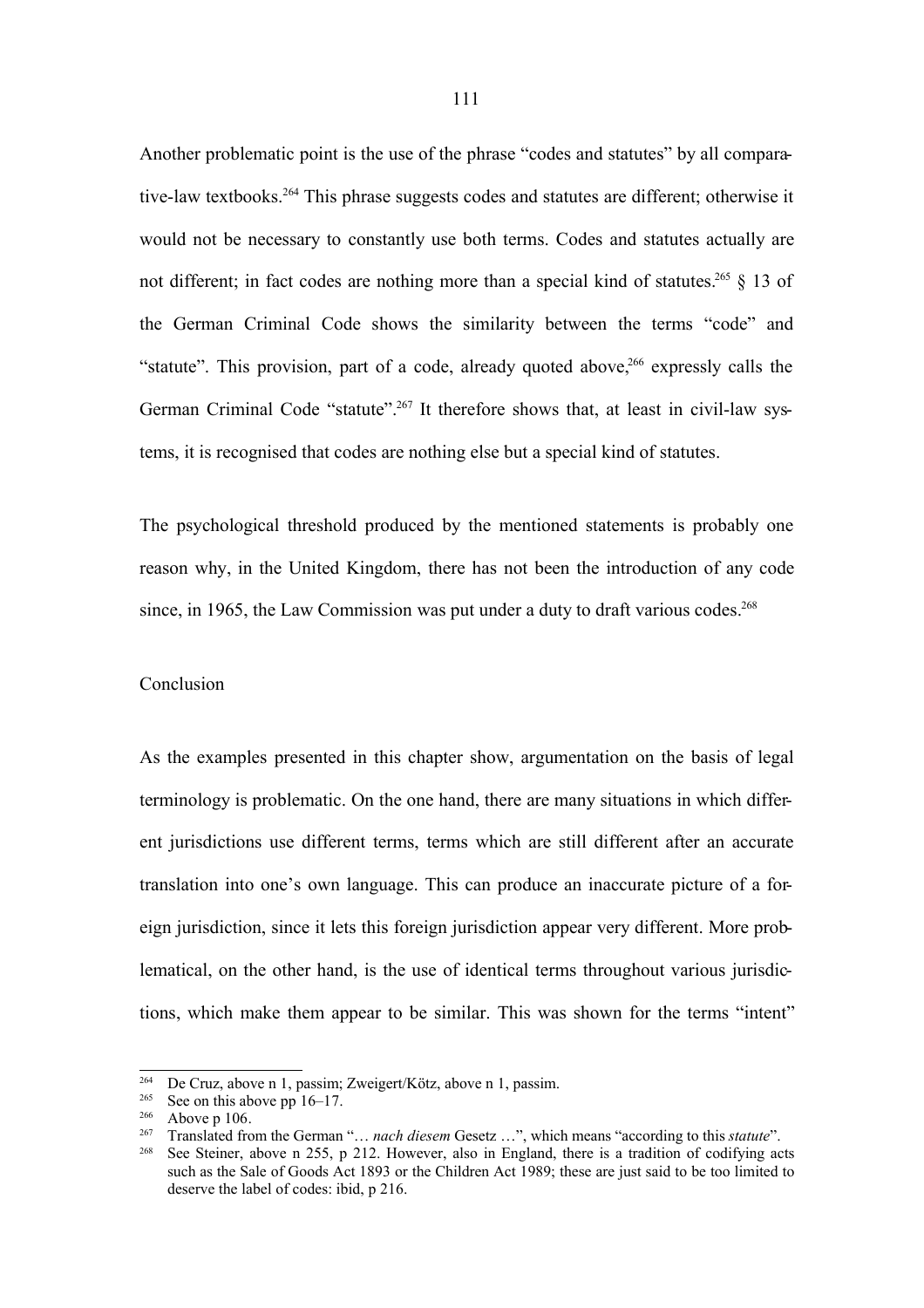Another problematic point is the use of the phrase "codes and statutes" by all comparative-law textbooks.[264] This phrase suggests codes and statutes are different; otherwise it would not be necessary to constantly use both terms. Codes and statutes actually are not different; in fact codes are nothing more than a special kind of statutes.[265] § 13 of the German Criminal Code shows the similarity between the terms "code" and "statute". This provision, part of a code, already quoted above,[266] expressly calls the German Criminal Code "statute".[267] It therefore shows that, at least in civil-law systems, it is recognised that codes are nothing else but a special kind of statutes.

The psychological threshold produced by the mentioned statements is probably one reason why, in the United Kingdom, there has not been the introduction of any code since, in 1965, the Law Commission was put under a duty to draft various codes.[268]

## Conclusion

As the examples presented in this chapter show, argumentation on the basis of legal terminology is problematic. On the one hand, there are many situations in which different jurisdictions use different terms, terms which are still different after an accurate translation into one's own language. This can produce an inaccurate picture of a foreign jurisdiction, since it lets this foreign jurisdiction appear very different. More problematical, on the other hand, is the use of identical terms throughout various jurisdictions, which make them appear to be similar. This was shown for the terms "intent"

---

[264] De Cruz, above n 1, passim; Zweigert/Kötz, above n 1, passim.

[265] See on this above pp 16–17.

[266] Above p 106.

[267] Translated from the German "… *nach diesem* Gesetz …", which means "according to this *statute*".

[268] See Steiner, above n 255, p 212. However, also in England, there is a tradition of codifying acts such as the Sale of Goods Act 1893 or the Children Act 1989; these are just said to be too limited to deserve the label of codes: ibid, p 216.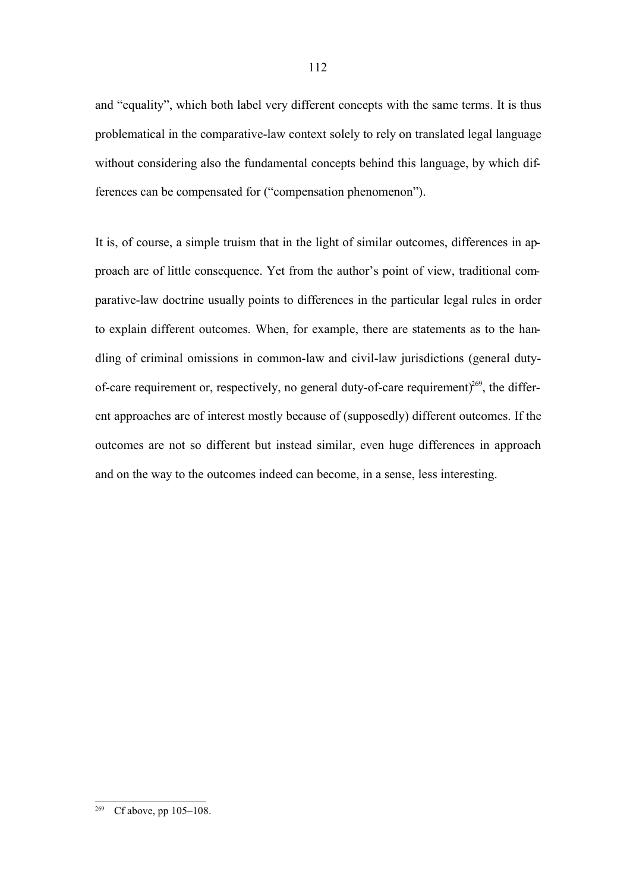and "equality", which both label very different concepts with the same terms. It is thus problematical in the comparative-law context solely to rely on translated legal language without considering also the fundamental concepts behind this language, by which differences can be compensated for ("compensation phenomenon").

It is, of course, a simple truism that in the light of similar outcomes, differences in approach are of little consequence. Yet from the author's point of view, traditional comparative-law doctrine usually points to differences in the particular legal rules in order to explain different outcomes. When, for example, there are statements as to the handling of criminal omissions in common-law and civil-law jurisdictions (general duty-of-care requirement or, respectively, no general duty-of-care requirement)[269], the different approaches are of interest mostly because of (supposedly) different outcomes. If the outcomes are not so different but instead similar, even huge differences in approach and on the way to the outcomes indeed can become, in a sense, less interesting.

[269] Cf above, pp 105–108.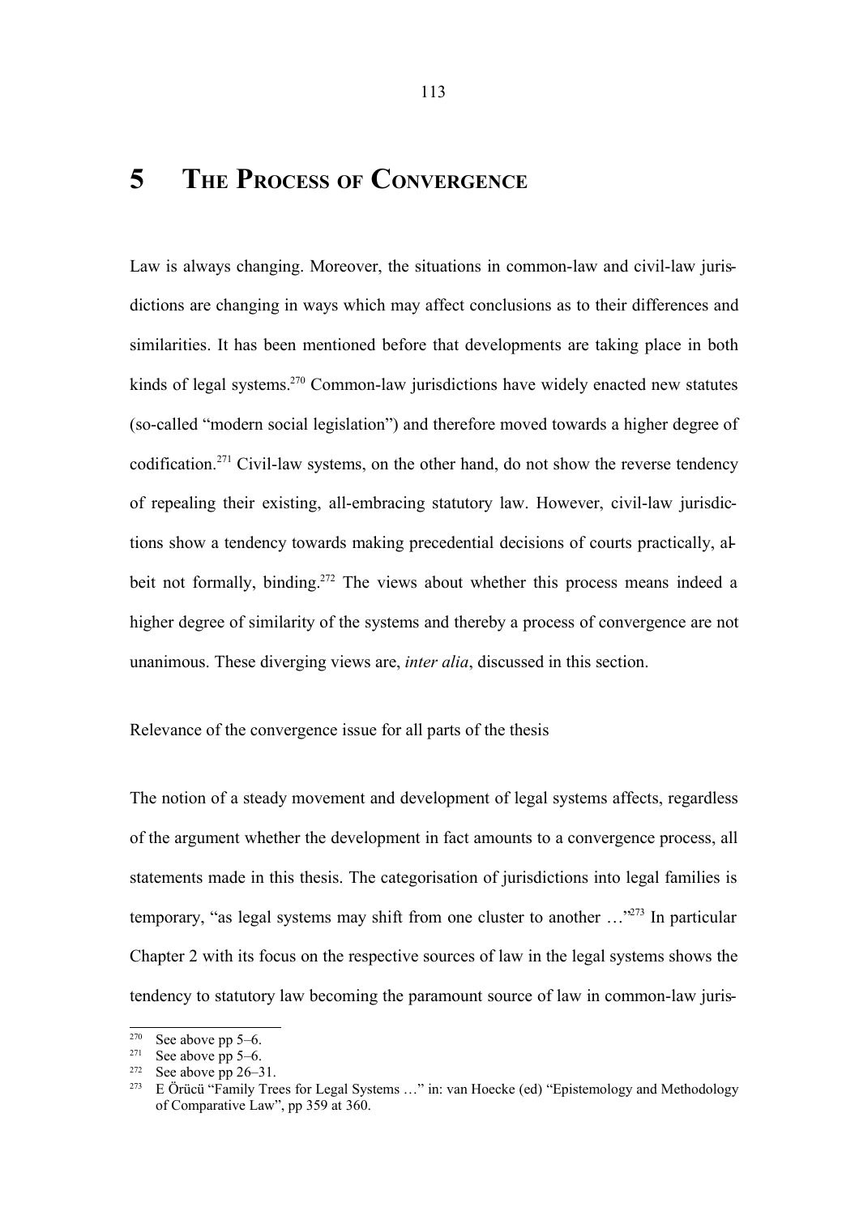# 5 The Process of Convergence

Law is always changing. Moreover, the situations in common-law and civil-law jurisdictions are changing in ways which may affect conclusions as to their differences and similarities. It has been mentioned before that developments are taking place in both kinds of legal systems.[270] Common-law jurisdictions have widely enacted new statutes (so-called "modern social legislation") and therefore moved towards a higher degree of codification.[271] Civil-law systems, on the other hand, do not show the reverse tendency of repealing their existing, all-embracing statutory law. However, civil-law jurisdictions show a tendency towards making precedential decisions of courts practically, albeit not formally, binding.[272] The views about whether this process means indeed a higher degree of similarity of the systems and thereby a process of convergence are not unanimous. These diverging views are, *inter alia*, discussed in this section.

Relevance of the convergence issue for all parts of the thesis

The notion of a steady movement and development of legal systems affects, regardless of the argument whether the development in fact amounts to a convergence process, all statements made in this thesis. The categorisation of jurisdictions into legal families is temporary, "as legal systems may shift from one cluster to another …"[273] In particular Chapter 2 with its focus on the respective sources of law in the legal systems shows the tendency to statutory law becoming the paramount source of law in common-law juris-

---

[270] See above pp 5–6.

[271] See above pp 5–6.

[272] See above pp 26–31.

[273] E Örücü "Family Trees for Legal Systems …" in: van Hoecke (ed) "Epistemology and Methodology of Comparative Law", pp 359 at 360.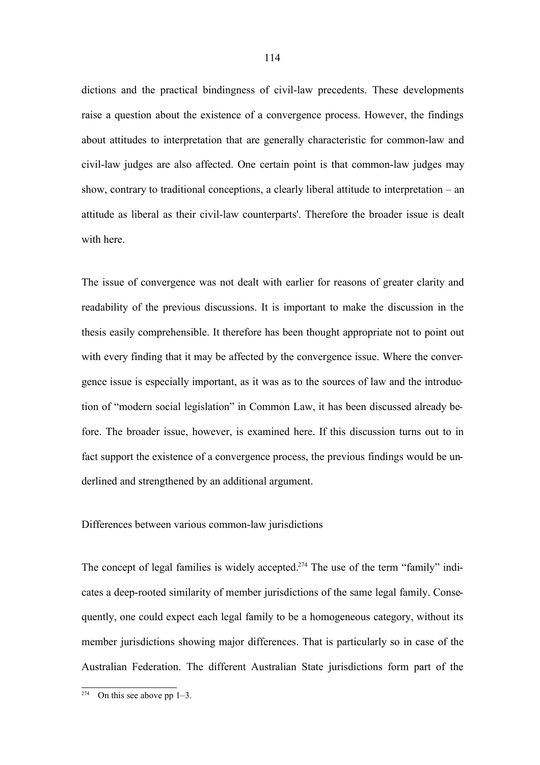dictions and the practical bindingness of civil-law precedents. These developments raise a question about the existence of a convergence process. However, the findings about attitudes to interpretation that are generally characteristic for common-law and civil-law judges are also affected. One certain point is that common-law judges may show, contrary to traditional conceptions, a clearly liberal attitude to interpretation – an attitude as liberal as their civil-law counterparts'. Therefore the broader issue is dealt with here.

The issue of convergence was not dealt with earlier for reasons of greater clarity and readability of the previous discussions. It is important to make the discussion in the thesis easily comprehensible. It therefore has been thought appropriate not to point out with every finding that it may be affected by the convergence issue. Where the convergence issue is especially important, as it was as to the sources of law and the introduction of "modern social legislation" in Common Law, it has been discussed already before. The broader issue, however, is examined here. If this discussion turns out to in fact support the existence of a convergence process, the previous findings would be underlined and strengthened by an additional argument.

### Differences between various common-law jurisdictions

The concept of legal families is widely accepted.[274] The use of the term "family" indicates a deep-rooted similarity of member jurisdictions of the same legal family. Consequently, one could expect each legal family to be a homogeneous category, without its member jurisdictions showing major differences. That is particularly so in case of the Australian Federation. The different Australian State jurisdictions form part of the

[274] On this see above pp 1–3.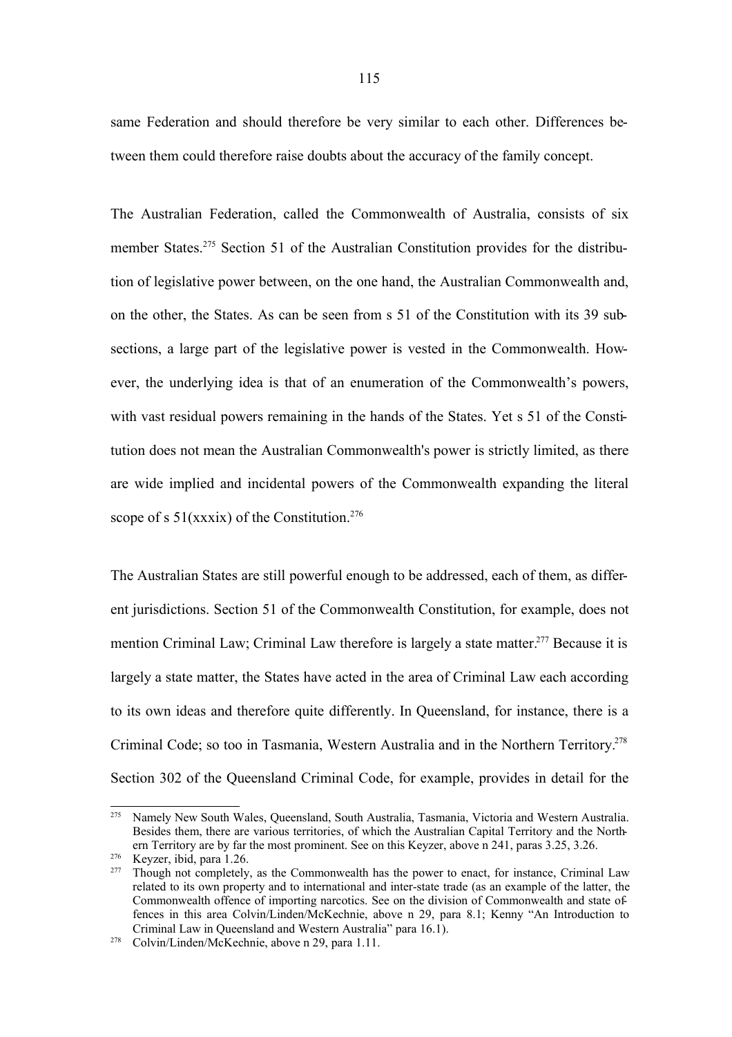same Federation and should therefore be very similar to each other. Differences between them could therefore raise doubts about the accuracy of the family concept.

The Australian Federation, called the Commonwealth of Australia, consists of six member States.[275] Section 51 of the Australian Constitution provides for the distribution of legislative power between, on the one hand, the Australian Commonwealth and, on the other, the States. As can be seen from s 51 of the Constitution with its 39 subsections, a large part of the legislative power is vested in the Commonwealth. However, the underlying idea is that of an enumeration of the Commonwealth's powers, with vast residual powers remaining in the hands of the States. Yet s 51 of the Constitution does not mean the Australian Commonwealth's power is strictly limited, as there are wide implied and incidental powers of the Commonwealth expanding the literal scope of s 51(xxxix) of the Constitution.[276]

The Australian States are still powerful enough to be addressed, each of them, as different jurisdictions. Section 51 of the Commonwealth Constitution, for example, does not mention Criminal Law; Criminal Law therefore is largely a state matter.[277] Because it is largely a state matter, the States have acted in the area of Criminal Law each according to its own ideas and therefore quite differently. In Queensland, for instance, there is a Criminal Code; so too in Tasmania, Western Australia and in the Northern Territory.[278] Section 302 of the Queensland Criminal Code, for example, provides in detail for the

---

[275] Namely New South Wales, Queensland, South Australia, Tasmania, Victoria and Western Australia. Besides them, there are various territories, of which the Australian Capital Territory and the Northern Territory are by far the most prominent. See on this Keyzer, above n 241, paras 3.25, 3.26.

[276] Keyzer, ibid, para 1.26.

[277] Though not completely, as the Commonwealth has the power to enact, for instance, Criminal Law related to its own property and to international and inter-state trade (as an example of the latter, the Commonwealth offence of importing narcotics. See on the division of Commonwealth and state offences in this area Colvin/Linden/McKechnie, above n 29, para 8.1; Kenny "An Introduction to Criminal Law in Queensland and Western Australia" para 16.1).

[278] Colvin/Linden/McKechnie, above n 29, para 1.11.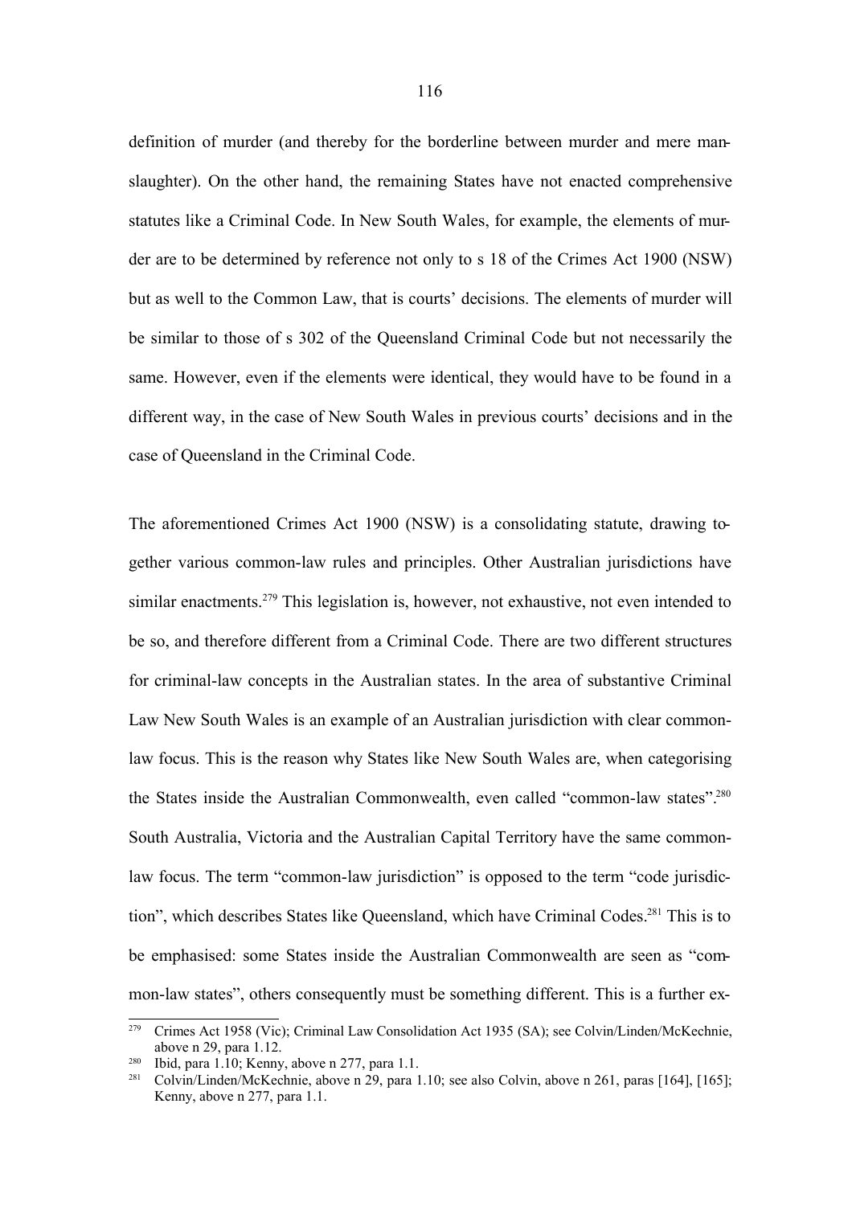definition of murder (and thereby for the borderline between murder and mere manslaughter). On the other hand, the remaining States have not enacted comprehensive statutes like a Criminal Code. In New South Wales, for example, the elements of murder are to be determined by reference not only to s 18 of the Crimes Act 1900 (NSW) but as well to the Common Law, that is courts' decisions. The elements of murder will be similar to those of s 302 of the Queensland Criminal Code but not necessarily the same. However, even if the elements were identical, they would have to be found in a different way, in the case of New South Wales in previous courts' decisions and in the case of Queensland in the Criminal Code.

The aforementioned Crimes Act 1900 (NSW) is a consolidating statute, drawing together various common-law rules and principles. Other Australian jurisdictions have similar enactments.[279] This legislation is, however, not exhaustive, not even intended to be so, and therefore different from a Criminal Code. There are two different structures for criminal-law concepts in the Australian states. In the area of substantive Criminal Law New South Wales is an example of an Australian jurisdiction with clear common-law focus. This is the reason why States like New South Wales are, when categorising the States inside the Australian Commonwealth, even called "common-law states".[280] South Australia, Victoria and the Australian Capital Territory have the same common-law focus. The term "common-law jurisdiction" is opposed to the term "code jurisdiction", which describes States like Queensland, which have Criminal Codes.[281] This is to be emphasised: some States inside the Australian Commonwealth are seen as "common-law states", others consequently must be something different. This is a further ex-

---

[279] Crimes Act 1958 (Vic); Criminal Law Consolidation Act 1935 (SA); see Colvin/Linden/McKechnie, above n 29, para 1.12.

[280] Ibid, para 1.10; Kenny, above n 277, para 1.1.

[281] Colvin/Linden/McKechnie, above n 29, para 1.10; see also Colvin, above n 261, paras [164], [165]; Kenny, above n 277, para 1.1.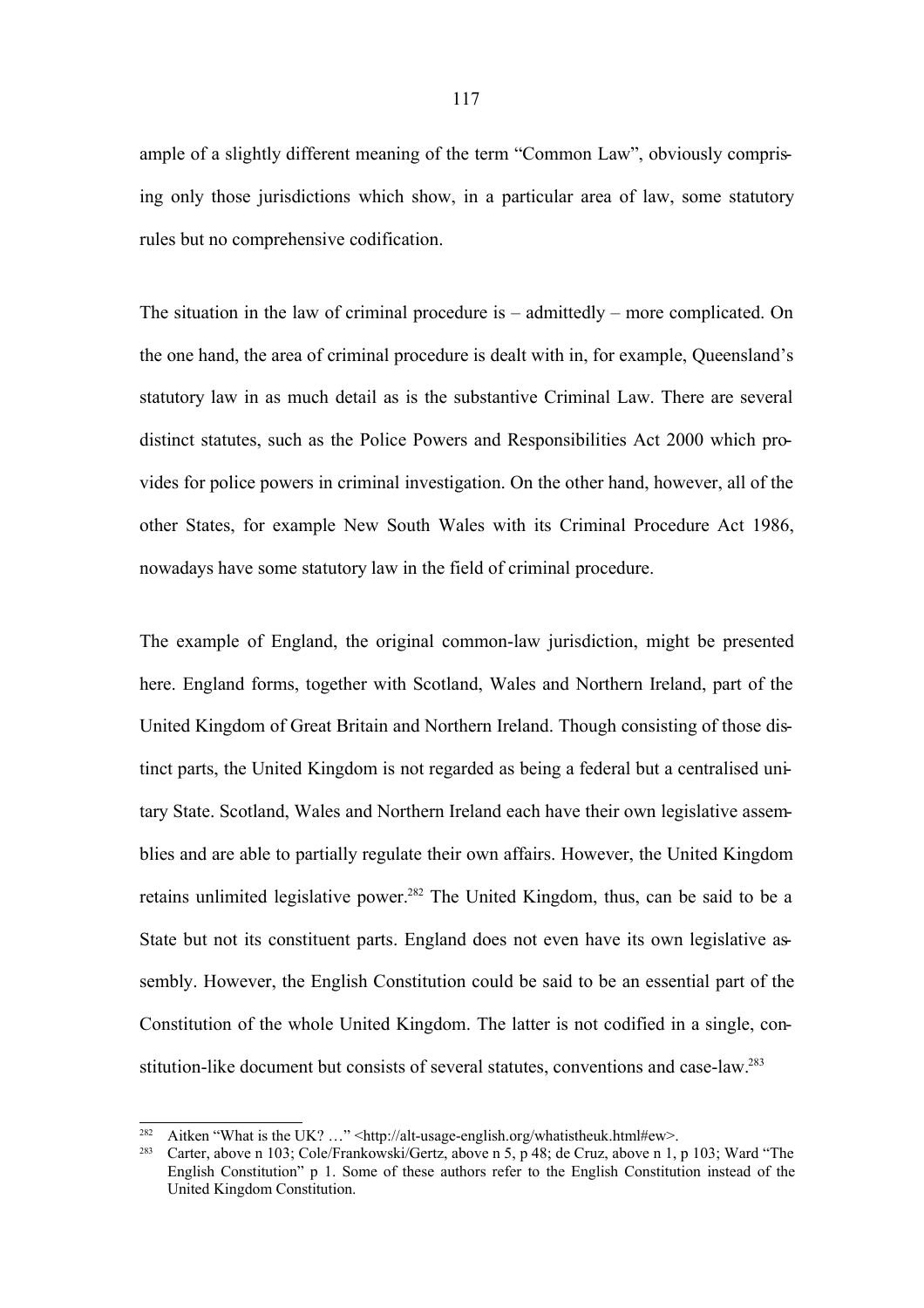ample of a slightly different meaning of the term "Common Law", obviously comprising only those jurisdictions which show, in a particular area of law, some statutory rules but no comprehensive codification.

The situation in the law of criminal procedure is – admittedly – more complicated. On the one hand, the area of criminal procedure is dealt with in, for example, Queensland's statutory law in as much detail as is the substantive Criminal Law. There are several distinct statutes, such as the Police Powers and Responsibilities Act 2000 which provides for police powers in criminal investigation. On the other hand, however, all of the other States, for example New South Wales with its Criminal Procedure Act 1986, nowadays have some statutory law in the field of criminal procedure.

The example of England, the original common-law jurisdiction, might be presented here. England forms, together with Scotland, Wales and Northern Ireland, part of the United Kingdom of Great Britain and Northern Ireland. Though consisting of those distinct parts, the United Kingdom is not regarded as being a federal but a centralised unitary State. Scotland, Wales and Northern Ireland each have their own legislative assemblies and are able to partially regulate their own affairs. However, the United Kingdom retains unlimited legislative power.[282] The United Kingdom, thus, can be said to be a State but not its constituent parts. England does not even have its own legislative assembly. However, the English Constitution could be said to be an essential part of the Constitution of the whole United Kingdom. The latter is not codified in a single, constitution-like document but consists of several statutes, conventions and case-law.[283]

---

[282] Aitken "What is the UK? …" <http://alt-usage-english.org/whatistheuk.html#ew>.

[283] Carter, above n 103; Cole/Frankowski/Gertz, above n 5, p 48; de Cruz, above n 1, p 103; Ward "The English Constitution" p 1. Some of these authors refer to the English Constitution instead of the United Kingdom Constitution.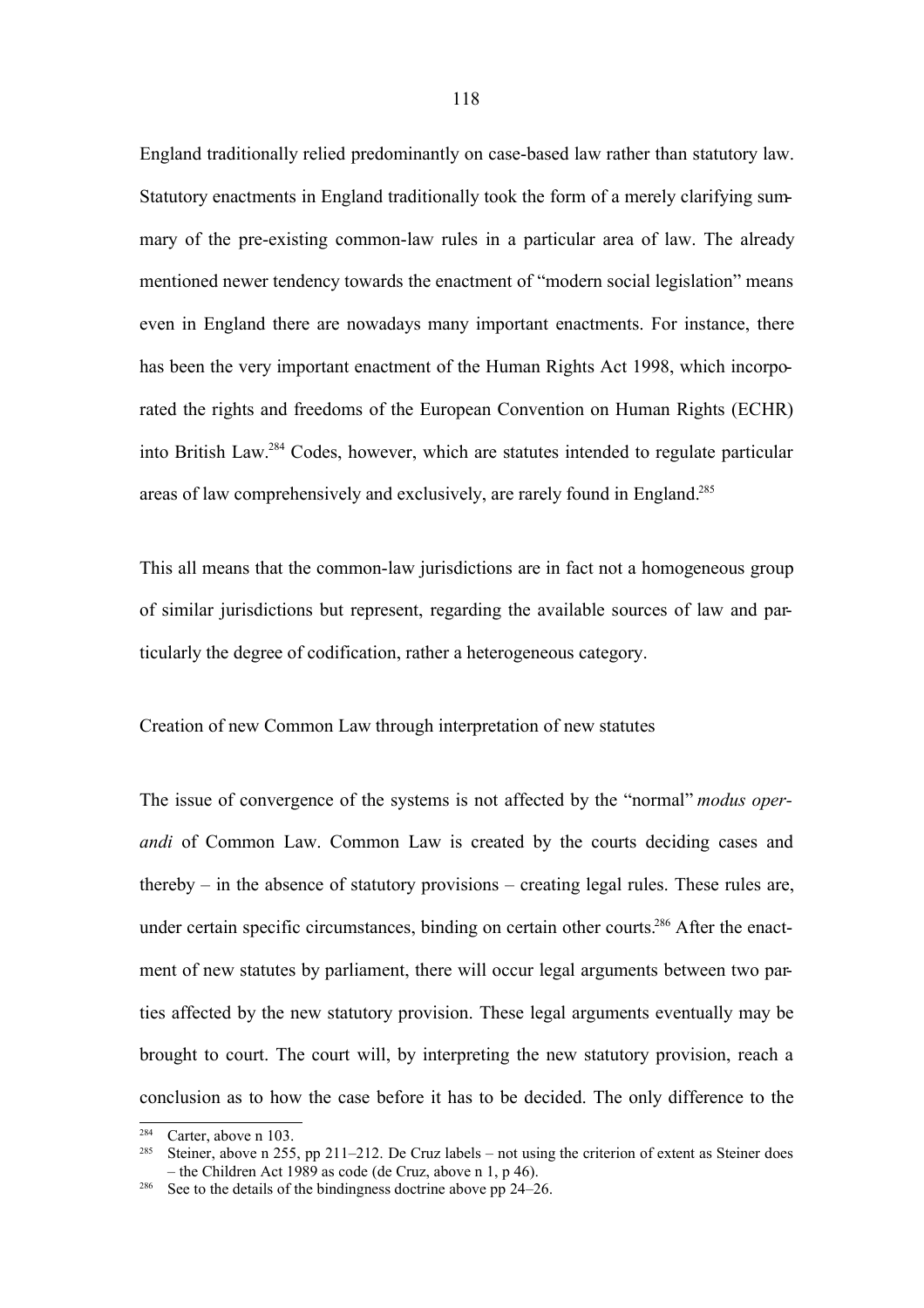England traditionally relied predominantly on case-based law rather than statutory law. Statutory enactments in England traditionally took the form of a merely clarifying summary of the pre-existing common-law rules in a particular area of law. The already mentioned newer tendency towards the enactment of "modern social legislation" means even in England there are nowadays many important enactments. For instance, there has been the very important enactment of the Human Rights Act 1998, which incorporated the rights and freedoms of the European Convention on Human Rights (ECHR) into British Law.[284] Codes, however, which are statutes intended to regulate particular areas of law comprehensively and exclusively, are rarely found in England.[285]

This all means that the common-law jurisdictions are in fact not a homogeneous group of similar jurisdictions but represent, regarding the available sources of law and particularly the degree of codification, rather a heterogeneous category.

Creation of new Common Law through interpretation of new statutes

The issue of convergence of the systems is not affected by the "normal" *modus operandi* of Common Law. Common Law is created by the courts deciding cases and thereby – in the absence of statutory provisions – creating legal rules. These rules are, under certain specific circumstances, binding on certain other courts.[286] After the enactment of new statutes by parliament, there will occur legal arguments between two parties affected by the new statutory provision. These legal arguments eventually may be brought to court. The court will, by interpreting the new statutory provision, reach a conclusion as to how the case before it has to be decided. The only difference to the

---

[284] Carter, above n 103.

[285] Steiner, above n 255, pp 211–212. De Cruz labels – not using the criterion of extent as Steiner does – the Children Act 1989 as code (de Cruz, above n 1, p 46).

[286] See to the details of the bindingness doctrine above pp 24–26.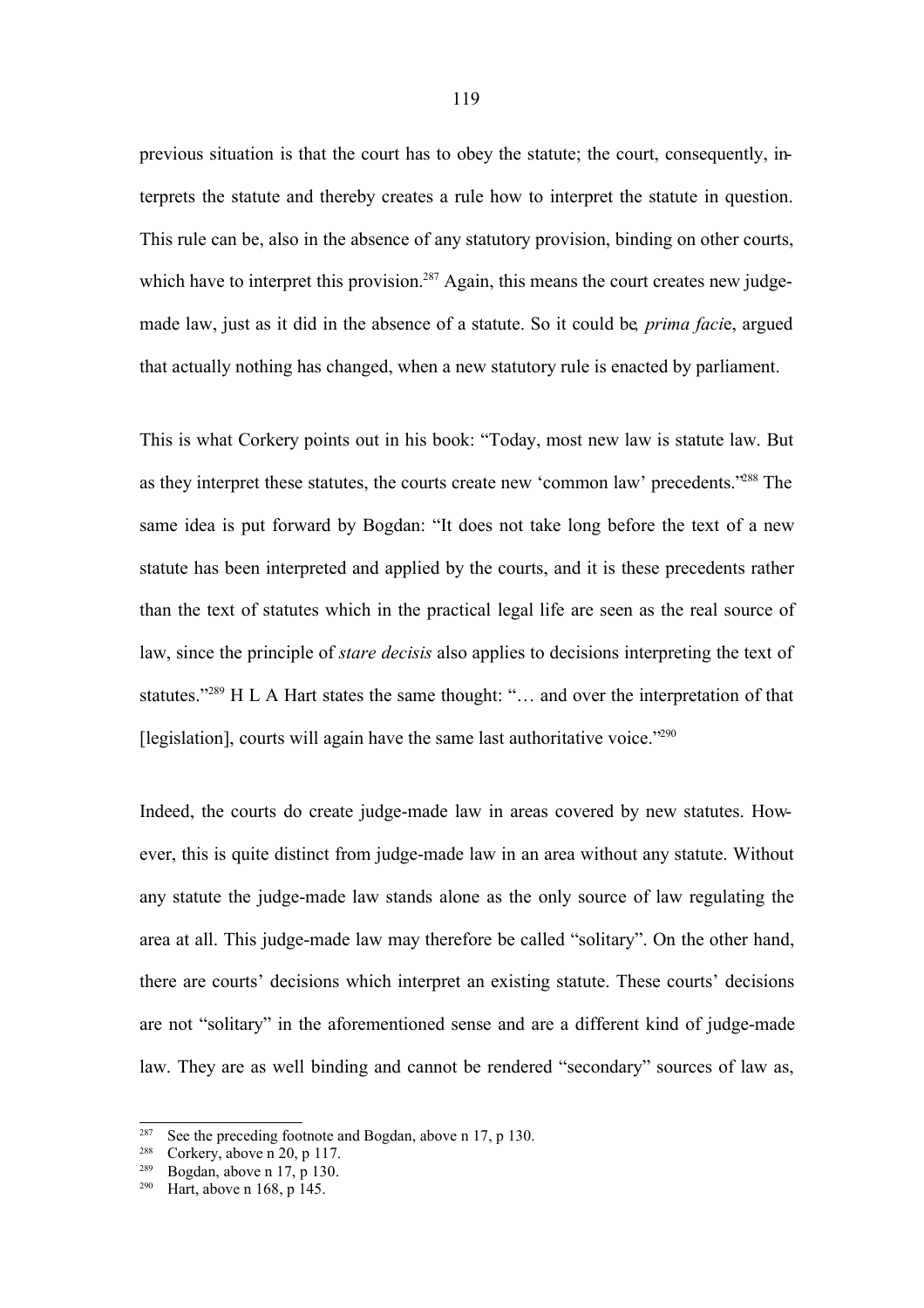previous situation is that the court has to obey the statute; the court, consequently, interprets the statute and thereby creates a rule how to interpret the statute in question. This rule can be, also in the absence of any statutory provision, binding on other courts, which have to interpret this provision.[287] Again, this means the court creates new judge-made law, just as it did in the absence of a statute. So it could be, *prima facie*, argued that actually nothing has changed, when a new statutory rule is enacted by parliament.

This is what Corkery points out in his book: "Today, most new law is statute law. But as they interpret these statutes, the courts create new 'common law' precedents."[288] The same idea is put forward by Bogdan: "It does not take long before the text of a new statute has been interpreted and applied by the courts, and it is these precedents rather than the text of statutes which in the practical legal life are seen as the real source of law, since the principle of *stare decisis* also applies to decisions interpreting the text of statutes."[289] H L A Hart states the same thought: "… and over the interpretation of that [legislation], courts will again have the same last authoritative voice."[290]

Indeed, the courts do create judge-made law in areas covered by new statutes. However, this is quite distinct from judge-made law in an area without any statute. Without any statute the judge-made law stands alone as the only source of law regulating the area at all. This judge-made law may therefore be called "solitary". On the other hand, there are courts' decisions which interpret an existing statute. These courts' decisions are not "solitary" in the aforementioned sense and are a different kind of judge-made law. They are as well binding and cannot be rendered "secondary" sources of law as,

---

[287] See the preceding footnote and Bogdan, above n 17, p 130.

[288] Corkery, above n 20, p 117.

[289] Bogdan, above n 17, p 130.

[290] Hart, above n 168, p 145.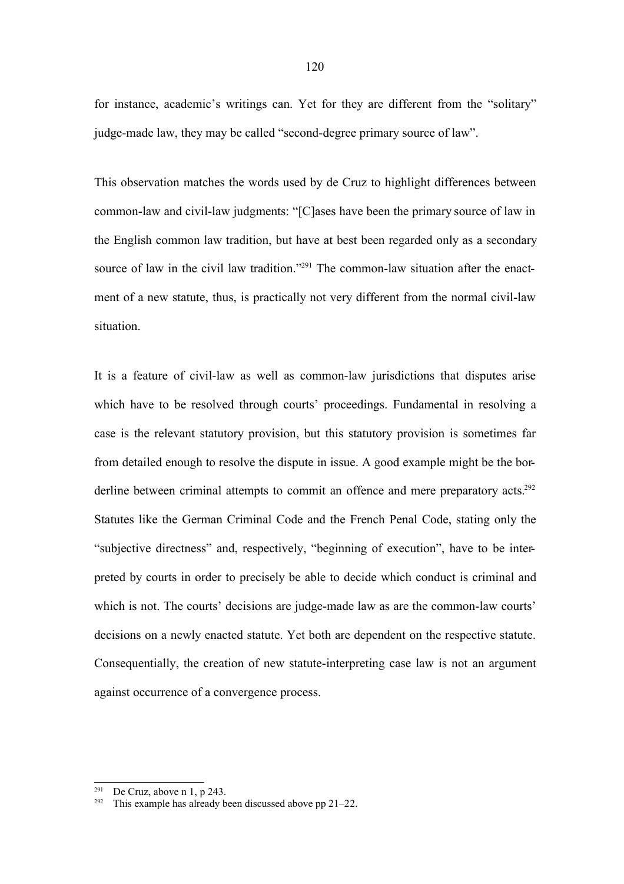for instance, academic's writings can. Yet for they are different from the "solitary" judge-made law, they may be called "second-degree primary source of law".

This observation matches the words used by de Cruz to highlight differences between common-law and civil-law judgments: "[C]ases have been the primary source of law in the English common law tradition, but have at best been regarded only as a secondary source of law in the civil law tradition."[291] The common-law situation after the enactment of a new statute, thus, is practically not very different from the normal civil-law situation.

It is a feature of civil-law as well as common-law jurisdictions that disputes arise which have to be resolved through courts' proceedings. Fundamental in resolving a case is the relevant statutory provision, but this statutory provision is sometimes far from detailed enough to resolve the dispute in issue. A good example might be the borderline between criminal attempts to commit an offence and mere preparatory acts.[292] Statutes like the German Criminal Code and the French Penal Code, stating only the "subjective directness" and, respectively, "beginning of execution", have to be interpreted by courts in order to precisely be able to decide which conduct is criminal and which is not. The courts' decisions are judge-made law as are the common-law courts' decisions on a newly enacted statute. Yet both are dependent on the respective statute. Consequentially, the creation of new statute-interpreting case law is not an argument against occurrence of a convergence process.

---

[291] De Cruz, above n 1, p 243.

[292] This example has already been discussed above pp 21–22.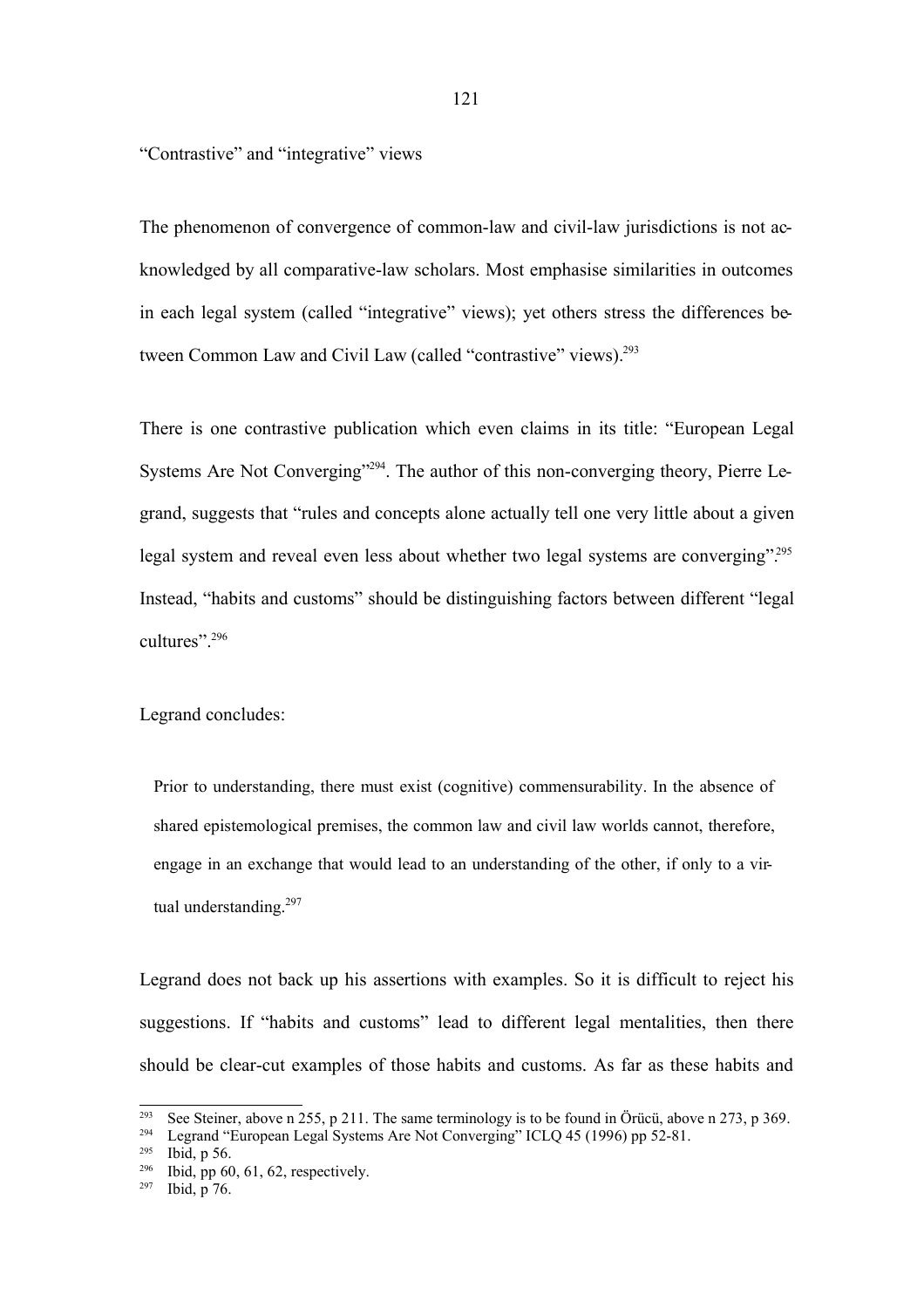“Contrastive” and “integrative” views

The phenomenon of convergence of common-law and civil-law jurisdictions is not acknowledged by all comparative-law scholars. Most emphasise similarities in outcomes in each legal system (called “integrative” views); yet others stress the differences between Common Law and Civil Law (called “contrastive” views).[293]

There is one contrastive publication which even claims in its title: “European Legal Systems Are Not Converging”[294]. The author of this non-converging theory, Pierre Legrand, suggests that “rules and concepts alone actually tell one very little about a given legal system and reveal even less about whether two legal systems are converging”.[295] Instead, “habits and customs” should be distinguishing factors between different “legal cultures”.[296]

Legrand concludes:

> Prior to understanding, there must exist (cognitive) commensurability. In the absence of shared epistemological premises, the common law and civil law worlds cannot, therefore, engage in an exchange that would lead to an understanding of the other, if only to a virtual understanding.[297]

Legrand does not back up his assertions with examples. So it is difficult to reject his suggestions. If “habits and customs” lead to different legal mentalities, then there should be clear-cut examples of those habits and customs. As far as these habits and

---

[293] See Steiner, above n 255, p 211. The same terminology is to be found in Örücü, above n 273, p 369.

[294] Legrand “European Legal Systems Are Not Converging” ICLQ 45 (1996) pp 52-81.

[295] Ibid, p 56.

[296] Ibid, pp 60, 61, 62, respectively.

[297] Ibid, p 76.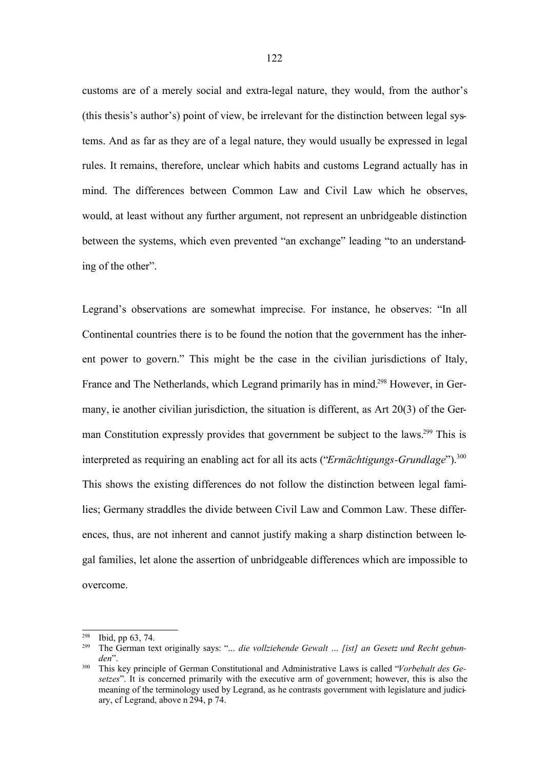customs are of a merely social and extra-legal nature, they would, from the author's (this thesis's author's) point of view, be irrelevant for the distinction between legal systems. And as far as they are of a legal nature, they would usually be expressed in legal rules. It remains, therefore, unclear which habits and customs Legrand actually has in mind. The differences between Common Law and Civil Law which he observes, would, at least without any further argument, not represent an unbridgeable distinction between the systems, which even prevented "an exchange" leading "to an understanding of the other".

Legrand's observations are somewhat imprecise. For instance, he observes: "In all Continental countries there is to be found the notion that the government has the inherent power to govern." This might be the case in the civilian jurisdictions of Italy, France and The Netherlands, which Legrand primarily has in mind.[298] However, in Germany, ie another civilian jurisdiction, the situation is different, as Art 20(3) of the German Constitution expressly provides that government be subject to the laws.[299] This is interpreted as requiring an enabling act for all its acts ("*Ermächtigungs-Grundlage*").[300] This shows the existing differences do not follow the distinction between legal families; Germany straddles the divide between Civil Law and Common Law. These differences, thus, are not inherent and cannot justify making a sharp distinction between legal families, let alone the assertion of unbridgeable differences which are impossible to overcome.

---

[298] Ibid, pp 63, 74.

[299] The German text originally says: "*... die vollziehende Gewalt ... [ist] an Gesetz und Recht gebunden*".

[300] This key principle of German Constitutional and Administrative Laws is called "*Vorbehalt des Gesetzes*". It is concerned primarily with the executive arm of government; however, this is also the meaning of the terminology used by Legrand, as he contrasts government with legislature and judiciary, cf Legrand, above n 294, p 74.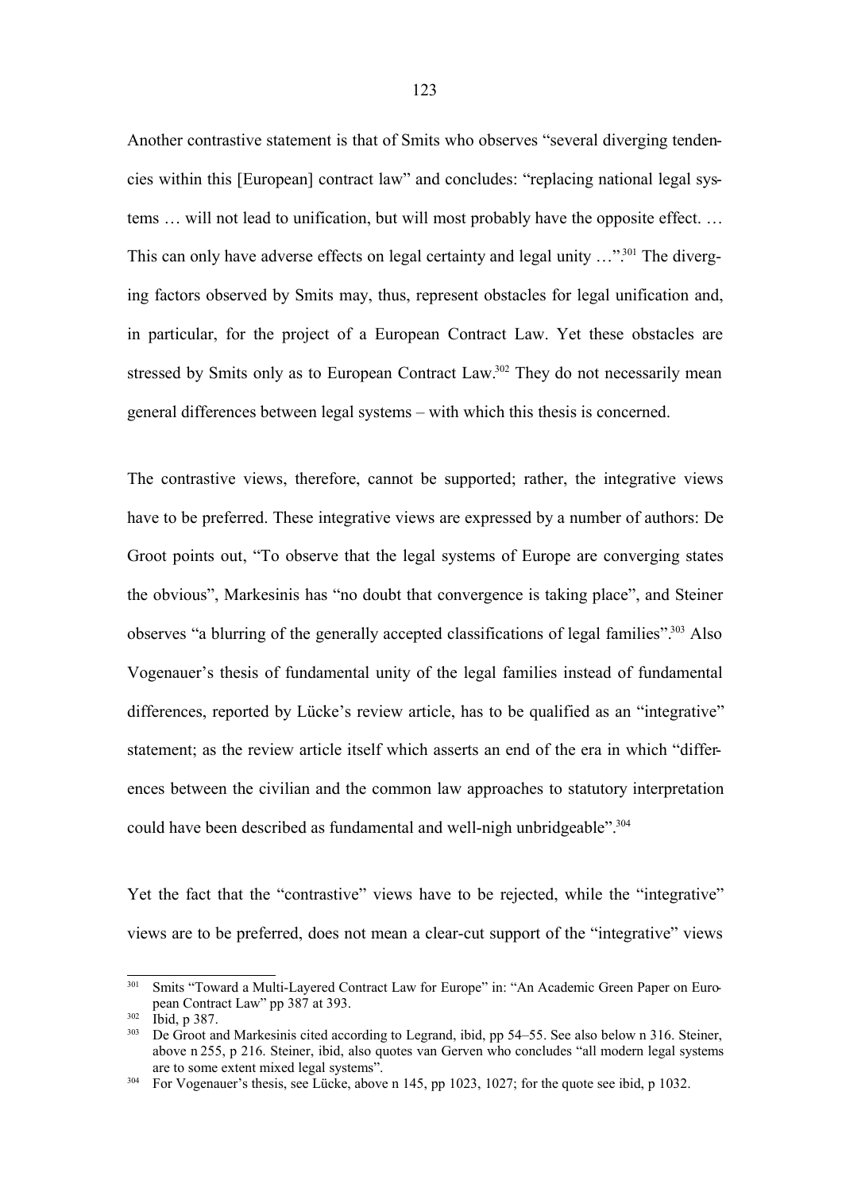Another contrastive statement is that of Smits who observes "several diverging tendencies within this [European] contract law" and concludes: "replacing national legal systems … will not lead to unification, but will most probably have the opposite effect. … This can only have adverse effects on legal certainty and legal unity …".[301] The diverging factors observed by Smits may, thus, represent obstacles for legal unification and, in particular, for the project of a European Contract Law. Yet these obstacles are stressed by Smits only as to European Contract Law.[302] They do not necessarily mean general differences between legal systems – with which this thesis is concerned.

The contrastive views, therefore, cannot be supported; rather, the integrative views have to be preferred. These integrative views are expressed by a number of authors: De Groot points out, "To observe that the legal systems of Europe are converging states the obvious", Markesinis has "no doubt that convergence is taking place", and Steiner observes "a blurring of the generally accepted classifications of legal families".[303] Also Vogenauer's thesis of fundamental unity of the legal families instead of fundamental differences, reported by Lücke's review article, has to be qualified as an "integrative" statement; as the review article itself which asserts an end of the era in which "differences between the civilian and the common law approaches to statutory interpretation could have been described as fundamental and well-nigh unbridgeable".[304]

Yet the fact that the "contrastive" views have to be rejected, while the "integrative" views are to be preferred, does not mean a clear-cut support of the "integrative" views

---

[301] Smits "Toward a Multi-Layered Contract Law for Europe" in: "An Academic Green Paper on European Contract Law" pp 387 at 393.

[302] Ibid, p 387.

[303] De Groot and Markesinis cited according to Legrand, ibid, pp 54–55. See also below n 316. Steiner, above n 255, p 216. Steiner, ibid, also quotes van Gerven who concludes "all modern legal systems are to some extent mixed legal systems".

[304] For Vogenauer's thesis, see Lücke, above n 145, pp 1023, 1027; for the quote see ibid, p 1032.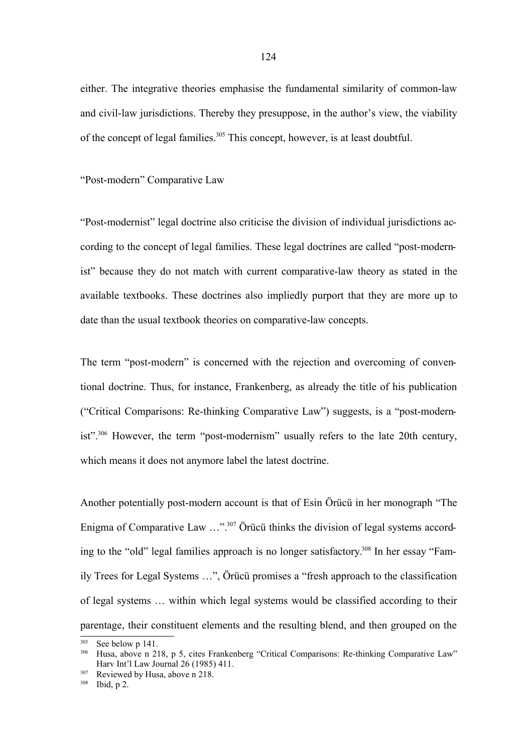either. The integrative theories emphasise the fundamental similarity of common-law and civil-law jurisdictions. Thereby they presuppose, in the author's view, the viability of the concept of legal families.[305] This concept, however, is at least doubtful.

### "Post-modern" Comparative Law

"Post-modernist" legal doctrine also criticise the division of individual jurisdictions according to the concept of legal families. These legal doctrines are called "post-modernist" because they do not match with current comparative-law theory as stated in the available textbooks. These doctrines also impliedly purport that they are more up to date than the usual textbook theories on comparative-law concepts.

The term "post-modern" is concerned with the rejection and overcoming of conventional doctrine. Thus, for instance, Frankenberg, as already the title of his publication ("Critical Comparisons: Re-thinking Comparative Law") suggests, is a "post-modernist".[306] However, the term "post-modernism" usually refers to the late 20th century, which means it does not anymore label the latest doctrine.

Another potentially post-modern account is that of Esin Örücü in her monograph "The Enigma of Comparative Law …".[307] Örücü thinks the division of legal systems according to the "old" legal families approach is no longer satisfactory.[308] In her essay "Family Trees for Legal Systems …", Örücü promises a "fresh approach to the classification of legal systems … within which legal systems would be classified according to their parentage, their constituent elements and the resulting blend, and then grouped on the

---

[305] See below p 141.

[306] Husa, above n 218, p 5, cites Frankenberg "Critical Comparisons: Re-thinking Comparative Law" Harv Int'l Law Journal 26 (1985) 411.

[307] Reviewed by Husa, above n 218.

[308] Ibid, p 2.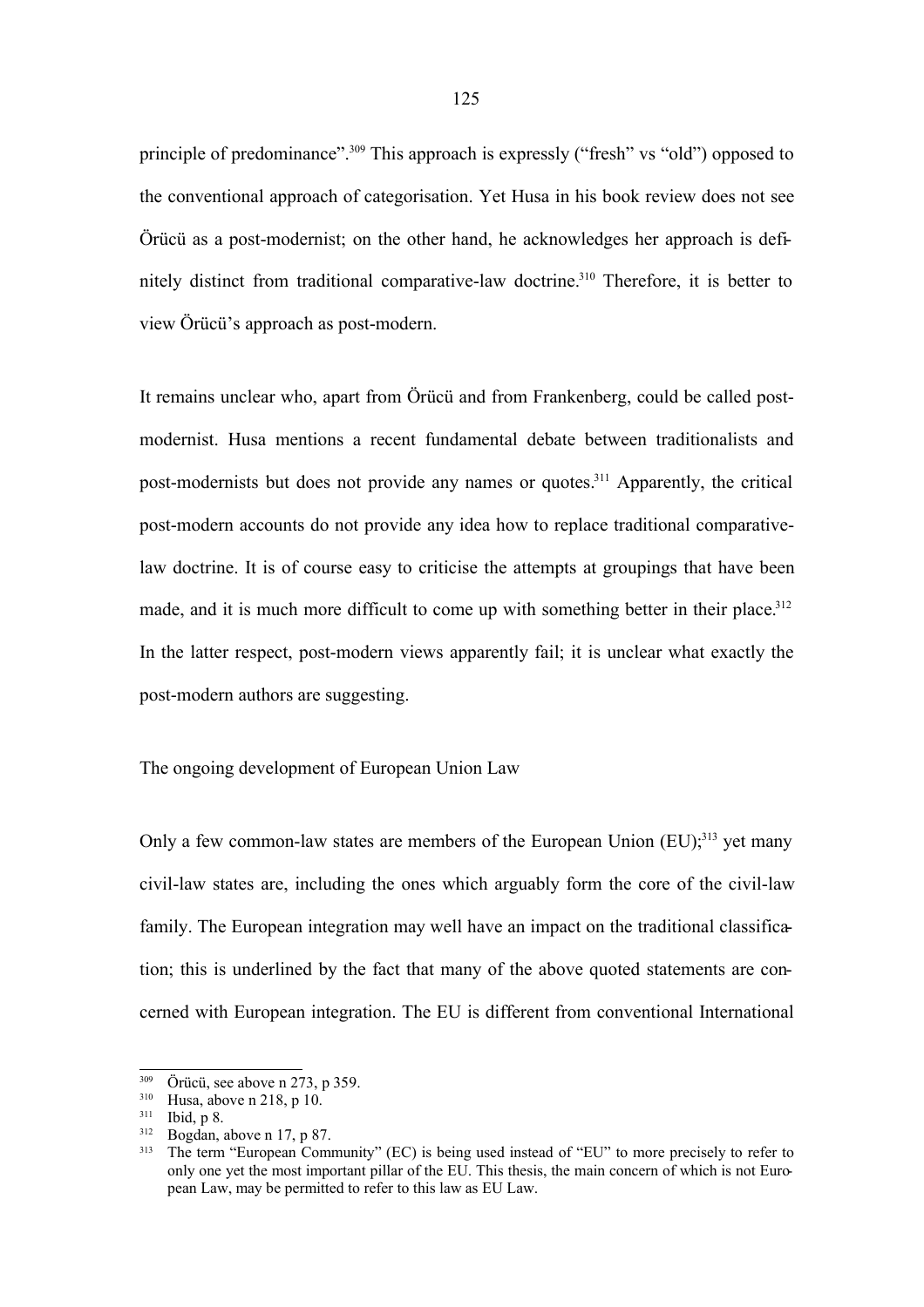principle of predominance".[309] This approach is expressly ("fresh" vs "old") opposed to the conventional approach of categorisation. Yet Husa in his book review does not see Örücü as a post-modernist; on the other hand, he acknowledges her approach is definitely distinct from traditional comparative-law doctrine.[310] Therefore, it is better to view Örücü's approach as post-modern.

It remains unclear who, apart from Örücü and from Frankenberg, could be called post-modernist. Husa mentions a recent fundamental debate between traditionalists and post-modernists but does not provide any names or quotes.[311] Apparently, the critical post-modern accounts do not provide any idea how to replace traditional comparative-law doctrine. It is of course easy to criticise the attempts at groupings that have been made, and it is much more difficult to come up with something better in their place.[312] In the latter respect, post-modern views apparently fail; it is unclear what exactly the post-modern authors are suggesting.

The ongoing development of European Union Law

Only a few common-law states are members of the European Union (EU);[313] yet many civil-law states are, including the ones which arguably form the core of the civil-law family. The European integration may well have an impact on the traditional classification; this is underlined by the fact that many of the above quoted statements are concerned with European integration. The EU is different from conventional International

---

[309] Örücü, see above n 273, p 359.

[310] Husa, above n 218, p 10.

[311] Ibid, p 8.

[312] Bogdan, above n 17, p 87.

[313] The term "European Community" (EC) is being used instead of "EU" to more precisely to refer to only one yet the most important pillar of the EU. This thesis, the main concern of which is not European Law, may be permitted to refer to this law as EU Law.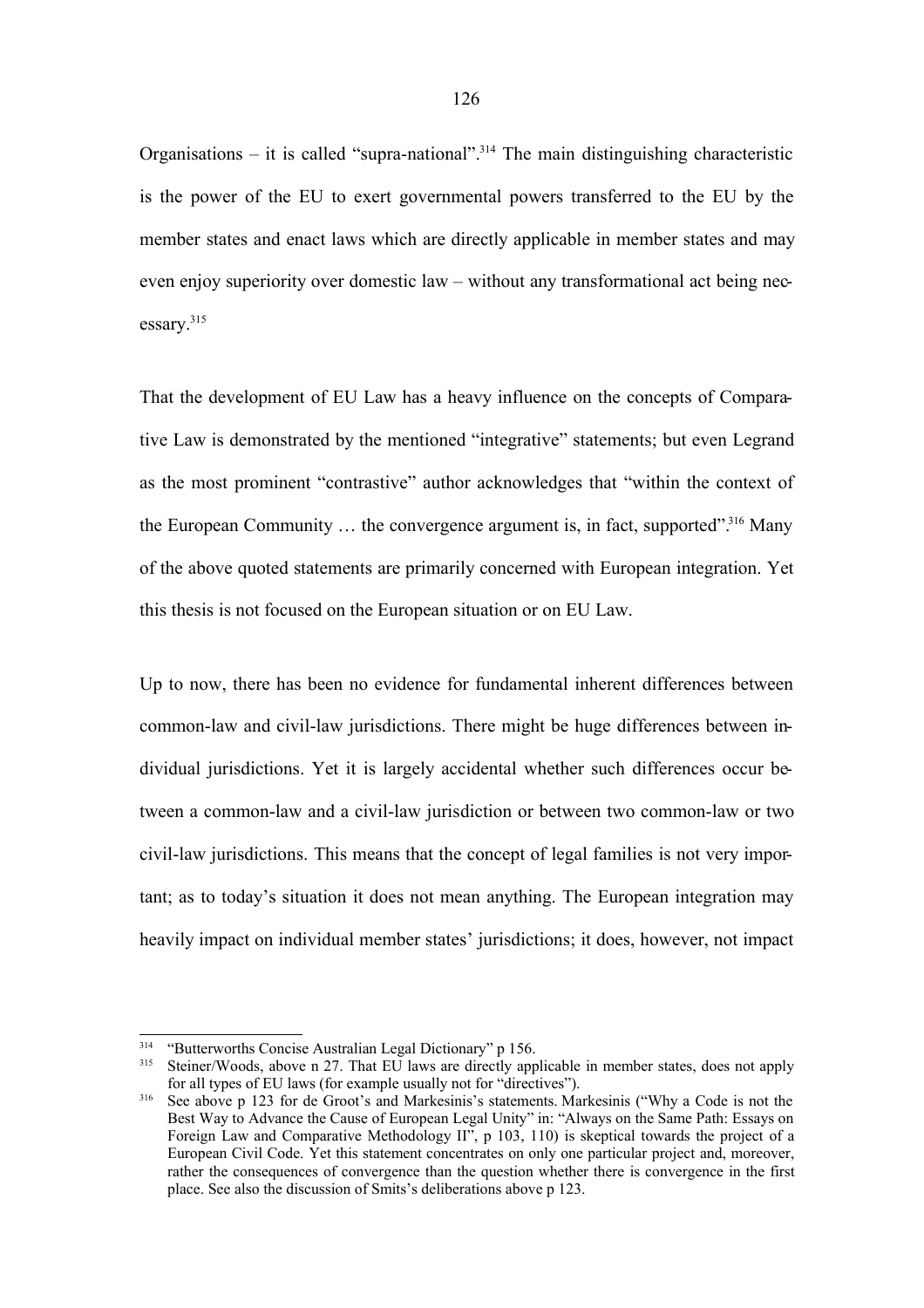Organisations – it is called "supra-national".[314] The main distinguishing characteristic is the power of the EU to exert governmental powers transferred to the EU by the member states and enact laws which are directly applicable in member states and may even enjoy superiority over domestic law – without any transformational act being necessary.[315]

That the development of EU Law has a heavy influence on the concepts of Comparative Law is demonstrated by the mentioned "integrative" statements; but even Legrand as the most prominent "contrastive" author acknowledges that "within the context of the European Community … the convergence argument is, in fact, supported".[316] Many of the above quoted statements are primarily concerned with European integration. Yet this thesis is not focused on the European situation or on EU Law.

Up to now, there has been no evidence for fundamental inherent differences between common-law and civil-law jurisdictions. There might be huge differences between individual jurisdictions. Yet it is largely accidental whether such differences occur between a common-law and a civil-law jurisdiction or between two common-law or two civil-law jurisdictions. This means that the concept of legal families is not very important; as to today's situation it does not mean anything. The European integration may heavily impact on individual member states' jurisdictions; it does, however, not impact

---

[314] "Butterworths Concise Australian Legal Dictionary" p 156.

[315] Steiner/Woods, above n 27. That EU laws are directly applicable in member states, does not apply for all types of EU laws (for example usually not for "directives").

[316] See above p 123 for de Groot's and Markesinis's statements. Markesinis ("Why a Code is not the Best Way to Advance the Cause of European Legal Unity" in: "Always on the Same Path: Essays on Foreign Law and Comparative Methodology II", p 103, 110) is skeptical towards the project of a European Civil Code. Yet this statement concentrates on only one particular project and, moreover, rather the consequences of convergence than the question whether there is convergence in the first place. See also the discussion of Smits's deliberations above p 123.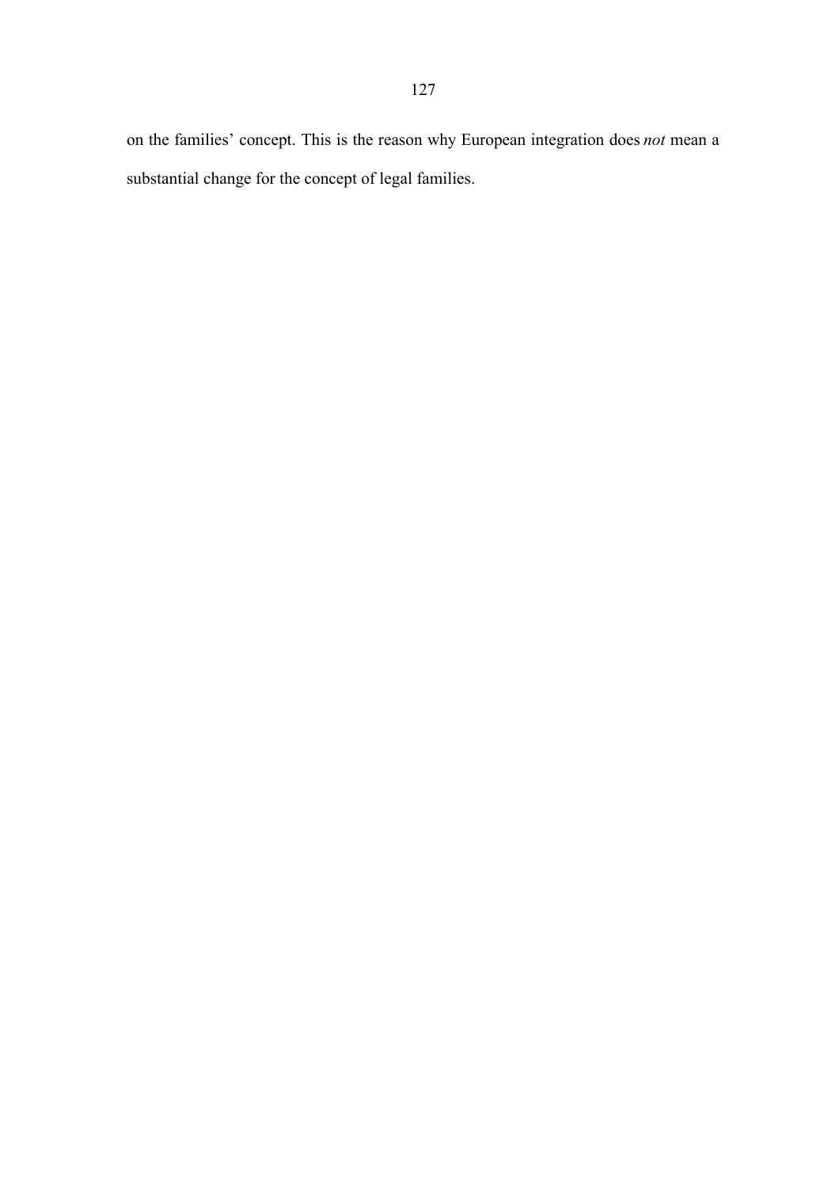on the families' concept. This is the reason why European integration does *not* mean a substantial change for the concept of legal families.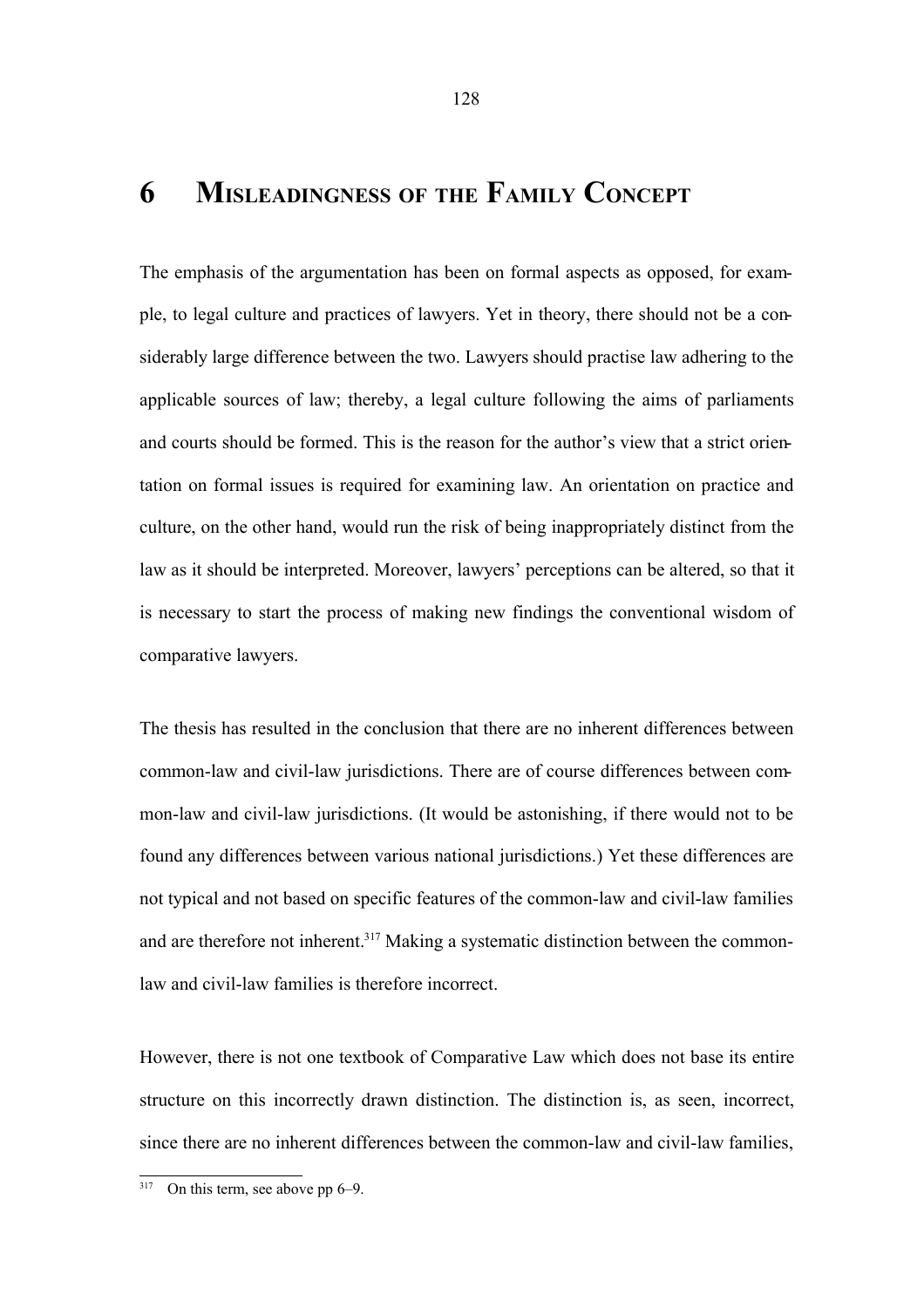# 6 MISLEADINGNESS OF THE FAMILY CONCEPT

The emphasis of the argumentation has been on formal aspects as opposed, for example, to legal culture and practices of lawyers. Yet in theory, there should not be a considerably large difference between the two. Lawyers should practise law adhering to the applicable sources of law; thereby, a legal culture following the aims of parliaments and courts should be formed. This is the reason for the author's view that a strict orientation on formal issues is required for examining law. An orientation on practice and culture, on the other hand, would run the risk of being inappropriately distinct from the law as it should be interpreted. Moreover, lawyers' perceptions can be altered, so that it is necessary to start the process of making new findings the conventional wisdom of comparative lawyers.

The thesis has resulted in the conclusion that there are no inherent differences between common-law and civil-law jurisdictions. There are of course differences between common-law and civil-law jurisdictions. (It would be astonishing, if there would not to be found any differences between various national jurisdictions.) Yet these differences are not typical and not based on specific features of the common-law and civil-law families and are therefore not inherent.[317] Making a systematic distinction between the common-law and civil-law families is therefore incorrect.

However, there is not one textbook of Comparative Law which does not base its entire structure on this incorrectly drawn distinction. The distinction is, as seen, incorrect, since there are no inherent differences between the common-law and civil-law families,

[317] On this term, see above pp 6–9.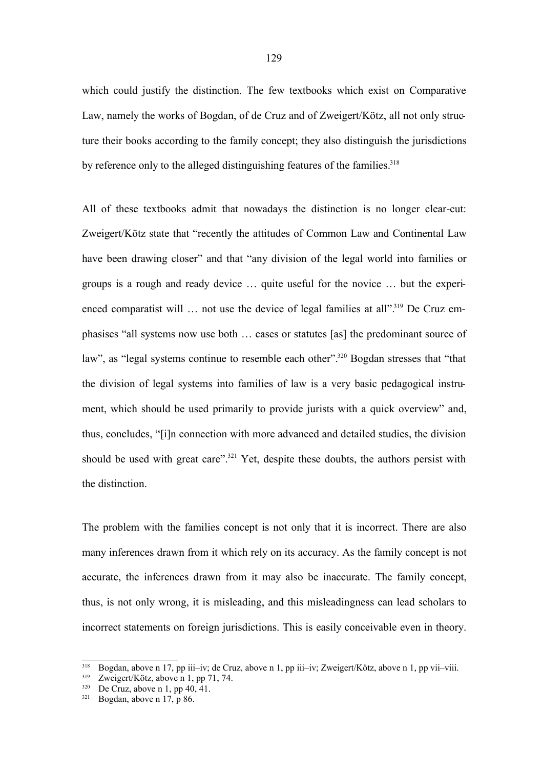which could justify the distinction. The few textbooks which exist on Comparative Law, namely the works of Bogdan, of de Cruz and of Zweigert/Kötz, all not only structure their books according to the family concept; they also distinguish the jurisdictions by reference only to the alleged distinguishing features of the families.[318]

All of these textbooks admit that nowadays the distinction is no longer clear-cut: Zweigert/Kötz state that "recently the attitudes of Common Law and Continental Law have been drawing closer" and that "any division of the legal world into families or groups is a rough and ready device … quite useful for the novice … but the experienced comparatist will … not use the device of legal families at all".[319] De Cruz emphasises "all systems now use both … cases or statutes [as] the predominant source of law", as "legal systems continue to resemble each other".[320] Bogdan stresses that "that the division of legal systems into families of law is a very basic pedagogical instrument, which should be used primarily to provide jurists with a quick overview" and, thus, concludes, "[i]n connection with more advanced and detailed studies, the division should be used with great care".[321] Yet, despite these doubts, the authors persist with the distinction.

The problem with the families concept is not only that it is incorrect. There are also many inferences drawn from it which rely on its accuracy. As the family concept is not accurate, the inferences drawn from it may also be inaccurate. The family concept, thus, is not only wrong, it is misleading, and this misleadingness can lead scholars to incorrect statements on foreign jurisdictions. This is easily conceivable even in theory.

---

[318] Bogdan, above n 17, pp iii–iv; de Cruz, above n 1, pp iii–iv; Zweigert/Kötz, above n 1, pp vii–viii.

[319] Zweigert/Kötz, above n 1, pp 71, 74.

[320] De Cruz, above n 1, pp 40, 41.

[321] Bogdan, above n 17, p 86.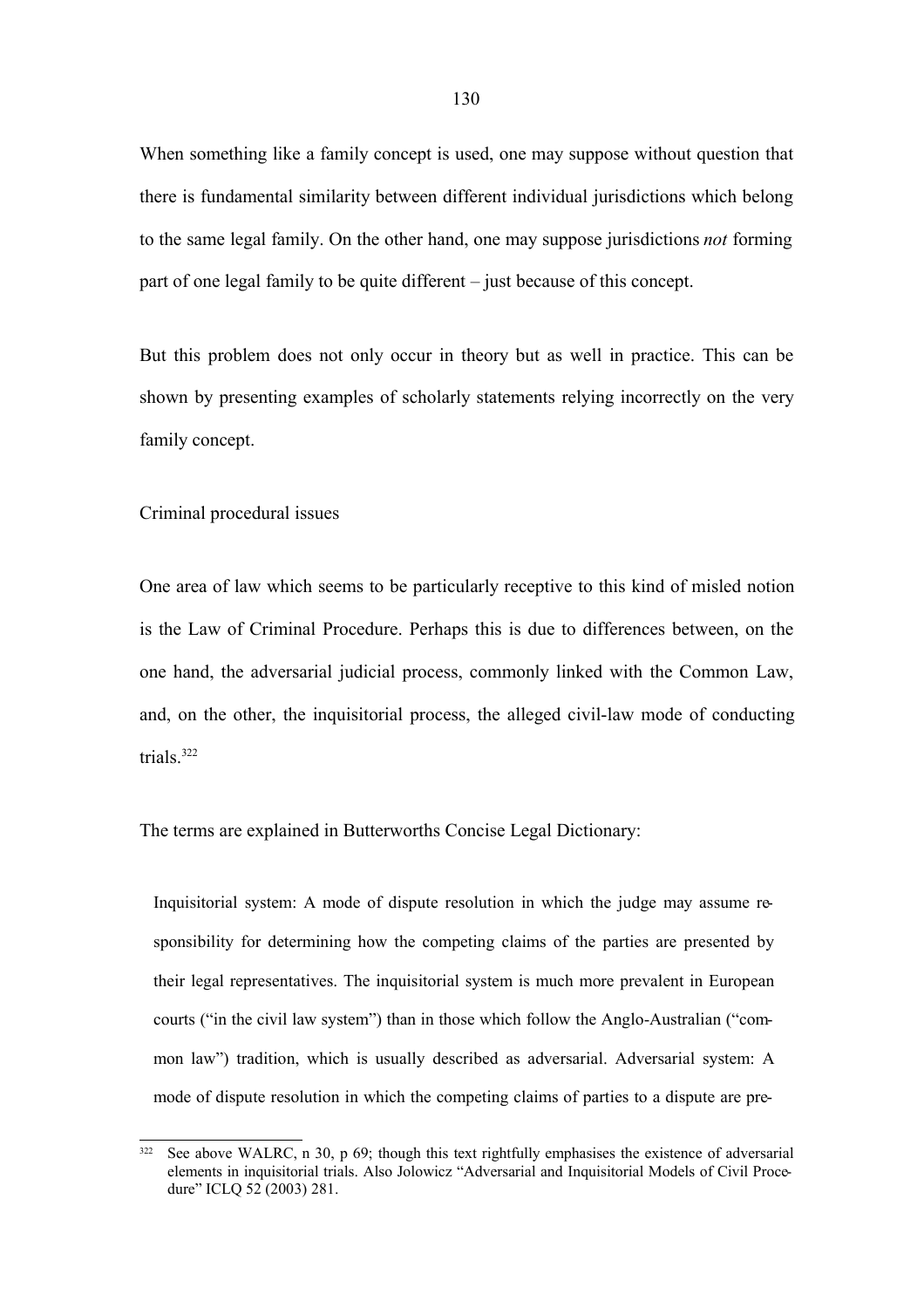When something like a family concept is used, one may suppose without question that there is fundamental similarity between different individual jurisdictions which belong to the same legal family. On the other hand, one may suppose jurisdictions *not* forming part of one legal family to be quite different – just because of this concept.

But this problem does not only occur in theory but as well in practice. This can be shown by presenting examples of scholarly statements relying incorrectly on the very family concept.

Criminal procedural issues

One area of law which seems to be particularly receptive to this kind of misled notion is the Law of Criminal Procedure. Perhaps this is due to differences between, on the one hand, the adversarial judicial process, commonly linked with the Common Law, and, on the other, the inquisitorial process, the alleged civil-law mode of conducting trials.[322]

The terms are explained in Butterworths Concise Legal Dictionary:

> Inquisitorial system: A mode of dispute resolution in which the judge may assume responsibility for determining how the competing claims of the parties are presented by their legal representatives. The inquisitorial system is much more prevalent in European courts ("in the civil law system") than in those which follow the Anglo-Australian ("common law") tradition, which is usually described as adversarial. Adversarial system: A mode of dispute resolution in which the competing claims of parties to a dispute are pre-

[322] See above WALRC, n 30, p 69; though this text rightfully emphasises the existence of adversarial elements in inquisitorial trials. Also Jolowicz "Adversarial and Inquisitorial Models of Civil Procedure" ICLQ 52 (2003) 281.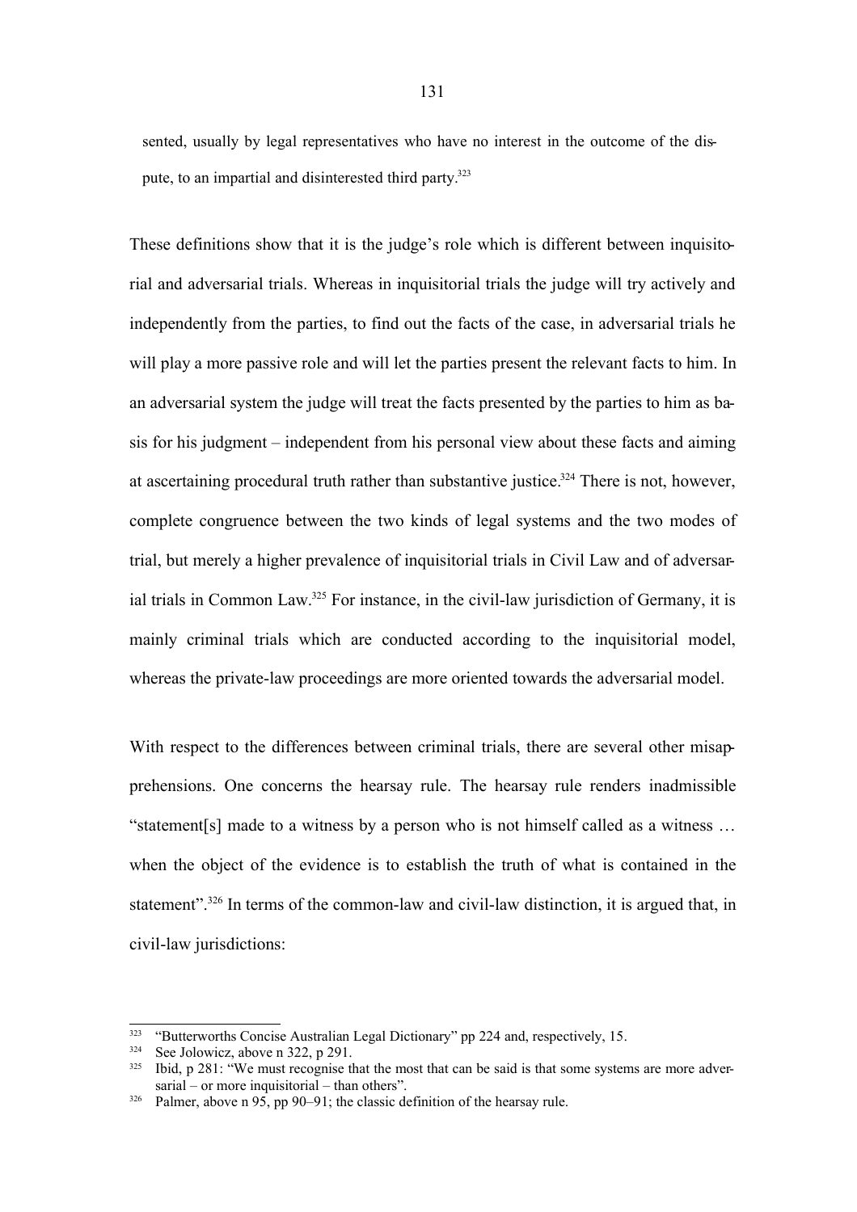sented, usually by legal representatives who have no interest in the outcome of the dispute, to an impartial and disinterested third party.[323]

These definitions show that it is the judge's role which is different between inquisitorial and adversarial trials. Whereas in inquisitorial trials the judge will try actively and independently from the parties, to find out the facts of the case, in adversarial trials he will play a more passive role and will let the parties present the relevant facts to him. In an adversarial system the judge will treat the facts presented by the parties to him as basis for his judgment – independent from his personal view about these facts and aiming at ascertaining procedural truth rather than substantive justice.[324] There is not, however, complete congruence between the two kinds of legal systems and the two modes of trial, but merely a higher prevalence of inquisitorial trials in Civil Law and of adversarial trials in Common Law.[325] For instance, in the civil-law jurisdiction of Germany, it is mainly criminal trials which are conducted according to the inquisitorial model, whereas the private-law proceedings are more oriented towards the adversarial model.

With respect to the differences between criminal trials, there are several other misapprehensions. One concerns the hearsay rule. The hearsay rule renders inadmissible "statement[s] made to a witness by a person who is not himself called as a witness … when the object of the evidence is to establish the truth of what is contained in the statement".[326] In terms of the common-law and civil-law distinction, it is argued that, in civil-law jurisdictions:

---

[323] "Butterworths Concise Australian Legal Dictionary" pp 224 and, respectively, 15.

[324] See Jolowicz, above n 322, p 291.

[325] Ibid, p 281: "We must recognise that the most that can be said is that some systems are more adversarial – or more inquisitorial – than others".

[326] Palmer, above n 95, pp 90–91; the classic definition of the hearsay rule.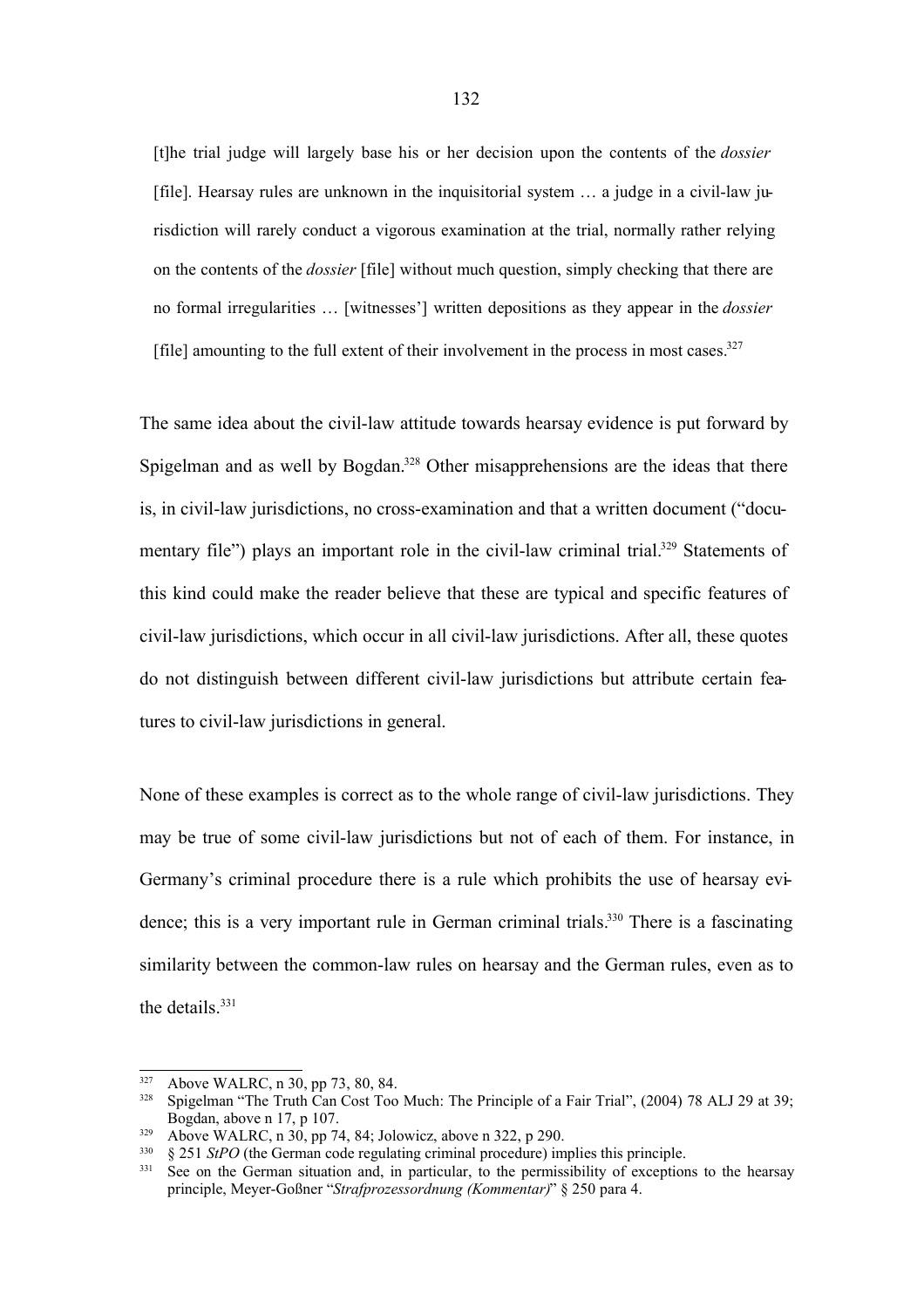> [t]he trial judge will largely base his or her decision upon the contents of the *dossier* [file]. Hearsay rules are unknown in the inquisitorial system … a judge in a civil-law jurisdiction will rarely conduct a vigorous examination at the trial, normally rather relying on the contents of the *dossier* [file] without much question, simply checking that there are no formal irregularities … [witnesses'] written depositions as they appear in the *dossier* [file] amounting to the full extent of their involvement in the process in most cases.[327]

The same idea about the civil-law attitude towards hearsay evidence is put forward by Spigelman and as well by Bogdan.[328] Other misapprehensions are the ideas that there is, in civil-law jurisdictions, no cross-examination and that a written document ("documentary file") plays an important role in the civil-law criminal trial.[329] Statements of this kind could make the reader believe that these are typical and specific features of civil-law jurisdictions, which occur in all civil-law jurisdictions. After all, these quotes do not distinguish between different civil-law jurisdictions but attribute certain features to civil-law jurisdictions in general.

None of these examples is correct as to the whole range of civil-law jurisdictions. They may be true of some civil-law jurisdictions but not of each of them. For instance, in Germany's criminal procedure there is a rule which prohibits the use of hearsay evidence; this is a very important rule in German criminal trials.[330] There is a fascinating similarity between the common-law rules on hearsay and the German rules, even as to the details.[331]

---

[327] Above WALRC, n 30, pp 73, 80, 84.

[328] Spigelman "The Truth Can Cost Too Much: The Principle of a Fair Trial", (2004) 78 ALJ 29 at 39; Bogdan, above n 17, p 107.

[329] Above WALRC, n 30, pp 74, 84; Jolowicz, above n 322, p 290.

[330] § 251 *StPO* (the German code regulating criminal procedure) implies this principle.

[331] See on the German situation and, in particular, to the permissibility of exceptions to the hearsay principle, Meyer-Goßner "*Strafprozessordnung (Kommentar)*" § 250 para 4.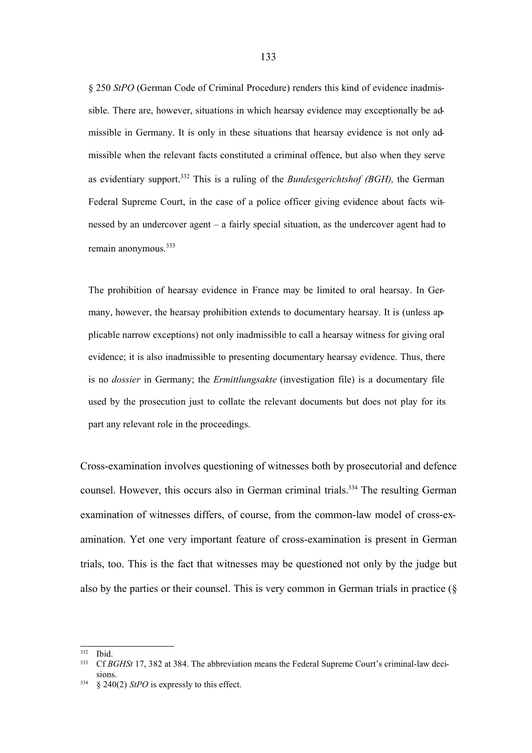§ 250 *StPO* (German Code of Criminal Procedure) renders this kind of evidence inadmissible. There are, however, situations in which hearsay evidence may exceptionally be admissible in Germany. It is only in these situations that hearsay evidence is not only admissible when the relevant facts constituted a criminal offence, but also when they serve as evidentiary support.[332] This is a ruling of the *Bundesgerichtshof (BGH),* the German Federal Supreme Court, in the case of a police officer giving evidence about facts witnessed by an undercover agent – a fairly special situation, as the undercover agent had to remain anonymous.[333]

The prohibition of hearsay evidence in France may be limited to oral hearsay. In Germany, however, the hearsay prohibition extends to documentary hearsay. It is (unless applicable narrow exceptions) not only inadmissible to call a hearsay witness for giving oral evidence; it is also inadmissible to presenting documentary hearsay evidence. Thus, there is no *dossier* in Germany; the *Ermittlungsakte* (investigation file) is a documentary file used by the prosecution just to collate the relevant documents but does not play for its part any relevant role in the proceedings.

Cross-examination involves questioning of witnesses both by prosecutorial and defence counsel. However, this occurs also in German criminal trials.[334] The resulting German examination of witnesses differs, of course, from the common-law model of cross-examination. Yet one very important feature of cross-examination is present in German trials, too. This is the fact that witnesses may be questioned not only by the judge but also by the parties or their counsel. This is very common in German trials in practice (§

---

[332] Ibid.

[333] Cf *BGHSt* 17, 382 at 384. The abbreviation means the Federal Supreme Court's criminal-law decisions.

[334] § 240(2) *StPO* is expressly to this effect.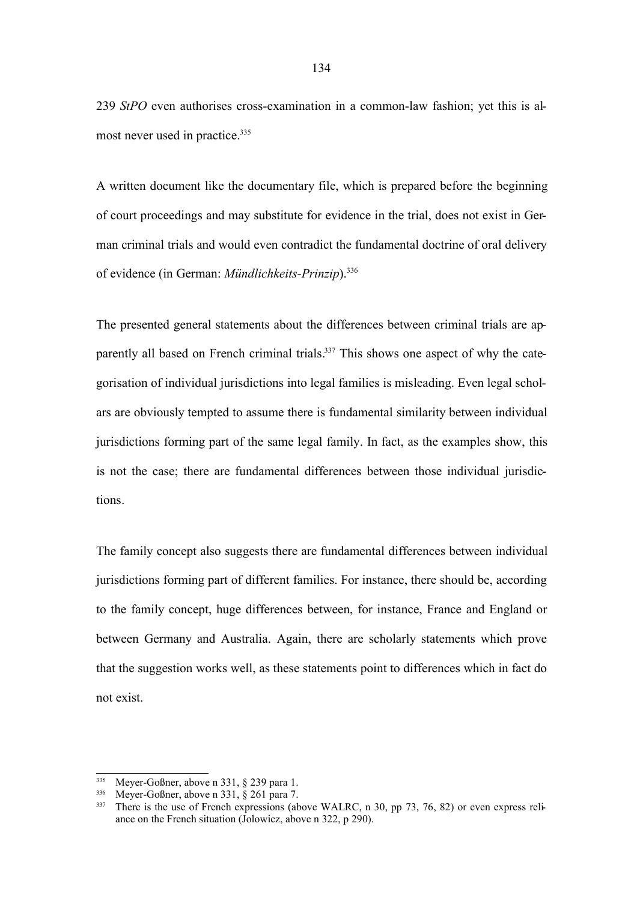239 *StPO* even authorises cross-examination in a common-law fashion; yet this is almost never used in practice.[335]

A written document like the documentary file, which is prepared before the beginning of court proceedings and may substitute for evidence in the trial, does not exist in German criminal trials and would even contradict the fundamental doctrine of oral delivery of evidence (in German: *Mündlichkeits-Prinzip*).[336]

The presented general statements about the differences between criminal trials are apparently all based on French criminal trials.[337] This shows one aspect of why the categorisation of individual jurisdictions into legal families is misleading. Even legal scholars are obviously tempted to assume there is fundamental similarity between individual jurisdictions forming part of the same legal family. In fact, as the examples show, this is not the case; there are fundamental differences between those individual jurisdictions.

The family concept also suggests there are fundamental differences between individual jurisdictions forming part of different families. For instance, there should be, according to the family concept, huge differences between, for instance, France and England or between Germany and Australia. Again, there are scholarly statements which prove that the suggestion works well, as these statements point to differences which in fact do not exist.

---

[335] Meyer-Goßner, above n 331, § 239 para 1.

[336] Meyer-Goßner, above n 331, § 261 para 7.

[337] There is the use of French expressions (above WALRC, n 30, pp 73, 76, 82) or even express reliance on the French situation (Jolowicz, above n 322, p 290).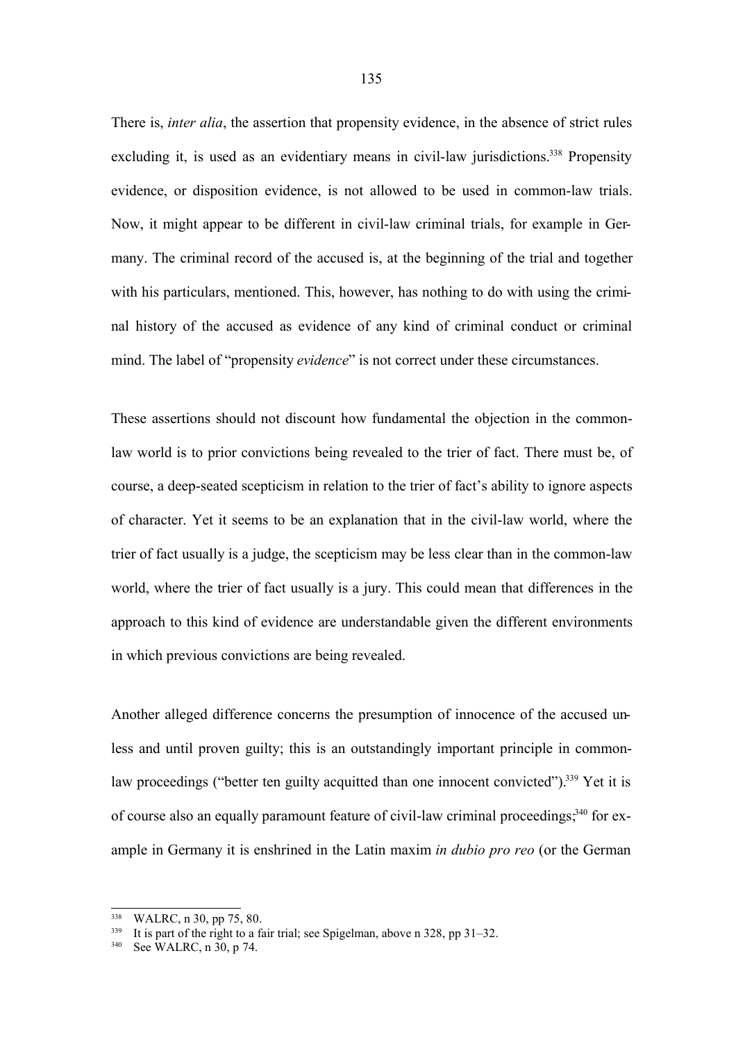There is, *inter alia*, the assertion that propensity evidence, in the absence of strict rules excluding it, is used as an evidentiary means in civil-law jurisdictions.[338] Propensity evidence, or disposition evidence, is not allowed to be used in common-law trials. Now, it might appear to be different in civil-law criminal trials, for example in Germany. The criminal record of the accused is, at the beginning of the trial and together with his particulars, mentioned. This, however, has nothing to do with using the criminal history of the accused as evidence of any kind of criminal conduct or criminal mind. The label of "propensity *evidence*" is not correct under these circumstances.

These assertions should not discount how fundamental the objection in the common-law world is to prior convictions being revealed to the trier of fact. There must be, of course, a deep-seated scepticism in relation to the trier of fact's ability to ignore aspects of character. Yet it seems to be an explanation that in the civil-law world, where the trier of fact usually is a judge, the scepticism may be less clear than in the common-law world, where the trier of fact usually is a jury. This could mean that differences in the approach to this kind of evidence are understandable given the different environments in which previous convictions are being revealed.

Another alleged difference concerns the presumption of innocence of the accused unless and until proven guilty; this is an outstandingly important principle in common-law proceedings ("better ten guilty acquitted than one innocent convicted").[339] Yet it is of course also an equally paramount feature of civil-law criminal proceedings;[340] for example in Germany it is enshrined in the Latin maxim *in dubio pro reo* (or the German

---

[338] WALRC, n 30, pp 75, 80.

[339] It is part of the right to a fair trial; see Spigelman, above n 328, pp 31–32.

[340] See WALRC, n 30, p 74.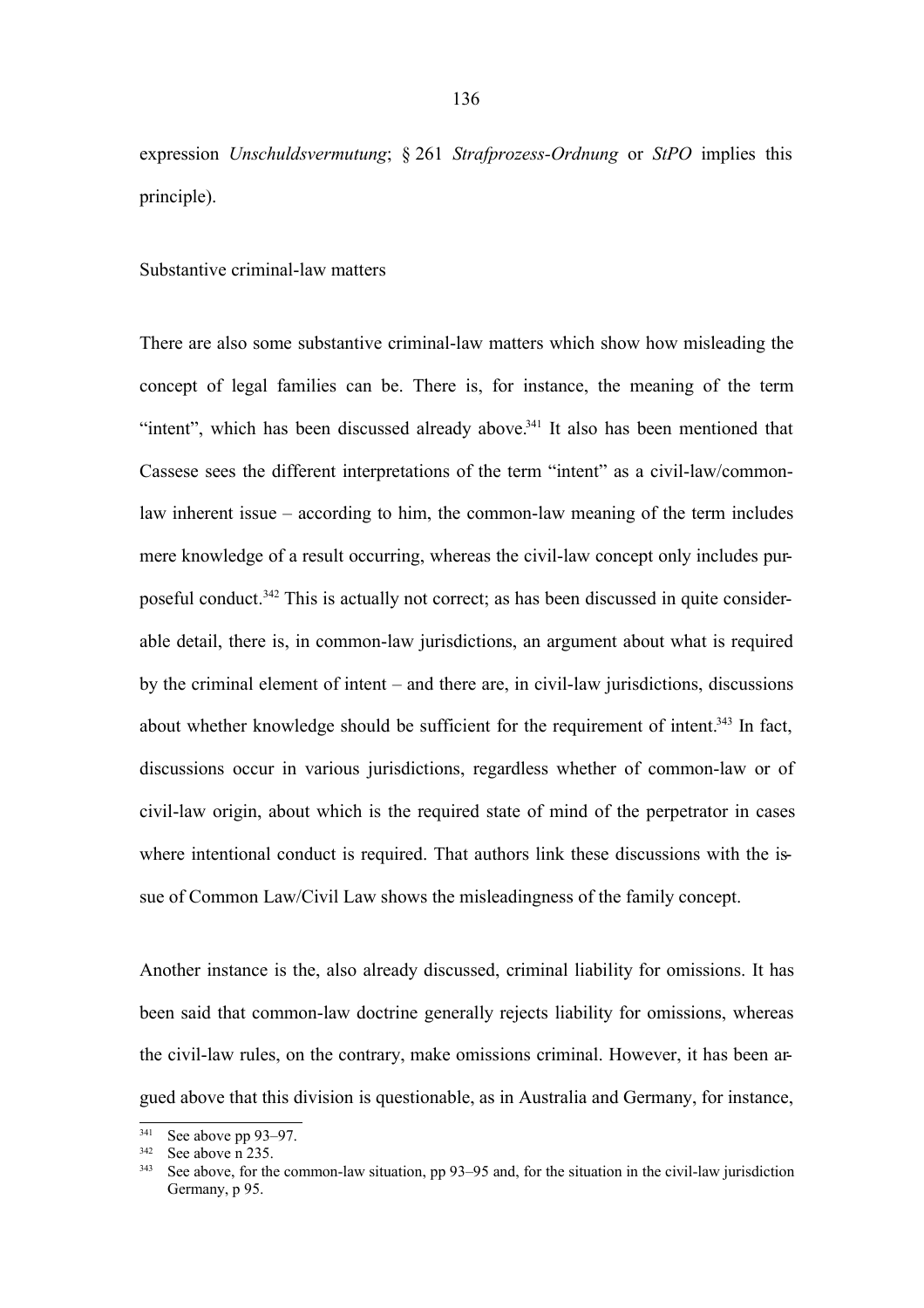expression *Unschuldsvermutung*; § 261 *Strafprozess-Ordnung* or *StPO* implies this principle).

Substantive criminal-law matters

There are also some substantive criminal-law matters which show how misleading the concept of legal families can be. There is, for instance, the meaning of the term "intent", which has been discussed already above.[341] It also has been mentioned that Cassese sees the different interpretations of the term "intent" as a civil-law/common-law inherent issue – according to him, the common-law meaning of the term includes mere knowledge of a result occurring, whereas the civil-law concept only includes purposeful conduct.[342] This is actually not correct; as has been discussed in quite considerable detail, there is, in common-law jurisdictions, an argument about what is required by the criminal element of intent – and there are, in civil-law jurisdictions, discussions about whether knowledge should be sufficient for the requirement of intent.[343] In fact, discussions occur in various jurisdictions, regardless whether of common-law or of civil-law origin, about which is the required state of mind of the perpetrator in cases where intentional conduct is required. That authors link these discussions with the issue of Common Law/Civil Law shows the misleadingness of the family concept.

Another instance is the, also already discussed, criminal liability for omissions. It has been said that common-law doctrine generally rejects liability for omissions, whereas the civil-law rules, on the contrary, make omissions criminal. However, it has been argued above that this division is questionable, as in Australia and Germany, for instance,

---

[341] See above pp 93–97.

[342] See above n 235.

[343] See above, for the common-law situation, pp 93–95 and, for the situation in the civil-law jurisdiction Germany, p 95.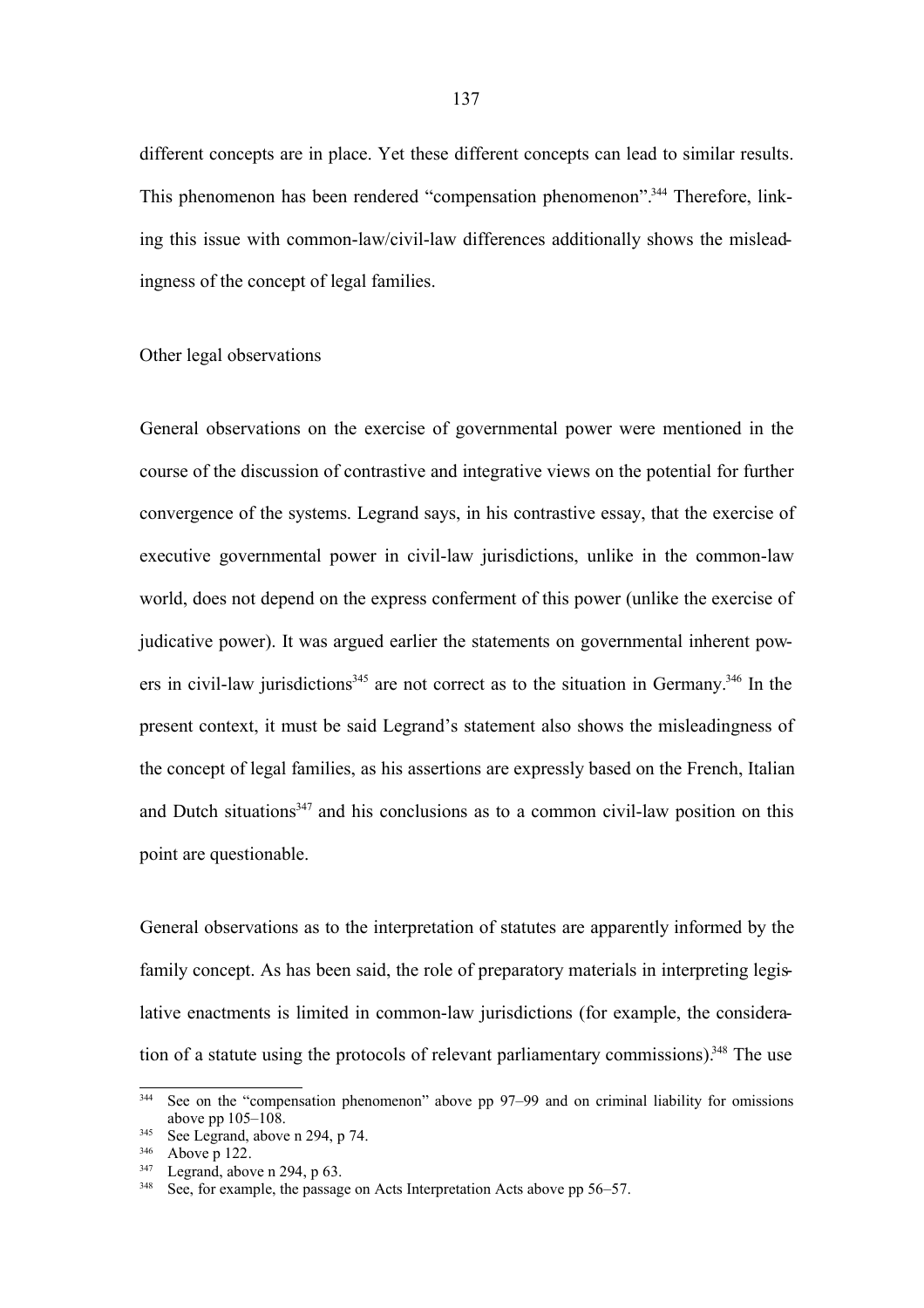different concepts are in place. Yet these different concepts can lead to similar results. This phenomenon has been rendered "compensation phenomenon".[344] Therefore, linking this issue with common-law/civil-law differences additionally shows the misleadingness of the concept of legal families.

### Other legal observations

General observations on the exercise of governmental power were mentioned in the course of the discussion of contrastive and integrative views on the potential for further convergence of the systems. Legrand says, in his contrastive essay, that the exercise of executive governmental power in civil-law jurisdictions, unlike in the common-law world, does not depend on the express conferment of this power (unlike the exercise of judicative power). It was argued earlier the statements on governmental inherent powers in civil-law jurisdictions[345] are not correct as to the situation in Germany.[346] In the present context, it must be said Legrand's statement also shows the misleadingness of the concept of legal families, as his assertions are expressly based on the French, Italian and Dutch situations[347] and his conclusions as to a common civil-law position on this point are questionable.

General observations as to the interpretation of statutes are apparently informed by the family concept. As has been said, the role of preparatory materials in interpreting legislative enactments is limited in common-law jurisdictions (for example, the consideration of a statute using the protocols of relevant parliamentary commissions).[348] The use

---

[344] See on the "compensation phenomenon" above pp 97–99 and on criminal liability for omissions above pp 105–108.

[345] See Legrand, above n 294, p 74.

[346] Above p 122.

[347] Legrand, above n 294, p 63.

[348] See, for example, the passage on Acts Interpretation Acts above pp 56–57.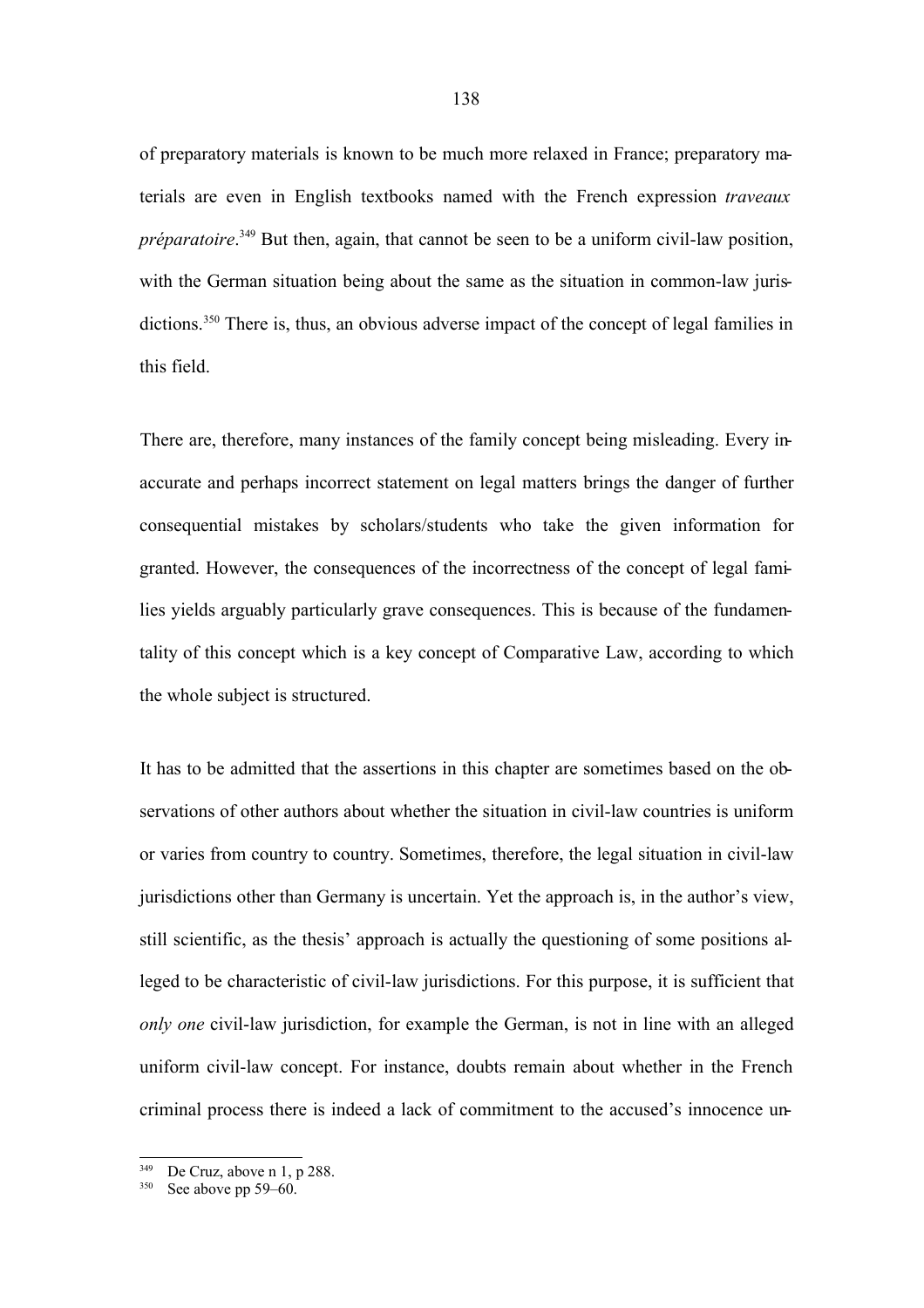of preparatory materials is known to be much more relaxed in France; preparatory materials are even in English textbooks named with the French expression *traveaux préparatoire*.[349] But then, again, that cannot be seen to be a uniform civil-law position, with the German situation being about the same as the situation in common-law jurisdictions.[350] There is, thus, an obvious adverse impact of the concept of legal families in this field.

There are, therefore, many instances of the family concept being misleading. Every inaccurate and perhaps incorrect statement on legal matters brings the danger of further consequential mistakes by scholars/students who take the given information for granted. However, the consequences of the incorrectness of the concept of legal families yields arguably particularly grave consequences. This is because of the fundamentality of this concept which is a key concept of Comparative Law, according to which the whole subject is structured.

It has to be admitted that the assertions in this chapter are sometimes based on the observations of other authors about whether the situation in civil-law countries is uniform or varies from country to country. Sometimes, therefore, the legal situation in civil-law jurisdictions other than Germany is uncertain. Yet the approach is, in the author's view, still scientific, as the thesis' approach is actually the questioning of some positions alleged to be characteristic of civil-law jurisdictions. For this purpose, it is sufficient that *only one* civil-law jurisdiction, for example the German, is not in line with an alleged uniform civil-law concept. For instance, doubts remain about whether in the French criminal process there is indeed a lack of commitment to the accused's innocence un-

[349] De Cruz, above n 1, p 288.

[350] See above pp 59–60.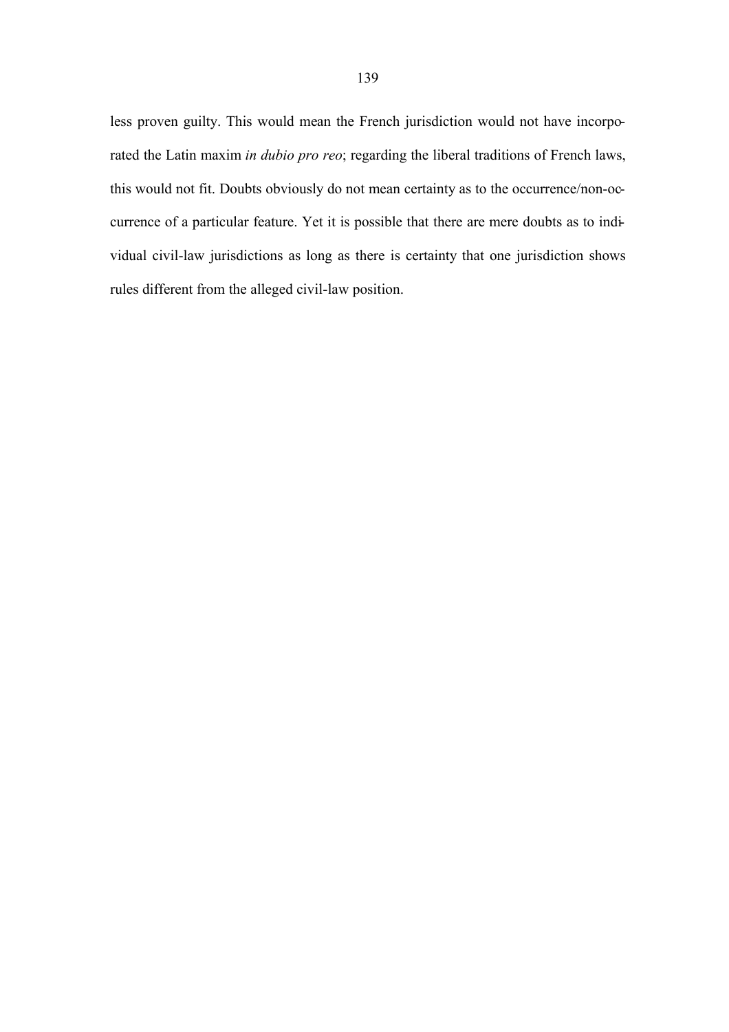less proven guilty. This would mean the French jurisdiction would not have incorporated the Latin maxim *in dubio pro reo*; regarding the liberal traditions of French laws, this would not fit. Doubts obviously do not mean certainty as to the occurrence/non-occurrence of a particular feature. Yet it is possible that there are mere doubts as to individual civil-law jurisdictions as long as there is certainty that one jurisdiction shows rules different from the alleged civil-law position.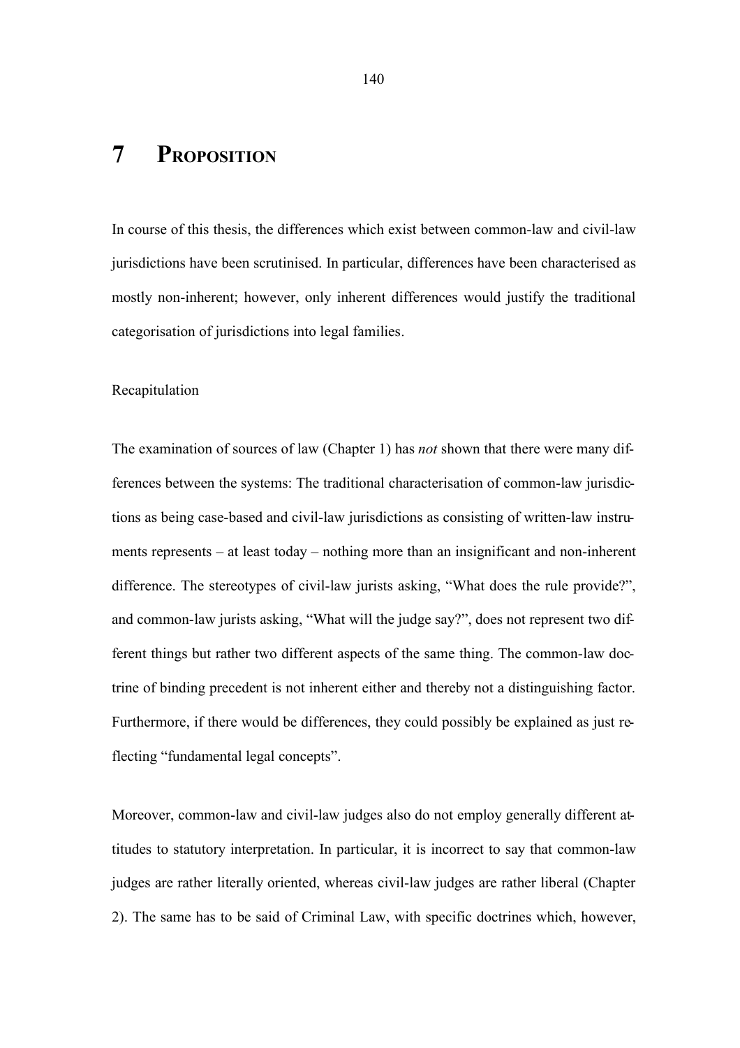# 7 PROPOSITION

In course of this thesis, the differences which exist between common-law and civil-law jurisdictions have been scrutinised. In particular, differences have been characterised as mostly non-inherent; however, only inherent differences would justify the traditional categorisation of jurisdictions into legal families.

Recapitulation

The examination of sources of law (Chapter 1) has *not* shown that there were many differences between the systems: The traditional characterisation of common-law jurisdictions as being case-based and civil-law jurisdictions as consisting of written-law instruments represents – at least today – nothing more than an insignificant and non-inherent difference. The stereotypes of civil-law jurists asking, “What does the rule provide?”, and common-law jurists asking, “What will the judge say?”, does not represent two different things but rather two different aspects of the same thing. The common-law doctrine of binding precedent is not inherent either and thereby not a distinguishing factor. Furthermore, if there would be differences, they could possibly be explained as just reflecting “fundamental legal concepts”.

Moreover, common-law and civil-law judges also do not employ generally different attitudes to statutory interpretation. In particular, it is incorrect to say that common-law judges are rather literally oriented, whereas civil-law judges are rather liberal (Chapter 2). The same has to be said of Criminal Law, with specific doctrines which, however,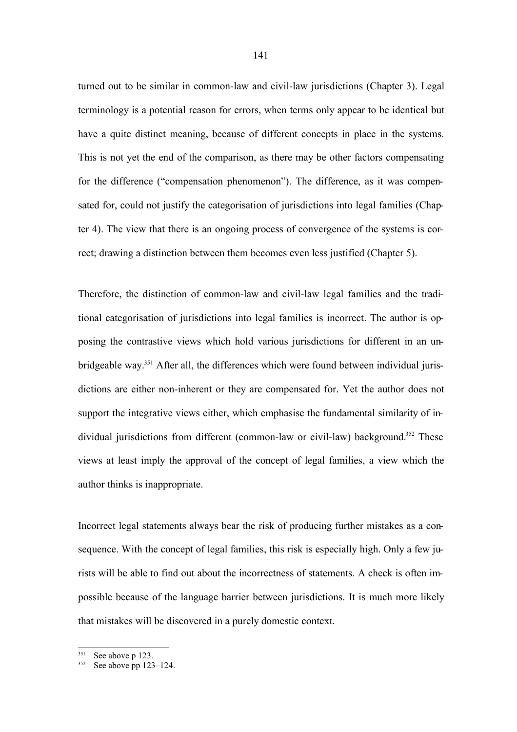turned out to be similar in common-law and civil-law jurisdictions (Chapter 3). Legal terminology is a potential reason for errors, when terms only appear to be identical but have a quite distinct meaning, because of different concepts in place in the systems. This is not yet the end of the comparison, as there may be other factors compensating for the difference ("compensation phenomenon"). The difference, as it was compensated for, could not justify the categorisation of jurisdictions into legal families (Chapter 4). The view that there is an ongoing process of convergence of the systems is correct; drawing a distinction between them becomes even less justified (Chapter 5).

Therefore, the distinction of common-law and civil-law legal families and the traditional categorisation of jurisdictions into legal families is incorrect. The author is opposing the contrastive views which hold various jurisdictions for different in an unbridgeable way.[351] After all, the differences which were found between individual jurisdictions are either non-inherent or they are compensated for. Yet the author does not support the integrative views either, which emphasise the fundamental similarity of individual jurisdictions from different (common-law or civil-law) background.[352] These views at least imply the approval of the concept of legal families, a view which the author thinks is inappropriate.

Incorrect legal statements always bear the risk of producing further mistakes as a consequence. With the concept of legal families, this risk is especially high. Only a few jurists will be able to find out about the incorrectness of statements. A check is often impossible because of the language barrier between jurisdictions. It is much more likely that mistakes will be discovered in a purely domestic context.

---

[351] See above p 123.

[352] See above pp 123–124.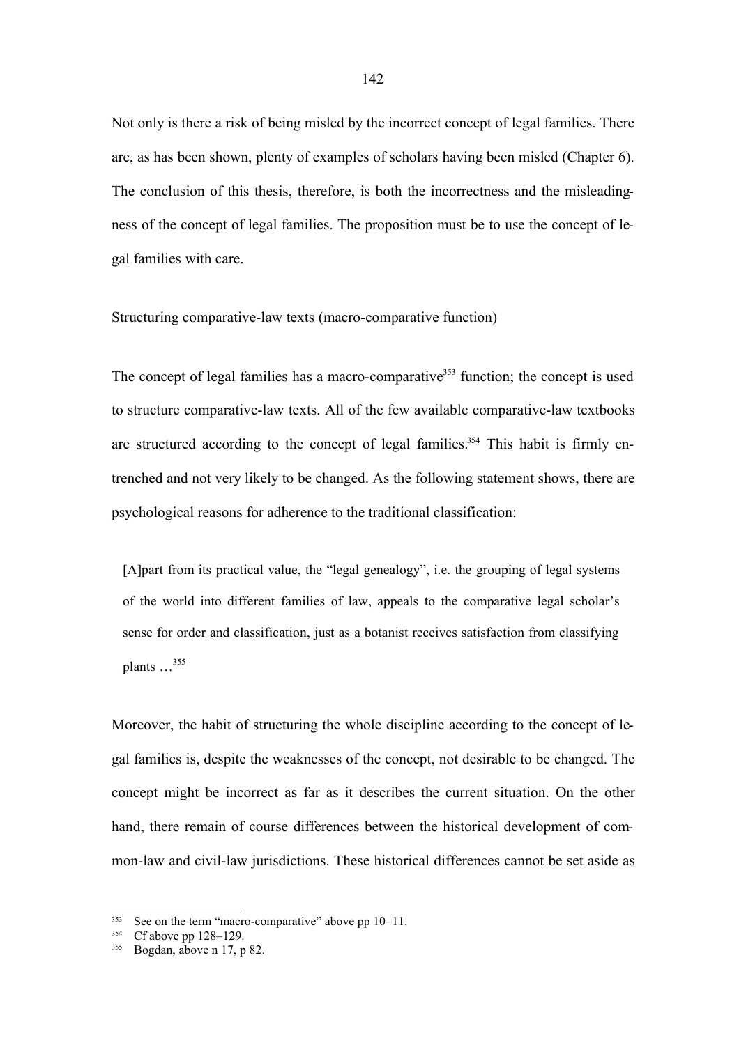Not only is there a risk of being misled by the incorrect concept of legal families. There are, as has been shown, plenty of examples of scholars having been misled (Chapter 6). The conclusion of this thesis, therefore, is both the incorrectness and the misleadingness of the concept of legal families. The proposition must be to use the concept of legal families with care.

Structuring comparative-law texts (macro-comparative function)

The concept of legal families has a macro-comparative[353] function; the concept is used to structure comparative-law texts. All of the few available comparative-law textbooks are structured according to the concept of legal families.[354] This habit is firmly entrenched and not very likely to be changed. As the following statement shows, there are psychological reasons for adherence to the traditional classification:

> [A]part from its practical value, the "legal genealogy", i.e. the grouping of legal systems of the world into different families of law, appeals to the comparative legal scholar's sense for order and classification, just as a botanist receives satisfaction from classifying plants …[355]

Moreover, the habit of structuring the whole discipline according to the concept of legal families is, despite the weaknesses of the concept, not desirable to be changed. The concept might be incorrect as far as it describes the current situation. On the other hand, there remain of course differences between the historical development of common-law and civil-law jurisdictions. These historical differences cannot be set aside as

---

[353] See on the term "macro-comparative" above pp 10–11.

[354] Cf above pp 128–129.

[355] Bogdan, above n 17, p 82.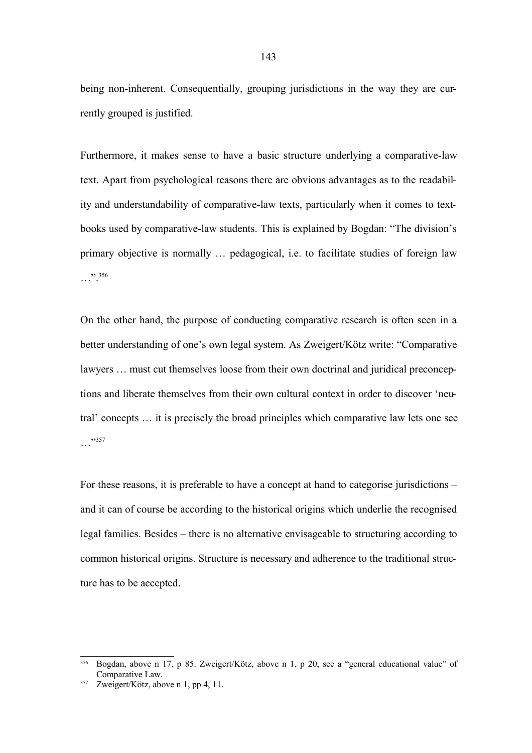being non-inherent. Consequentially, grouping jurisdictions in the way they are currently grouped is justified.

Furthermore, it makes sense to have a basic structure underlying a comparative-law text. Apart from psychological reasons there are obvious advantages as to the readability and understandability of comparative-law texts, particularly when it comes to textbooks used by comparative-law students. This is explained by Bogdan: "The division's primary objective is normally … pedagogical, i.e. to facilitate studies of foreign law …".[356]

On the other hand, the purpose of conducting comparative research is often seen in a better understanding of one's own legal system. As Zweigert/Kötz write: "Comparative lawyers … must cut themselves loose from their own doctrinal and juridical preconceptions and liberate themselves from their own cultural context in order to discover 'neutral' concepts … it is precisely the broad principles which comparative law lets one see …"[357]

For these reasons, it is preferable to have a concept at hand to categorise jurisdictions – and it can of course be according to the historical origins which underlie the recognised legal families. Besides – there is no alternative envisageable to structuring according to common historical origins. Structure is necessary and adherence to the traditional structure has to be accepted.

---

[356] Bogdan, above n 17, p 85. Zweigert/Kötz, above n 1, p 20, see a "general educational value" of Comparative Law.

[357] Zweigert/Kötz, above n 1, pp 4, 11.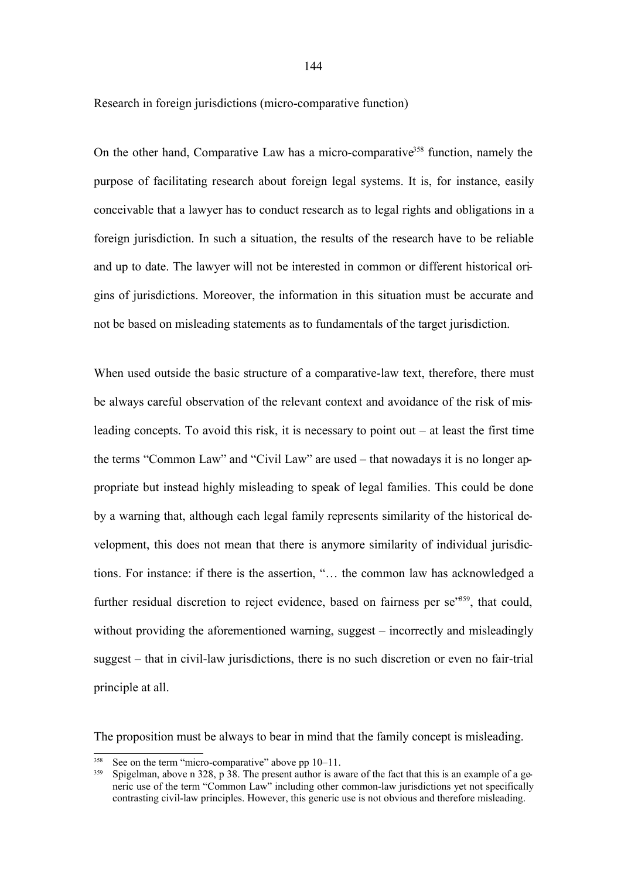Research in foreign jurisdictions (micro-comparative function)

On the other hand, Comparative Law has a micro-comparative[358] function, namely the purpose of facilitating research about foreign legal systems. It is, for instance, easily conceivable that a lawyer has to conduct research as to legal rights and obligations in a foreign jurisdiction. In such a situation, the results of the research have to be reliable and up to date. The lawyer will not be interested in common or different historical origins of jurisdictions. Moreover, the information in this situation must be accurate and not be based on misleading statements as to fundamentals of the target jurisdiction.

When used outside the basic structure of a comparative-law text, therefore, there must be always careful observation of the relevant context and avoidance of the risk of misleading concepts. To avoid this risk, it is necessary to point out – at least the first time the terms "Common Law" and "Civil Law" are used – that nowadays it is no longer appropriate but instead highly misleading to speak of legal families. This could be done by a warning that, although each legal family represents similarity of the historical development, this does not mean that there is anymore similarity of individual jurisdictions. For instance: if there is the assertion, "… the common law has acknowledged a further residual discretion to reject evidence, based on fairness per se"[359], that could, without providing the aforementioned warning, suggest – incorrectly and misleadingly suggest – that in civil-law jurisdictions, there is no such discretion or even no fair-trial principle at all.

The proposition must be always to bear in mind that the family concept is misleading.

[358] See on the term "micro-comparative" above pp 10–11.

[359] Spigelman, above n 328, p 38. The present author is aware of the fact that this is an example of a generic use of the term "Common Law" including other common-law jurisdictions yet not specifically contrasting civil-law principles. However, this generic use is not obvious and therefore misleading.